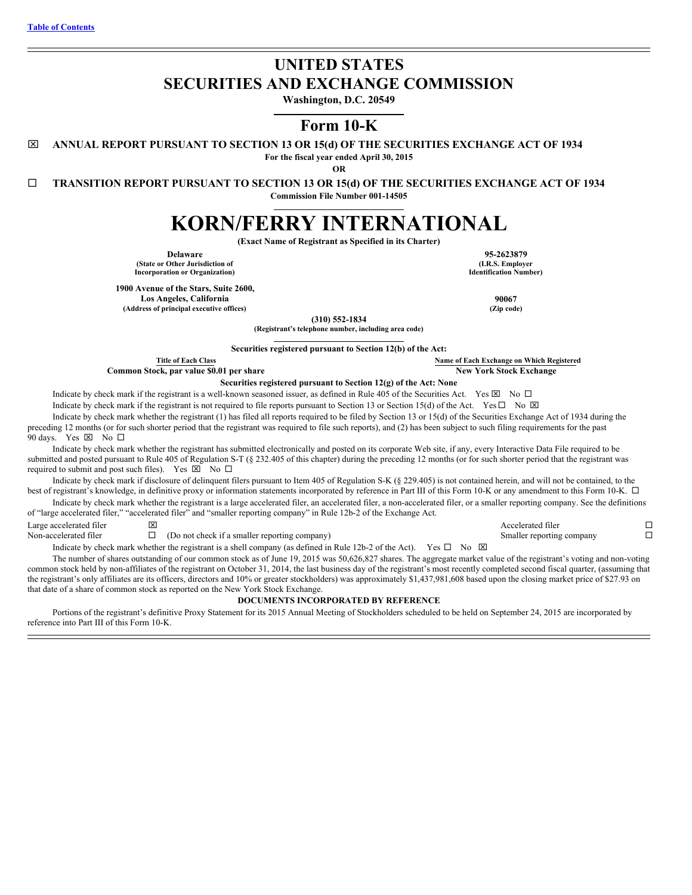Table of Contents

# UNITED STATES
# SECURITIES AND EXCHANGE COMMISSION

**Washington, D.C. 20549**

## Form 10-K

☒ **ANNUAL REPORT PURSUANT TO SECTION 13 OR 15(d) OF THE SECURITIES EXCHANGE ACT OF 1934**

**For the fiscal year ended April 30, 2015**

**OR**

☐ **TRANSITION REPORT PURSUANT TO SECTION 13 OR 15(d) OF THE SECURITIES EXCHANGE ACT OF 1934**

**Commission File Number 001-14505**

# KORN/FERRY INTERNATIONAL

**(Exact Name of Registrant as Specified in its Charter)**

| | |
|---|---|
| **Delaware**<br>**(State or Other Jurisdiction of Incorporation or Organization)** | **95-2623879**<br>**(I.R.S. Employer Identification Number)** |
| **1900 Avenue of the Stars, Suite 2600, Los Angeles, California**<br>**(Address of principal executive offices)** | **90067**<br>**(Zip code)** |

**(310) 552-1834**
**(Registrant's telephone number, including area code)**

**Securities registered pursuant to Section 12(b) of the Act:**

| Title of Each Class | Name of Each Exchange on Which Registered |
|---|---|
| **Common Stock, par value $0.01 per share** | **New York Stock Exchange** |

**Securities registered pursuant to Section 12(g) of the Act: None**

Indicate by check mark if the registrant is a well-known seasoned issuer, as defined in Rule 405 of the Securities Act. Yes ☒ No ☐

Indicate by check mark if the registrant is not required to file reports pursuant to Section 13 or Section 15(d) of the Act. Yes ☐ No ☒

Indicate by check mark whether the registrant (1) has filed all reports required to be filed by Section 13 or 15(d) of the Securities Exchange Act of 1934 during the preceding 12 months (or for such shorter period that the registrant was required to file such reports), and (2) has been subject to such filing requirements for the past 90 days. Yes ☒ No ☐

Indicate by check mark whether the registrant has submitted electronically and posted on its corporate Web site, if any, every Interactive Data File required to be submitted and posted pursuant to Rule 405 of Regulation S-T (§ 232.405 of this chapter) during the preceding 12 months (or for such shorter period that the registrant was required to submit and post such files). Yes ☒ No ☐

Indicate by check mark if disclosure of delinquent filers pursuant to Item 405 of Regulation S-K (§ 229.405) is not contained herein, and will not be contained, to the best of registrant's knowledge, in definitive proxy or information statements incorporated by reference in Part III of this Form 10-K or any amendment to this Form 10-K. ☐

Indicate by check mark whether the registrant is a large accelerated filer, an accelerated filer, a non-accelerated filer, or a smaller reporting company. See the definitions of "large accelerated filer," "accelerated filer" and "smaller reporting company" in Rule 12b-2 of the Exchange Act.

| | | | |
|---|---|---|---|
| Large accelerated filer | ☒ | Accelerated filer | ☐ |
| Non-accelerated filer | ☐ (Do not check if a smaller reporting company) | Smaller reporting company | ☐ |

Indicate by check mark whether the registrant is a shell company (as defined in Rule 12b-2 of the Act). Yes ☐ No ☒

The number of shares outstanding of our common stock as of June 19, 2015 was 50,626,827 shares. The aggregate market value of the registrant's voting and non-voting common stock held by non-affiliates of the registrant on October 31, 2014, the last business day of the registrant's most recently completed second fiscal quarter, (assuming that the registrant's only affiliates are its officers, directors and 10% or greater stockholders) was approximately $1,437,981,608 based upon the closing market price of $27.93 on that date of a share of common stock as reported on the New York Stock Exchange.

**DOCUMENTS INCORPORATED BY REFERENCE**

Portions of the registrant's definitive Proxy Statement for its 2015 Annual Meeting of Stockholders scheduled to be held on September 24, 2015 are incorporated by reference into Part III of this Form 10-K.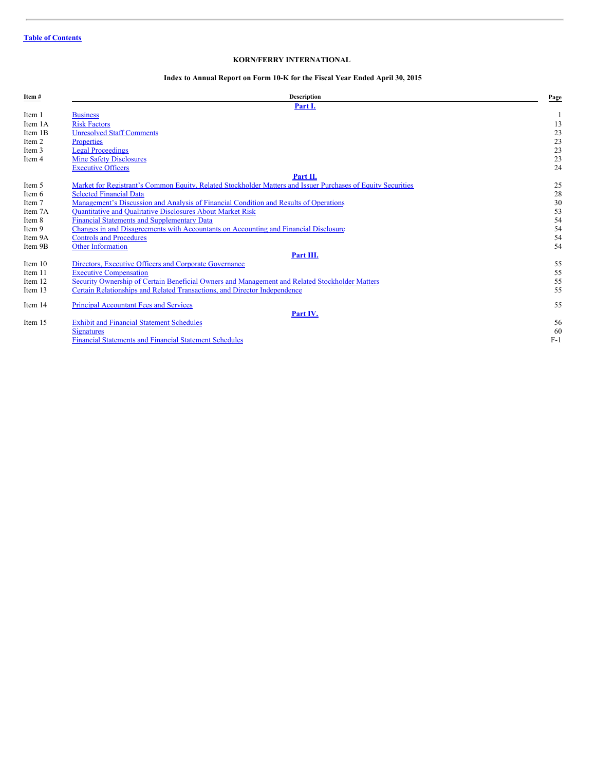Table of Contents

**KORN/FERRY INTERNATIONAL**

**Index to Annual Report on Form 10-K for the Fiscal Year Ended April 30, 2015**

| Item # | Description | Page |
|---|---|---|
| | **Part I.** | |
| Item 1 | Business | 1 |
| Item 1A | Risk Factors | 13 |
| Item 1B | Unresolved Staff Comments | 23 |
| Item 2 | Properties | 23 |
| Item 3 | Legal Proceedings | 23 |
| Item 4 | Mine Safety Disclosures | 23 |
| | Executive Officers | 24 |
| | **Part II.** | |
| Item 5 | Market for Registrant's Common Equity, Related Stockholder Matters and Issuer Purchases of Equity Securities | 25 |
| Item 6 | Selected Financial Data | 28 |
| Item 7 | Management's Discussion and Analysis of Financial Condition and Results of Operations | 30 |
| Item 7A | Quantitative and Qualitative Disclosures About Market Risk | 53 |
| Item 8 | Financial Statements and Supplementary Data | 54 |
| Item 9 | Changes in and Disagreements with Accountants on Accounting and Financial Disclosure | 54 |
| Item 9A | Controls and Procedures | 54 |
| Item 9B | Other Information | 54 |
| | **Part III.** | |
| Item 10 | Directors, Executive Officers and Corporate Governance | 55 |
| Item 11 | Executive Compensation | 55 |
| Item 12 | Security Ownership of Certain Beneficial Owners and Management and Related Stockholder Matters | 55 |
| Item 13 | Certain Relationships and Related Transactions, and Director Independence | 55 |
| Item 14 | Principal Accountant Fees and Services | 55 |
| | **Part IV.** | |
| Item 15 | Exhibit and Financial Statement Schedules | 56 |
| | Signatures | 60 |
| | Financial Statements and Financial Statement Schedules | F-1 |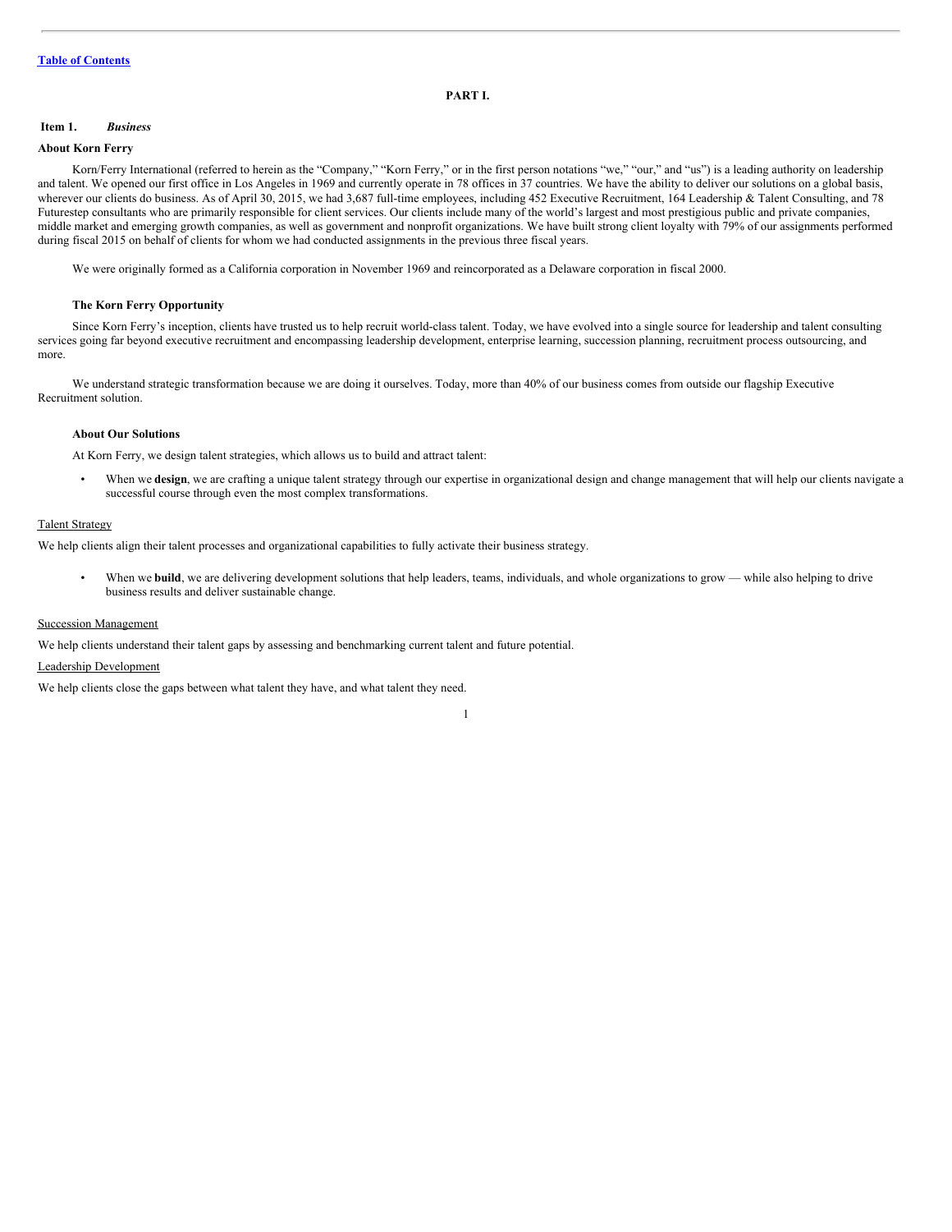[Table of Contents](#)

# PART I.

## Item 1. *Business*

### About Korn Ferry

Korn/Ferry International (referred to herein as the "Company," "Korn Ferry," or in the first person notations "we," "our," and "us") is a leading authority on leadership and talent. We opened our first office in Los Angeles in 1969 and currently operate in 78 offices in 37 countries. We have the ability to deliver our solutions on a global basis, wherever our clients do business. As of April 30, 2015, we had 3,687 full-time employees, including 452 Executive Recruitment, 164 Leadership & Talent Consulting, and 78 Futurestep consultants who are primarily responsible for client services. Our clients include many of the world's largest and most prestigious public and private companies, middle market and emerging growth companies, as well as government and nonprofit organizations. We have built strong client loyalty with 79% of our assignments performed during fiscal 2015 on behalf of clients for whom we had conducted assignments in the previous three fiscal years.

We were originally formed as a California corporation in November 1969 and reincorporated as a Delaware corporation in fiscal 2000.

#### The Korn Ferry Opportunity

Since Korn Ferry's inception, clients have trusted us to help recruit world-class talent. Today, we have evolved into a single source for leadership and talent consulting services going far beyond executive recruitment and encompassing leadership development, enterprise learning, succession planning, recruitment process outsourcing, and more.

We understand strategic transformation because we are doing it ourselves. Today, more than 40% of our business comes from outside our flagship Executive Recruitment solution.

#### About Our Solutions

At Korn Ferry, we design talent strategies, which allows us to build and attract talent:

- When we **design**, we are crafting a unique talent strategy through our expertise in organizational design and change management that will help our clients navigate a successful course through even the most complex transformations.

<u>Talent Strategy</u>

We help clients align their talent processes and organizational capabilities to fully activate their business strategy.

- When we **build**, we are delivering development solutions that help leaders, teams, individuals, and whole organizations to grow — while also helping to drive business results and deliver sustainable change.

<u>Succession Management</u>

We help clients understand their talent gaps by assessing and benchmarking current talent and future potential.

<u>Leadership Development</u>

We help clients close the gaps between what talent they have, and what talent they need.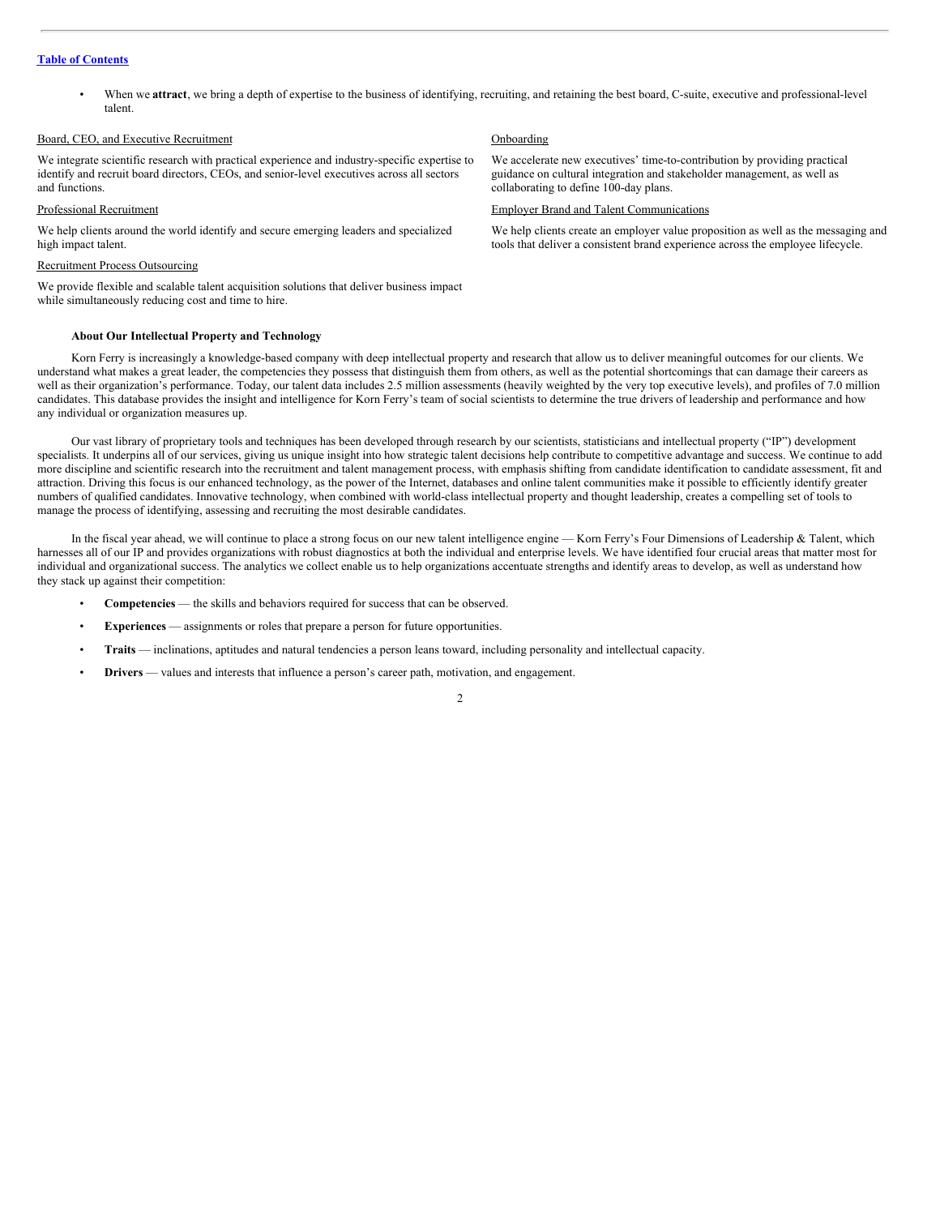- When we **attract**, we bring a depth of expertise to the business of identifying, recruiting, and retaining the best board, C-suite, executive and professional-level talent.

Board, CEO, and Executive Recruitment

We integrate scientific research with practical experience and industry-specific expertise to identify and recruit board directors, CEOs, and senior-level executives across all sectors and functions.

Professional Recruitment

We help clients around the world identify and secure emerging leaders and specialized high impact talent.

Recruitment Process Outsourcing

We provide flexible and scalable talent acquisition solutions that deliver business impact while simultaneously reducing cost and time to hire.

Onboarding

We accelerate new executives' time-to-contribution by providing practical guidance on cultural integration and stakeholder management, as well as collaborating to define 100-day plans.

Employer Brand and Talent Communications

We help clients create an employer value proposition as well as the messaging and tools that deliver a consistent brand experience across the employee lifecycle.

**About Our Intellectual Property and Technology**

Korn Ferry is increasingly a knowledge-based company with deep intellectual property and research that allow us to deliver meaningful outcomes for our clients. We understand what makes a great leader, the competencies they possess that distinguish them from others, as well as the potential shortcomings that can damage their careers as well as their organization's performance. Today, our talent data includes 2.5 million assessments (heavily weighted by the very top executive levels), and profiles of 7.0 million candidates. This database provides the insight and intelligence for Korn Ferry's team of social scientists to determine the true drivers of leadership and performance and how any individual or organization measures up.

Our vast library of proprietary tools and techniques has been developed through research by our scientists, statisticians and intellectual property ("IP") development specialists. It underpins all of our services, giving us unique insight into how strategic talent decisions help contribute to competitive advantage and success. We continue to add more discipline and scientific research into the recruitment and talent management process, with emphasis shifting from candidate identification to candidate assessment, fit and attraction. Driving this focus is our enhanced technology, as the power of the Internet, databases and online talent communities make it possible to efficiently identify greater numbers of qualified candidates. Innovative technology, when combined with world-class intellectual property and thought leadership, creates a compelling set of tools to manage the process of identifying, assessing and recruiting the most desirable candidates.

In the fiscal year ahead, we will continue to place a strong focus on our new talent intelligence engine — Korn Ferry's Four Dimensions of Leadership & Talent, which harnesses all of our IP and provides organizations with robust diagnostics at both the individual and enterprise levels. We have identified four crucial areas that matter most for individual and organizational success. The analytics we collect enable us to help organizations accentuate strengths and identify areas to develop, as well as understand how they stack up against their competition:

- **Competencies** — the skills and behaviors required for success that can be observed.
- **Experiences** — assignments or roles that prepare a person for future opportunities.
- **Traits** — inclinations, aptitudes and natural tendencies a person leans toward, including personality and intellectual capacity.
- **Drivers** — values and interests that influence a person's career path, motivation, and engagement.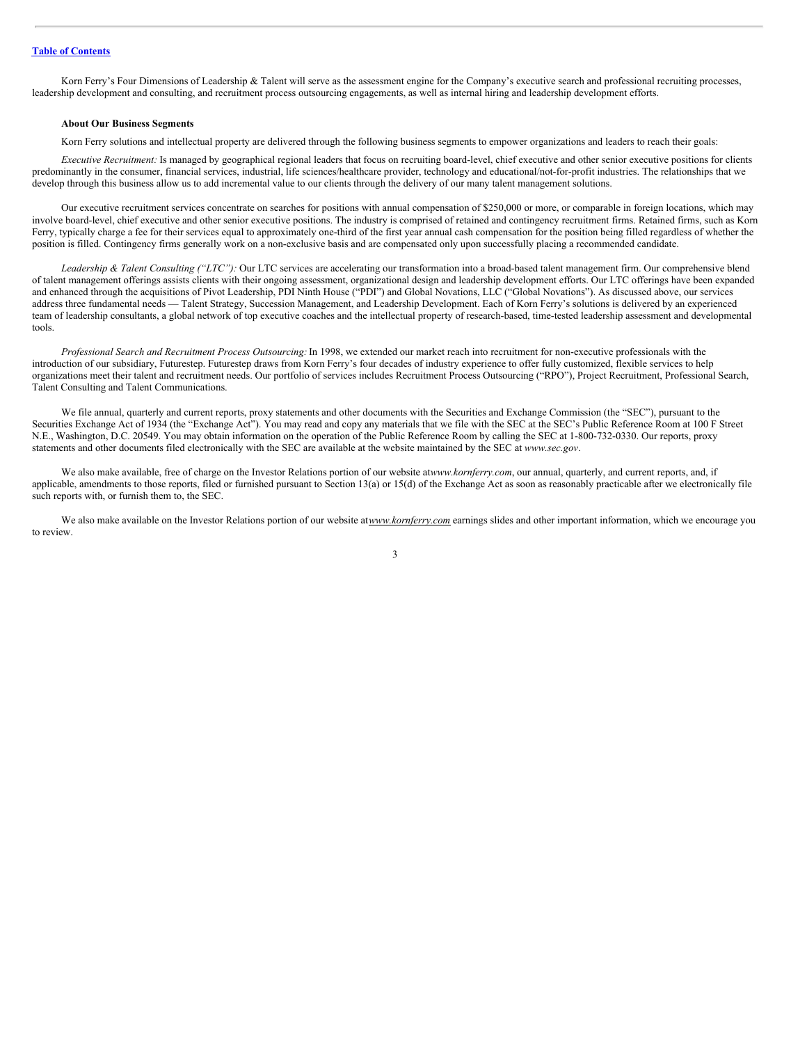Korn Ferry's Four Dimensions of Leadership & Talent will serve as the assessment engine for the Company's executive search and professional recruiting processes, leadership development and consulting, and recruitment process outsourcing engagements, as well as internal hiring and leadership development efforts.

**About Our Business Segments**

Korn Ferry solutions and intellectual property are delivered through the following business segments to empower organizations and leaders to reach their goals:

*Executive Recruitment:* Is managed by geographical regional leaders that focus on recruiting board-level, chief executive and other senior executive positions for clients predominantly in the consumer, financial services, industrial, life sciences/healthcare provider, technology and educational/not-for-profit industries. The relationships that we develop through this business allow us to add incremental value to our clients through the delivery of our many talent management solutions.

Our executive recruitment services concentrate on searches for positions with annual compensation of $250,000 or more, or comparable in foreign locations, which may involve board-level, chief executive and other senior executive positions. The industry is comprised of retained and contingency recruitment firms. Retained firms, such as Korn Ferry, typically charge a fee for their services equal to approximately one-third of the first year annual cash compensation for the position being filled regardless of whether the position is filled. Contingency firms generally work on a non-exclusive basis and are compensated only upon successfully placing a recommended candidate.

*Leadership & Talent Consulting ("LTC"):* Our LTC services are accelerating our transformation into a broad-based talent management firm. Our comprehensive blend of talent management offerings assists clients with their ongoing assessment, organizational design and leadership development efforts. Our LTC offerings have been expanded and enhanced through the acquisitions of Pivot Leadership, PDI Ninth House ("PDI") and Global Novations, LLC ("Global Novations"). As discussed above, our services address three fundamental needs — Talent Strategy, Succession Management, and Leadership Development. Each of Korn Ferry's solutions is delivered by an experienced team of leadership consultants, a global network of top executive coaches and the intellectual property of research-based, time-tested leadership assessment and developmental tools.

*Professional Search and Recruitment Process Outsourcing:* In 1998, we extended our market reach into recruitment for non-executive professionals with the introduction of our subsidiary, Futurestep. Futurestep draws from Korn Ferry's four decades of industry experience to offer fully customized, flexible services to help organizations meet their talent and recruitment needs. Our portfolio of services includes Recruitment Process Outsourcing ("RPO"), Project Recruitment, Professional Search, Talent Consulting and Talent Communications.

We file annual, quarterly and current reports, proxy statements and other documents with the Securities and Exchange Commission (the "SEC"), pursuant to the Securities Exchange Act of 1934 (the "Exchange Act"). You may read and copy any materials that we file with the SEC at the SEC's Public Reference Room at 100 F Street N.E., Washington, D.C. 20549. You may obtain information on the operation of the Public Reference Room by calling the SEC at 1-800-732-0330. Our reports, proxy statements and other documents filed electronically with the SEC are available at the website maintained by the SEC at *www.sec.gov*.

We also make available, free of charge on the Investor Relations portion of our website at *www.kornferry.com*, our annual, quarterly, and current reports, and, if applicable, amendments to those reports, filed or furnished pursuant to Section 13(a) or 15(d) of the Exchange Act as soon as reasonably practicable after we electronically file such reports with, or furnish them to, the SEC.

We also make available on the Investor Relations portion of our website at *www.kornferry.com* earnings slides and other important information, which we encourage you to review.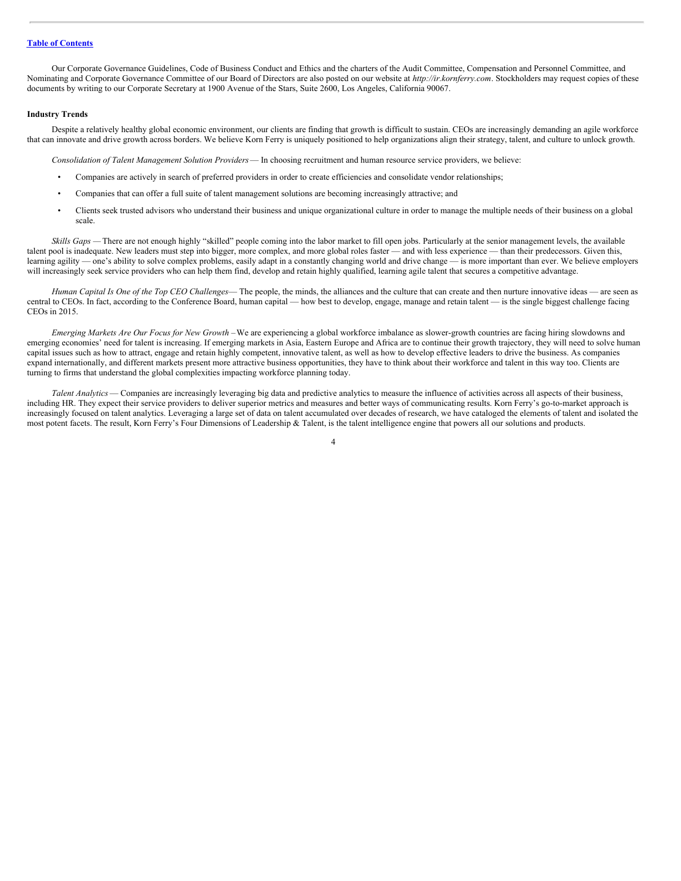Our Corporate Governance Guidelines, Code of Business Conduct and Ethics and the charters of the Audit Committee, Compensation and Personnel Committee, and Nominating and Corporate Governance Committee of our Board of Directors are also posted on our website at *http://ir.kornferry.com*. Stockholders may request copies of these documents by writing to our Corporate Secretary at 1900 Avenue of the Stars, Suite 2600, Los Angeles, California 90067.

**Industry Trends**

Despite a relatively healthy global economic environment, our clients are finding that growth is difficult to sustain. CEOs are increasingly demanding an agile workforce that can innovate and drive growth across borders. We believe Korn Ferry is uniquely positioned to help organizations align their strategy, talent, and culture to unlock growth.

*Consolidation of Talent Management Solution Providers* — In choosing recruitment and human resource service providers, we believe:

- Companies are actively in search of preferred providers in order to create efficiencies and consolidate vendor relationships;
- Companies that can offer a full suite of talent management solutions are becoming increasingly attractive; and
- Clients seek trusted advisors who understand their business and unique organizational culture in order to manage the multiple needs of their business on a global scale.

*Skills Gaps* — There are not enough highly "skilled" people coming into the labor market to fill open jobs. Particularly at the senior management levels, the available talent pool is inadequate. New leaders must step into bigger, more complex, and more global roles faster — and with less experience — than their predecessors. Given this, learning agility — one's ability to solve complex problems, easily adapt in a constantly changing world and drive change — is more important than ever. We believe employers will increasingly seek service providers who can help them find, develop and retain highly qualified, learning agile talent that secures a competitive advantage.

*Human Capital Is One of the Top CEO Challenges*— The people, the minds, the alliances and the culture that can create and then nurture innovative ideas — are seen as central to CEOs. In fact, according to the Conference Board, human capital — how best to develop, engage, manage and retain talent — is the single biggest challenge facing CEOs in 2015.

*Emerging Markets Are Our Focus for New Growth* – We are experiencing a global workforce imbalance as slower-growth countries are facing hiring slowdowns and emerging economies' need for talent is increasing. If emerging markets in Asia, Eastern Europe and Africa are to continue their growth trajectory, they will need to solve human capital issues such as how to attract, engage and retain highly competent, innovative talent, as well as how to develop effective leaders to drive the business. As companies expand internationally, and different markets present more attractive business opportunities, they have to think about their workforce and talent in this way too. Clients are turning to firms that understand the global complexities impacting workforce planning today.

*Talent Analytics* — Companies are increasingly leveraging big data and predictive analytics to measure the influence of activities across all aspects of their business, including HR. They expect their service providers to deliver superior metrics and measures and better ways of communicating results. Korn Ferry's go-to-market approach is increasingly focused on talent analytics. Leveraging a large set of data on talent accumulated over decades of research, we have cataloged the elements of talent and isolated the most potent facets. The result, Korn Ferry's Four Dimensions of Leadership & Talent, is the talent intelligence engine that powers all our solutions and products.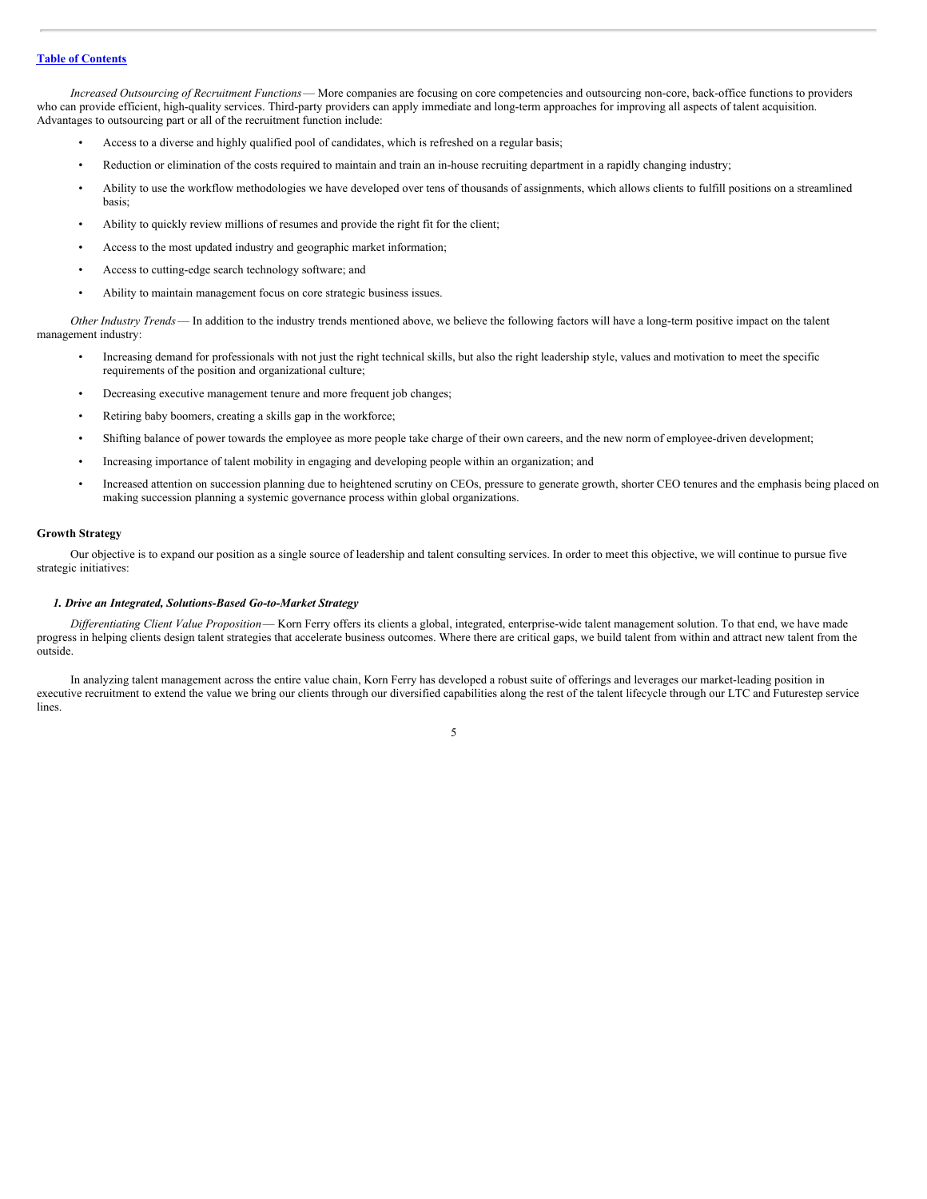*Increased Outsourcing of Recruitment Functions* — More companies are focusing on core competencies and outsourcing non-core, back-office functions to providers who can provide efficient, high-quality services. Third-party providers can apply immediate and long-term approaches for improving all aspects of talent acquisition. Advantages to outsourcing part or all of the recruitment function include:

- Access to a diverse and highly qualified pool of candidates, which is refreshed on a regular basis;
- Reduction or elimination of the costs required to maintain and train an in-house recruiting department in a rapidly changing industry;
- Ability to use the workflow methodologies we have developed over tens of thousands of assignments, which allows clients to fulfill positions on a streamlined basis;
- Ability to quickly review millions of resumes and provide the right fit for the client;
- Access to the most updated industry and geographic market information;
- Access to cutting-edge search technology software; and
- Ability to maintain management focus on core strategic business issues.

*Other Industry Trends* — In addition to the industry trends mentioned above, we believe the following factors will have a long-term positive impact on the talent management industry:

- Increasing demand for professionals with not just the right technical skills, but also the right leadership style, values and motivation to meet the specific requirements of the position and organizational culture;
- Decreasing executive management tenure and more frequent job changes;
- Retiring baby boomers, creating a skills gap in the workforce;
- Shifting balance of power towards the employee as more people take charge of their own careers, and the new norm of employee-driven development;
- Increasing importance of talent mobility in engaging and developing people within an organization; and
- Increased attention on succession planning due to heightened scrutiny on CEOs, pressure to generate growth, shorter CEO tenures and the emphasis being placed on making succession planning a systemic governance process within global organizations.

## Growth Strategy

Our objective is to expand our position as a single source of leadership and talent consulting services. In order to meet this objective, we will continue to pursue five strategic initiatives:

### *1. Drive an Integrated, Solutions-Based Go-to-Market Strategy*

*Differentiating Client Value Proposition* — Korn Ferry offers its clients a global, integrated, enterprise-wide talent management solution. To that end, we have made progress in helping clients design talent strategies that accelerate business outcomes. Where there are critical gaps, we build talent from within and attract new talent from the outside.

In analyzing talent management across the entire value chain, Korn Ferry has developed a robust suite of offerings and leverages our market-leading position in executive recruitment to extend the value we bring our clients through our diversified capabilities along the rest of the talent lifecycle through our LTC and Futurestep service lines.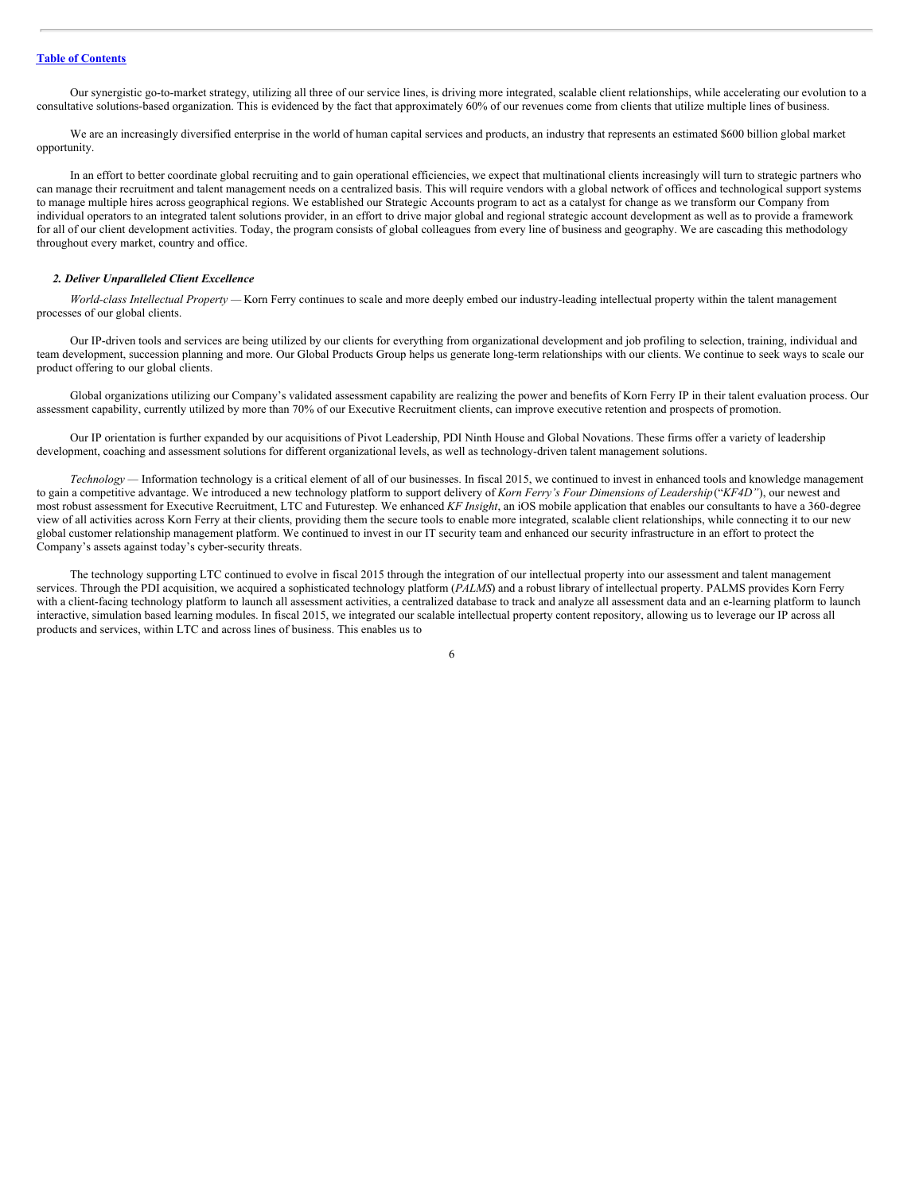Our synergistic go-to-market strategy, utilizing all three of our service lines, is driving more integrated, scalable client relationships, while accelerating our evolution to a consultative solutions-based organization. This is evidenced by the fact that approximately 60% of our revenues come from clients that utilize multiple lines of business.

We are an increasingly diversified enterprise in the world of human capital services and products, an industry that represents an estimated $600 billion global market opportunity.

In an effort to better coordinate global recruiting and to gain operational efficiencies, we expect that multinational clients increasingly will turn to strategic partners who can manage their recruitment and talent management needs on a centralized basis. This will require vendors with a global network of offices and technological support systems to manage multiple hires across geographical regions. We established our Strategic Accounts program to act as a catalyst for change as we transform our Company from individual operators to an integrated talent solutions provider, in an effort to drive major global and regional strategic account development as well as to provide a framework for all of our client development activities. Today, the program consists of global colleagues from every line of business and geography. We are cascading this methodology throughout every market, country and office.

***2. Deliver Unparalleled Client Excellence***

*World-class Intellectual Property* — Korn Ferry continues to scale and more deeply embed our industry-leading intellectual property within the talent management processes of our global clients.

Our IP-driven tools and services are being utilized by our clients for everything from organizational development and job profiling to selection, training, individual and team development, succession planning and more. Our Global Products Group helps us generate long-term relationships with our clients. We continue to seek ways to scale our product offering to our global clients.

Global organizations utilizing our Company's validated assessment capability are realizing the power and benefits of Korn Ferry IP in their talent evaluation process. Our assessment capability, currently utilized by more than 70% of our Executive Recruitment clients, can improve executive retention and prospects of promotion.

Our IP orientation is further expanded by our acquisitions of Pivot Leadership, PDI Ninth House and Global Novations. These firms offer a variety of leadership development, coaching and assessment solutions for different organizational levels, as well as technology-driven talent management solutions.

*Technology* — Information technology is a critical element of all of our businesses. In fiscal 2015, we continued to invest in enhanced tools and knowledge management to gain a competitive advantage. We introduced a new technology platform to support delivery of *Korn Ferry's Four Dimensions of Leadership* ("*KF4D"*), our newest and most robust assessment for Executive Recruitment, LTC and Futurestep. We enhanced *KF Insight*, an iOS mobile application that enables our consultants to have a 360-degree view of all activities across Korn Ferry at their clients, providing them the secure tools to enable more integrated, scalable client relationships, while connecting it to our new global customer relationship management platform. We continued to invest in our IT security team and enhanced our security infrastructure in an effort to protect the Company's assets against today's cyber-security threats.

The technology supporting LTC continued to evolve in fiscal 2015 through the integration of our intellectual property into our assessment and talent management services. Through the PDI acquisition, we acquired a sophisticated technology platform (*PALMS*) and a robust library of intellectual property. PALMS provides Korn Ferry with a client-facing technology platform to launch all assessment activities, a centralized database to track and analyze all assessment data and an e-learning platform to launch interactive, simulation based learning modules. In fiscal 2015, we integrated our scalable intellectual property content repository, allowing us to leverage our IP across all products and services, within LTC and across lines of business. This enables us to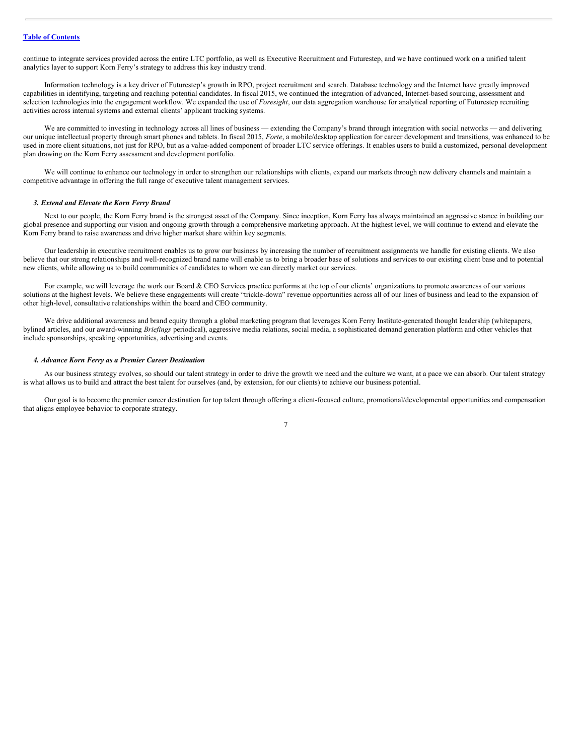continue to integrate services provided across the entire LTC portfolio, as well as Executive Recruitment and Futurestep, and we have continued work on a unified talent analytics layer to support Korn Ferry's strategy to address this key industry trend.

Information technology is a key driver of Futurestep's growth in RPO, project recruitment and search. Database technology and the Internet have greatly improved capabilities in identifying, targeting and reaching potential candidates. In fiscal 2015, we continued the integration of advanced, Internet-based sourcing, assessment and selection technologies into the engagement workflow. We expanded the use of *Foresight*, our data aggregation warehouse for analytical reporting of Futurestep recruiting activities across internal systems and external clients' applicant tracking systems.

We are committed to investing in technology across all lines of business — extending the Company's brand through integration with social networks — and delivering our unique intellectual property through smart phones and tablets. In fiscal 2015, *Forte*, a mobile/desktop application for career development and transitions, was enhanced to be used in more client situations, not just for RPO, but as a value-added component of broader LTC service offerings. It enables users to build a customized, personal development plan drawing on the Korn Ferry assessment and development portfolio.

We will continue to enhance our technology in order to strengthen our relationships with clients, expand our markets through new delivery channels and maintain a competitive advantage in offering the full range of executive talent management services.

***3. Extend and Elevate the Korn Ferry Brand***

Next to our people, the Korn Ferry brand is the strongest asset of the Company. Since inception, Korn Ferry has always maintained an aggressive stance in building our global presence and supporting our vision and ongoing growth through a comprehensive marketing approach. At the highest level, we will continue to extend and elevate the Korn Ferry brand to raise awareness and drive higher market share within key segments.

Our leadership in executive recruitment enables us to grow our business by increasing the number of recruitment assignments we handle for existing clients. We also believe that our strong relationships and well-recognized brand name will enable us to bring a broader base of solutions and services to our existing client base and to potential new clients, while allowing us to build communities of candidates to whom we can directly market our services.

For example, we will leverage the work our Board & CEO Services practice performs at the top of our clients' organizations to promote awareness of our various solutions at the highest levels. We believe these engagements will create "trickle-down" revenue opportunities across all of our lines of business and lead to the expansion of other high-level, consultative relationships within the board and CEO community.

We drive additional awareness and brand equity through a global marketing program that leverages Korn Ferry Institute-generated thought leadership (whitepapers, bylined articles, and our award-winning *Briefings* periodical), aggressive media relations, social media, a sophisticated demand generation platform and other vehicles that include sponsorships, speaking opportunities, advertising and events.

***4. Advance Korn Ferry as a Premier Career Destination***

As our business strategy evolves, so should our talent strategy in order to drive the growth we need and the culture we want, at a pace we can absorb. Our talent strategy is what allows us to build and attract the best talent for ourselves (and, by extension, for our clients) to achieve our business potential.

Our goal is to become the premier career destination for top talent through offering a client-focused culture, promotional/developmental opportunities and compensation that aligns employee behavior to corporate strategy.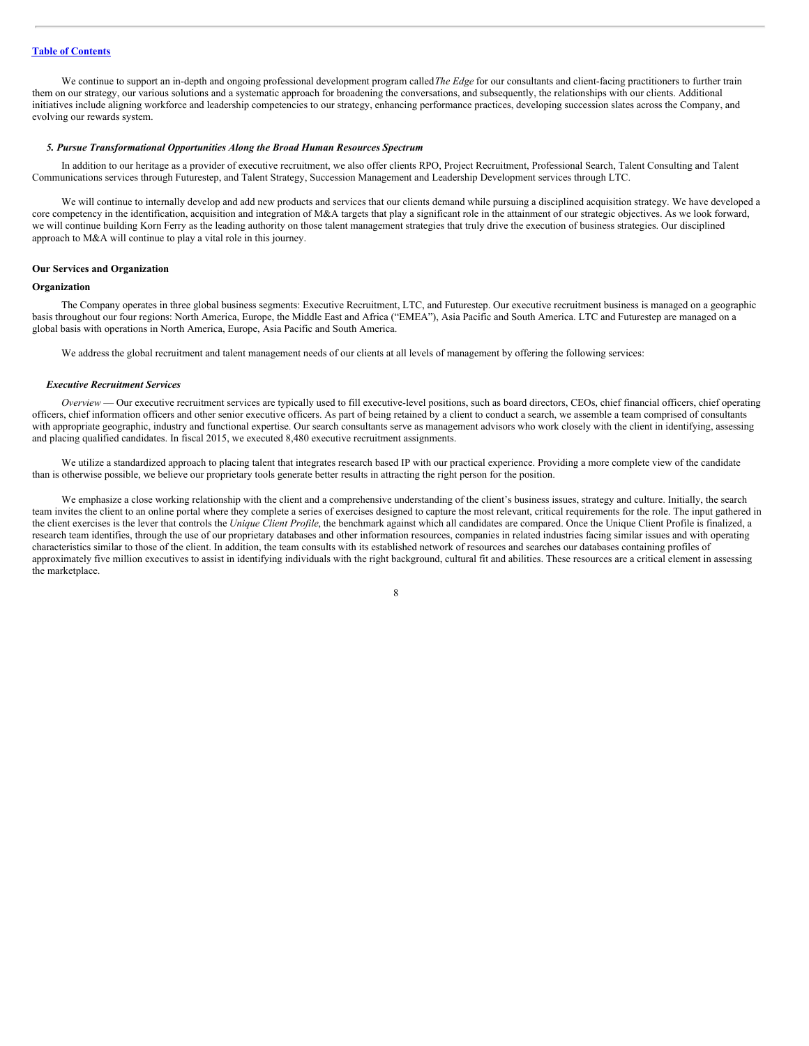We continue to support an in-depth and ongoing professional development program called *The Edge* for our consultants and client-facing practitioners to further train them on our strategy, our various solutions and a systematic approach for broadening the conversations, and subsequently, the relationships with our clients. Additional initiatives include aligning workforce and leadership competencies to our strategy, enhancing performance practices, developing succession slates across the Company, and evolving our rewards system.

***5. Pursue Transformational Opportunities Along the Broad Human Resources Spectrum***

In addition to our heritage as a provider of executive recruitment, we also offer clients RPO, Project Recruitment, Professional Search, Talent Consulting and Talent Communications services through Futurestep, and Talent Strategy, Succession Management and Leadership Development services through LTC.

We will continue to internally develop and add new products and services that our clients demand while pursuing a disciplined acquisition strategy. We have developed a core competency in the identification, acquisition and integration of M&A targets that play a significant role in the attainment of our strategic objectives. As we look forward, we will continue building Korn Ferry as the leading authority on those talent management strategies that truly drive the execution of business strategies. Our disciplined approach to M&A will continue to play a vital role in this journey.

**Our Services and Organization**

**Organization**

The Company operates in three global business segments: Executive Recruitment, LTC, and Futurestep. Our executive recruitment business is managed on a geographic basis throughout our four regions: North America, Europe, the Middle East and Africa ("EMEA"), Asia Pacific and South America. LTC and Futurestep are managed on a global basis with operations in North America, Europe, Asia Pacific and South America.

We address the global recruitment and talent management needs of our clients at all levels of management by offering the following services:

***Executive Recruitment Services***

*Overview* — Our executive recruitment services are typically used to fill executive-level positions, such as board directors, CEOs, chief financial officers, chief operating officers, chief information officers and other senior executive officers. As part of being retained by a client to conduct a search, we assemble a team comprised of consultants with appropriate geographic, industry and functional expertise. Our search consultants serve as management advisors who work closely with the client in identifying, assessing and placing qualified candidates. In fiscal 2015, we executed 8,480 executive recruitment assignments.

We utilize a standardized approach to placing talent that integrates research based IP with our practical experience. Providing a more complete view of the candidate than is otherwise possible, we believe our proprietary tools generate better results in attracting the right person for the position.

We emphasize a close working relationship with the client and a comprehensive understanding of the client's business issues, strategy and culture. Initially, the search team invites the client to an online portal where they complete a series of exercises designed to capture the most relevant, critical requirements for the role. The input gathered in the client exercises is the lever that controls the *Unique Client Profile*, the benchmark against which all candidates are compared. Once the Unique Client Profile is finalized, a research team identifies, through the use of our proprietary databases and other information resources, companies in related industries facing similar issues and with operating characteristics similar to those of the client. In addition, the team consults with its established network of resources and searches our databases containing profiles of approximately five million executives to assist in identifying individuals with the right background, cultural fit and abilities. These resources are a critical element in assessing the marketplace.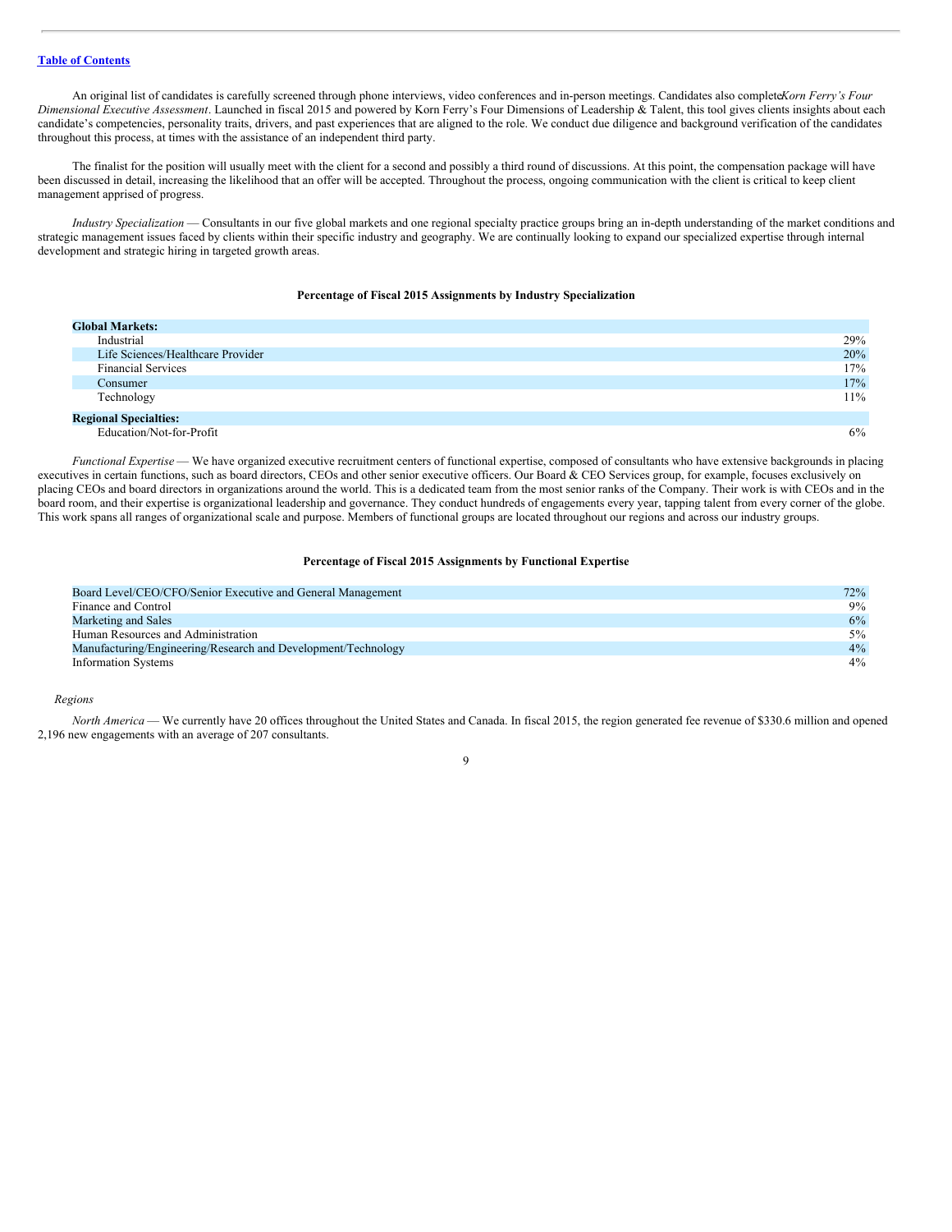An original list of candidates is carefully screened through phone interviews, video conferences and in-person meetings. Candidates also complete *Korn Ferry's Four Dimensional Executive Assessment*. Launched in fiscal 2015 and powered by Korn Ferry's Four Dimensions of Leadership & Talent, this tool gives clients insights about each candidate's competencies, personality traits, drivers, and past experiences that are aligned to the role. We conduct due diligence and background verification of the candidates throughout this process, at times with the assistance of an independent third party.

The finalist for the position will usually meet with the client for a second and possibly a third round of discussions. At this point, the compensation package will have been discussed in detail, increasing the likelihood that an offer will be accepted. Throughout the process, ongoing communication with the client is critical to keep client management apprised of progress.

*Industry Specialization* — Consultants in our five global markets and one regional specialty practice groups bring an in-depth understanding of the market conditions and strategic management issues faced by clients within their specific industry and geography. We are continually looking to expand our specialized expertise through internal development and strategic hiring in targeted growth areas.

**Percentage of Fiscal 2015 Assignments by Industry Specialization**

| | |
|---|---|
| **Global Markets:** | |
| Industrial | 29% |
| Life Sciences/Healthcare Provider | 20% |
| Financial Services | 17% |
| Consumer | 17% |
| Technology | 11% |
| **Regional Specialties:** | |
| Education/Not-for-Profit | 6% |

*Functional Expertise* — We have organized executive recruitment centers of functional expertise, composed of consultants who have extensive backgrounds in placing executives in certain functions, such as board directors, CEOs and other senior executive officers. Our Board & CEO Services group, for example, focuses exclusively on placing CEOs and board directors in organizations around the world. This is a dedicated team from the most senior ranks of the Company. Their work is with CEOs and in the board room, and their expertise is organizational leadership and governance. They conduct hundreds of engagements every year, tapping talent from every corner of the globe. This work spans all ranges of organizational scale and purpose. Members of functional groups are located throughout our regions and across our industry groups.

**Percentage of Fiscal 2015 Assignments by Functional Expertise**

| | |
|---|---|
| Board Level/CEO/CFO/Senior Executive and General Management | 72% |
| Finance and Control | 9% |
| Marketing and Sales | 6% |
| Human Resources and Administration | 5% |
| Manufacturing/Engineering/Research and Development/Technology | 4% |
| Information Systems | 4% |

*Regions*

*North America* — We currently have 20 offices throughout the United States and Canada. In fiscal 2015, the region generated fee revenue of $330.6 million and opened 2,196 new engagements with an average of 207 consultants.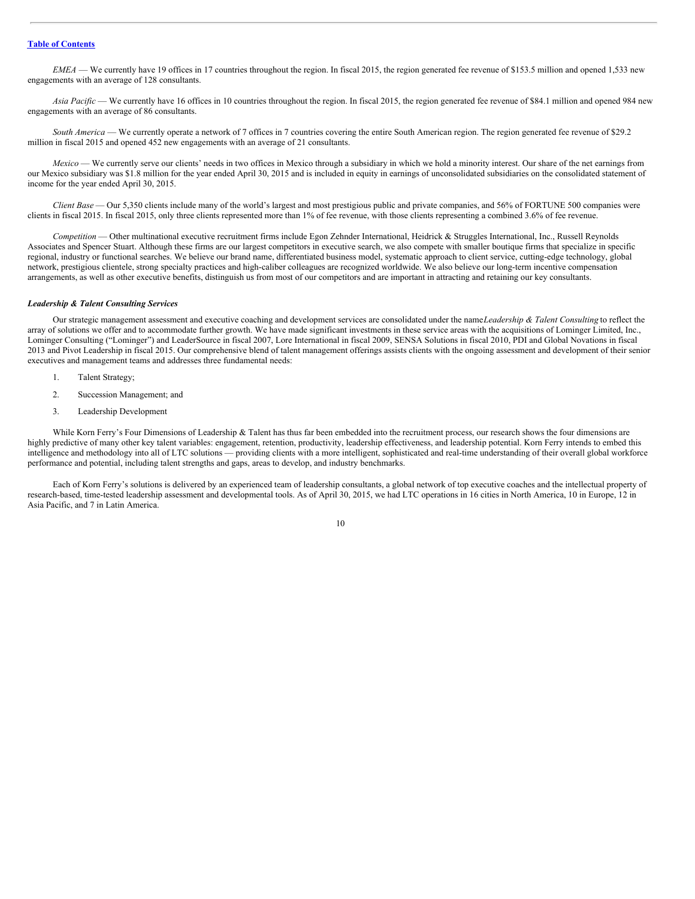*EMEA* — We currently have 19 offices in 17 countries throughout the region. In fiscal 2015, the region generated fee revenue of $153.5 million and opened 1,533 new engagements with an average of 128 consultants.

*Asia Pacific* — We currently have 16 offices in 10 countries throughout the region. In fiscal 2015, the region generated fee revenue of $84.1 million and opened 984 new engagements with an average of 86 consultants.

*South America* — We currently operate a network of 7 offices in 7 countries covering the entire South American region. The region generated fee revenue of $29.2 million in fiscal 2015 and opened 452 new engagements with an average of 21 consultants.

*Mexico* — We currently serve our clients' needs in two offices in Mexico through a subsidiary in which we hold a minority interest. Our share of the net earnings from our Mexico subsidiary was $1.8 million for the year ended April 30, 2015 and is included in equity in earnings of unconsolidated subsidiaries on the consolidated statement of income for the year ended April 30, 2015.

*Client Base* — Our 5,350 clients include many of the world's largest and most prestigious public and private companies, and 56% of FORTUNE 500 companies were clients in fiscal 2015. In fiscal 2015, only three clients represented more than 1% of fee revenue, with those clients representing a combined 3.6% of fee revenue.

*Competition* — Other multinational executive recruitment firms include Egon Zehnder International, Heidrick & Struggles International, Inc., Russell Reynolds Associates and Spencer Stuart. Although these firms are our largest competitors in executive search, we also compete with smaller boutique firms that specialize in specific regional, industry or functional searches. We believe our brand name, differentiated business model, systematic approach to client service, cutting-edge technology, global network, prestigious clientele, strong specialty practices and high-caliber colleagues are recognized worldwide. We also believe our long-term incentive compensation arrangements, as well as other executive benefits, distinguish us from most of our competitors and are important in attracting and retaining our key consultants.

***Leadership & Talent Consulting Services***

Our strategic management assessment and executive coaching and development services are consolidated under the name *Leadership & Talent Consulting* to reflect the array of solutions we offer and to accommodate further growth. We have made significant investments in these service areas with the acquisitions of Lominger Limited, Inc., Lominger Consulting ("Lominger") and LeaderSource in fiscal 2007, Lore International in fiscal 2009, SENSA Solutions in fiscal 2010, PDI and Global Novations in fiscal 2013 and Pivot Leadership in fiscal 2015. Our comprehensive blend of talent management offerings assists clients with the ongoing assessment and development of their senior executives and management teams and addresses three fundamental needs:

1. Talent Strategy;
2. Succession Management; and
3. Leadership Development

While Korn Ferry's Four Dimensions of Leadership & Talent has thus far been embedded into the recruitment process, our research shows the four dimensions are highly predictive of many other key talent variables: engagement, retention, productivity, leadership effectiveness, and leadership potential. Korn Ferry intends to embed this intelligence and methodology into all of LTC solutions — providing clients with a more intelligent, sophisticated and real-time understanding of their overall global workforce performance and potential, including talent strengths and gaps, areas to develop, and industry benchmarks.

Each of Korn Ferry's solutions is delivered by an experienced team of leadership consultants, a global network of top executive coaches and the intellectual property of research-based, time-tested leadership assessment and developmental tools. As of April 30, 2015, we had LTC operations in 16 cities in North America, 10 in Europe, 12 in Asia Pacific, and 7 in Latin America.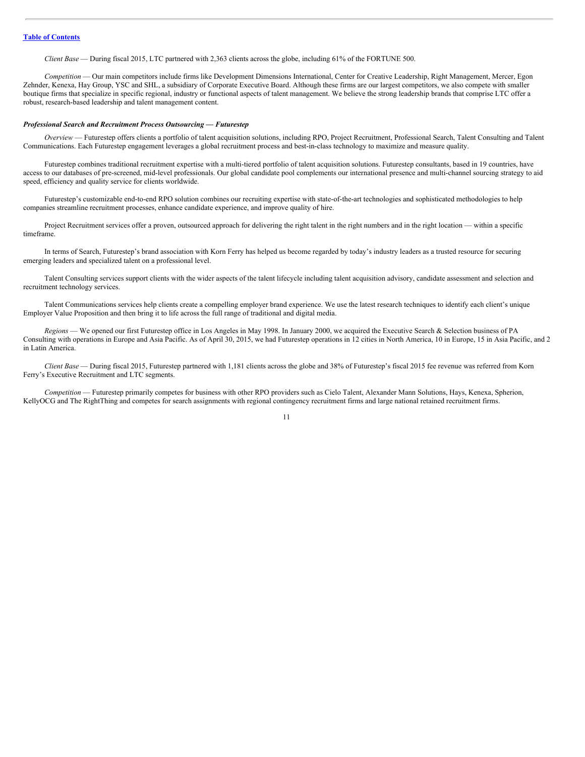*Client Base* — During fiscal 2015, LTC partnered with 2,363 clients across the globe, including 61% of the FORTUNE 500.

*Competition* — Our main competitors include firms like Development Dimensions International, Center for Creative Leadership, Right Management, Mercer, Egon Zehnder, Kenexa, Hay Group, YSC and SHL, a subsidiary of Corporate Executive Board. Although these firms are our largest competitors, we also compete with smaller boutique firms that specialize in specific regional, industry or functional aspects of talent management. We believe the strong leadership brands that comprise LTC offer a robust, research-based leadership and talent management content.

***Professional Search and Recruitment Process Outsourcing — Futurestep***

*Overview* — Futurestep offers clients a portfolio of talent acquisition solutions, including RPO, Project Recruitment, Professional Search, Talent Consulting and Talent Communications. Each Futurestep engagement leverages a global recruitment process and best-in-class technology to maximize and measure quality.

Futurestep combines traditional recruitment expertise with a multi-tiered portfolio of talent acquisition solutions. Futurestep consultants, based in 19 countries, have access to our databases of pre-screened, mid-level professionals. Our global candidate pool complements our international presence and multi-channel sourcing strategy to aid speed, efficiency and quality service for clients worldwide.

Futurestep's customizable end-to-end RPO solution combines our recruiting expertise with state-of-the-art technologies and sophisticated methodologies to help companies streamline recruitment processes, enhance candidate experience, and improve quality of hire.

Project Recruitment services offer a proven, outsourced approach for delivering the right talent in the right numbers and in the right location — within a specific timeframe.

In terms of Search, Futurestep's brand association with Korn Ferry has helped us become regarded by today's industry leaders as a trusted resource for securing emerging leaders and specialized talent on a professional level.

Talent Consulting services support clients with the wider aspects of the talent lifecycle including talent acquisition advisory, candidate assessment and selection and recruitment technology services.

Talent Communications services help clients create a compelling employer brand experience. We use the latest research techniques to identify each client's unique Employer Value Proposition and then bring it to life across the full range of traditional and digital media.

*Regions* — We opened our first Futurestep office in Los Angeles in May 1998. In January 2000, we acquired the Executive Search & Selection business of PA Consulting with operations in Europe and Asia Pacific. As of April 30, 2015, we had Futurestep operations in 12 cities in North America, 10 in Europe, 15 in Asia Pacific, and 2 in Latin America.

*Client Base* — During fiscal 2015, Futurestep partnered with 1,181 clients across the globe and 38% of Futurestep's fiscal 2015 fee revenue was referred from Korn Ferry's Executive Recruitment and LTC segments.

*Competition* — Futurestep primarily competes for business with other RPO providers such as Cielo Talent, Alexander Mann Solutions, Hays, Kenexa, Spherion, KellyOCG and The RightThing and competes for search assignments with regional contingency recruitment firms and large national retained recruitment firms.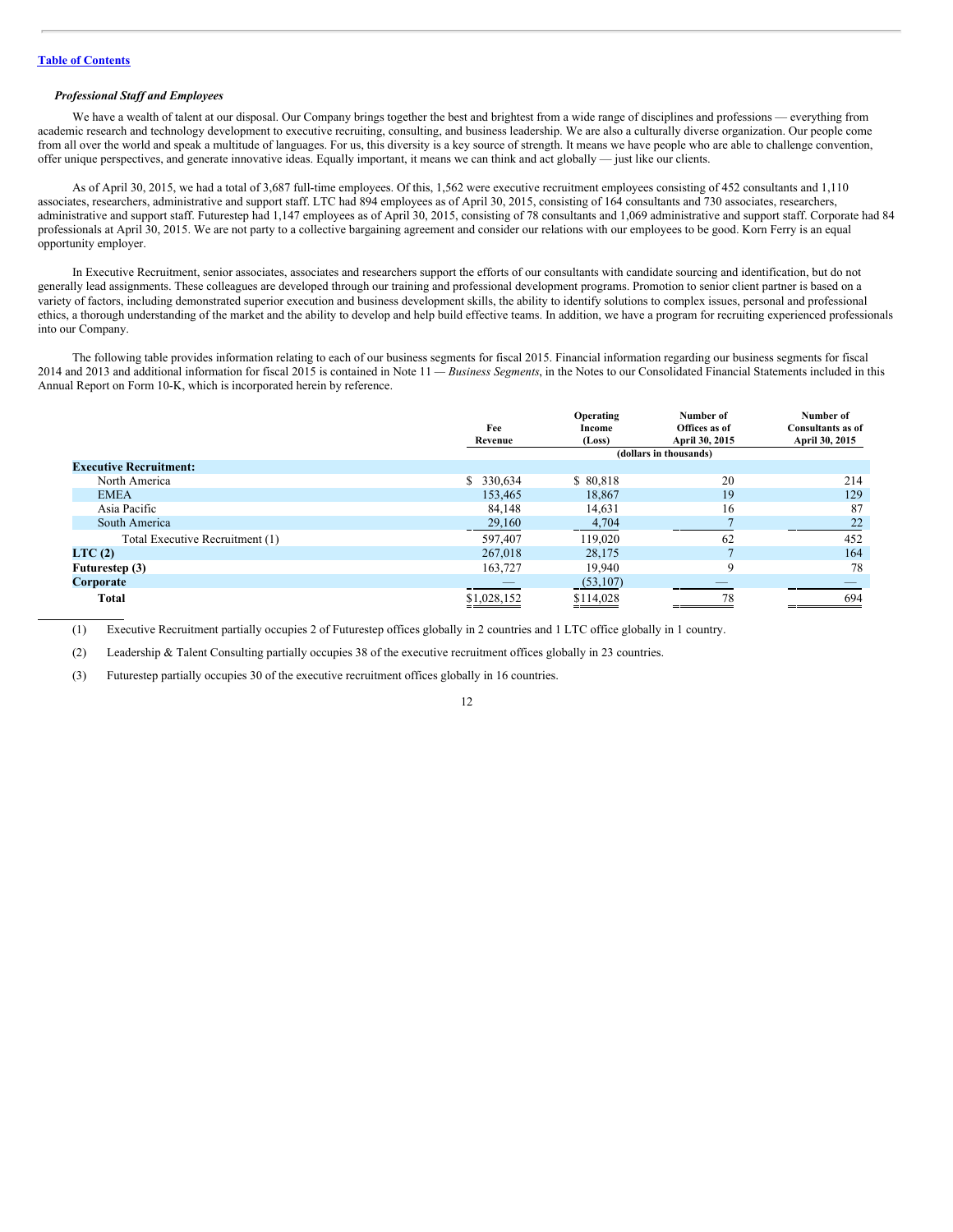*Professional Staff and Employees*

We have a wealth of talent at our disposal. Our Company brings together the best and brightest from a wide range of disciplines and professions — everything from academic research and technology development to executive recruiting, consulting, and business leadership. We are also a culturally diverse organization. Our people come from all over the world and speak a multitude of languages. For us, this diversity is a key source of strength. It means we have people who are able to challenge convention, offer unique perspectives, and generate innovative ideas. Equally important, it means we can think and act globally — just like our clients.

As of April 30, 2015, we had a total of 3,687 full-time employees. Of this, 1,562 were executive recruitment employees consisting of 452 consultants and 1,110 associates, researchers, administrative and support staff. LTC had 894 employees as of April 30, 2015, consisting of 164 consultants and 730 associates, researchers, administrative and support staff. Futurestep had 1,147 employees as of April 30, 2015, consisting of 78 consultants and 1,069 administrative and support staff. Corporate had 84 professionals at April 30, 2015. We are not party to a collective bargaining agreement and consider our relations with our employees to be good. Korn Ferry is an equal opportunity employer.

In Executive Recruitment, senior associates, associates and researchers support the efforts of our consultants with candidate sourcing and identification, but do not generally lead assignments. These colleagues are developed through our training and professional development programs. Promotion to senior client partner is based on a variety of factors, including demonstrated superior execution and business development skills, the ability to identify solutions to complex issues, personal and professional ethics, a thorough understanding of the market and the ability to develop and help build effective teams. In addition, we have a program for recruiting experienced professionals into our Company.

The following table provides information relating to each of our business segments for fiscal 2015. Financial information regarding our business segments for fiscal 2014 and 2013 and additional information for fiscal 2015 is contained in Note 11 — *Business Segments*, in the Notes to our Consolidated Financial Statements included in this Annual Report on Form 10-K, which is incorporated herein by reference.

| | Fee Revenue | Operating Income (Loss) | Number of Offices as of April 30, 2015 | Number of Consultants as of April 30, 2015 |
|---|---|---|---|---|
| | (dollars in thousands) | | | |
| **Executive Recruitment:** | | | | |
| North America | $ 330,634 | $ 80,818 | 20 | 214 |
| EMEA | 153,465 | 18,867 | 19 | 129 |
| Asia Pacific | 84,148 | 14,631 | 16 | 87 |
| South America | 29,160 | 4,704 | 7 | 22 |
| Total Executive Recruitment (1) | 597,407 | 119,020 | 62 | 452 |
| **LTC (2)** | 267,018 | 28,175 | 7 | 164 |
| **Futurestep (3)** | 163,727 | 19,940 | 9 | 78 |
| **Corporate** | — | (53,107) | — | — |
| **Total** | $1,028,152 | $114,028 | 78 | 694 |

(1) Executive Recruitment partially occupies 2 of Futurestep offices globally in 2 countries and 1 LTC office globally in 1 country.

(2) Leadership & Talent Consulting partially occupies 38 of the executive recruitment offices globally in 23 countries.

(3) Futurestep partially occupies 30 of the executive recruitment offices globally in 16 countries.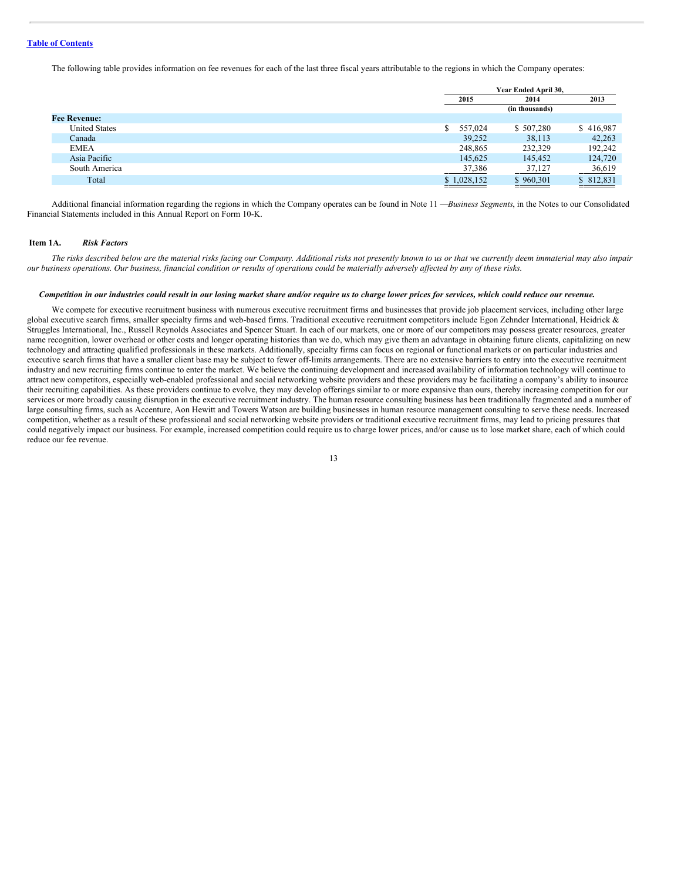The following table provides information on fee revenues for each of the last three fiscal years attributable to the regions in which the Company operates:

| | Year Ended April 30, | | |
|---|---|---|---|
| | 2015 | 2014 | 2013 |
| | (in thousands) | | |
| **Fee Revenue:** | | | |
| United States | $ 557,024 | $ 507,280 | $ 416,987 |
| Canada | 39,252 | 38,113 | 42,263 |
| EMEA | 248,865 | 232,329 | 192,242 |
| Asia Pacific | 145,625 | 145,452 | 124,720 |
| South America | 37,386 | 37,127 | 36,619 |
| Total | $ 1,028,152 | $ 960,301 | $ 812,831 |

Additional financial information regarding the regions in which the Company operates can be found in Note 11 —*Business Segments*, in the Notes to our Consolidated Financial Statements included in this Annual Report on Form 10-K.

## Item 1A. *Risk Factors*

*The risks described below are the material risks facing our Company. Additional risks not presently known to us or that we currently deem immaterial may also impair our business operations. Our business, financial condition or results of operations could be materially adversely affected by any of these risks.*

***Competition in our industries could result in our losing market share and/or require us to charge lower prices for services, which could reduce our revenue.***

We compete for executive recruitment business with numerous executive recruitment firms and businesses that provide job placement services, including other large global executive search firms, smaller specialty firms and web-based firms. Traditional executive recruitment competitors include Egon Zehnder International, Heidrick & Struggles International, Inc., Russell Reynolds Associates and Spencer Stuart. In each of our markets, one or more of our competitors may possess greater resources, greater name recognition, lower overhead or other costs and longer operating histories than we do, which may give them an advantage in obtaining future clients, capitalizing on new technology and attracting qualified professionals in these markets. Additionally, specialty firms can focus on regional or functional markets or on particular industries and executive search firms that have a smaller client base may be subject to fewer off-limits arrangements. There are no extensive barriers to entry into the executive recruitment industry and new recruiting firms continue to enter the market. We believe the continuing development and increased availability of information technology will continue to attract new competitors, especially web-enabled professional and social networking website providers and these providers may be facilitating a company's ability to insource their recruiting capabilities. As these providers continue to evolve, they may develop offerings similar to or more expansive than ours, thereby increasing competition for our services or more broadly causing disruption in the executive recruitment industry. The human resource consulting business has been traditionally fragmented and a number of large consulting firms, such as Accenture, Aon Hewitt and Towers Watson are building businesses in human resource management consulting to serve these needs. Increased competition, whether as a result of these professional and social networking website providers or traditional executive recruitment firms, may lead to pricing pressures that could negatively impact our business. For example, increased competition could require us to charge lower prices, and/or cause us to lose market share, each of which could reduce our fee revenue.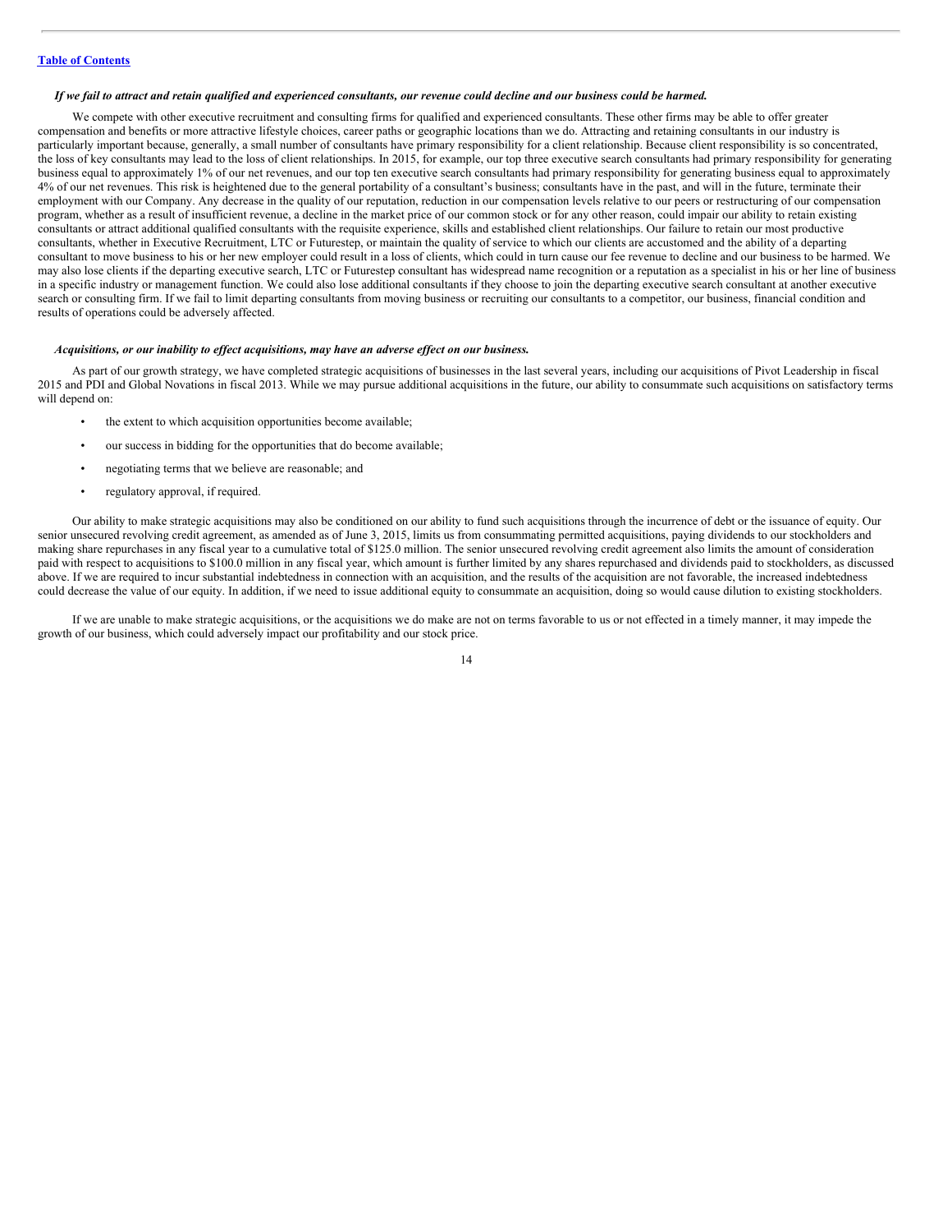*If we fail to attract and retain qualified and experienced consultants, our revenue could decline and our business could be harmed.*

We compete with other executive recruitment and consulting firms for qualified and experienced consultants. These other firms may be able to offer greater compensation and benefits or more attractive lifestyle choices, career paths or geographic locations than we do. Attracting and retaining consultants in our industry is particularly important because, generally, a small number of consultants have primary responsibility for a client relationship. Because client responsibility is so concentrated, the loss of key consultants may lead to the loss of client relationships. In 2015, for example, our top three executive search consultants had primary responsibility for generating business equal to approximately 1% of our net revenues, and our top ten executive search consultants had primary responsibility for generating business equal to approximately 4% of our net revenues. This risk is heightened due to the general portability of a consultant's business; consultants have in the past, and will in the future, terminate their employment with our Company. Any decrease in the quality of our reputation, reduction in our compensation levels relative to our peers or restructuring of our compensation program, whether as a result of insufficient revenue, a decline in the market price of our common stock or for any other reason, could impair our ability to retain existing consultants or attract additional qualified consultants with the requisite experience, skills and established client relationships. Our failure to retain our most productive consultants, whether in Executive Recruitment, LTC or Futurestep, or maintain the quality of service to which our clients are accustomed and the ability of a departing consultant to move business to his or her new employer could result in a loss of clients, which could in turn cause our fee revenue to decline and our business to be harmed. We may also lose clients if the departing executive search, LTC or Futurestep consultant has widespread name recognition or a reputation as a specialist in his or her line of business in a specific industry or management function. We could also lose additional consultants if they choose to join the departing executive search consultant at another executive search or consulting firm. If we fail to limit departing consultants from moving business or recruiting our consultants to a competitor, our business, financial condition and results of operations could be adversely affected.

*Acquisitions, or our inability to effect acquisitions, may have an adverse effect on our business.*

As part of our growth strategy, we have completed strategic acquisitions of businesses in the last several years, including our acquisitions of Pivot Leadership in fiscal 2015 and PDI and Global Novations in fiscal 2013. While we may pursue additional acquisitions in the future, our ability to consummate such acquisitions on satisfactory terms will depend on:

- the extent to which acquisition opportunities become available;
- our success in bidding for the opportunities that do become available;
- negotiating terms that we believe are reasonable; and
- regulatory approval, if required.

Our ability to make strategic acquisitions may also be conditioned on our ability to fund such acquisitions through the incurrence of debt or the issuance of equity. Our senior unsecured revolving credit agreement, as amended as of June 3, 2015, limits us from consummating permitted acquisitions, paying dividends to our stockholders and making share repurchases in any fiscal year to a cumulative total of $125.0 million. The senior unsecured revolving credit agreement also limits the amount of consideration paid with respect to acquisitions to $100.0 million in any fiscal year, which amount is further limited by any shares repurchased and dividends paid to stockholders, as discussed above. If we are required to incur substantial indebtedness in connection with an acquisition, and the results of the acquisition are not favorable, the increased indebtedness could decrease the value of our equity. In addition, if we need to issue additional equity to consummate an acquisition, doing so would cause dilution to existing stockholders.

If we are unable to make strategic acquisitions, or the acquisitions we do make are not on terms favorable to us or not effected in a timely manner, it may impede the growth of our business, which could adversely impact our profitability and our stock price.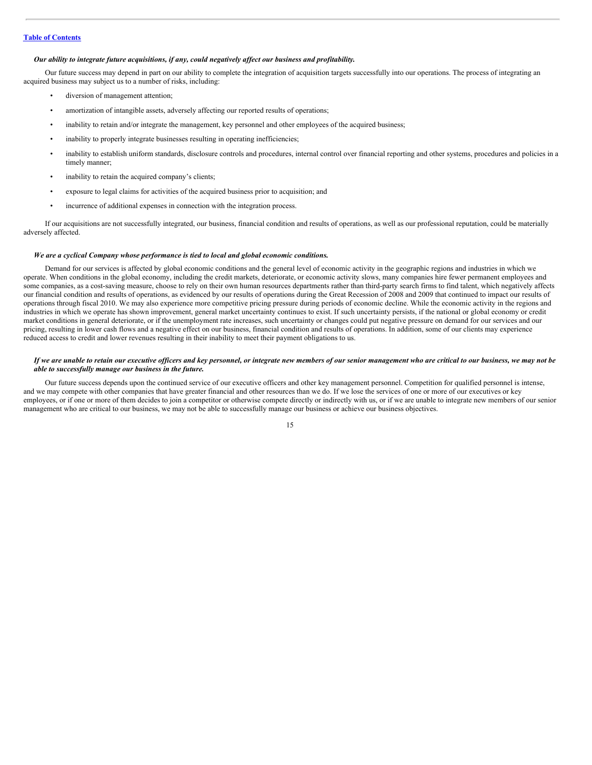*Our ability to integrate future acquisitions, if any, could negatively affect our business and profitability.*

Our future success may depend in part on our ability to complete the integration of acquisition targets successfully into our operations. The process of integrating an acquired business may subject us to a number of risks, including:

- diversion of management attention;
- amortization of intangible assets, adversely affecting our reported results of operations;
- inability to retain and/or integrate the management, key personnel and other employees of the acquired business;
- inability to properly integrate businesses resulting in operating inefficiencies;
- inability to establish uniform standards, disclosure controls and procedures, internal control over financial reporting and other systems, procedures and policies in a timely manner;
- inability to retain the acquired company's clients;
- exposure to legal claims for activities of the acquired business prior to acquisition; and
- incurrence of additional expenses in connection with the integration process.

If our acquisitions are not successfully integrated, our business, financial condition and results of operations, as well as our professional reputation, could be materially adversely affected.

*We are a cyclical Company whose performance is tied to local and global economic conditions.*

Demand for our services is affected by global economic conditions and the general level of economic activity in the geographic regions and industries in which we operate. When conditions in the global economy, including the credit markets, deteriorate, or economic activity slows, many companies hire fewer permanent employees and some companies, as a cost-saving measure, choose to rely on their own human resources departments rather than third-party search firms to find talent, which negatively affects our financial condition and results of operations, as evidenced by our results of operations during the Great Recession of 2008 and 2009 that continued to impact our results of operations through fiscal 2010. We may also experience more competitive pricing pressure during periods of economic decline. While the economic activity in the regions and industries in which we operate has shown improvement, general market uncertainty continues to exist. If such uncertainty persists, if the national or global economy or credit market conditions in general deteriorate, or if the unemployment rate increases, such uncertainty or changes could put negative pressure on demand for our services and our pricing, resulting in lower cash flows and a negative effect on our business, financial condition and results of operations. In addition, some of our clients may experience reduced access to credit and lower revenues resulting in their inability to meet their payment obligations to us.

*If we are unable to retain our executive officers and key personnel, or integrate new members of our senior management who are critical to our business, we may not be able to successfully manage our business in the future.*

Our future success depends upon the continued service of our executive officers and other key management personnel. Competition for qualified personnel is intense, and we may compete with other companies that have greater financial and other resources than we do. If we lose the services of one or more of our executives or key employees, or if one or more of them decides to join a competitor or otherwise compete directly or indirectly with us, or if we are unable to integrate new members of our senior management who are critical to our business, we may not be able to successfully manage our business or achieve our business objectives.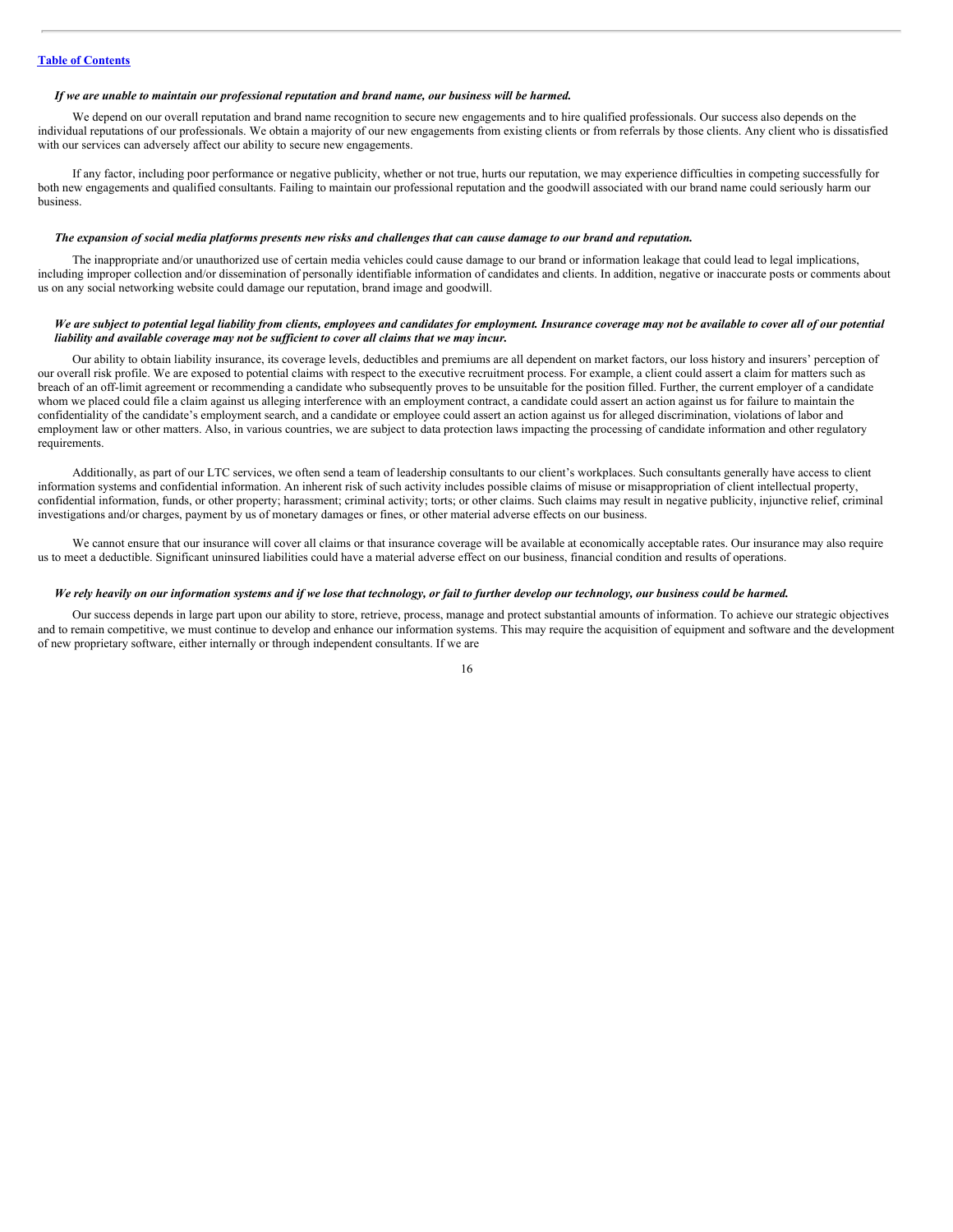*If we are unable to maintain our professional reputation and brand name, our business will be harmed.*

We depend on our overall reputation and brand name recognition to secure new engagements and to hire qualified professionals. Our success also depends on the individual reputations of our professionals. We obtain a majority of our new engagements from existing clients or from referrals by those clients. Any client who is dissatisfied with our services can adversely affect our ability to secure new engagements.

If any factor, including poor performance or negative publicity, whether or not true, hurts our reputation, we may experience difficulties in competing successfully for both new engagements and qualified consultants. Failing to maintain our professional reputation and the goodwill associated with our brand name could seriously harm our business.

***The expansion of social media platforms presents new risks and challenges that can cause damage to our brand and reputation.***

The inappropriate and/or unauthorized use of certain media vehicles could cause damage to our brand or information leakage that could lead to legal implications, including improper collection and/or dissemination of personally identifiable information of candidates and clients. In addition, negative or inaccurate posts or comments about us on any social networking website could damage our reputation, brand image and goodwill.

***We are subject to potential legal liability from clients, employees and candidates for employment. Insurance coverage may not be available to cover all of our potential liability and available coverage may not be sufficient to cover all claims that we may incur.***

Our ability to obtain liability insurance, its coverage levels, deductibles and premiums are all dependent on market factors, our loss history and insurers' perception of our overall risk profile. We are exposed to potential claims with respect to the executive recruitment process. For example, a client could assert a claim for matters such as breach of an off-limit agreement or recommending a candidate who subsequently proves to be unsuitable for the position filled. Further, the current employer of a candidate whom we placed could file a claim against us alleging interference with an employment contract, a candidate could assert an action against us for failure to maintain the confidentiality of the candidate's employment search, and a candidate or employee could assert an action against us for alleged discrimination, violations of labor and employment law or other matters. Also, in various countries, we are subject to data protection laws impacting the processing of candidate information and other regulatory requirements.

Additionally, as part of our LTC services, we often send a team of leadership consultants to our client's workplaces. Such consultants generally have access to client information systems and confidential information. An inherent risk of such activity includes possible claims of misuse or misappropriation of client intellectual property, confidential information, funds, or other property; harassment; criminal activity; torts; or other claims. Such claims may result in negative publicity, injunctive relief, criminal investigations and/or charges, payment by us of monetary damages or fines, or other material adverse effects on our business.

We cannot ensure that our insurance will cover all claims or that insurance coverage will be available at economically acceptable rates. Our insurance may also require us to meet a deductible. Significant uninsured liabilities could have a material adverse effect on our business, financial condition and results of operations.

***We rely heavily on our information systems and if we lose that technology, or fail to further develop our technology, our business could be harmed.***

Our success depends in large part upon our ability to store, retrieve, process, manage and protect substantial amounts of information. To achieve our strategic objectives and to remain competitive, we must continue to develop and enhance our information systems. This may require the acquisition of equipment and software and the development of new proprietary software, either internally or through independent consultants. If we are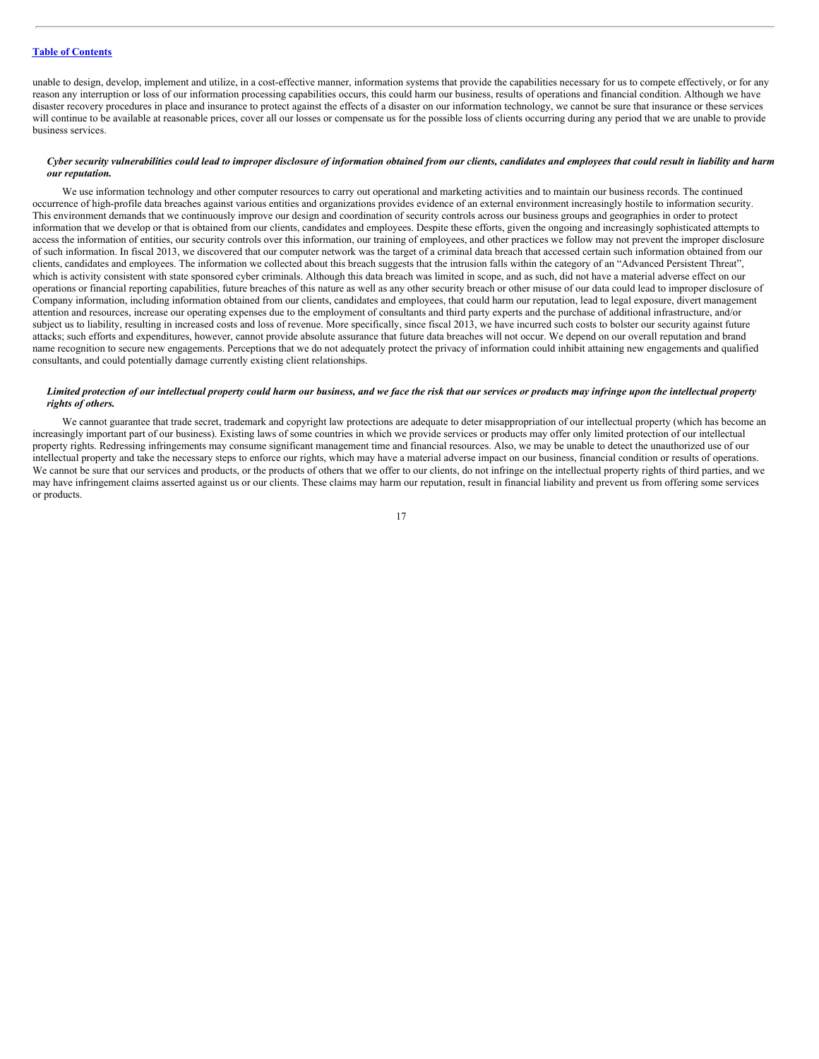unable to design, develop, implement and utilize, in a cost-effective manner, information systems that provide the capabilities necessary for us to compete effectively, or for any reason any interruption or loss of our information processing capabilities occurs, this could harm our business, results of operations and financial condition. Although we have disaster recovery procedures in place and insurance to protect against the effects of a disaster on our information technology, we cannot be sure that insurance or these services will continue to be available at reasonable prices, cover all our losses or compensate us for the possible loss of clients occurring during any period that we are unable to provide business services.

***Cyber security vulnerabilities could lead to improper disclosure of information obtained from our clients, candidates and employees that could result in liability and harm our reputation.***

We use information technology and other computer resources to carry out operational and marketing activities and to maintain our business records. The continued occurrence of high-profile data breaches against various entities and organizations provides evidence of an external environment increasingly hostile to information security. This environment demands that we continuously improve our design and coordination of security controls across our business groups and geographies in order to protect information that we develop or that is obtained from our clients, candidates and employees. Despite these efforts, given the ongoing and increasingly sophisticated attempts to access the information of entities, our security controls over this information, our training of employees, and other practices we follow may not prevent the improper disclosure of such information. In fiscal 2013, we discovered that our computer network was the target of a criminal data breach that accessed certain such information obtained from our clients, candidates and employees. The information we collected about this breach suggests that the intrusion falls within the category of an "Advanced Persistent Threat", which is activity consistent with state sponsored cyber criminals. Although this data breach was limited in scope, and as such, did not have a material adverse effect on our operations or financial reporting capabilities, future breaches of this nature as well as any other security breach or other misuse of our data could lead to improper disclosure of Company information, including information obtained from our clients, candidates and employees, that could harm our reputation, lead to legal exposure, divert management attention and resources, increase our operating expenses due to the employment of consultants and third party experts and the purchase of additional infrastructure, and/or subject us to liability, resulting in increased costs and loss of revenue. More specifically, since fiscal 2013, we have incurred such costs to bolster our security against future attacks; such efforts and expenditures, however, cannot provide absolute assurance that future data breaches will not occur. We depend on our overall reputation and brand name recognition to secure new engagements. Perceptions that we do not adequately protect the privacy of information could inhibit attaining new engagements and qualified consultants, and could potentially damage currently existing client relationships.

***Limited protection of our intellectual property could harm our business, and we face the risk that our services or products may infringe upon the intellectual property rights of others.***

We cannot guarantee that trade secret, trademark and copyright law protections are adequate to deter misappropriation of our intellectual property (which has become an increasingly important part of our business). Existing laws of some countries in which we provide services or products may offer only limited protection of our intellectual property rights. Redressing infringements may consume significant management time and financial resources. Also, we may be unable to detect the unauthorized use of our intellectual property and take the necessary steps to enforce our rights, which may have a material adverse impact on our business, financial condition or results of operations. We cannot be sure that our services and products, or the products of others that we offer to our clients, do not infringe on the intellectual property rights of third parties, and we may have infringement claims asserted against us or our clients. These claims may harm our reputation, result in financial liability and prevent us from offering some services or products.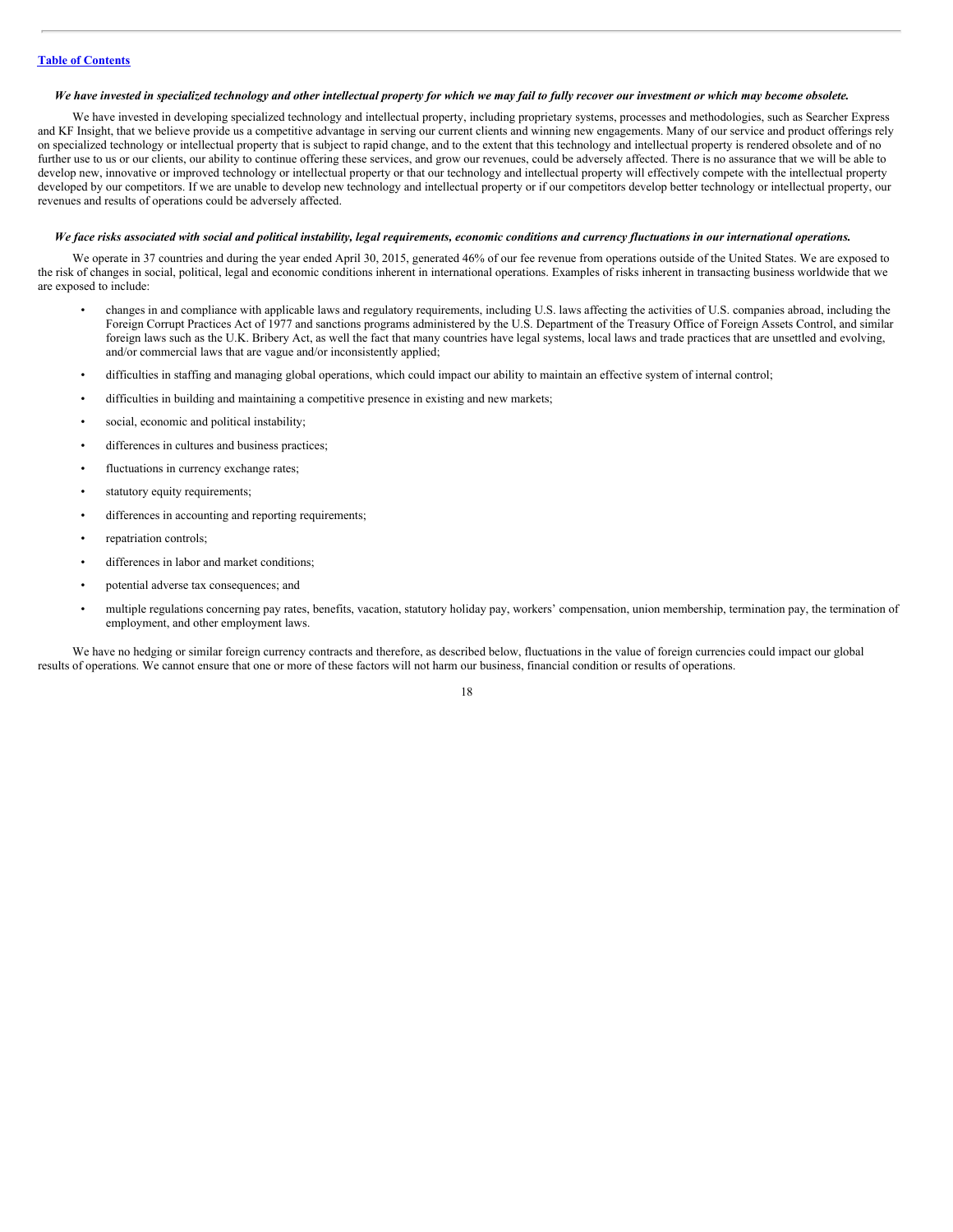***We have invested in specialized technology and other intellectual property for which we may fail to fully recover our investment or which may become obsolete.***

We have invested in developing specialized technology and intellectual property, including proprietary systems, processes and methodologies, such as Searcher Express and KF Insight, that we believe provide us a competitive advantage in serving our current clients and winning new engagements. Many of our service and product offerings rely on specialized technology or intellectual property that is subject to rapid change, and to the extent that this technology and intellectual property is rendered obsolete and of no further use to us or our clients, our ability to continue offering these services, and grow our revenues, could be adversely affected. There is no assurance that we will be able to develop new, innovative or improved technology or intellectual property or that our technology and intellectual property will effectively compete with the intellectual property developed by our competitors. If we are unable to develop new technology and intellectual property or if our competitors develop better technology or intellectual property, our revenues and results of operations could be adversely affected.

***We face risks associated with social and political instability, legal requirements, economic conditions and currency fluctuations in our international operations.***

We operate in 37 countries and during the year ended April 30, 2015, generated 46% of our fee revenue from operations outside of the United States. We are exposed to the risk of changes in social, political, legal and economic conditions inherent in international operations. Examples of risks inherent in transacting business worldwide that we are exposed to include:

- changes in and compliance with applicable laws and regulatory requirements, including U.S. laws affecting the activities of U.S. companies abroad, including the Foreign Corrupt Practices Act of 1977 and sanctions programs administered by the U.S. Department of the Treasury Office of Foreign Assets Control, and similar foreign laws such as the U.K. Bribery Act, as well the fact that many countries have legal systems, local laws and trade practices that are unsettled and evolving, and/or commercial laws that are vague and/or inconsistently applied;
- difficulties in staffing and managing global operations, which could impact our ability to maintain an effective system of internal control;
- difficulties in building and maintaining a competitive presence in existing and new markets;
- social, economic and political instability;
- differences in cultures and business practices;
- fluctuations in currency exchange rates;
- statutory equity requirements;
- differences in accounting and reporting requirements;
- repatriation controls;
- differences in labor and market conditions;
- potential adverse tax consequences; and
- multiple regulations concerning pay rates, benefits, vacation, statutory holiday pay, workers' compensation, union membership, termination pay, the termination of employment, and other employment laws.

We have no hedging or similar foreign currency contracts and therefore, as described below, fluctuations in the value of foreign currencies could impact our global results of operations. We cannot ensure that one or more of these factors will not harm our business, financial condition or results of operations.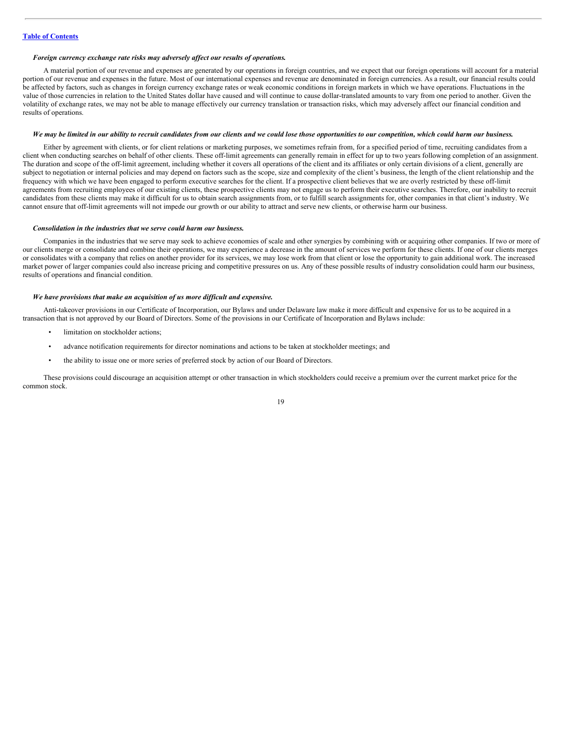*Foreign currency exchange rate risks may adversely affect our results of operations.*

A material portion of our revenue and expenses are generated by our operations in foreign countries, and we expect that our foreign operations will account for a material portion of our revenue and expenses in the future. Most of our international expenses and revenue are denominated in foreign currencies. As a result, our financial results could be affected by factors, such as changes in foreign currency exchange rates or weak economic conditions in foreign markets in which we have operations. Fluctuations in the value of those currencies in relation to the United States dollar have caused and will continue to cause dollar-translated amounts to vary from one period to another. Given the volatility of exchange rates, we may not be able to manage effectively our currency translation or transaction risks, which may adversely affect our financial condition and results of operations.

***We may be limited in our ability to recruit candidates from our clients and we could lose those opportunities to our competition, which could harm our business.***

Either by agreement with clients, or for client relations or marketing purposes, we sometimes refrain from, for a specified period of time, recruiting candidates from a client when conducting searches on behalf of other clients. These off-limit agreements can generally remain in effect for up to two years following completion of an assignment. The duration and scope of the off-limit agreement, including whether it covers all operations of the client and its affiliates or only certain divisions of a client, generally are subject to negotiation or internal policies and may depend on factors such as the scope, size and complexity of the client's business, the length of the client relationship and the frequency with which we have been engaged to perform executive searches for the client. If a prospective client believes that we are overly restricted by these off-limit agreements from recruiting employees of our existing clients, these prospective clients may not engage us to perform their executive searches. Therefore, our inability to recruit candidates from these clients may make it difficult for us to obtain search assignments from, or to fulfill search assignments for, other companies in that client's industry. We cannot ensure that off-limit agreements will not impede our growth or our ability to attract and serve new clients, or otherwise harm our business.

***Consolidation in the industries that we serve could harm our business.***

Companies in the industries that we serve may seek to achieve economies of scale and other synergies by combining with or acquiring other companies. If two or more of our clients merge or consolidate and combine their operations, we may experience a decrease in the amount of services we perform for these clients. If one of our clients merges or consolidates with a company that relies on another provider for its services, we may lose work from that client or lose the opportunity to gain additional work. The increased market power of larger companies could also increase pricing and competitive pressures on us. Any of these possible results of industry consolidation could harm our business, results of operations and financial condition.

***We have provisions that make an acquisition of us more difficult and expensive.***

Anti-takeover provisions in our Certificate of Incorporation, our Bylaws and under Delaware law make it more difficult and expensive for us to be acquired in a transaction that is not approved by our Board of Directors. Some of the provisions in our Certificate of Incorporation and Bylaws include:

- limitation on stockholder actions;
- advance notification requirements for director nominations and actions to be taken at stockholder meetings; and
- the ability to issue one or more series of preferred stock by action of our Board of Directors.

These provisions could discourage an acquisition attempt or other transaction in which stockholders could receive a premium over the current market price for the common stock.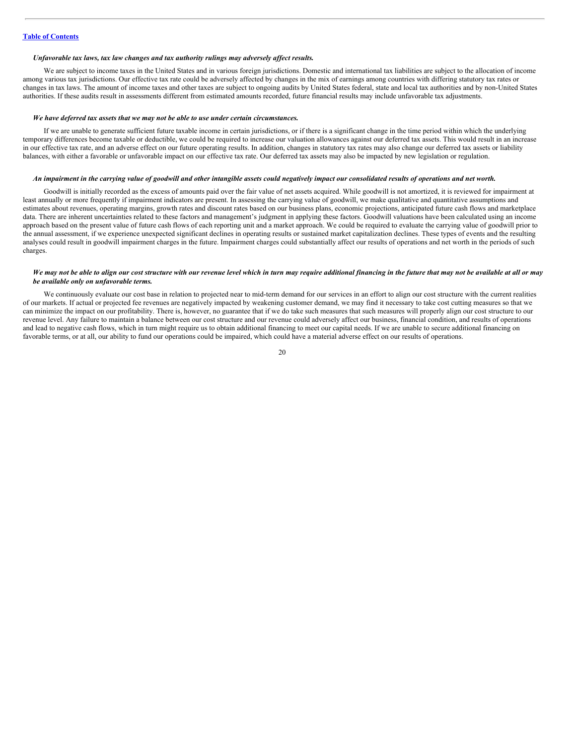*Unfavorable tax laws, tax law changes and tax authority rulings may adversely affect results.*

We are subject to income taxes in the United States and in various foreign jurisdictions. Domestic and international tax liabilities are subject to the allocation of income among various tax jurisdictions. Our effective tax rate could be adversely affected by changes in the mix of earnings among countries with differing statutory tax rates or changes in tax laws. The amount of income taxes and other taxes are subject to ongoing audits by United States federal, state and local tax authorities and by non-United States authorities. If these audits result in assessments different from estimated amounts recorded, future financial results may include unfavorable tax adjustments.

***We have deferred tax assets that we may not be able to use under certain circumstances.***

If we are unable to generate sufficient future taxable income in certain jurisdictions, or if there is a significant change in the time period within which the underlying temporary differences become taxable or deductible, we could be required to increase our valuation allowances against our deferred tax assets. This would result in an increase in our effective tax rate, and an adverse effect on our future operating results. In addition, changes in statutory tax rates may also change our deferred tax assets or liability balances, with either a favorable or unfavorable impact on our effective tax rate. Our deferred tax assets may also be impacted by new legislation or regulation.

***An impairment in the carrying value of goodwill and other intangible assets could negatively impact our consolidated results of operations and net worth.***

Goodwill is initially recorded as the excess of amounts paid over the fair value of net assets acquired. While goodwill is not amortized, it is reviewed for impairment at least annually or more frequently if impairment indicators are present. In assessing the carrying value of goodwill, we make qualitative and quantitative assumptions and estimates about revenues, operating margins, growth rates and discount rates based on our business plans, economic projections, anticipated future cash flows and marketplace data. There are inherent uncertainties related to these factors and management's judgment in applying these factors. Goodwill valuations have been calculated using an income approach based on the present value of future cash flows of each reporting unit and a market approach. We could be required to evaluate the carrying value of goodwill prior to the annual assessment, if we experience unexpected significant declines in operating results or sustained market capitalization declines. These types of events and the resulting analyses could result in goodwill impairment charges in the future. Impairment charges could substantially affect our results of operations and net worth in the periods of such charges.

***We may not be able to align our cost structure with our revenue level which in turn may require additional financing in the future that may not be available at all or may be available only on unfavorable terms.***

We continuously evaluate our cost base in relation to projected near to mid-term demand for our services in an effort to align our cost structure with the current realities of our markets. If actual or projected fee revenues are negatively impacted by weakening customer demand, we may find it necessary to take cost cutting measures so that we can minimize the impact on our profitability. There is, however, no guarantee that if we do take such measures that such measures will properly align our cost structure to our revenue level. Any failure to maintain a balance between our cost structure and our revenue could adversely affect our business, financial condition, and results of operations and lead to negative cash flows, which in turn might require us to obtain additional financing to meet our capital needs. If we are unable to secure additional financing on favorable terms, or at all, our ability to fund our operations could be impaired, which could have a material adverse effect on our results of operations.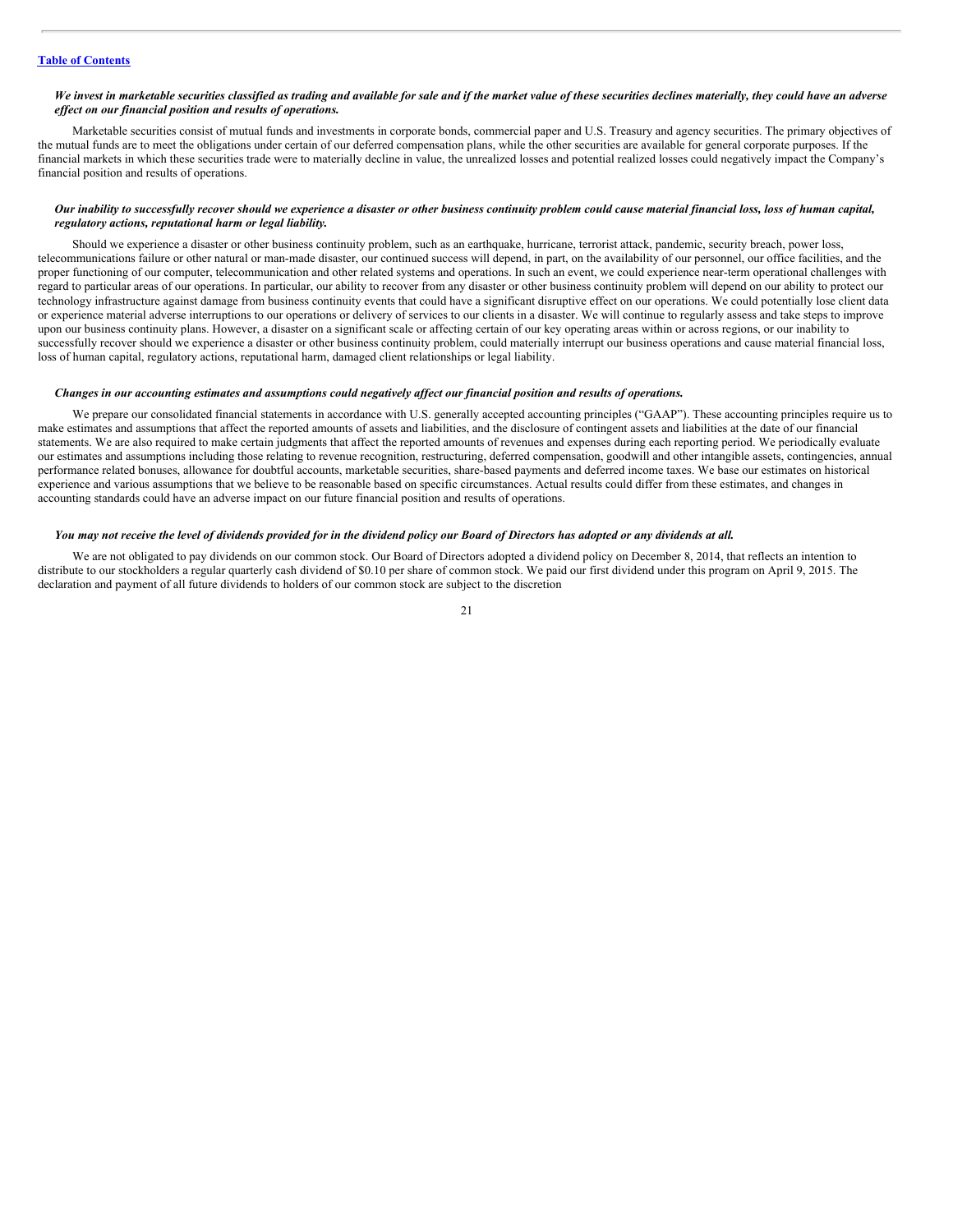***We invest in marketable securities classified as trading and available for sale and if the market value of these securities declines materially, they could have an adverse effect on our financial position and results of operations.***

Marketable securities consist of mutual funds and investments in corporate bonds, commercial paper and U.S. Treasury and agency securities. The primary objectives of the mutual funds are to meet the obligations under certain of our deferred compensation plans, while the other securities are available for general corporate purposes. If the financial markets in which these securities trade were to materially decline in value, the unrealized losses and potential realized losses could negatively impact the Company's financial position and results of operations.

***Our inability to successfully recover should we experience a disaster or other business continuity problem could cause material financial loss, loss of human capital, regulatory actions, reputational harm or legal liability.***

Should we experience a disaster or other business continuity problem, such as an earthquake, hurricane, terrorist attack, pandemic, security breach, power loss, telecommunications failure or other natural or man-made disaster, our continued success will depend, in part, on the availability of our personnel, our office facilities, and the proper functioning of our computer, telecommunication and other related systems and operations. In such an event, we could experience near-term operational challenges with regard to particular areas of our operations. In particular, our ability to recover from any disaster or other business continuity problem will depend on our ability to protect our technology infrastructure against damage from business continuity events that could have a significant disruptive effect on our operations. We could potentially lose client data or experience material adverse interruptions to our operations or delivery of services to our clients in a disaster. We will continue to regularly assess and take steps to improve upon our business continuity plans. However, a disaster on a significant scale or affecting certain of our key operating areas within or across regions, or our inability to successfully recover should we experience a disaster or other business continuity problem, could materially interrupt our business operations and cause material financial loss, loss of human capital, regulatory actions, reputational harm, damaged client relationships or legal liability.

***Changes in our accounting estimates and assumptions could negatively affect our financial position and results of operations.***

We prepare our consolidated financial statements in accordance with U.S. generally accepted accounting principles ("GAAP"). These accounting principles require us to make estimates and assumptions that affect the reported amounts of assets and liabilities, and the disclosure of contingent assets and liabilities at the date of our financial statements. We are also required to make certain judgments that affect the reported amounts of revenues and expenses during each reporting period. We periodically evaluate our estimates and assumptions including those relating to revenue recognition, restructuring, deferred compensation, goodwill and other intangible assets, contingencies, annual performance related bonuses, allowance for doubtful accounts, marketable securities, share-based payments and deferred income taxes. We base our estimates on historical experience and various assumptions that we believe to be reasonable based on specific circumstances. Actual results could differ from these estimates, and changes in accounting standards could have an adverse impact on our future financial position and results of operations.

***You may not receive the level of dividends provided for in the dividend policy our Board of Directors has adopted or any dividends at all.***

We are not obligated to pay dividends on our common stock. Our Board of Directors adopted a dividend policy on December 8, 2014, that reflects an intention to distribute to our stockholders a regular quarterly cash dividend of $0.10 per share of common stock. We paid our first dividend under this program on April 9, 2015. The declaration and payment of all future dividends to holders of our common stock are subject to the discretion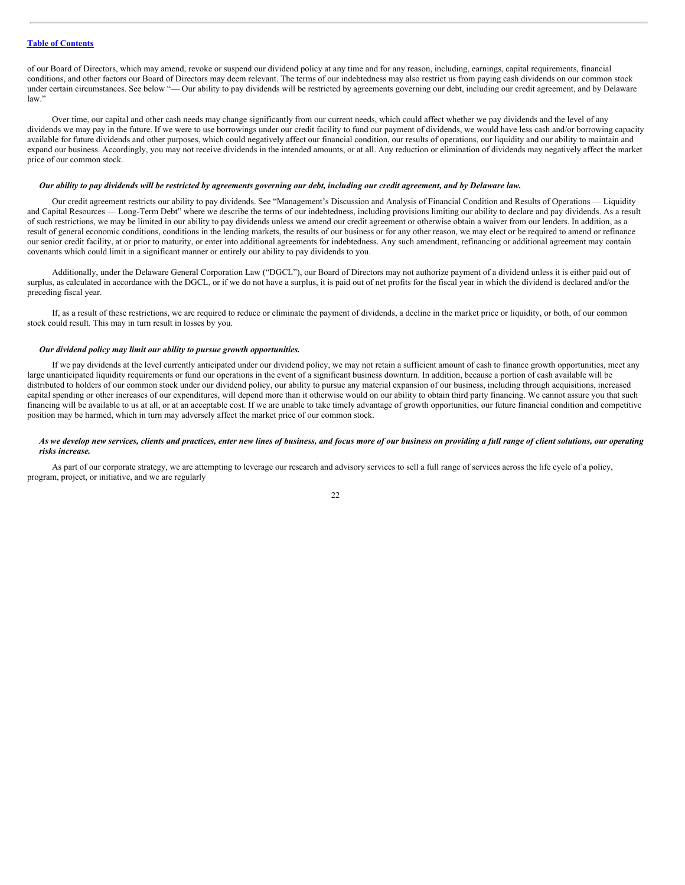of our Board of Directors, which may amend, revoke or suspend our dividend policy at any time and for any reason, including, earnings, capital requirements, financial conditions, and other factors our Board of Directors may deem relevant. The terms of our indebtedness may also restrict us from paying cash dividends on our common stock under certain circumstances. See below "— Our ability to pay dividends will be restricted by agreements governing our debt, including our credit agreement, and by Delaware law."

Over time, our capital and other cash needs may change significantly from our current needs, which could affect whether we pay dividends and the level of any dividends we may pay in the future. If we were to use borrowings under our credit facility to fund our payment of dividends, we would have less cash and/or borrowing capacity available for future dividends and other purposes, which could negatively affect our financial condition, our results of operations, our liquidity and our ability to maintain and expand our business. Accordingly, you may not receive dividends in the intended amounts, or at all. Any reduction or elimination of dividends may negatively affect the market price of our common stock.

***Our ability to pay dividends will be restricted by agreements governing our debt, including our credit agreement, and by Delaware law.***

Our credit agreement restricts our ability to pay dividends. See "Management's Discussion and Analysis of Financial Condition and Results of Operations — Liquidity and Capital Resources — Long-Term Debt" where we describe the terms of our indebtedness, including provisions limiting our ability to declare and pay dividends. As a result of such restrictions, we may be limited in our ability to pay dividends unless we amend our credit agreement or otherwise obtain a waiver from our lenders. In addition, as a result of general economic conditions, conditions in the lending markets, the results of our business or for any other reason, we may elect or be required to amend or refinance our senior credit facility, at or prior to maturity, or enter into additional agreements for indebtedness. Any such amendment, refinancing or additional agreement may contain covenants which could limit in a significant manner or entirely our ability to pay dividends to you.

Additionally, under the Delaware General Corporation Law ("DGCL"), our Board of Directors may not authorize payment of a dividend unless it is either paid out of surplus, as calculated in accordance with the DGCL, or if we do not have a surplus, it is paid out of net profits for the fiscal year in which the dividend is declared and/or the preceding fiscal year.

If, as a result of these restrictions, we are required to reduce or eliminate the payment of dividends, a decline in the market price or liquidity, or both, of our common stock could result. This may in turn result in losses by you.

***Our dividend policy may limit our ability to pursue growth opportunities.***

If we pay dividends at the level currently anticipated under our dividend policy, we may not retain a sufficient amount of cash to finance growth opportunities, meet any large unanticipated liquidity requirements or fund our operations in the event of a significant business downturn. In addition, because a portion of cash available will be distributed to holders of our common stock under our dividend policy, our ability to pursue any material expansion of our business, including through acquisitions, increased capital spending or other increases of our expenditures, will depend more than it otherwise would on our ability to obtain third party financing. We cannot assure you that such financing will be available to us at all, or at an acceptable cost. If we are unable to take timely advantage of growth opportunities, our future financial condition and competitive position may be harmed, which in turn may adversely affect the market price of our common stock.

***As we develop new services, clients and practices, enter new lines of business, and focus more of our business on providing a full range of client solutions, our operating risks increase.***

As part of our corporate strategy, we are attempting to leverage our research and advisory services to sell a full range of services across the life cycle of a policy, program, project, or initiative, and we are regularly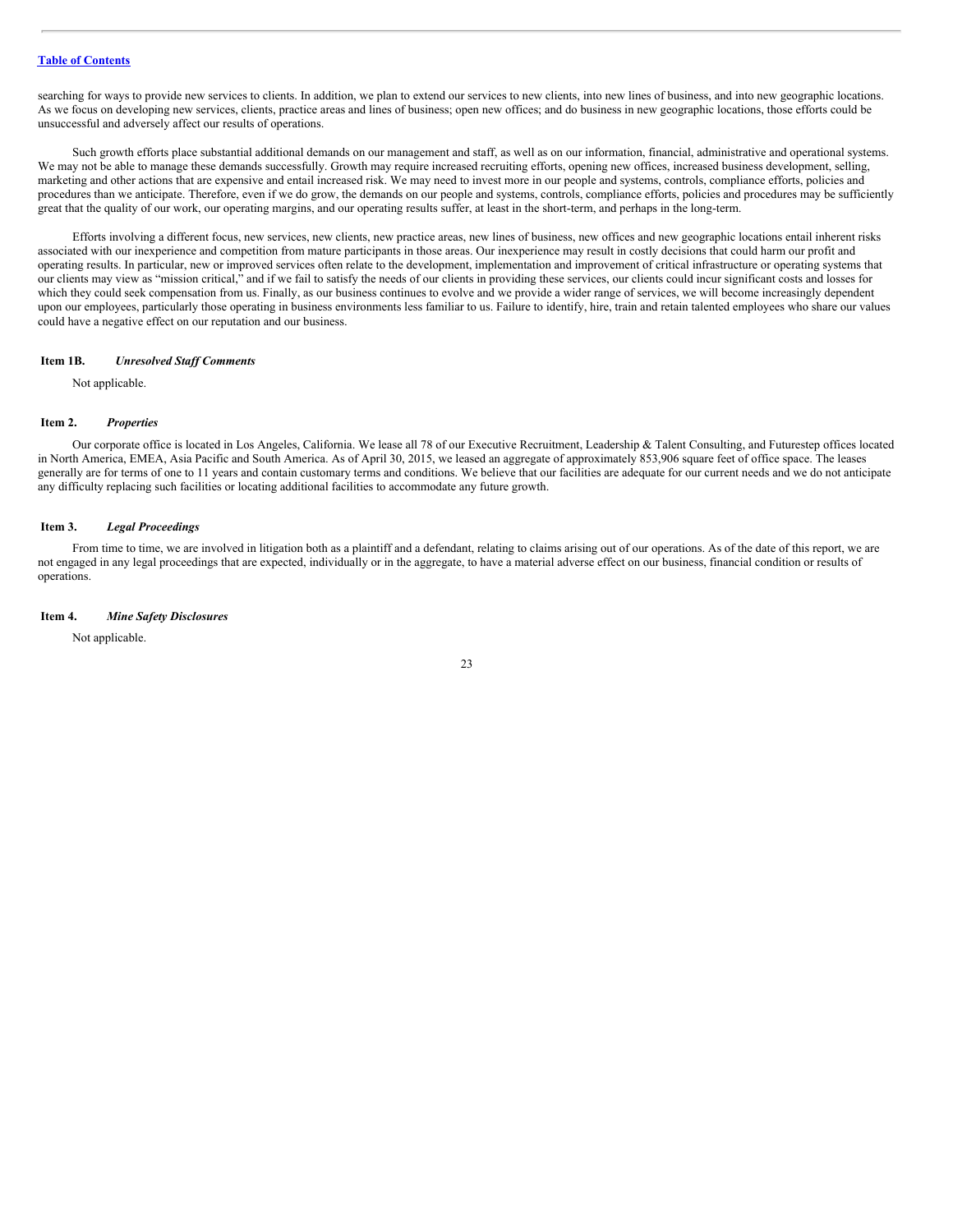searching for ways to provide new services to clients. In addition, we plan to extend our services to new clients, into new lines of business, and into new geographic locations. As we focus on developing new services, clients, practice areas and lines of business; open new offices; and do business in new geographic locations, those efforts could be unsuccessful and adversely affect our results of operations.

Such growth efforts place substantial additional demands on our management and staff, as well as on our information, financial, administrative and operational systems. We may not be able to manage these demands successfully. Growth may require increased recruiting efforts, opening new offices, increased business development, selling, marketing and other actions that are expensive and entail increased risk. We may need to invest more in our people and systems, controls, compliance efforts, policies and procedures than we anticipate. Therefore, even if we do grow, the demands on our people and systems, controls, compliance efforts, policies and procedures may be sufficiently great that the quality of our work, our operating margins, and our operating results suffer, at least in the short-term, and perhaps in the long-term.

Efforts involving a different focus, new services, new clients, new practice areas, new lines of business, new offices and new geographic locations entail inherent risks associated with our inexperience and competition from mature participants in those areas. Our inexperience may result in costly decisions that could harm our profit and operating results. In particular, new or improved services often relate to the development, implementation and improvement of critical infrastructure or operating systems that our clients may view as "mission critical," and if we fail to satisfy the needs of our clients in providing these services, our clients could incur significant costs and losses for which they could seek compensation from us. Finally, as our business continues to evolve and we provide a wider range of services, we will become increasingly dependent upon our employees, particularly those operating in business environments less familiar to us. Failure to identify, hire, train and retain talented employees who share our values could have a negative effect on our reputation and our business.

## Item 1B. *Unresolved Staff Comments*

Not applicable.

## Item 2. *Properties*

Our corporate office is located in Los Angeles, California. We lease all 78 of our Executive Recruitment, Leadership & Talent Consulting, and Futurestep offices located in North America, EMEA, Asia Pacific and South America. As of April 30, 2015, we leased an aggregate of approximately 853,906 square feet of office space. The leases generally are for terms of one to 11 years and contain customary terms and conditions. We believe that our facilities are adequate for our current needs and we do not anticipate any difficulty replacing such facilities or locating additional facilities to accommodate any future growth.

## Item 3. *Legal Proceedings*

From time to time, we are involved in litigation both as a plaintiff and a defendant, relating to claims arising out of our operations. As of the date of this report, we are not engaged in any legal proceedings that are expected, individually or in the aggregate, to have a material adverse effect on our business, financial condition or results of operations.

## Item 4. *Mine Safety Disclosures*

Not applicable.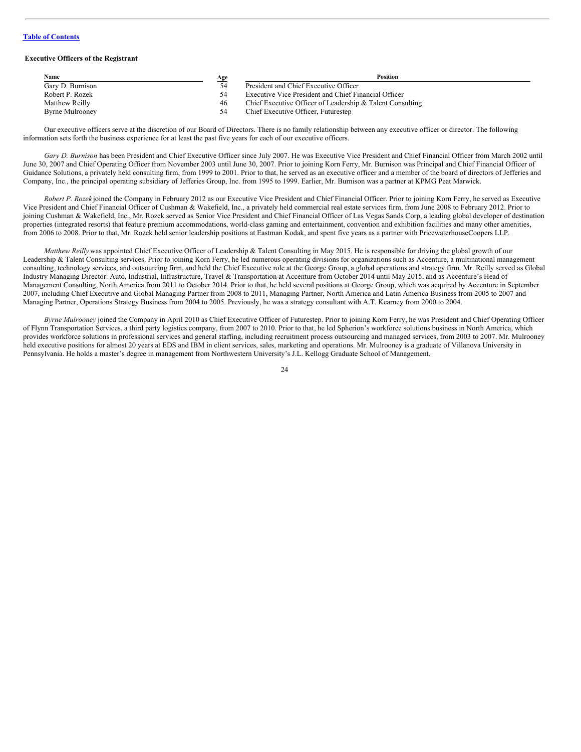**Executive Officers of the Registrant**

| Name | Age | Position |
| --- | --- | --- |
| Gary D. Burnison | 54 | President and Chief Executive Officer |
| Robert P. Rozek | 54 | Executive Vice President and Chief Financial Officer |
| Matthew Reilly | 46 | Chief Executive Officer of Leadership & Talent Consulting |
| Byrne Mulrooney | 54 | Chief Executive Officer, Futurestep |

Our executive officers serve at the discretion of our Board of Directors. There is no family relationship between any executive officer or director. The following information sets forth the business experience for at least the past five years for each of our executive officers.

*Gary D. Burnison* has been President and Chief Executive Officer since July 2007. He was Executive Vice President and Chief Financial Officer from March 2002 until June 30, 2007 and Chief Operating Officer from November 2003 until June 30, 2007. Prior to joining Korn Ferry, Mr. Burnison was Principal and Chief Financial Officer of Guidance Solutions, a privately held consulting firm, from 1999 to 2001. Prior to that, he served as an executive officer and a member of the board of directors of Jefferies and Company, Inc., the principal operating subsidiary of Jefferies Group, Inc. from 1995 to 1999. Earlier, Mr. Burnison was a partner at KPMG Peat Marwick.

*Robert P. Rozek* joined the Company in February 2012 as our Executive Vice President and Chief Financial Officer. Prior to joining Korn Ferry, he served as Executive Vice President and Chief Financial Officer of Cushman & Wakefield, Inc., a privately held commercial real estate services firm, from June 2008 to February 2012. Prior to joining Cushman & Wakefield, Inc., Mr. Rozek served as Senior Vice President and Chief Financial Officer of Las Vegas Sands Corp, a leading global developer of destination properties (integrated resorts) that feature premium accommodations, world-class gaming and entertainment, convention and exhibition facilities and many other amenities, from 2006 to 2008. Prior to that, Mr. Rozek held senior leadership positions at Eastman Kodak, and spent five years as a partner with PricewaterhouseCoopers LLP.

*Matthew Reilly* was appointed Chief Executive Officer of Leadership & Talent Consulting in May 2015. He is responsible for driving the global growth of our Leadership & Talent Consulting services. Prior to joining Korn Ferry, he led numerous operating divisions for organizations such as Accenture, a multinational management consulting, technology services, and outsourcing firm, and held the Chief Executive role at the George Group, a global operations and strategy firm. Mr. Reilly served as Global Industry Managing Director: Auto, Industrial, Infrastructure, Travel & Transportation at Accenture from October 2014 until May 2015, and as Accenture's Head of Management Consulting, North America from 2011 to October 2014. Prior to that, he held several positions at George Group, which was acquired by Accenture in September 2007, including Chief Executive and Global Managing Partner from 2008 to 2011, Managing Partner, North America and Latin America Business from 2005 to 2007 and Managing Partner, Operations Strategy Business from 2004 to 2005. Previously, he was a strategy consultant with A.T. Kearney from 2000 to 2004.

*Byrne Mulrooney* joined the Company in April 2010 as Chief Executive Officer of Futurestep. Prior to joining Korn Ferry, he was President and Chief Operating Officer of Flynn Transportation Services, a third party logistics company, from 2007 to 2010. Prior to that, he led Spherion's workforce solutions business in North America, which provides workforce solutions in professional services and general staffing, including recruitment process outsourcing and managed services, from 2003 to 2007. Mr. Mulrooney held executive positions for almost 20 years at EDS and IBM in client services, sales, marketing and operations. Mr. Mulrooney is a graduate of Villanova University in Pennsylvania. He holds a master's degree in management from Northwestern University's J.L. Kellogg Graduate School of Management.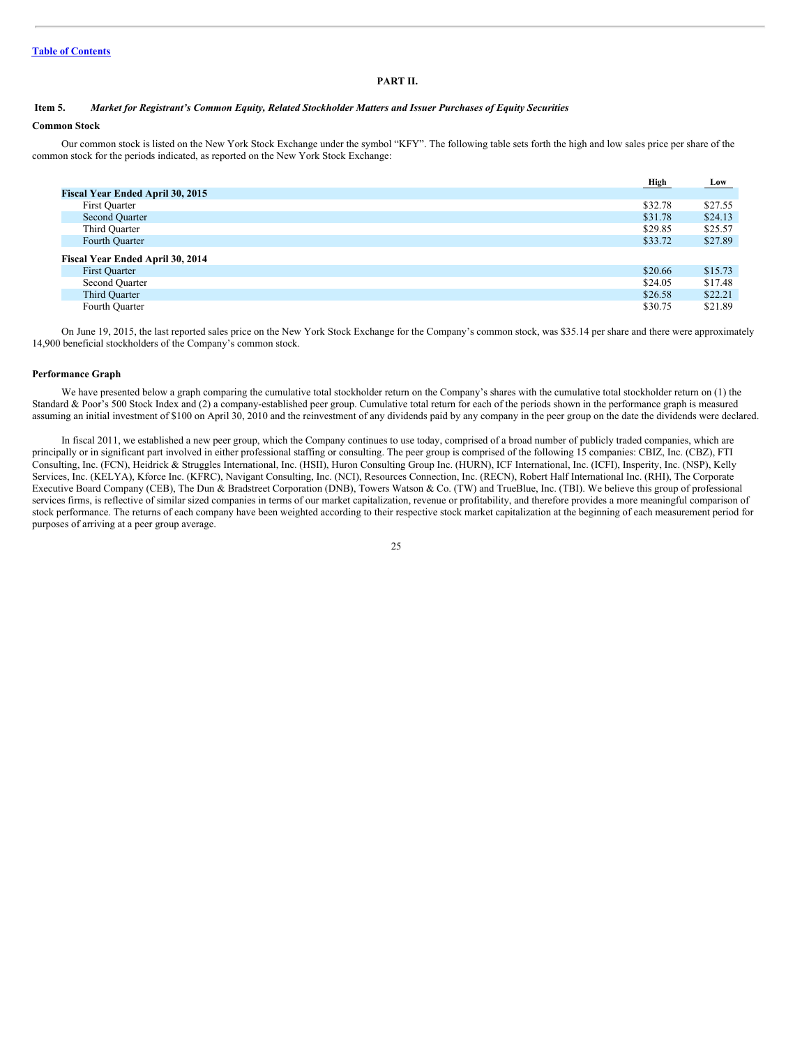[Table of Contents](#)

# PART II.

## Item 5. *Market for Registrant's Common Equity, Related Stockholder Matters and Issuer Purchases of Equity Securities*

### Common Stock

Our common stock is listed on the New York Stock Exchange under the symbol "KFY". The following table sets forth the high and low sales price per share of the common stock for the periods indicated, as reported on the New York Stock Exchange:

| | High | Low |
|---|---|---|
| **Fiscal Year Ended April 30, 2015** | | |
| First Quarter | $32.78 | $27.55 |
| Second Quarter | $31.78 | $24.13 |
| Third Quarter | $29.85 | $25.57 |
| Fourth Quarter | $33.72 | $27.89 |
| **Fiscal Year Ended April 30, 2014** | | |
| First Quarter | $20.66 | $15.73 |
| Second Quarter | $24.05 | $17.48 |
| Third Quarter | $26.58 | $22.21 |
| Fourth Quarter | $30.75 | $21.89 |

On June 19, 2015, the last reported sales price on the New York Stock Exchange for the Company's common stock, was $35.14 per share and there were approximately 14,900 beneficial stockholders of the Company's common stock.

### Performance Graph

We have presented below a graph comparing the cumulative total stockholder return on the Company's shares with the cumulative total stockholder return on (1) the Standard & Poor's 500 Stock Index and (2) a company-established peer group. Cumulative total return for each of the periods shown in the performance graph is measured assuming an initial investment of $100 on April 30, 2010 and the reinvestment of any dividends paid by any company in the peer group on the date the dividends were declared.

In fiscal 2011, we established a new peer group, which the Company continues to use today, comprised of a broad number of publicly traded companies, which are principally or in significant part involved in either professional staffing or consulting. The peer group is comprised of the following 15 companies: CBIZ, Inc. (CBZ), FTI Consulting, Inc. (FCN), Heidrick & Struggles International, Inc. (HSII), Huron Consulting Group Inc. (HURN), ICF International, Inc. (ICFI), Insperity, Inc. (NSP), Kelly Services, Inc. (KELYA), Kforce Inc. (KFRC), Navigant Consulting, Inc. (NCI), Resources Connection, Inc. (RECN), Robert Half International Inc. (RHI), The Corporate Executive Board Company (CEB), The Dun & Bradstreet Corporation (DNB), Towers Watson & Co. (TW) and TrueBlue, Inc. (TBI). We believe this group of professional services firms, is reflective of similar sized companies in terms of our market capitalization, revenue or profitability, and therefore provides a more meaningful comparison of stock performance. The returns of each company have been weighted according to their respective stock market capitalization at the beginning of each measurement period for purposes of arriving at a peer group average.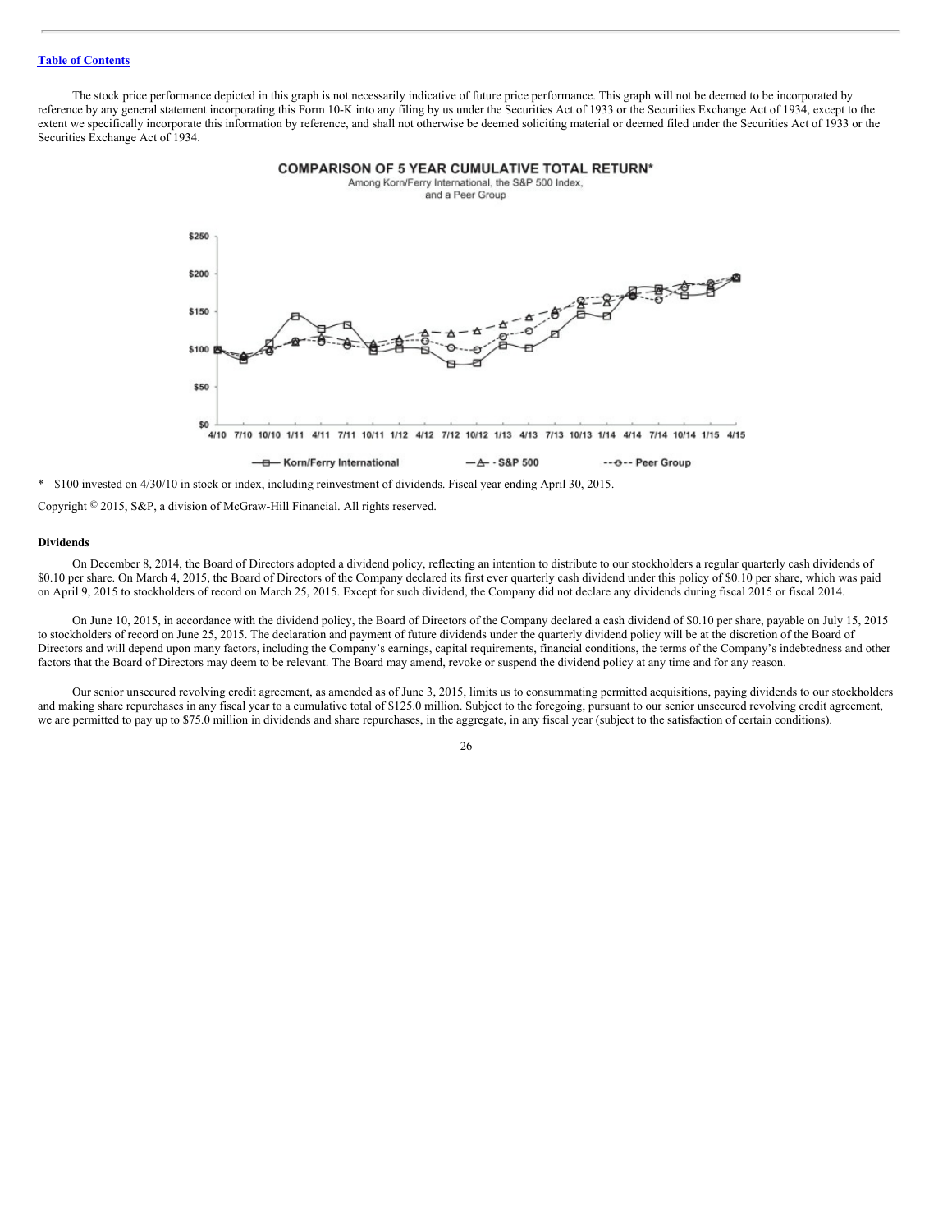The stock price performance depicted in this graph is not necessarily indicative of future price performance. This graph will not be deemed to be incorporated by reference by any general statement incorporating this Form 10-K into any filing by us under the Securities Act of 1933 or the Securities Exchange Act of 1934, except to the extent we specifically incorporate this information by reference, and shall not otherwise be deemed soliciting material or deemed filed under the Securities Act of 1933 or the Securities Exchange Act of 1934.

**COMPARISON OF 5 YEAR CUMULATIVE TOTAL RETURN***

Among Korn/Ferry International, the S&P 500 Index, and a Peer Group

\* $100 invested on 4/30/10 in stock or index, including reinvestment of dividends. Fiscal year ending April 30, 2015.

Copyright © 2015, S&P, a division of McGraw-Hill Financial. All rights reserved.

**Dividends**

On December 8, 2014, the Board of Directors adopted a dividend policy, reflecting an intention to distribute to our stockholders a regular quarterly cash dividends of $0.10 per share. On March 4, 2015, the Board of Directors of the Company declared its first ever quarterly cash dividend under this policy of $0.10 per share, which was paid on April 9, 2015 to stockholders of record on March 25, 2015. Except for such dividend, the Company did not declare any dividends during fiscal 2015 or fiscal 2014.

On June 10, 2015, in accordance with the dividend policy, the Board of Directors of the Company declared a cash dividend of $0.10 per share, payable on July 15, 2015 to stockholders of record on June 25, 2015. The declaration and payment of future dividends under the quarterly dividend policy will be at the discretion of the Board of Directors and will depend upon many factors, including the Company's earnings, capital requirements, financial conditions, the terms of the Company's indebtedness and other factors that the Board of Directors may deem to be relevant. The Board may amend, revoke or suspend the dividend policy at any time and for any reason.

Our senior unsecured revolving credit agreement, as amended as of June 3, 2015, limits us to consummating permitted acquisitions, paying dividends to our stockholders and making share repurchases in any fiscal year to a cumulative total of $125.0 million. Subject to the foregoing, pursuant to our senior unsecured revolving credit agreement, we are permitted to pay up to $75.0 million in dividends and share repurchases, in the aggregate, in any fiscal year (subject to the satisfaction of certain conditions).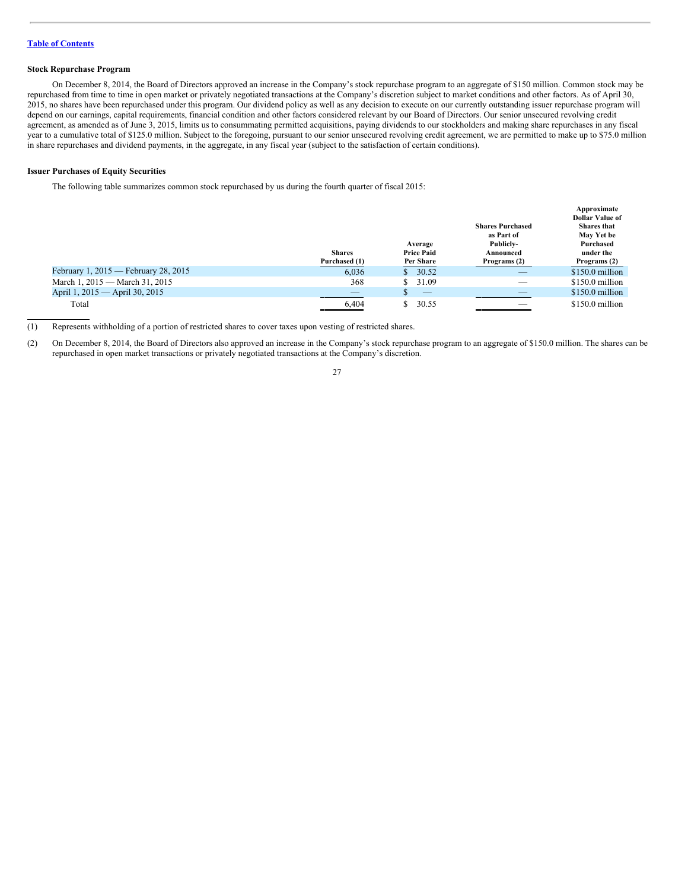[Table of Contents](#)

### Stock Repurchase Program

On December 8, 2014, the Board of Directors approved an increase in the Company's stock repurchase program to an aggregate of $150 million. Common stock may be repurchased from time to time in open market or privately negotiated transactions at the Company's discretion subject to market conditions and other factors. As of April 30, 2015, no shares have been repurchased under this program. Our dividend policy as well as any decision to execute on our currently outstanding issuer repurchase program will depend on our earnings, capital requirements, financial condition and other factors considered relevant by our Board of Directors. Our senior unsecured revolving credit agreement, as amended as of June 3, 2015, limits us to consummating permitted acquisitions, paying dividends to our stockholders and making share repurchases in any fiscal year to a cumulative total of $125.0 million. Subject to the foregoing, pursuant to our senior unsecured revolving credit agreement, we are permitted to make up to $75.0 million in share repurchases and dividend payments, in the aggregate, in any fiscal year (subject to the satisfaction of certain conditions).

### Issuer Purchases of Equity Securities

The following table summarizes common stock repurchased by us during the fourth quarter of fiscal 2015:

| | Shares Purchased (1) | Average Price Paid Per Share | Shares Purchased as Part of Publicly-Announced Programs (2) | Approximate Dollar Value of Shares that May Yet be Purchased under the Programs (2) |
|---|---|---|---|---|
| February 1, 2015 — February 28, 2015 | 6,036 | $ 30.52 | — | $150.0 million |
| March 1, 2015 — March 31, 2015 | 368 | $ 31.09 | — | $150.0 million |
| April 1, 2015 — April 30, 2015 | — | $ — | — | $150.0 million |
| Total | 6,404 | $ 30.55 | — | $150.0 million |

(1) Represents withholding of a portion of restricted shares to cover taxes upon vesting of restricted shares.

(2) On December 8, 2014, the Board of Directors also approved an increase in the Company's stock repurchase program to an aggregate of $150.0 million. The shares can be repurchased in open market transactions or privately negotiated transactions at the Company's discretion.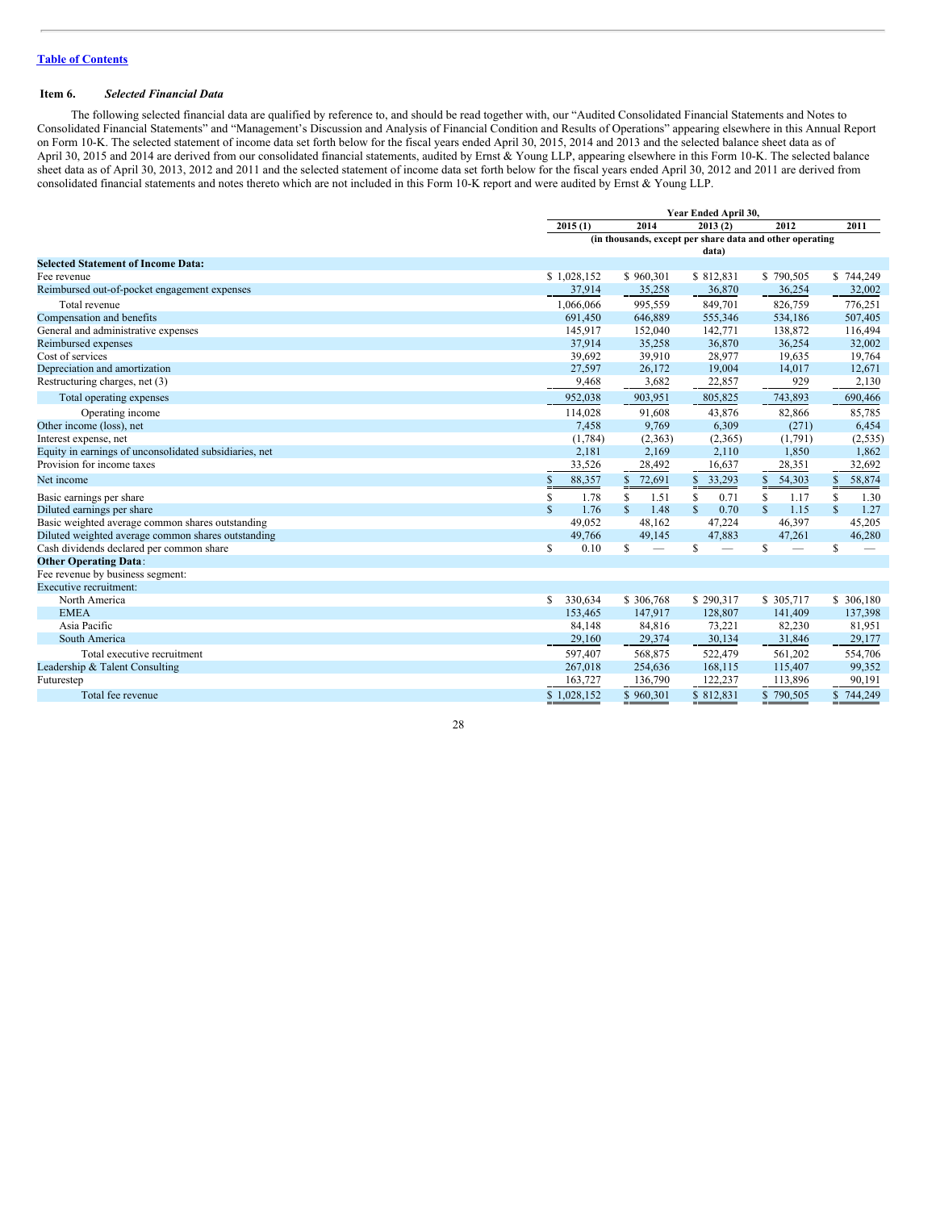Table of Contents

## Item 6. *Selected Financial Data*

The following selected financial data are qualified by reference to, and should be read together with, our "Audited Consolidated Financial Statements and Notes to Consolidated Financial Statements" and "Management's Discussion and Analysis of Financial Condition and Results of Operations" appearing elsewhere in this Annual Report on Form 10-K. The selected statement of income data set forth below for the fiscal years ended April 30, 2015, 2014 and 2013 and the selected balance sheet data as of April 30, 2015 and 2014 are derived from our consolidated financial statements, audited by Ernst & Young LLP, appearing elsewhere in this Form 10-K. The selected balance sheet data as of April 30, 2013, 2012 and 2011 and the selected statement of income data set forth below for the fiscal years ended April 30, 2012 and 2011 are derived from consolidated financial statements and notes thereto which are not included in this Form 10-K report and were audited by Ernst & Young LLP.

| | Year Ended April 30, | | | | |
|---|---|---|---|---|---|
| | 2015 (1) | 2014 | 2013 (2) | 2012 | 2011 |
| | (in thousands, except per share data and other operating data) | | | | |
| **Selected Statement of Income Data:** | | | | | |
| Fee revenue | $ 1,028,152 | $ 960,301 | $ 812,831 | $ 790,505 | $ 744,249 |
| Reimbursed out-of-pocket engagement expenses | 37,914 | 35,258 | 36,870 | 36,254 | 32,002 |
| Total revenue | 1,066,066 | 995,559 | 849,701 | 826,759 | 776,251 |
| Compensation and benefits | 691,450 | 646,889 | 555,346 | 534,186 | 507,405 |
| General and administrative expenses | 145,917 | 152,040 | 142,771 | 138,872 | 116,494 |
| Reimbursed expenses | 37,914 | 35,258 | 36,870 | 36,254 | 32,002 |
| Cost of services | 39,692 | 39,910 | 28,977 | 19,635 | 19,764 |
| Depreciation and amortization | 27,597 | 26,172 | 19,004 | 14,017 | 12,671 |
| Restructuring charges, net (3) | 9,468 | 3,682 | 22,857 | 929 | 2,130 |
| Total operating expenses | 952,038 | 903,951 | 805,825 | 743,893 | 690,466 |
| Operating income | 114,028 | 91,608 | 43,876 | 82,866 | 85,785 |
| Other income (loss), net | 7,458 | 9,769 | 6,309 | (271) | 6,454 |
| Interest expense, net | (1,784) | (2,363) | (2,365) | (1,791) | (2,535) |
| Equity in earnings of unconsolidated subsidiaries, net | 2,181 | 2,169 | 2,110 | 1,850 | 1,862 |
| Provision for income taxes | 33,526 | 28,492 | 16,637 | 28,351 | 32,692 |
| Net income | $ 88,357 | $ 72,691 | $ 33,293 | $ 54,303 | $ 58,874 |
| Basic earnings per share | $ 1.78 | $ 1.51 | $ 0.71 | $ 1.17 | $ 1.30 |
| Diluted earnings per share | $ 1.76 | $ 1.48 | $ 0.70 | $ 1.15 | $ 1.27 |
| Basic weighted average common shares outstanding | 49,052 | 48,162 | 47,224 | 46,397 | 45,205 |
| Diluted weighted average common shares outstanding | 49,766 | 49,145 | 47,883 | 47,261 | 46,280 |
| Cash dividends declared per common share | $ 0.10 | $ — | $ — | $ — | $ — |
| **Other Operating Data**: | | | | | |
| Fee revenue by business segment: | | | | | |
| Executive recruitment: | | | | | |
| North America | $ 330,634 | $ 306,768 | $ 290,317 | $ 305,717 | $ 306,180 |
| EMEA | 153,465 | 147,917 | 128,807 | 141,409 | 137,398 |
| Asia Pacific | 84,148 | 84,816 | 73,221 | 82,230 | 81,951 |
| South America | 29,160 | 29,374 | 30,134 | 31,846 | 29,177 |
| Total executive recruitment | 597,407 | 568,875 | 522,479 | 561,202 | 554,706 |
| Leadership & Talent Consulting | 267,018 | 254,636 | 168,115 | 115,407 | 99,352 |
| Futurestep | 163,727 | 136,790 | 122,237 | 113,896 | 90,191 |
| Total fee revenue | $ 1,028,152 | $ 960,301 | $ 812,831 | $ 790,505 | $ 744,249 |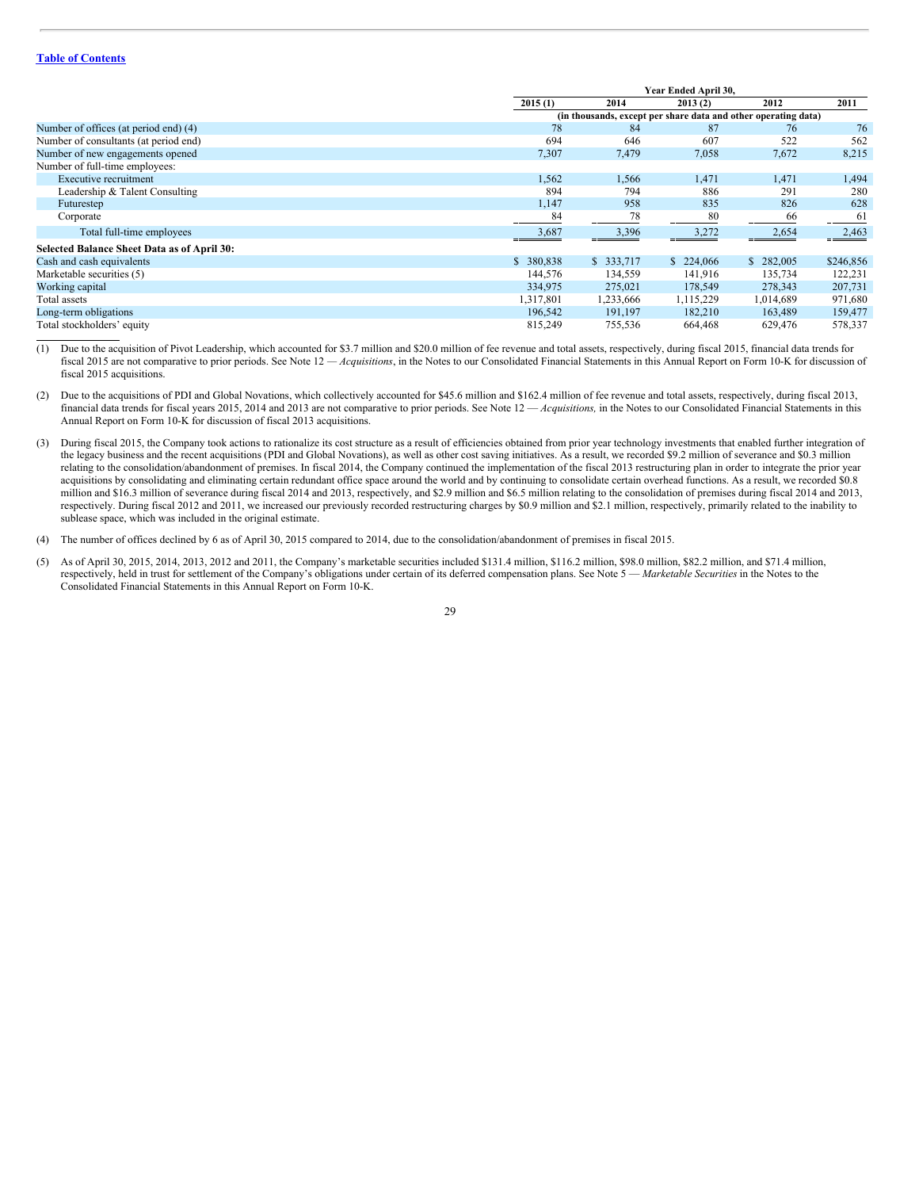[Table of Contents](#)

| | Year Ended April 30, | | | | |
|---|---|---|---|---|---|
| | 2015 (1) | 2014 | 2013 (2) | 2012 | 2011 |
| | (in thousands, except per share data and other operating data) | | | | |
| Number of offices (at period end) (4) | 78 | 84 | 87 | 76 | 76 |
| Number of consultants (at period end) | 694 | 646 | 607 | 522 | 562 |
| Number of new engagements opened | 7,307 | 7,479 | 7,058 | 7,672 | 8,215 |
| Number of full-time employees: | | | | | |
| Executive recruitment | 1,562 | 1,566 | 1,471 | 1,471 | 1,494 |
| Leadership & Talent Consulting | 894 | 794 | 886 | 291 | 280 |
| Futurestep | 1,147 | 958 | 835 | 826 | 628 |
| Corporate | 84 | 78 | 80 | 66 | 61 |
| Total full-time employees | 3,687 | 3,396 | 3,272 | 2,654 | 2,463 |
| **Selected Balance Sheet Data as of April 30:** | | | | | |
| Cash and cash equivalents | $ 380,838 | $ 333,717 | $ 224,066 | $ 282,005 | $246,856 |
| Marketable securities (5) | 144,576 | 134,559 | 141,916 | 135,734 | 122,231 |
| Working capital | 334,975 | 275,021 | 178,549 | 278,343 | 207,731 |
| Total assets | 1,317,801 | 1,233,666 | 1,115,229 | 1,014,689 | 971,680 |
| Long-term obligations | 196,542 | 191,197 | 182,210 | 163,489 | 159,477 |
| Total stockholders' equity | 815,249 | 755,536 | 664,468 | 629,476 | 578,337 |

(1) Due to the acquisition of Pivot Leadership, which accounted for $3.7 million and $20.0 million of fee revenue and total assets, respectively, during fiscal 2015, financial data trends for fiscal 2015 are not comparative to prior periods. See Note 12 — *Acquisitions*, in the Notes to our Consolidated Financial Statements in this Annual Report on Form 10-K for discussion of fiscal 2015 acquisitions.

(2) Due to the acquisitions of PDI and Global Novations, which collectively accounted for $45.6 million and $162.4 million of fee revenue and total assets, respectively, during fiscal 2013, financial data trends for fiscal years 2015, 2014 and 2013 are not comparative to prior periods. See Note 12 — *Acquisitions,* in the Notes to our Consolidated Financial Statements in this Annual Report on Form 10-K for discussion of fiscal 2013 acquisitions.

(3) During fiscal 2015, the Company took actions to rationalize its cost structure as a result of efficiencies obtained from prior year technology investments that enabled further integration of the legacy business and the recent acquisitions (PDI and Global Novations), as well as other cost saving initiatives. As a result, we recorded $9.2 million of severance and $0.3 million relating to the consolidation/abandonment of premises. In fiscal 2014, the Company continued the implementation of the fiscal 2013 restructuring plan in order to integrate the prior year acquisitions by consolidating and eliminating certain redundant office space around the world and by continuing to consolidate certain overhead functions. As a result, we recorded $0.8 million and $16.3 million of severance during fiscal 2014 and 2013, respectively, and $2.9 million and $6.5 million relating to the consolidation of premises during fiscal 2014 and 2013, respectively. During fiscal 2012 and 2011, we increased our previously recorded restructuring charges by $0.9 million and $2.1 million, respectively, primarily related to the inability to sublease space, which was included in the original estimate.

(4) The number of offices declined by 6 as of April 30, 2015 compared to 2014, due to the consolidation/abandonment of premises in fiscal 2015.

(5) As of April 30, 2015, 2014, 2013, 2012 and 2011, the Company's marketable securities included $131.4 million, $116.2 million, $98.0 million, $82.2 million, and $71.4 million, respectively, held in trust for settlement of the Company's obligations under certain of its deferred compensation plans. See Note 5 — *Marketable Securities* in the Notes to the Consolidated Financial Statements in this Annual Report on Form 10-K.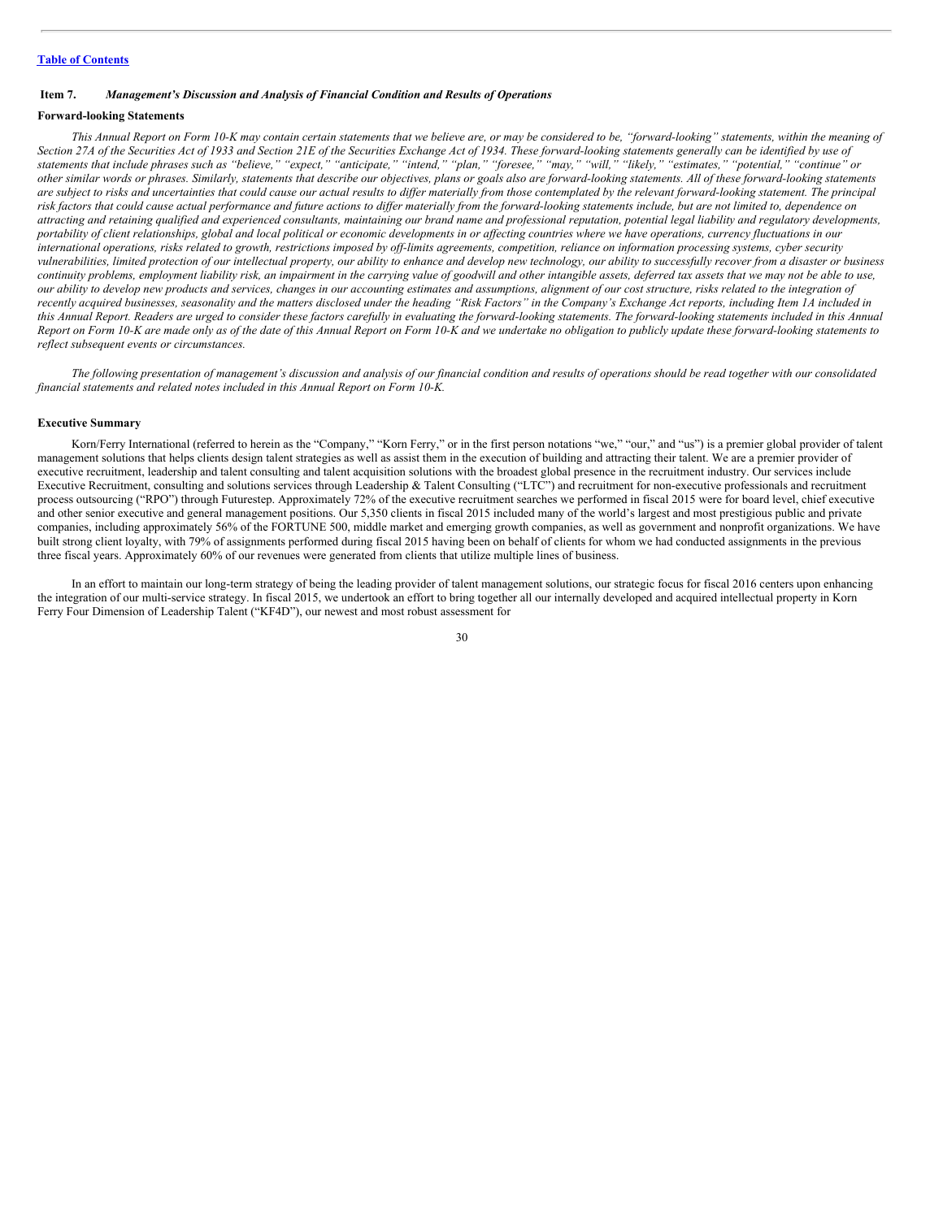**Item 7.** ***Management's Discussion and Analysis of Financial Condition and Results of Operations***

**Forward-looking Statements**

*This Annual Report on Form 10-K may contain certain statements that we believe are, or may be considered to be, "forward-looking" statements, within the meaning of Section 27A of the Securities Act of 1933 and Section 21E of the Securities Exchange Act of 1934. These forward-looking statements generally can be identified by use of statements that include phrases such as "believe," "expect," "anticipate," "intend," "plan," "foresee," "may," "will," "likely," "estimates," "potential," "continue" or other similar words or phrases. Similarly, statements that describe our objectives, plans or goals also are forward-looking statements. All of these forward-looking statements are subject to risks and uncertainties that could cause our actual results to differ materially from those contemplated by the relevant forward-looking statement. The principal risk factors that could cause actual performance and future actions to differ materially from the forward-looking statements include, but are not limited to, dependence on attracting and retaining qualified and experienced consultants, maintaining our brand name and professional reputation, potential legal liability and regulatory developments, portability of client relationships, global and local political or economic developments in or affecting countries where we have operations, currency fluctuations in our international operations, risks related to growth, restrictions imposed by off-limits agreements, competition, reliance on information processing systems, cyber security vulnerabilities, limited protection of our intellectual property, our ability to enhance and develop new technology, our ability to successfully recover from a disaster or business continuity problems, employment liability risk, an impairment in the carrying value of goodwill and other intangible assets, deferred tax assets that we may not be able to use, our ability to develop new products and services, changes in our accounting estimates and assumptions, alignment of our cost structure, risks related to the integration of recently acquired businesses, seasonality and the matters disclosed under the heading "Risk Factors" in the Company's Exchange Act reports, including Item 1A included in this Annual Report. Readers are urged to consider these factors carefully in evaluating the forward-looking statements. The forward-looking statements included in this Annual Report on Form 10-K are made only as of the date of this Annual Report on Form 10-K and we undertake no obligation to publicly update these forward-looking statements to reflect subsequent events or circumstances.*

*The following presentation of management's discussion and analysis of our financial condition and results of operations should be read together with our consolidated financial statements and related notes included in this Annual Report on Form 10-K.*

**Executive Summary**

Korn/Ferry International (referred to herein as the "Company," "Korn Ferry," or in the first person notations "we," "our," and "us") is a premier global provider of talent management solutions that helps clients design talent strategies as well as assist them in the execution of building and attracting their talent. We are a premier provider of executive recruitment, leadership and talent consulting and talent acquisition solutions with the broadest global presence in the recruitment industry. Our services include Executive Recruitment, consulting and solutions services through Leadership & Talent Consulting ("LTC") and recruitment for non-executive professionals and recruitment process outsourcing ("RPO") through Futurestep. Approximately 72% of the executive recruitment searches we performed in fiscal 2015 were for board level, chief executive and other senior executive and general management positions. Our 5,350 clients in fiscal 2015 included many of the world's largest and most prestigious public and private companies, including approximately 56% of the FORTUNE 500, middle market and emerging growth companies, as well as government and nonprofit organizations. We have built strong client loyalty, with 79% of assignments performed during fiscal 2015 having been on behalf of clients for whom we had conducted assignments in the previous three fiscal years. Approximately 60% of our revenues were generated from clients that utilize multiple lines of business.

In an effort to maintain our long-term strategy of being the leading provider of talent management solutions, our strategic focus for fiscal 2016 centers upon enhancing the integration of our multi-service strategy. In fiscal 2015, we undertook an effort to bring together all our internally developed and acquired intellectual property in Korn Ferry Four Dimension of Leadership Talent ("KF4D"), our newest and most robust assessment for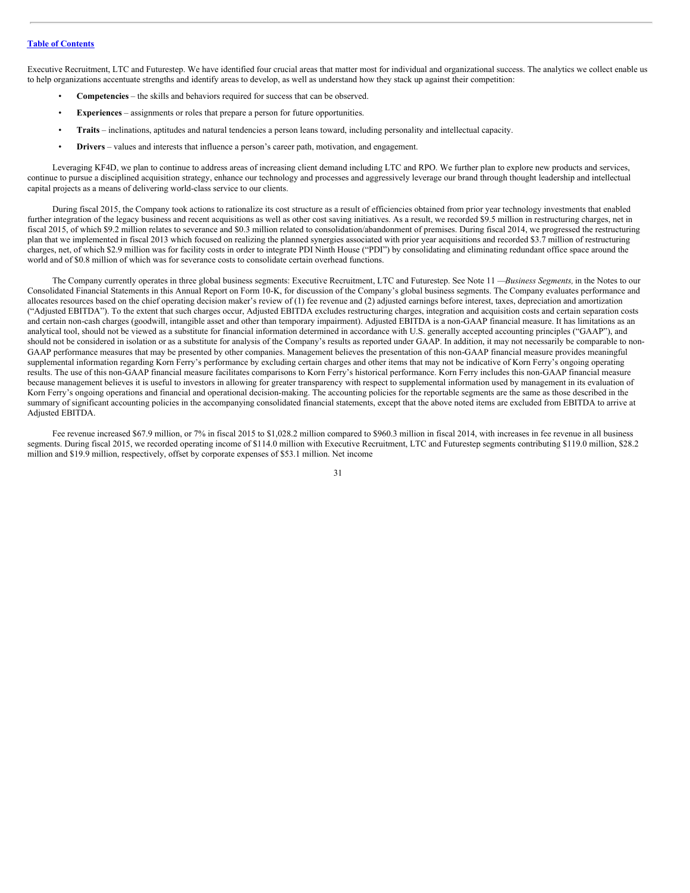Executive Recruitment, LTC and Futurestep. We have identified four crucial areas that matter most for individual and organizational success. The analytics we collect enable us to help organizations accentuate strengths and identify areas to develop, as well as understand how they stack up against their competition:

- **Competencies** – the skills and behaviors required for success that can be observed.
- **Experiences** – assignments or roles that prepare a person for future opportunities.
- **Traits** – inclinations, aptitudes and natural tendencies a person leans toward, including personality and intellectual capacity.
- **Drivers** – values and interests that influence a person's career path, motivation, and engagement.

Leveraging KF4D, we plan to continue to address areas of increasing client demand including LTC and RPO. We further plan to explore new products and services, continue to pursue a disciplined acquisition strategy, enhance our technology and processes and aggressively leverage our brand through thought leadership and intellectual capital projects as a means of delivering world-class service to our clients.

During fiscal 2015, the Company took actions to rationalize its cost structure as a result of efficiencies obtained from prior year technology investments that enabled further integration of the legacy business and recent acquisitions as well as other cost saving initiatives. As a result, we recorded $9.5 million in restructuring charges, net in fiscal 2015, of which $9.2 million relates to severance and $0.3 million related to consolidation/abandonment of premises. During fiscal 2014, we progressed the restructuring plan that we implemented in fiscal 2013 which focused on realizing the planned synergies associated with prior year acquisitions and recorded $3.7 million of restructuring charges, net, of which $2.9 million was for facility costs in order to integrate PDI Ninth House ("PDI") by consolidating and eliminating redundant office space around the world and of $0.8 million of which was for severance costs to consolidate certain overhead functions.

The Company currently operates in three global business segments: Executive Recruitment, LTC and Futurestep. See Note 11 —*Business Segments,* in the Notes to our Consolidated Financial Statements in this Annual Report on Form 10-K, for discussion of the Company's global business segments. The Company evaluates performance and allocates resources based on the chief operating decision maker's review of (1) fee revenue and (2) adjusted earnings before interest, taxes, depreciation and amortization ("Adjusted EBITDA"). To the extent that such charges occur, Adjusted EBITDA excludes restructuring charges, integration and acquisition costs and certain separation costs and certain non-cash charges (goodwill, intangible asset and other than temporary impairment). Adjusted EBITDA is a non-GAAP financial measure. It has limitations as an analytical tool, should not be viewed as a substitute for financial information determined in accordance with U.S. generally accepted accounting principles ("GAAP"), and should not be considered in isolation or as a substitute for analysis of the Company's results as reported under GAAP. In addition, it may not necessarily be comparable to non-GAAP performance measures that may be presented by other companies. Management believes the presentation of this non-GAAP financial measure provides meaningful supplemental information regarding Korn Ferry's performance by excluding certain charges and other items that may not be indicative of Korn Ferry's ongoing operating results. The use of this non-GAAP financial measure facilitates comparisons to Korn Ferry's historical performance. Korn Ferry includes this non-GAAP financial measure because management believes it is useful to investors in allowing for greater transparency with respect to supplemental information used by management in its evaluation of Korn Ferry's ongoing operations and financial and operational decision-making. The accounting policies for the reportable segments are the same as those described in the summary of significant accounting policies in the accompanying consolidated financial statements, except that the above noted items are excluded from EBITDA to arrive at Adjusted EBITDA.

Fee revenue increased $67.9 million, or 7% in fiscal 2015 to $1,028.2 million compared to $960.3 million in fiscal 2014, with increases in fee revenue in all business segments. During fiscal 2015, we recorded operating income of $114.0 million with Executive Recruitment, LTC and Futurestep segments contributing $119.0 million, $28.2 million and $19.9 million, respectively, offset by corporate expenses of $53.1 million. Net income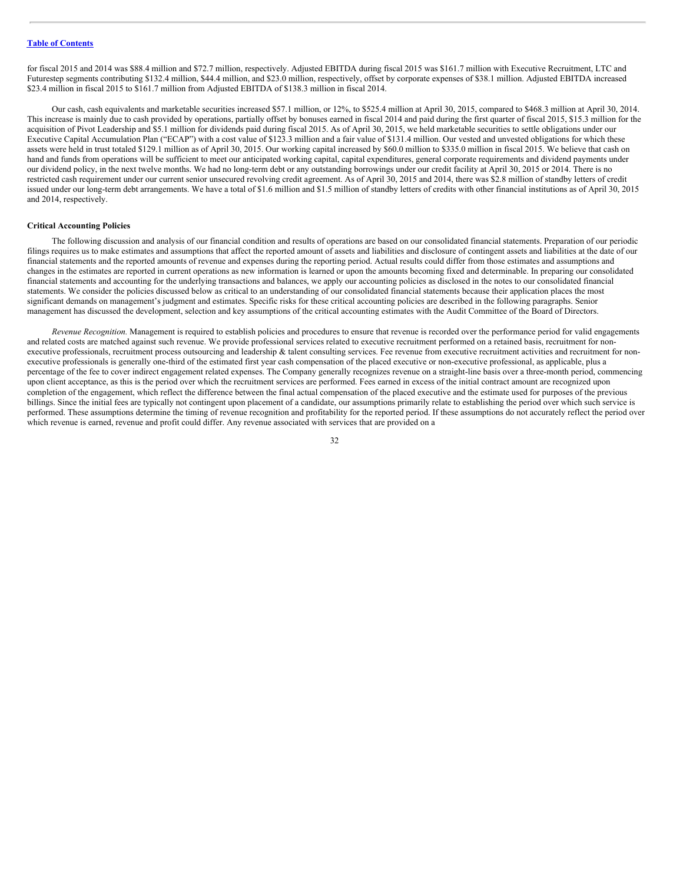for fiscal 2015 and 2014 was $88.4 million and $72.7 million, respectively. Adjusted EBITDA during fiscal 2015 was $161.7 million with Executive Recruitment, LTC and Futurestep segments contributing $132.4 million, $44.4 million, and $23.0 million, respectively, offset by corporate expenses of $38.1 million. Adjusted EBITDA increased $23.4 million in fiscal 2015 to $161.7 million from Adjusted EBITDA of $138.3 million in fiscal 2014.

Our cash, cash equivalents and marketable securities increased $57.1 million, or 12%, to $525.4 million at April 30, 2015, compared to $468.3 million at April 30, 2014. This increase is mainly due to cash provided by operations, partially offset by bonuses earned in fiscal 2014 and paid during the first quarter of fiscal 2015, $15.3 million for the acquisition of Pivot Leadership and $5.1 million for dividends paid during fiscal 2015. As of April 30, 2015, we held marketable securities to settle obligations under our Executive Capital Accumulation Plan ("ECAP") with a cost value of $123.3 million and a fair value of $131.4 million. Our vested and unvested obligations for which these assets were held in trust totaled $129.1 million as of April 30, 2015. Our working capital increased by $60.0 million to $335.0 million in fiscal 2015. We believe that cash on hand and funds from operations will be sufficient to meet our anticipated working capital, capital expenditures, general corporate requirements and dividend payments under our dividend policy, in the next twelve months. We had no long-term debt or any outstanding borrowings under our credit facility at April 30, 2015 or 2014. There is no restricted cash requirement under our current senior unsecured revolving credit agreement. As of April 30, 2015 and 2014, there was $2.8 million of standby letters of credit issued under our long-term debt arrangements. We have a total of $1.6 million and $1.5 million of standby letters of credits with other financial institutions as of April 30, 2015 and 2014, respectively.

**Critical Accounting Policies**

The following discussion and analysis of our financial condition and results of operations are based on our consolidated financial statements. Preparation of our periodic filings requires us to make estimates and assumptions that affect the reported amount of assets and liabilities and disclosure of contingent assets and liabilities at the date of our financial statements and the reported amounts of revenue and expenses during the reporting period. Actual results could differ from those estimates and assumptions and changes in the estimates are reported in current operations as new information is learned or upon the amounts becoming fixed and determinable. In preparing our consolidated financial statements and accounting for the underlying transactions and balances, we apply our accounting policies as disclosed in the notes to our consolidated financial statements. We consider the policies discussed below as critical to an understanding of our consolidated financial statements because their application places the most significant demands on management's judgment and estimates. Specific risks for these critical accounting policies are described in the following paragraphs. Senior management has discussed the development, selection and key assumptions of the critical accounting estimates with the Audit Committee of the Board of Directors.

*Revenue Recognition.* Management is required to establish policies and procedures to ensure that revenue is recorded over the performance period for valid engagements and related costs are matched against such revenue. We provide professional services related to executive recruitment performed on a retained basis, recruitment for non-executive professionals, recruitment process outsourcing and leadership & talent consulting services. Fee revenue from executive recruitment activities and recruitment for non-executive professionals is generally one-third of the estimated first year cash compensation of the placed executive or non-executive professional, as applicable, plus a percentage of the fee to cover indirect engagement related expenses. The Company generally recognizes revenue on a straight-line basis over a three-month period, commencing upon client acceptance, as this is the period over which the recruitment services are performed. Fees earned in excess of the initial contract amount are recognized upon completion of the engagement, which reflect the difference between the final actual compensation of the placed executive and the estimate used for purposes of the previous billings. Since the initial fees are typically not contingent upon placement of a candidate, our assumptions primarily relate to establishing the period over which such service is performed. These assumptions determine the timing of revenue recognition and profitability for the reported period. If these assumptions do not accurately reflect the period over which revenue is earned, revenue and profit could differ. Any revenue associated with services that are provided on a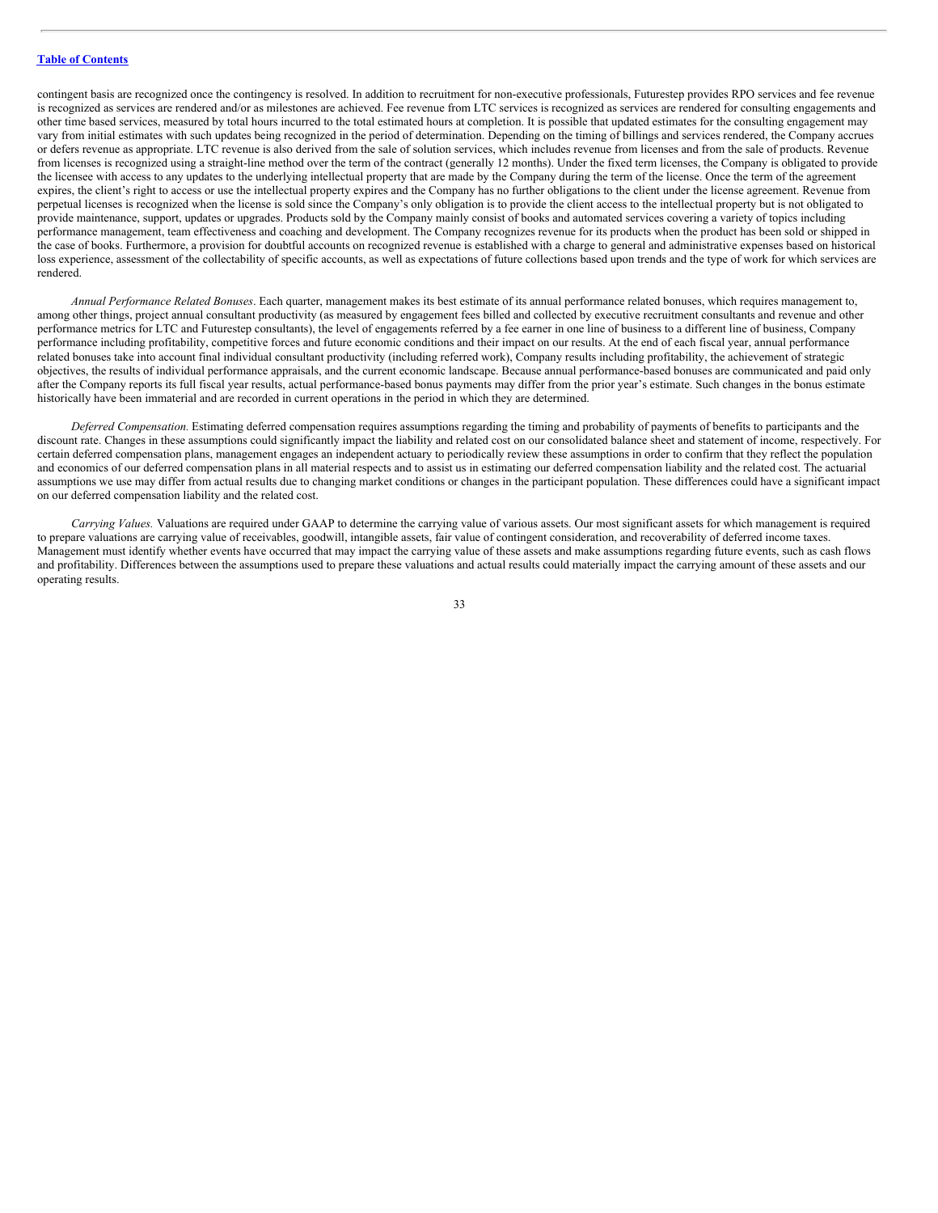contingent basis are recognized once the contingency is resolved. In addition to recruitment for non-executive professionals, Futurestep provides RPO services and fee revenue is recognized as services are rendered and/or as milestones are achieved. Fee revenue from LTC services is recognized as services are rendered for consulting engagements and other time based services, measured by total hours incurred to the total estimated hours at completion. It is possible that updated estimates for the consulting engagement may vary from initial estimates with such updates being recognized in the period of determination. Depending on the timing of billings and services rendered, the Company accrues or defers revenue as appropriate. LTC revenue is also derived from the sale of solution services, which includes revenue from licenses and from the sale of products. Revenue from licenses is recognized using a straight-line method over the term of the contract (generally 12 months). Under the fixed term licenses, the Company is obligated to provide the licensee with access to any updates to the underlying intellectual property that are made by the Company during the term of the license. Once the term of the agreement expires, the client's right to access or use the intellectual property expires and the Company has no further obligations to the client under the license agreement. Revenue from perpetual licenses is recognized when the license is sold since the Company's only obligation is to provide the client access to the intellectual property but is not obligated to provide maintenance, support, updates or upgrades. Products sold by the Company mainly consist of books and automated services covering a variety of topics including performance management, team effectiveness and coaching and development. The Company recognizes revenue for its products when the product has been sold or shipped in the case of books. Furthermore, a provision for doubtful accounts on recognized revenue is established with a charge to general and administrative expenses based on historical loss experience, assessment of the collectability of specific accounts, as well as expectations of future collections based upon trends and the type of work for which services are rendered.

*Annual Performance Related Bonuses*. Each quarter, management makes its best estimate of its annual performance related bonuses, which requires management to, among other things, project annual consultant productivity (as measured by engagement fees billed and collected by executive recruitment consultants and revenue and other performance metrics for LTC and Futurestep consultants), the level of engagements referred by a fee earner in one line of business to a different line of business, Company performance including profitability, competitive forces and future economic conditions and their impact on our results. At the end of each fiscal year, annual performance related bonuses take into account final individual consultant productivity (including referred work), Company results including profitability, the achievement of strategic objectives, the results of individual performance appraisals, and the current economic landscape. Because annual performance-based bonuses are communicated and paid only after the Company reports its full fiscal year results, actual performance-based bonus payments may differ from the prior year's estimate. Such changes in the bonus estimate historically have been immaterial and are recorded in current operations in the period in which they are determined.

*Deferred Compensation.* Estimating deferred compensation requires assumptions regarding the timing and probability of payments of benefits to participants and the discount rate. Changes in these assumptions could significantly impact the liability and related cost on our consolidated balance sheet and statement of income, respectively. For certain deferred compensation plans, management engages an independent actuary to periodically review these assumptions in order to confirm that they reflect the population and economics of our deferred compensation plans in all material respects and to assist us in estimating our deferred compensation liability and the related cost. The actuarial assumptions we use may differ from actual results due to changing market conditions or changes in the participant population. These differences could have a significant impact on our deferred compensation liability and the related cost.

*Carrying Values.* Valuations are required under GAAP to determine the carrying value of various assets. Our most significant assets for which management is required to prepare valuations are carrying value of receivables, goodwill, intangible assets, fair value of contingent consideration, and recoverability of deferred income taxes. Management must identify whether events have occurred that may impact the carrying value of these assets and make assumptions regarding future events, such as cash flows and profitability. Differences between the assumptions used to prepare these valuations and actual results could materially impact the carrying amount of these assets and our operating results.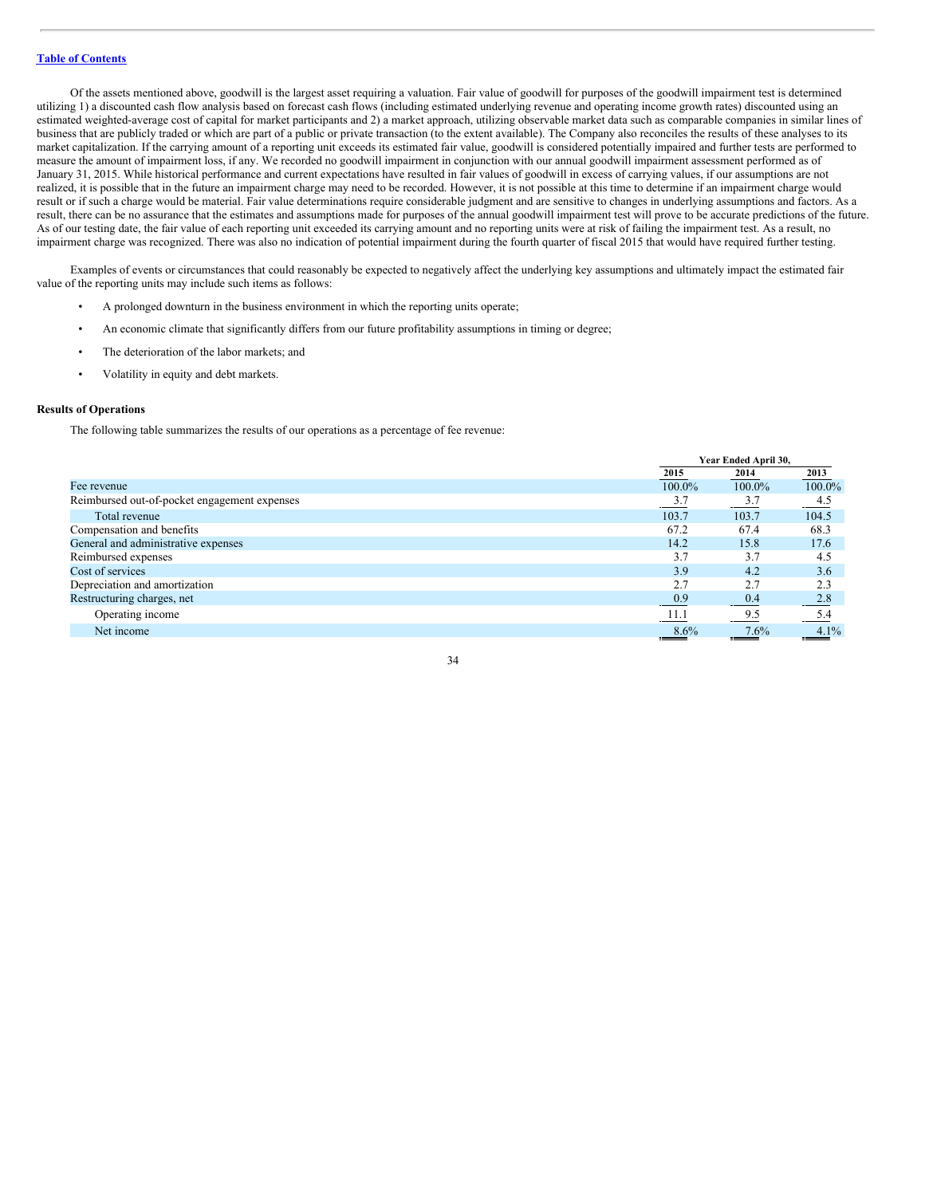Of the assets mentioned above, goodwill is the largest asset requiring a valuation. Fair value of goodwill for purposes of the goodwill impairment test is determined utilizing 1) a discounted cash flow analysis based on forecast cash flows (including estimated underlying revenue and operating income growth rates) discounted using an estimated weighted-average cost of capital for market participants and 2) a market approach, utilizing observable market data such as comparable companies in similar lines of business that are publicly traded or which are part of a public or private transaction (to the extent available). The Company also reconciles the results of these analyses to its market capitalization. If the carrying amount of a reporting unit exceeds its estimated fair value, goodwill is considered potentially impaired and further tests are performed to measure the amount of impairment loss, if any. We recorded no goodwill impairment in conjunction with our annual goodwill impairment assessment performed as of January 31, 2015. While historical performance and current expectations have resulted in fair values of goodwill in excess of carrying values, if our assumptions are not realized, it is possible that in the future an impairment charge may need to be recorded. However, it is not possible at this time to determine if an impairment charge would result or if such a charge would be material. Fair value determinations require considerable judgment and are sensitive to changes in underlying assumptions and factors. As a result, there can be no assurance that the estimates and assumptions made for purposes of the annual goodwill impairment test will prove to be accurate predictions of the future. As of our testing date, the fair value of each reporting unit exceeded its carrying amount and no reporting units were at risk of failing the impairment test. As a result, no impairment charge was recognized. There was also no indication of potential impairment during the fourth quarter of fiscal 2015 that would have required further testing.

Examples of events or circumstances that could reasonably be expected to negatively affect the underlying key assumptions and ultimately impact the estimated fair value of the reporting units may include such items as follows:

- A prolonged downturn in the business environment in which the reporting units operate;
- An economic climate that significantly differs from our future profitability assumptions in timing or degree;
- The deterioration of the labor markets; and
- Volatility in equity and debt markets.

**Results of Operations**

The following table summarizes the results of our operations as a percentage of fee revenue:

| | Year Ended April 30, | | |
|---|---|---|---|
| | 2015 | 2014 | 2013 |
| Fee revenue | 100.0% | 100.0% | 100.0% |
| Reimbursed out-of-pocket engagement expenses | 3.7 | 3.7 | 4.5 |
| Total revenue | 103.7 | 103.7 | 104.5 |
| Compensation and benefits | 67.2 | 67.4 | 68.3 |
| General and administrative expenses | 14.2 | 15.8 | 17.6 |
| Reimbursed expenses | 3.7 | 3.7 | 4.5 |
| Cost of services | 3.9 | 4.2 | 3.6 |
| Depreciation and amortization | 2.7 | 2.7 | 2.3 |
| Restructuring charges, net | 0.9 | 0.4 | 2.8 |
| Operating income | 11.1 | 9.5 | 5.4 |
| Net income | 8.6% | 7.6% | 4.1% |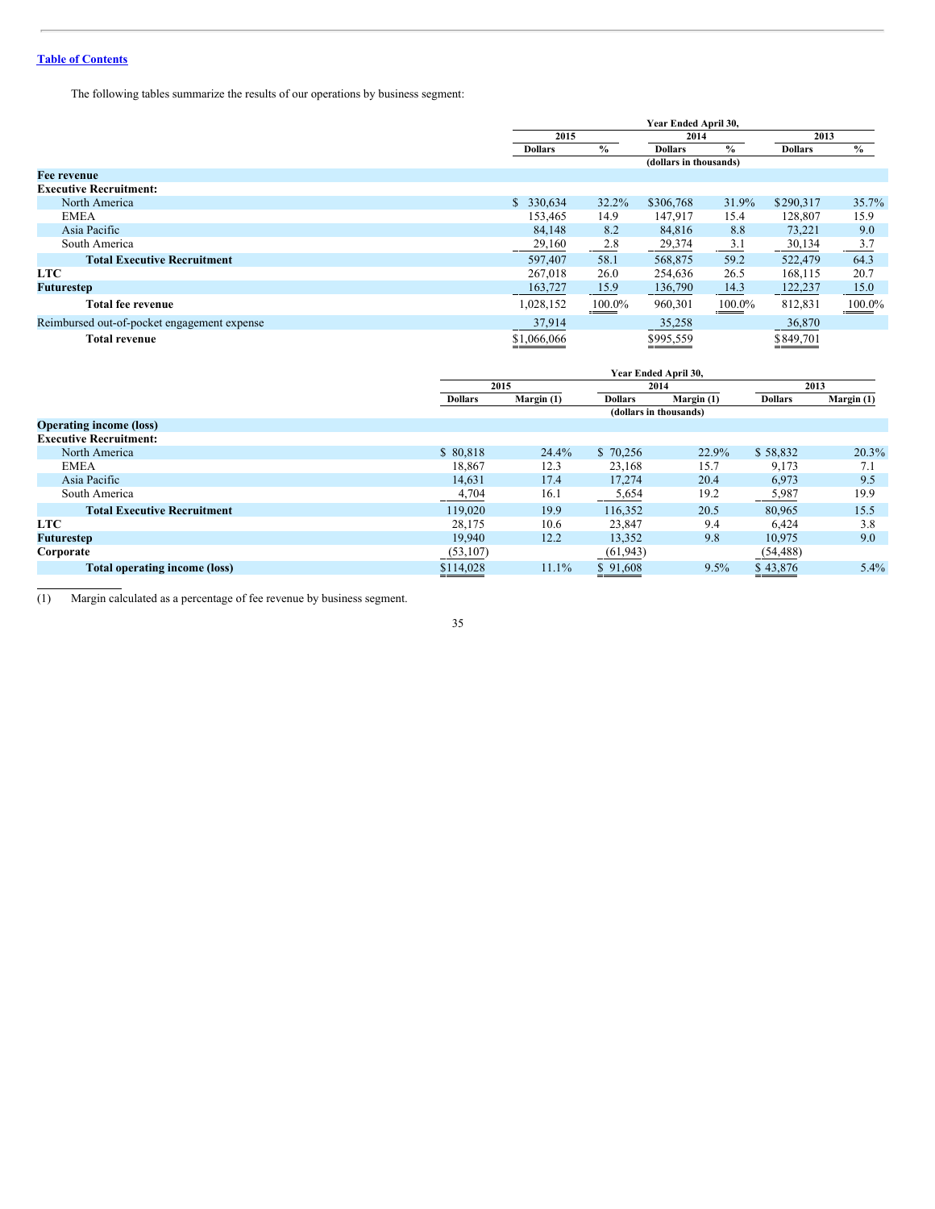The following tables summarize the results of our operations by business segment:

| | Year Ended April 30, | | | | | |
|---|---|---|---|---|---|---|
| | 2015 | | 2014 | | 2013 | |
| | Dollars | % | Dollars | % | Dollars | % |
| | (dollars in thousands) | | | | | |
| **Fee revenue** | | | | | | |
| **Executive Recruitment:** | | | | | | |
| North America | $ 330,634 | 32.2% | $306,768 | 31.9% | $290,317 | 35.7% |
| EMEA | 153,465 | 14.9 | 147,917 | 15.4 | 128,807 | 15.9 |
| Asia Pacific | 84,148 | 8.2 | 84,816 | 8.8 | 73,221 | 9.0 |
| South America | 29,160 | 2.8 | 29,374 | 3.1 | 30,134 | 3.7 |
| **Total Executive Recruitment** | 597,407 | 58.1 | 568,875 | 59.2 | 522,479 | 64.3 |
| **LTC** | 267,018 | 26.0 | 254,636 | 26.5 | 168,115 | 20.7 |
| **Futurestep** | 163,727 | 15.9 | 136,790 | 14.3 | 122,237 | 15.0 |
| **Total fee revenue** | 1,028,152 | 100.0% | 960,301 | 100.0% | 812,831 | 100.0% |
| Reimbursed out-of-pocket engagement expense | 37,914 | | 35,258 | | 36,870 | |
| **Total revenue** | $1,066,066 | | $995,559 | | $849,701 | |

| | Year Ended April 30, | | | | | |
|---|---|---|---|---|---|---|
| | 2015 | | 2014 | | 2013 | |
| | Dollars | Margin (1) | Dollars | Margin (1) | Dollars | Margin (1) |
| | (dollars in thousands) | | | | | |
| **Operating income (loss)** | | | | | | |
| **Executive Recruitment:** | | | | | | |
| North America | $ 80,818 | 24.4% | $ 70,256 | 22.9% | $ 58,832 | 20.3% |
| EMEA | 18,867 | 12.3 | 23,168 | 15.7 | 9,173 | 7.1 |
| Asia Pacific | 14,631 | 17.4 | 17,274 | 20.4 | 6,973 | 9.5 |
| South America | 4,704 | 16.1 | 5,654 | 19.2 | 5,987 | 19.9 |
| **Total Executive Recruitment** | 119,020 | 19.9 | 116,352 | 20.5 | 80,965 | 15.5 |
| **LTC** | 28,175 | 10.6 | 23,847 | 9.4 | 6,424 | 3.8 |
| **Futurestep** | 19,940 | 12.2 | 13,352 | 9.8 | 10,975 | 9.0 |
| **Corporate** | (53,107) | | (61,943) | | (54,488) | |
| **Total operating income (loss)** | $114,028 | 11.1% | $ 91,608 | 9.5% | $ 43,876 | 5.4% |

(1) Margin calculated as a percentage of fee revenue by business segment.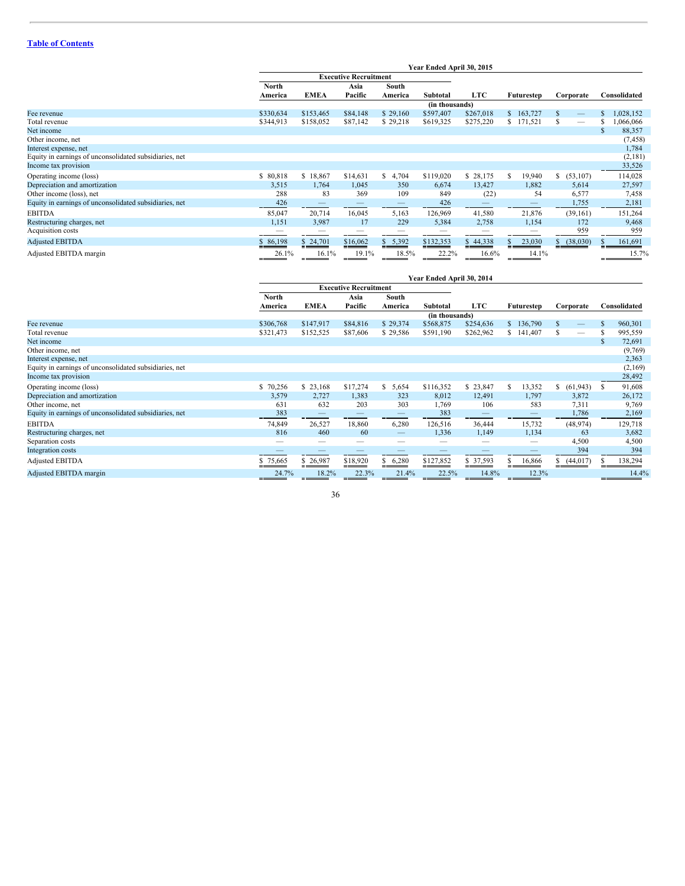[Table of Contents](#)

| | Year Ended April 30, 2015 | | | | | | | | |
|---|---|---|---|---|---|---|---|---|---|
| | Executive Recruitment | | | | | | | | |
| | North America | EMEA | Asia Pacific | South America | Subtotal | LTC | Futurestep | Corporate | Consolidated |
| | (in thousands) | | | | | | | | |
| Fee revenue | $330,634 | $153,465 | $84,148 | $ 29,160 | $597,407 | $267,018 | $ 163,727 | $ — | $ 1,028,152 |
| Total revenue | $344,913 | $158,052 | $87,142 | $ 29,218 | $619,325 | $275,220 | $ 171,521 | $ — | $ 1,066,066 |
| Net income | | | | | | | | | $ 88,357 |
| Other income, net | | | | | | | | | (7,458) |
| Interest expense, net | | | | | | | | | 1,784 |
| Equity in earnings of unconsolidated subsidiaries, net | | | | | | | | | (2,181) |
| Income tax provision | | | | | | | | | 33,526 |
| Operating income (loss) | $ 80,818 | $ 18,867 | $14,631 | $ 4,704 | $119,020 | $ 28,175 | $ 19,940 | $ (53,107) | 114,028 |
| Depreciation and amortization | 3,515 | 1,764 | 1,045 | 350 | 6,674 | 13,427 | 1,882 | 5,614 | 27,597 |
| Other income (loss), net | 288 | 83 | 369 | 109 | 849 | (22) | 54 | 6,577 | 7,458 |
| Equity in earnings of unconsolidated subsidiaries, net | 426 | — | — | — | 426 | — | — | 1,755 | 2,181 |
| EBITDA | 85,047 | 20,714 | 16,045 | 5,163 | 126,969 | 41,580 | 21,876 | (39,161) | 151,264 |
| Restructuring charges, net | 1,151 | 3,987 | 17 | 229 | 5,384 | 2,758 | 1,154 | 172 | 9,468 |
| Acquisition costs | — | — | — | — | — | — | — | 959 | 959 |
| Adjusted EBITDA | $ 86,198 | $ 24,701 | $16,062 | $ 5,392 | $132,353 | $ 44,338 | $ 23,030 | $ (38,030) | $ 161,691 |
| Adjusted EBITDA margin | 26.1% | 16.1% | 19.1% | 18.5% | 22.2% | 16.6% | 14.1% | | 15.7% |

| | Year Ended April 30, 2014 | | | | | | | | |
|---|---|---|---|---|---|---|---|---|---|
| | Executive Recruitment | | | | | | | | |
| | North America | EMEA | Asia Pacific | South America | Subtotal | LTC | Futurestep | Corporate | Consolidated |
| | (in thousands) | | | | | | | | |
| Fee revenue | $306,768 | $147,917 | $84,816 | $ 29,374 | $568,875 | $254,636 | $ 136,790 | $ — | $ 960,301 |
| Total revenue | $321,473 | $152,525 | $87,606 | $ 29,586 | $591,190 | $262,962 | $ 141,407 | $ — | $ 995,559 |
| Net income | | | | | | | | | $ 72,691 |
| Other income, net | | | | | | | | | (9,769) |
| Interest expense, net | | | | | | | | | 2,363 |
| Equity in earnings of unconsolidated subsidiaries, net | | | | | | | | | (2,169) |
| Income tax provision | | | | | | | | | 28,492 |
| Operating income (loss) | $ 70,256 | $ 23,168 | $17,274 | $ 5,654 | $116,352 | $ 23,847 | $ 13,352 | $ (61,943) | $ 91,608 |
| Depreciation and amortization | 3,579 | 2,727 | 1,383 | 323 | 8,012 | 12,491 | 1,797 | 3,872 | 26,172 |
| Other income, net | 631 | 632 | 203 | 303 | 1,769 | 106 | 583 | 7,311 | 9,769 |
| Equity in earnings of unconsolidated subsidiaries, net | 383 | — | — | — | 383 | — | — | 1,786 | 2,169 |
| EBITDA | 74,849 | 26,527 | 18,860 | 6,280 | 126,516 | 36,444 | 15,732 | (48,974) | 129,718 |
| Restructuring charges, net | 816 | 460 | 60 | — | 1,336 | 1,149 | 1,134 | 63 | 3,682 |
| Separation costs | — | — | — | — | — | — | — | 4,500 | 4,500 |
| Integration costs | — | — | — | — | — | — | — | 394 | 394 |
| Adjusted EBITDA | $ 75,665 | $ 26,987 | $18,920 | $ 6,280 | $127,852 | $ 37,593 | $ 16,866 | $ (44,017) | $ 138,294 |
| Adjusted EBITDA margin | 24.7% | 18.2% | 22.3% | 21.4% | 22.5% | 14.8% | 12.3% | | 14.4% |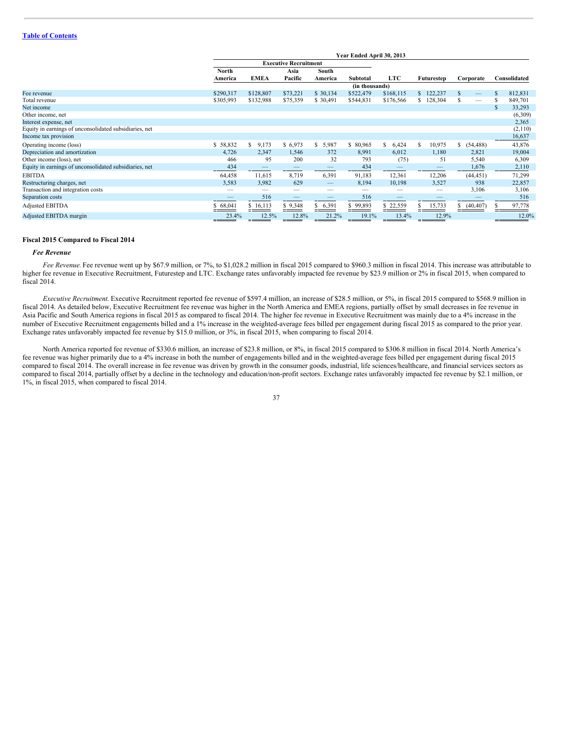[Table of Contents](#)

| | Year Ended April 30, 2013 | | | | | | | | |
|---|---|---|---|---|---|---|---|---|---|
| | Executive Recruitment | | | | | | | | |
| | North America | EMEA | Asia Pacific | South America | Subtotal | LTC | Futurestep | Corporate | Consolidated |
| | (in thousands) | | | | | | | | |
| Fee revenue | $290,317 | $128,807 | $73,221 | $ 30,134 | $522,479 | $168,115 | $ 122,237 | $ — | $ 812,831 |
| Total revenue | $305,993 | $132,988 | $75,359 | $ 30,491 | $544,831 | $176,566 | $ 128,304 | $ — | $ 849,701 |
| Net income | | | | | | | | | $ 33,293 |
| Other income, net | | | | | | | | | (6,309) |
| Interest expense, net | | | | | | | | | 2,365 |
| Equity in earnings of unconsolidated subsidiaries, net | | | | | | | | | (2,110) |
| Income tax provision | | | | | | | | | 16,637 |
| Operating income (loss) | $ 58,832 | $ 9,173 | $ 6,973 | $ 5,987 | $ 80,965 | $ 6,424 | $ 10,975 | $ (54,488) | 43,876 |
| Depreciation and amortization | 4,726 | 2,347 | 1,546 | 372 | 8,991 | 6,012 | 1,180 | 2,821 | 19,004 |
| Other income (loss), net | 466 | 95 | 200 | 32 | 793 | (75) | 51 | 5,540 | 6,309 |
| Equity in earnings of unconsolidated subsidiaries, net | 434 | — | — | — | 434 | — | — | 1,676 | 2,110 |
| EBITDA | 64,458 | 11,615 | 8,719 | 6,391 | 91,183 | 12,361 | 12,206 | (44,451) | 71,299 |
| Restructuring charges, net | 3,583 | 3,982 | 629 | — | 8,194 | 10,198 | 3,527 | 938 | 22,857 |
| Transaction and integration costs | — | — | — | — | — | — | — | 3,106 | 3,106 |
| Separation costs | — | 516 | — | — | 516 | — | — | — | 516 |
| Adjusted EBITDA | $ 68,041 | $ 16,113 | $ 9,348 | $ 6,391 | $ 99,893 | $ 22,559 | $ 15,733 | $ (40,407) | $ 97,778 |
| Adjusted EBITDA margin | 23.4% | 12.5% | 12.8% | 21.2% | 19.1% | 13.4% | 12.9% | | 12.0% |

### Fiscal 2015 Compared to Fiscal 2014

#### *Fee Revenue*

*Fee Revenue.* Fee revenue went up by $67.9 million, or 7%, to $1,028.2 million in fiscal 2015 compared to $960.3 million in fiscal 2014. This increase was attributable to higher fee revenue in Executive Recruitment, Futurestep and LTC. Exchange rates unfavorably impacted fee revenue by $23.9 million or 2% in fiscal 2015, when compared to fiscal 2014.

*Executive Recruitment.* Executive Recruitment reported fee revenue of $597.4 million, an increase of $28.5 million, or 5%, in fiscal 2015 compared to $568.9 million in fiscal 2014. As detailed below, Executive Recruitment fee revenue was higher in the North America and EMEA regions, partially offset by small decreases in fee revenue in Asia Pacific and South America regions in fiscal 2015 as compared to fiscal 2014. The higher fee revenue in Executive Recruitment was mainly due to a 4% increase in the number of Executive Recruitment engagements billed and a 1% increase in the weighted-average fees billed per engagement during fiscal 2015 as compared to the prior year. Exchange rates unfavorably impacted fee revenue by $15.0 million, or 3%, in fiscal 2015, when comparing to fiscal 2014.

North America reported fee revenue of $330.6 million, an increase of $23.8 million, or 8%, in fiscal 2015 compared to $306.8 million in fiscal 2014. North America's fee revenue was higher primarily due to a 4% increase in both the number of engagements billed and in the weighted-average fees billed per engagement during fiscal 2015 compared to fiscal 2014. The overall increase in fee revenue was driven by growth in the consumer goods, industrial, life sciences/healthcare, and financial services sectors as compared to fiscal 2014, partially offset by a decline in the technology and education/non-profit sectors. Exchange rates unfavorably impacted fee revenue by $2.1 million, or 1%, in fiscal 2015, when compared to fiscal 2014.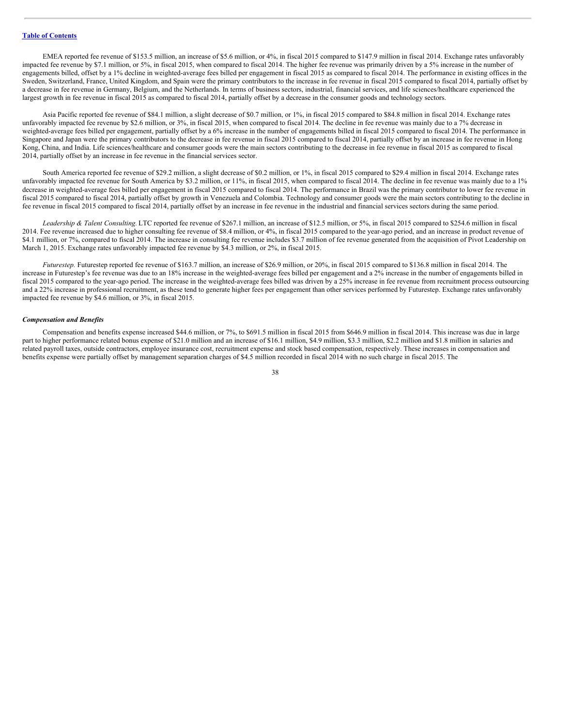[Table of Contents](#)

EMEA reported fee revenue of $153.5 million, an increase of $5.6 million, or 4%, in fiscal 2015 compared to $147.9 million in fiscal 2014. Exchange rates unfavorably impacted fee revenue by $7.1 million, or 5%, in fiscal 2015, when compared to fiscal 2014. The higher fee revenue was primarily driven by a 5% increase in the number of engagements billed, offset by a 1% decline in weighted-average fees billed per engagement in fiscal 2015 as compared to fiscal 2014. The performance in existing offices in the Sweden, Switzerland, France, United Kingdom, and Spain were the primary contributors to the increase in fee revenue in fiscal 2015 compared to fiscal 2014, partially offset by a decrease in fee revenue in Germany, Belgium, and the Netherlands. In terms of business sectors, industrial, financial services, and life sciences/healthcare experienced the largest growth in fee revenue in fiscal 2015 as compared to fiscal 2014, partially offset by a decrease in the consumer goods and technology sectors.

Asia Pacific reported fee revenue of $84.1 million, a slight decrease of $0.7 million, or 1%, in fiscal 2015 compared to $84.8 million in fiscal 2014. Exchange rates unfavorably impacted fee revenue by $2.6 million, or 3%, in fiscal 2015, when compared to fiscal 2014. The decline in fee revenue was mainly due to a 7% decrease in weighted-average fees billed per engagement, partially offset by a 6% increase in the number of engagements billed in fiscal 2015 compared to fiscal 2014. The performance in Singapore and Japan were the primary contributors to the decrease in fee revenue in fiscal 2015 compared to fiscal 2014, partially offset by an increase in fee revenue in Hong Kong, China, and India. Life sciences/healthcare and consumer goods were the main sectors contributing to the decrease in fee revenue in fiscal 2015 as compared to fiscal 2014, partially offset by an increase in fee revenue in the financial services sector.

South America reported fee revenue of $29.2 million, a slight decrease of $0.2 million, or 1%, in fiscal 2015 compared to $29.4 million in fiscal 2014. Exchange rates unfavorably impacted fee revenue for South America by $3.2 million, or 11%, in fiscal 2015, when compared to fiscal 2014. The decline in fee revenue was mainly due to a 1% decrease in weighted-average fees billed per engagement in fiscal 2015 compared to fiscal 2014. The performance in Brazil was the primary contributor to lower fee revenue in fiscal 2015 compared to fiscal 2014, partially offset by growth in Venezuela and Colombia. Technology and consumer goods were the main sectors contributing to the decline in fee revenue in fiscal 2015 compared to fiscal 2014, partially offset by an increase in fee revenue in the industrial and financial services sectors during the same period.

*Leadership & Talent Consulting.* LTC reported fee revenue of $267.1 million, an increase of $12.5 million, or 5%, in fiscal 2015 compared to $254.6 million in fiscal 2014. Fee revenue increased due to higher consulting fee revenue of $8.4 million, or 4%, in fiscal 2015 compared to the year-ago period, and an increase in product revenue of $4.1 million, or 7%, compared to fiscal 2014. The increase in consulting fee revenue includes $3.7 million of fee revenue generated from the acquisition of Pivot Leadership on March 1, 2015. Exchange rates unfavorably impacted fee revenue by $4.3 million, or 2%, in fiscal 2015.

*Futurestep.* Futurestep reported fee revenue of $163.7 million, an increase of $26.9 million, or 20%, in fiscal 2015 compared to $136.8 million in fiscal 2014. The increase in Futurestep's fee revenue was due to an 18% increase in the weighted-average fees billed per engagement and a 2% increase in the number of engagements billed in fiscal 2015 compared to the year-ago period. The increase in the weighted-average fees billed was driven by a 25% increase in fee revenue from recruitment process outsourcing and a 22% increase in professional recruitment, as these tend to generate higher fees per engagement than other services performed by Futurestep. Exchange rates unfavorably impacted fee revenue by $4.6 million, or 3%, in fiscal 2015.

***Compensation and Benefits***

Compensation and benefits expense increased $44.6 million, or 7%, to $691.5 million in fiscal 2015 from $646.9 million in fiscal 2014. This increase was due in large part to higher performance related bonus expense of $21.0 million and an increase of $16.1 million, $4.9 million, $3.3 million, $2.2 million and $1.8 million in salaries and related payroll taxes, outside contractors, employee insurance cost, recruitment expense and stock based compensation, respectively. These increases in compensation and benefits expense were partially offset by management separation charges of $4.5 million recorded in fiscal 2014 with no such charge in fiscal 2015. The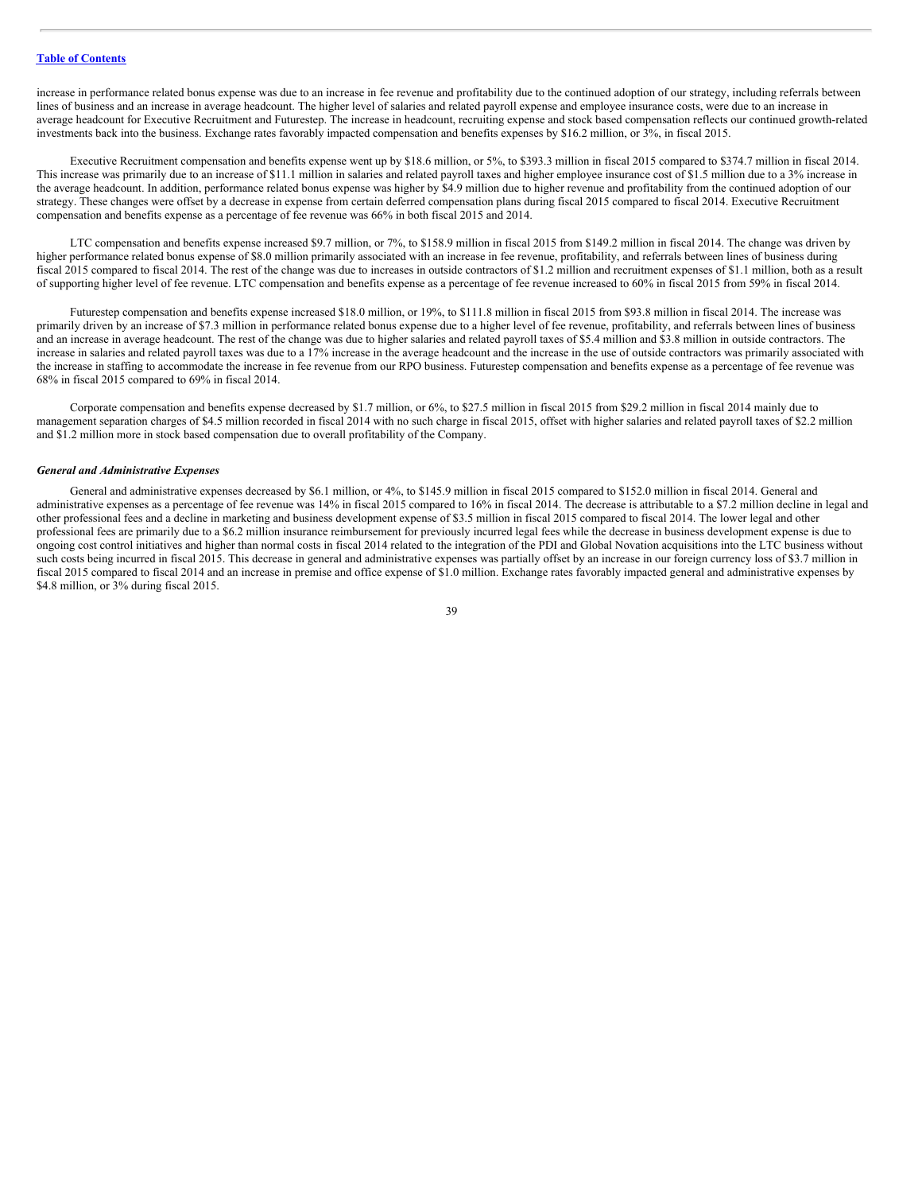increase in performance related bonus expense was due to an increase in fee revenue and profitability due to the continued adoption of our strategy, including referrals between lines of business and an increase in average headcount. The higher level of salaries and related payroll expense and employee insurance costs, were due to an increase in average headcount for Executive Recruitment and Futurestep. The increase in headcount, recruiting expense and stock based compensation reflects our continued growth-related investments back into the business. Exchange rates favorably impacted compensation and benefits expenses by $16.2 million, or 3%, in fiscal 2015.

Executive Recruitment compensation and benefits expense went up by $18.6 million, or 5%, to $393.3 million in fiscal 2015 compared to $374.7 million in fiscal 2014. This increase was primarily due to an increase of $11.1 million in salaries and related payroll taxes and higher employee insurance cost of $1.5 million due to a 3% increase in the average headcount. In addition, performance related bonus expense was higher by $4.9 million due to higher revenue and profitability from the continued adoption of our strategy. These changes were offset by a decrease in expense from certain deferred compensation plans during fiscal 2015 compared to fiscal 2014. Executive Recruitment compensation and benefits expense as a percentage of fee revenue was 66% in both fiscal 2015 and 2014.

LTC compensation and benefits expense increased $9.7 million, or 7%, to $158.9 million in fiscal 2015 from $149.2 million in fiscal 2014. The change was driven by higher performance related bonus expense of $8.0 million primarily associated with an increase in fee revenue, profitability, and referrals between lines of business during fiscal 2015 compared to fiscal 2014. The rest of the change was due to increases in outside contractors of $1.2 million and recruitment expenses of $1.1 million, both as a result of supporting higher level of fee revenue. LTC compensation and benefits expense as a percentage of fee revenue increased to 60% in fiscal 2015 from 59% in fiscal 2014.

Futurestep compensation and benefits expense increased $18.0 million, or 19%, to $111.8 million in fiscal 2015 from $93.8 million in fiscal 2014. The increase was primarily driven by an increase of $7.3 million in performance related bonus expense due to a higher level of fee revenue, profitability, and referrals between lines of business and an increase in average headcount. The rest of the change was due to higher salaries and related payroll taxes of $5.4 million and $3.8 million in outside contractors. The increase in salaries and related payroll taxes was due to a 17% increase in the average headcount and the increase in the use of outside contractors was primarily associated with the increase in staffing to accommodate the increase in fee revenue from our RPO business. Futurestep compensation and benefits expense as a percentage of fee revenue was 68% in fiscal 2015 compared to 69% in fiscal 2014.

Corporate compensation and benefits expense decreased by $1.7 million, or 6%, to $27.5 million in fiscal 2015 from $29.2 million in fiscal 2014 mainly due to management separation charges of $4.5 million recorded in fiscal 2014 with no such charge in fiscal 2015, offset with higher salaries and related payroll taxes of $2.2 million and $1.2 million more in stock based compensation due to overall profitability of the Company.

### *General and Administrative Expenses*

General and administrative expenses decreased by $6.1 million, or 4%, to $145.9 million in fiscal 2015 compared to $152.0 million in fiscal 2014. General and administrative expenses as a percentage of fee revenue was 14% in fiscal 2015 compared to 16% in fiscal 2014. The decrease is attributable to a $7.2 million decline in legal and other professional fees and a decline in marketing and business development expense of $3.5 million in fiscal 2015 compared to fiscal 2014. The lower legal and other professional fees are primarily due to a $6.2 million insurance reimbursement for previously incurred legal fees while the decrease in business development expense is due to ongoing cost control initiatives and higher than normal costs in fiscal 2014 related to the integration of the PDI and Global Novation acquisitions into the LTC business without such costs being incurred in fiscal 2015. This decrease in general and administrative expenses was partially offset by an increase in our foreign currency loss of $3.7 million in fiscal 2015 compared to fiscal 2014 and an increase in premise and office expense of $1.0 million. Exchange rates favorably impacted general and administrative expenses by $4.8 million, or 3% during fiscal 2015.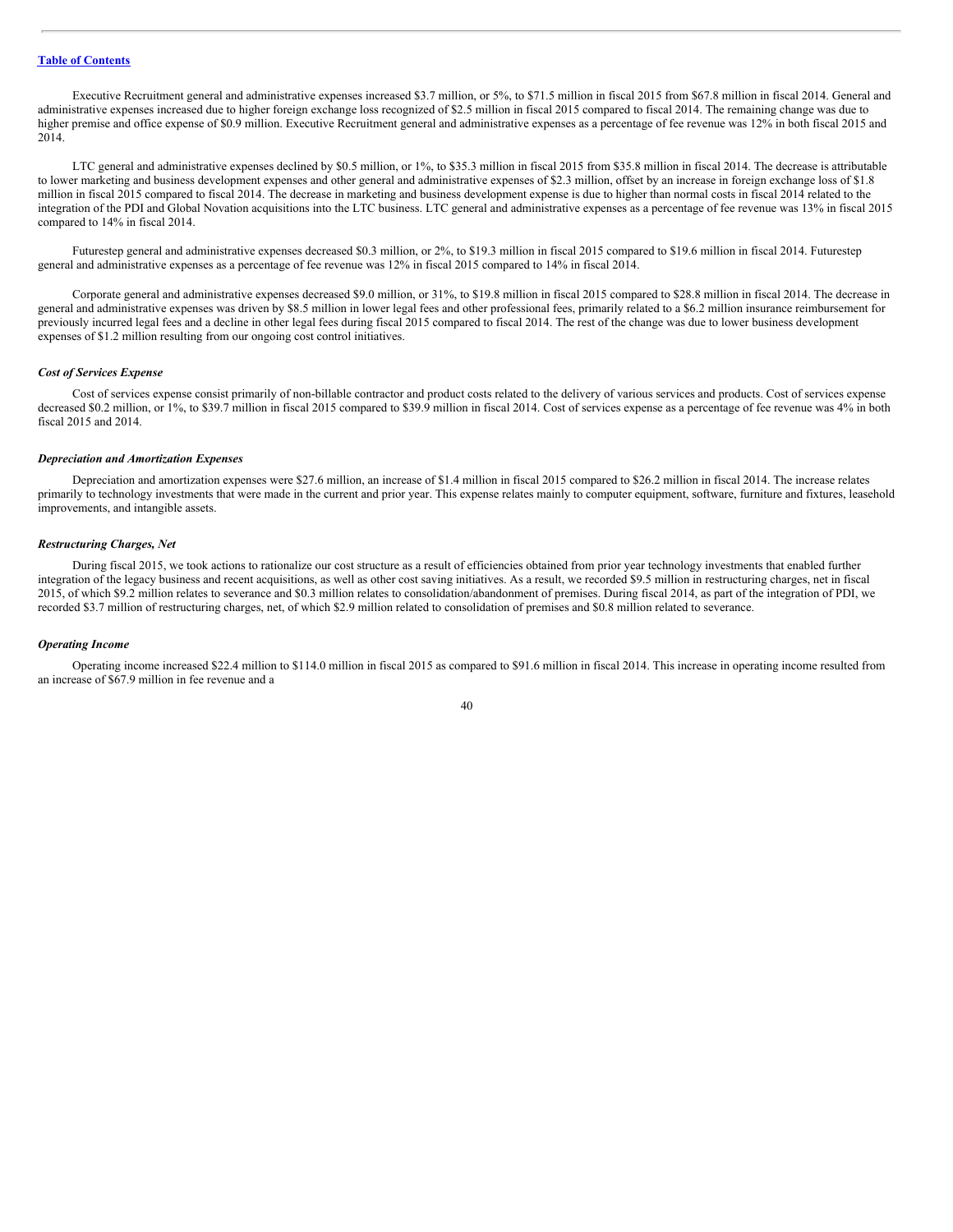Executive Recruitment general and administrative expenses increased $3.7 million, or 5%, to $71.5 million in fiscal 2015 from $67.8 million in fiscal 2014. General and administrative expenses increased due to higher foreign exchange loss recognized of $2.5 million in fiscal 2015 compared to fiscal 2014. The remaining change was due to higher premise and office expense of $0.9 million. Executive Recruitment general and administrative expenses as a percentage of fee revenue was 12% in both fiscal 2015 and 2014.

LTC general and administrative expenses declined by $0.5 million, or 1%, to $35.3 million in fiscal 2015 from $35.8 million in fiscal 2014. The decrease is attributable to lower marketing and business development expenses and other general and administrative expenses of $2.3 million, offset by an increase in foreign exchange loss of $1.8 million in fiscal 2015 compared to fiscal 2014. The decrease in marketing and business development expense is due to higher than normal costs in fiscal 2014 related to the integration of the PDI and Global Novation acquisitions into the LTC business. LTC general and administrative expenses as a percentage of fee revenue was 13% in fiscal 2015 compared to 14% in fiscal 2014.

Futurestep general and administrative expenses decreased $0.3 million, or 2%, to $19.3 million in fiscal 2015 compared to $19.6 million in fiscal 2014. Futurestep general and administrative expenses as a percentage of fee revenue was 12% in fiscal 2015 compared to 14% in fiscal 2014.

Corporate general and administrative expenses decreased $9.0 million, or 31%, to $19.8 million in fiscal 2015 compared to $28.8 million in fiscal 2014. The decrease in general and administrative expenses was driven by $8.5 million in lower legal fees and other professional fees, primarily related to a $6.2 million insurance reimbursement for previously incurred legal fees and a decline in other legal fees during fiscal 2015 compared to fiscal 2014. The rest of the change was due to lower business development expenses of $1.2 million resulting from our ongoing cost control initiatives.

### *Cost of Services Expense*

Cost of services expense consist primarily of non-billable contractor and product costs related to the delivery of various services and products. Cost of services expense decreased $0.2 million, or 1%, to $39.7 million in fiscal 2015 compared to $39.9 million in fiscal 2014. Cost of services expense as a percentage of fee revenue was 4% in both fiscal 2015 and 2014.

### *Depreciation and Amortization Expenses*

Depreciation and amortization expenses were $27.6 million, an increase of $1.4 million in fiscal 2015 compared to $26.2 million in fiscal 2014. The increase relates primarily to technology investments that were made in the current and prior year. This expense relates mainly to computer equipment, software, furniture and fixtures, leasehold improvements, and intangible assets.

### *Restructuring Charges, Net*

During fiscal 2015, we took actions to rationalize our cost structure as a result of efficiencies obtained from prior year technology investments that enabled further integration of the legacy business and recent acquisitions, as well as other cost saving initiatives. As a result, we recorded $9.5 million in restructuring charges, net in fiscal 2015, of which $9.2 million relates to severance and $0.3 million relates to consolidation/abandonment of premises. During fiscal 2014, as part of the integration of PDI, we recorded $3.7 million of restructuring charges, net, of which $2.9 million related to consolidation of premises and $0.8 million related to severance.

### *Operating Income*

Operating income increased $22.4 million to $114.0 million in fiscal 2015 as compared to $91.6 million in fiscal 2014. This increase in operating income resulted from an increase of $67.9 million in fee revenue and a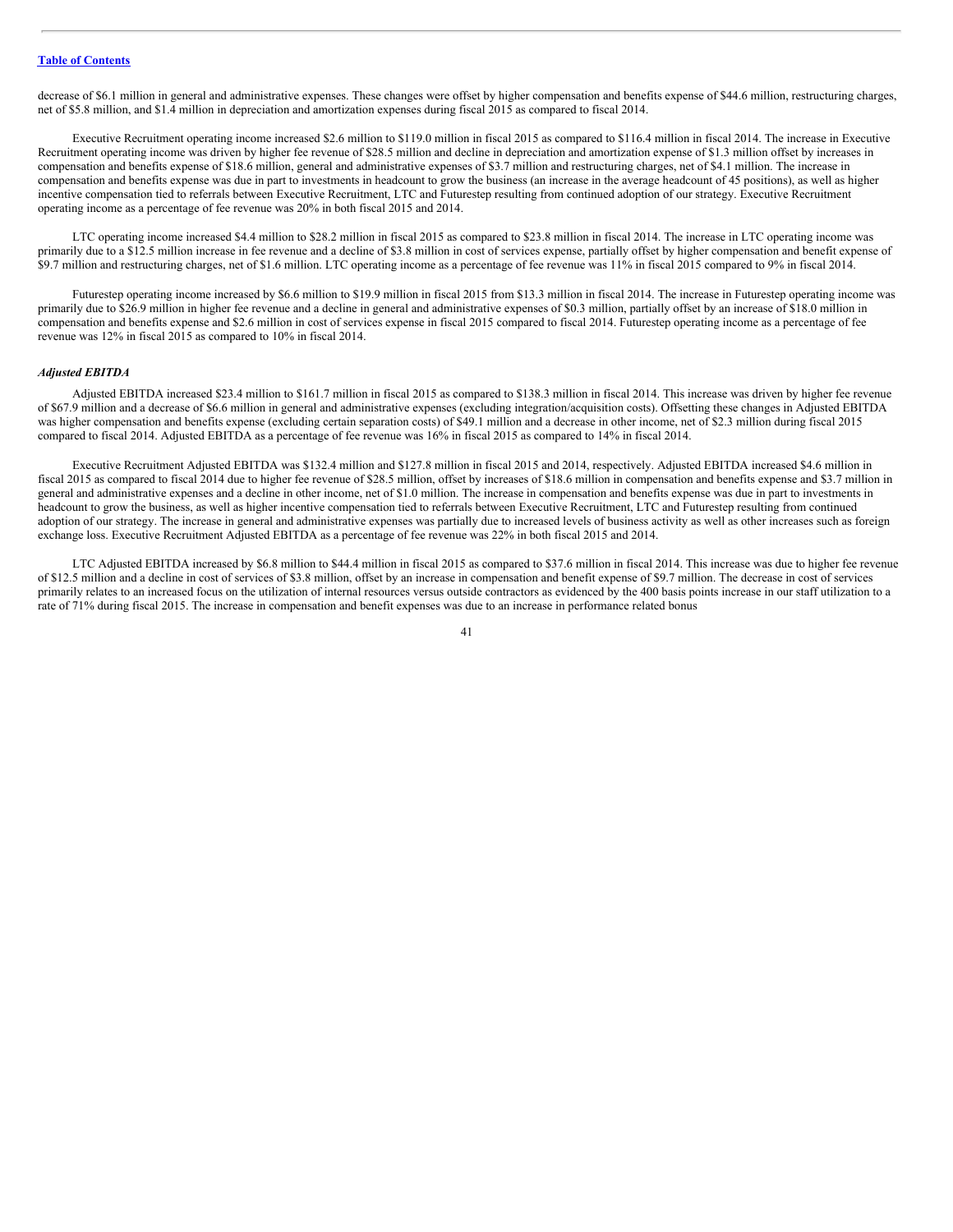decrease of $6.1 million in general and administrative expenses. These changes were offset by higher compensation and benefits expense of $44.6 million, restructuring charges, net of $5.8 million, and $1.4 million in depreciation and amortization expenses during fiscal 2015 as compared to fiscal 2014.

Executive Recruitment operating income increased $2.6 million to $119.0 million in fiscal 2015 as compared to $116.4 million in fiscal 2014. The increase in Executive Recruitment operating income was driven by higher fee revenue of $28.5 million and decline in depreciation and amortization expense of $1.3 million offset by increases in compensation and benefits expense of $18.6 million, general and administrative expenses of $3.7 million and restructuring charges, net of $4.1 million. The increase in compensation and benefits expense was due in part to investments in headcount to grow the business (an increase in the average headcount of 45 positions), as well as higher incentive compensation tied to referrals between Executive Recruitment, LTC and Futurestep resulting from continued adoption of our strategy. Executive Recruitment operating income as a percentage of fee revenue was 20% in both fiscal 2015 and 2014.

LTC operating income increased $4.4 million to $28.2 million in fiscal 2015 as compared to $23.8 million in fiscal 2014. The increase in LTC operating income was primarily due to a $12.5 million increase in fee revenue and a decline of $3.8 million in cost of services expense, partially offset by higher compensation and benefit expense of $9.7 million and restructuring charges, net of $1.6 million. LTC operating income as a percentage of fee revenue was 11% in fiscal 2015 compared to 9% in fiscal 2014.

Futurestep operating income increased by $6.6 million to $19.9 million in fiscal 2015 from $13.3 million in fiscal 2014. The increase in Futurestep operating income was primarily due to $26.9 million in higher fee revenue and a decline in general and administrative expenses of $0.3 million, partially offset by an increase of $18.0 million in compensation and benefits expense and $2.6 million in cost of services expense in fiscal 2015 compared to fiscal 2014. Futurestep operating income as a percentage of fee revenue was 12% in fiscal 2015 as compared to 10% in fiscal 2014.

***Adjusted EBITDA***

Adjusted EBITDA increased $23.4 million to $161.7 million in fiscal 2015 as compared to $138.3 million in fiscal 2014. This increase was driven by higher fee revenue of $67.9 million and a decrease of $6.6 million in general and administrative expenses (excluding integration/acquisition costs). Offsetting these changes in Adjusted EBITDA was higher compensation and benefits expense (excluding certain separation costs) of $49.1 million and a decrease in other income, net of $2.3 million during fiscal 2015 compared to fiscal 2014. Adjusted EBITDA as a percentage of fee revenue was 16% in fiscal 2015 as compared to 14% in fiscal 2014.

Executive Recruitment Adjusted EBITDA was $132.4 million and $127.8 million in fiscal 2015 and 2014, respectively. Adjusted EBITDA increased $4.6 million in fiscal 2015 as compared to fiscal 2014 due to higher fee revenue of $28.5 million, offset by increases of $18.6 million in compensation and benefits expense and $3.7 million in general and administrative expenses and a decline in other income, net of $1.0 million. The increase in compensation and benefits expense was due in part to investments in headcount to grow the business, as well as higher incentive compensation tied to referrals between Executive Recruitment, LTC and Futurestep resulting from continued adoption of our strategy. The increase in general and administrative expenses was partially due to increased levels of business activity as well as other increases such as foreign exchange loss. Executive Recruitment Adjusted EBITDA as a percentage of fee revenue was 22% in both fiscal 2015 and 2014.

LTC Adjusted EBITDA increased by $6.8 million to $44.4 million in fiscal 2015 as compared to $37.6 million in fiscal 2014. This increase was due to higher fee revenue of $12.5 million and a decline in cost of services of $3.8 million, offset by an increase in compensation and benefit expense of $9.7 million. The decrease in cost of services primarily relates to an increased focus on the utilization of internal resources versus outside contractors as evidenced by the 400 basis points increase in our staff utilization to a rate of 71% during fiscal 2015. The increase in compensation and benefit expenses was due to an increase in performance related bonus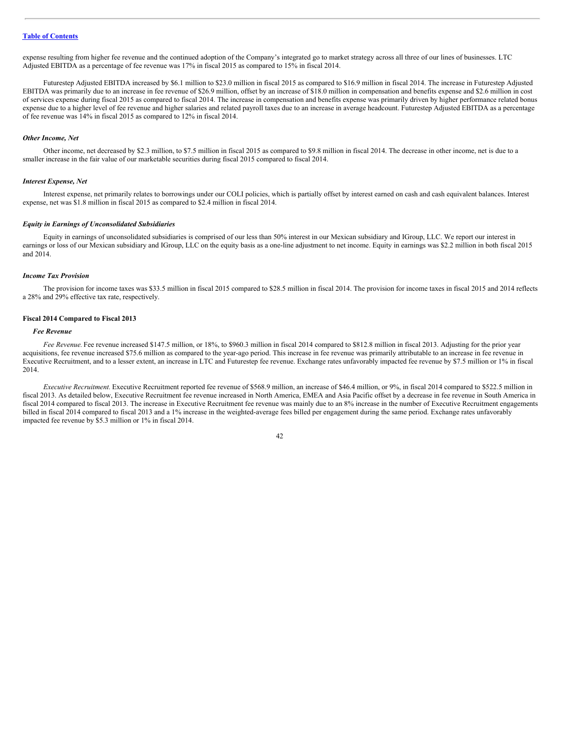expense resulting from higher fee revenue and the continued adoption of the Company's integrated go to market strategy across all three of our lines of businesses. LTC Adjusted EBITDA as a percentage of fee revenue was 17% in fiscal 2015 as compared to 15% in fiscal 2014.

Futurestep Adjusted EBITDA increased by $6.1 million to $23.0 million in fiscal 2015 as compared to $16.9 million in fiscal 2014. The increase in Futurestep Adjusted EBITDA was primarily due to an increase in fee revenue of $26.9 million, offset by an increase of $18.0 million in compensation and benefits expense and $2.6 million in cost of services expense during fiscal 2015 as compared to fiscal 2014. The increase in compensation and benefits expense was primarily driven by higher performance related bonus expense due to a higher level of fee revenue and higher salaries and related payroll taxes due to an increase in average headcount. Futurestep Adjusted EBITDA as a percentage of fee revenue was 14% in fiscal 2015 as compared to 12% in fiscal 2014.

### *Other Income, Net*

Other income, net decreased by $2.3 million, to $7.5 million in fiscal 2015 as compared to $9.8 million in fiscal 2014. The decrease in other income, net is due to a smaller increase in the fair value of our marketable securities during fiscal 2015 compared to fiscal 2014.

### *Interest Expense, Net*

Interest expense, net primarily relates to borrowings under our COLI policies, which is partially offset by interest earned on cash and cash equivalent balances. Interest expense, net was $1.8 million in fiscal 2015 as compared to $2.4 million in fiscal 2014.

### *Equity in Earnings of Unconsolidated Subsidiaries*

Equity in earnings of unconsolidated subsidiaries is comprised of our less than 50% interest in our Mexican subsidiary and IGroup, LLC. We report our interest in earnings or loss of our Mexican subsidiary and IGroup, LLC on the equity basis as a one-line adjustment to net income. Equity in earnings was $2.2 million in both fiscal 2015 and 2014.

### *Income Tax Provision*

The provision for income taxes was $33.5 million in fiscal 2015 compared to $28.5 million in fiscal 2014. The provision for income taxes in fiscal 2015 and 2014 reflects a 28% and 29% effective tax rate, respectively.

## Fiscal 2014 Compared to Fiscal 2013

### *Fee Revenue*

*Fee Revenue.* Fee revenue increased $147.5 million, or 18%, to $960.3 million in fiscal 2014 compared to $812.8 million in fiscal 2013. Adjusting for the prior year acquisitions, fee revenue increased $75.6 million as compared to the year-ago period. This increase in fee revenue was primarily attributable to an increase in fee revenue in Executive Recruitment, and to a lesser extent, an increase in LTC and Futurestep fee revenue. Exchange rates unfavorably impacted fee revenue by $7.5 million or 1% in fiscal 2014.

*Executive Recruitment.* Executive Recruitment reported fee revenue of $568.9 million, an increase of $46.4 million, or 9%, in fiscal 2014 compared to $522.5 million in fiscal 2013. As detailed below, Executive Recruitment fee revenue increased in North America, EMEA and Asia Pacific offset by a decrease in fee revenue in South America in fiscal 2014 compared to fiscal 2013. The increase in Executive Recruitment fee revenue was mainly due to an 8% increase in the number of Executive Recruitment engagements billed in fiscal 2014 compared to fiscal 2013 and a 1% increase in the weighted-average fees billed per engagement during the same period. Exchange rates unfavorably impacted fee revenue by $5.3 million or 1% in fiscal 2014.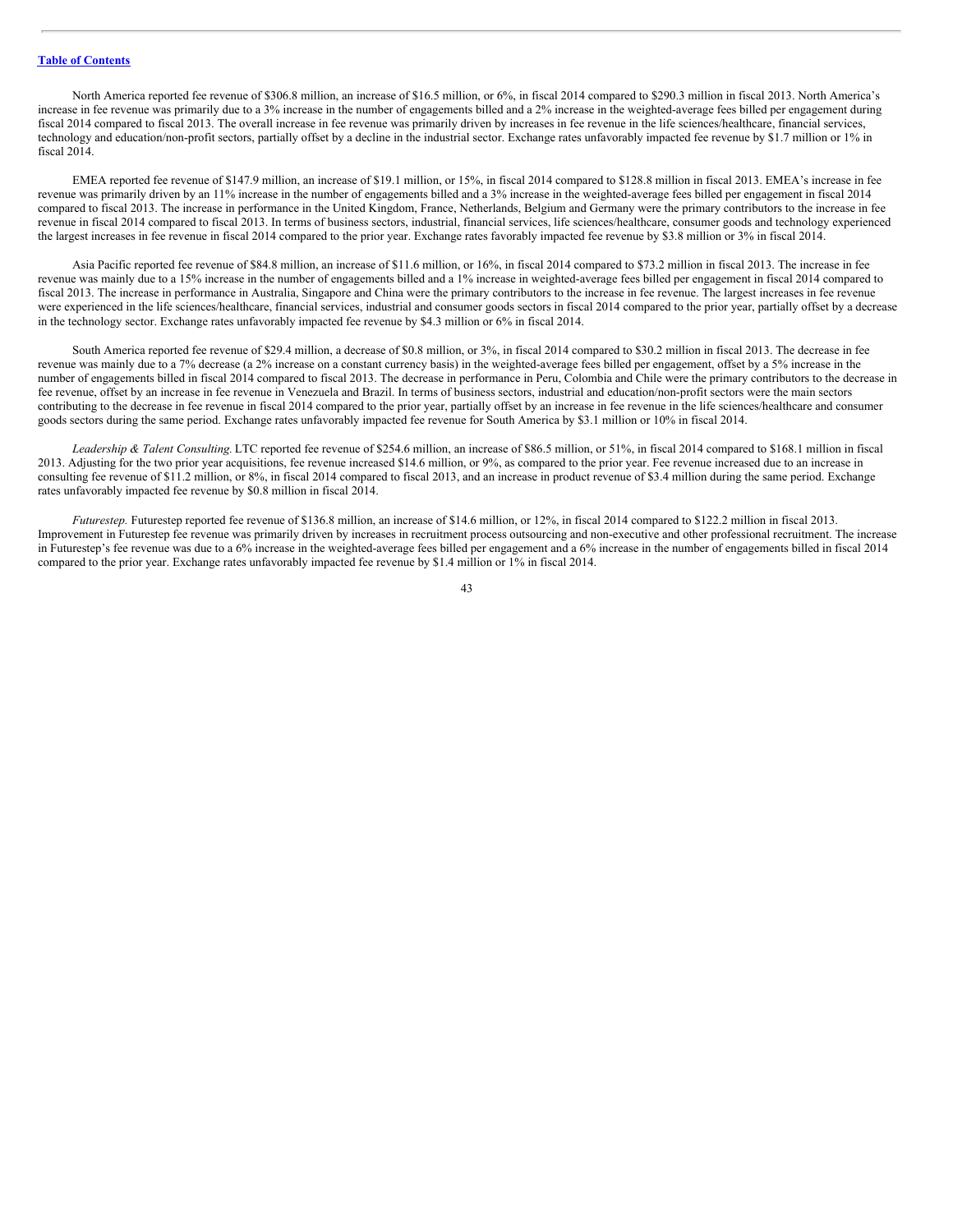North America reported fee revenue of $306.8 million, an increase of $16.5 million, or 6%, in fiscal 2014 compared to $290.3 million in fiscal 2013. North America's increase in fee revenue was primarily due to a 3% increase in the number of engagements billed and a 2% increase in the weighted-average fees billed per engagement during fiscal 2014 compared to fiscal 2013. The overall increase in fee revenue was primarily driven by increases in fee revenue in the life sciences/healthcare, financial services, technology and education/non-profit sectors, partially offset by a decline in the industrial sector. Exchange rates unfavorably impacted fee revenue by $1.7 million or 1% in fiscal 2014.

EMEA reported fee revenue of $147.9 million, an increase of $19.1 million, or 15%, in fiscal 2014 compared to $128.8 million in fiscal 2013. EMEA's increase in fee revenue was primarily driven by an 11% increase in the number of engagements billed and a 3% increase in the weighted-average fees billed per engagement in fiscal 2014 compared to fiscal 2013. The increase in performance in the United Kingdom, France, Netherlands, Belgium and Germany were the primary contributors to the increase in fee revenue in fiscal 2014 compared to fiscal 2013. In terms of business sectors, industrial, financial services, life sciences/healthcare, consumer goods and technology experienced the largest increases in fee revenue in fiscal 2014 compared to the prior year. Exchange rates favorably impacted fee revenue by $3.8 million or 3% in fiscal 2014.

Asia Pacific reported fee revenue of $84.8 million, an increase of $11.6 million, or 16%, in fiscal 2014 compared to $73.2 million in fiscal 2013. The increase in fee revenue was mainly due to a 15% increase in the number of engagements billed and a 1% increase in weighted-average fees billed per engagement in fiscal 2014 compared to fiscal 2013. The increase in performance in Australia, Singapore and China were the primary contributors to the increase in fee revenue. The largest increases in fee revenue were experienced in the life sciences/healthcare, financial services, industrial and consumer goods sectors in fiscal 2014 compared to the prior year, partially offset by a decrease in the technology sector. Exchange rates unfavorably impacted fee revenue by $4.3 million or 6% in fiscal 2014.

South America reported fee revenue of $29.4 million, a decrease of $0.8 million, or 3%, in fiscal 2014 compared to $30.2 million in fiscal 2013. The decrease in fee revenue was mainly due to a 7% decrease (a 2% increase on a constant currency basis) in the weighted-average fees billed per engagement, offset by a 5% increase in the number of engagements billed in fiscal 2014 compared to fiscal 2013. The decrease in performance in Peru, Colombia and Chile were the primary contributors to the decrease in fee revenue, offset by an increase in fee revenue in Venezuela and Brazil. In terms of business sectors, industrial and education/non-profit sectors were the main sectors contributing to the decrease in fee revenue in fiscal 2014 compared to the prior year, partially offset by an increase in fee revenue in the life sciences/healthcare and consumer goods sectors during the same period. Exchange rates unfavorably impacted fee revenue for South America by $3.1 million or 10% in fiscal 2014.

*Leadership & Talent Consulting.* LTC reported fee revenue of $254.6 million, an increase of $86.5 million, or 51%, in fiscal 2014 compared to $168.1 million in fiscal 2013. Adjusting for the two prior year acquisitions, fee revenue increased $14.6 million, or 9%, as compared to the prior year. Fee revenue increased due to an increase in consulting fee revenue of $11.2 million, or 8%, in fiscal 2014 compared to fiscal 2013, and an increase in product revenue of $3.4 million during the same period. Exchange rates unfavorably impacted fee revenue by $0.8 million in fiscal 2014.

*Futurestep.* Futurestep reported fee revenue of $136.8 million, an increase of $14.6 million, or 12%, in fiscal 2014 compared to $122.2 million in fiscal 2013. Improvement in Futurestep fee revenue was primarily driven by increases in recruitment process outsourcing and non-executive and other professional recruitment. The increase in Futurestep's fee revenue was due to a 6% increase in the weighted-average fees billed per engagement and a 6% increase in the number of engagements billed in fiscal 2014 compared to the prior year. Exchange rates unfavorably impacted fee revenue by $1.4 million or 1% in fiscal 2014.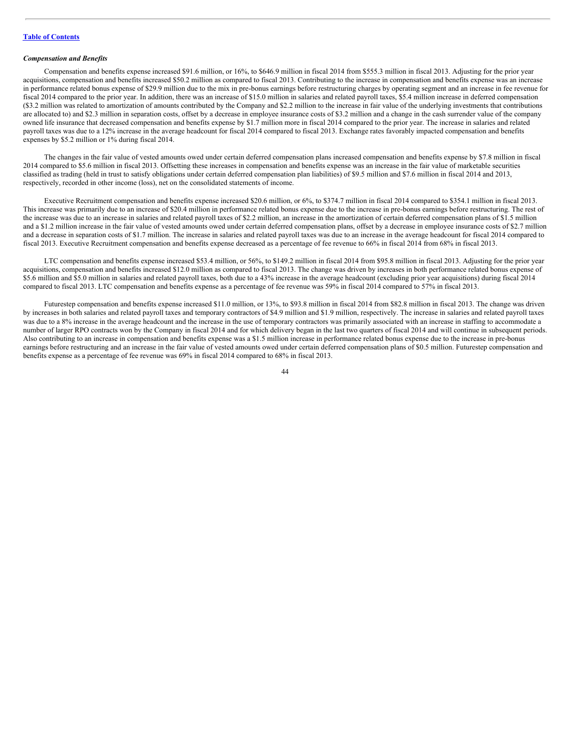*Compensation and Benefits*

Compensation and benefits expense increased $91.6 million, or 16%, to $646.9 million in fiscal 2014 from $555.3 million in fiscal 2013. Adjusting for the prior year acquisitions, compensation and benefits increased $50.2 million as compared to fiscal 2013. Contributing to the increase in compensation and benefits expense was an increase in performance related bonus expense of $29.9 million due to the mix in pre-bonus earnings before restructuring charges by operating segment and an increase in fee revenue for fiscal 2014 compared to the prior year. In addition, there was an increase of $15.0 million in salaries and related payroll taxes, $5.4 million increase in deferred compensation ($3.2 million was related to amortization of amounts contributed by the Company and $2.2 million to the increase in fair value of the underlying investments that contributions are allocated to) and $2.3 million in separation costs, offset by a decrease in employee insurance costs of $3.2 million and a change in the cash surrender value of the company owned life insurance that decreased compensation and benefits expense by $1.7 million more in fiscal 2014 compared to the prior year. The increase in salaries and related payroll taxes was due to a 12% increase in the average headcount for fiscal 2014 compared to fiscal 2013. Exchange rates favorably impacted compensation and benefits expenses by $5.2 million or 1% during fiscal 2014.

The changes in the fair value of vested amounts owed under certain deferred compensation plans increased compensation and benefits expense by $7.8 million in fiscal 2014 compared to $5.6 million in fiscal 2013. Offsetting these increases in compensation and benefits expense was an increase in the fair value of marketable securities classified as trading (held in trust to satisfy obligations under certain deferred compensation plan liabilities) of $9.5 million and $7.6 million in fiscal 2014 and 2013, respectively, recorded in other income (loss), net on the consolidated statements of income.

Executive Recruitment compensation and benefits expense increased $20.6 million, or 6%, to $374.7 million in fiscal 2014 compared to $354.1 million in fiscal 2013. This increase was primarily due to an increase of $20.4 million in performance related bonus expense due to the increase in pre-bonus earnings before restructuring. The rest of the increase was due to an increase in salaries and related payroll taxes of $2.2 million, an increase in the amortization of certain deferred compensation plans of $1.5 million and a $1.2 million increase in the fair value of vested amounts owed under certain deferred compensation plans, offset by a decrease in employee insurance costs of $2.7 million and a decrease in separation costs of $1.7 million. The increase in salaries and related payroll taxes was due to an increase in the average headcount for fiscal 2014 compared to fiscal 2013. Executive Recruitment compensation and benefits expense decreased as a percentage of fee revenue to 66% in fiscal 2014 from 68% in fiscal 2013.

LTC compensation and benefits expense increased $53.4 million, or 56%, to $149.2 million in fiscal 2014 from $95.8 million in fiscal 2013. Adjusting for the prior year acquisitions, compensation and benefits increased $12.0 million as compared to fiscal 2013. The change was driven by increases in both performance related bonus expense of $5.6 million and $5.0 million in salaries and related payroll taxes, both due to a 43% increase in the average headcount (excluding prior year acquisitions) during fiscal 2014 compared to fiscal 2013. LTC compensation and benefits expense as a percentage of fee revenue was 59% in fiscal 2014 compared to 57% in fiscal 2013.

Futurestep compensation and benefits expense increased $11.0 million, or 13%, to $93.8 million in fiscal 2014 from $82.8 million in fiscal 2013. The change was driven by increases in both salaries and related payroll taxes and temporary contractors of $4.9 million and $1.9 million, respectively. The increase in salaries and related payroll taxes was due to a 8% increase in the average headcount and the increase in the use of temporary contractors was primarily associated with an increase in staffing to accommodate a number of larger RPO contracts won by the Company in fiscal 2014 and for which delivery began in the last two quarters of fiscal 2014 and will continue in subsequent periods. Also contributing to an increase in compensation and benefits expense was a $1.5 million increase in performance related bonus expense due to the increase in pre-bonus earnings before restructuring and an increase in the fair value of vested amounts owed under certain deferred compensation plans of $0.5 million. Futurestep compensation and benefits expense as a percentage of fee revenue was 69% in fiscal 2014 compared to 68% in fiscal 2013.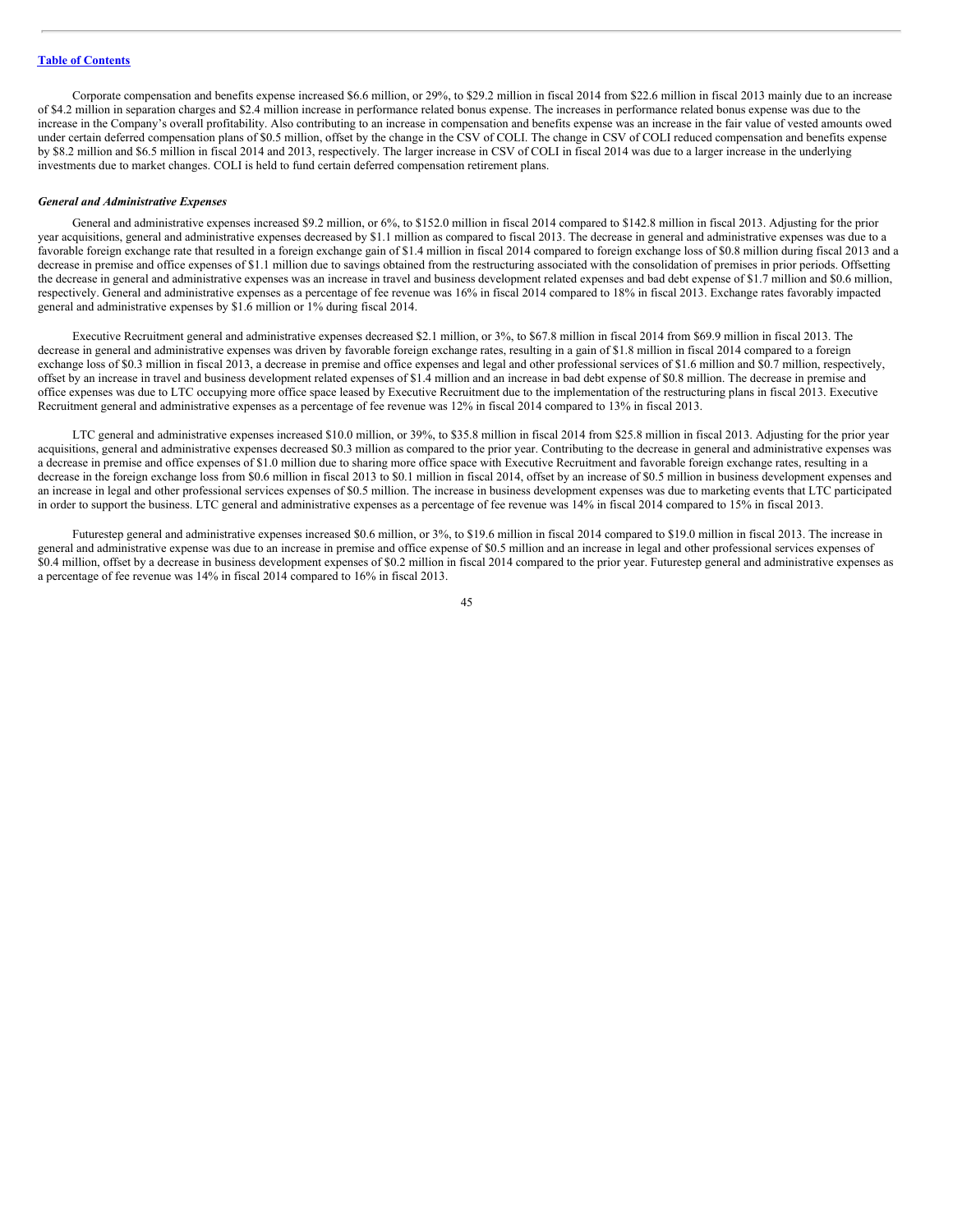Corporate compensation and benefits expense increased $6.6 million, or 29%, to $29.2 million in fiscal 2014 from $22.6 million in fiscal 2013 mainly due to an increase of $4.2 million in separation charges and $2.4 million increase in performance related bonus expense. The increases in performance related bonus expense was due to the increase in the Company's overall profitability. Also contributing to an increase in compensation and benefits expense was an increase in the fair value of vested amounts owed under certain deferred compensation plans of $0.5 million, offset by the change in the CSV of COLI. The change in CSV of COLI reduced compensation and benefits expense by $8.2 million and $6.5 million in fiscal 2014 and 2013, respectively. The larger increase in CSV of COLI in fiscal 2014 was due to a larger increase in the underlying investments due to market changes. COLI is held to fund certain deferred compensation retirement plans.

***General and Administrative Expenses***

General and administrative expenses increased $9.2 million, or 6%, to $152.0 million in fiscal 2014 compared to $142.8 million in fiscal 2013. Adjusting for the prior year acquisitions, general and administrative expenses decreased by $1.1 million as compared to fiscal 2013. The decrease in general and administrative expenses was due to a favorable foreign exchange rate that resulted in a foreign exchange gain of $1.4 million in fiscal 2014 compared to foreign exchange loss of $0.8 million during fiscal 2013 and a decrease in premise and office expenses of $1.1 million due to savings obtained from the restructuring associated with the consolidation of premises in prior periods. Offsetting the decrease in general and administrative expenses was an increase in travel and business development related expenses and bad debt expense of $1.7 million and $0.6 million, respectively. General and administrative expenses as a percentage of fee revenue was 16% in fiscal 2014 compared to 18% in fiscal 2013. Exchange rates favorably impacted general and administrative expenses by $1.6 million or 1% during fiscal 2014.

Executive Recruitment general and administrative expenses decreased $2.1 million, or 3%, to $67.8 million in fiscal 2014 from $69.9 million in fiscal 2013. The decrease in general and administrative expenses was driven by favorable foreign exchange rates, resulting in a gain of $1.8 million in fiscal 2014 compared to a foreign exchange loss of $0.3 million in fiscal 2013, a decrease in premise and office expenses and legal and other professional services of $1.6 million and $0.7 million, respectively, offset by an increase in travel and business development related expenses of $1.4 million and an increase in bad debt expense of $0.8 million. The decrease in premise and office expenses was due to LTC occupying more office space leased by Executive Recruitment due to the implementation of the restructuring plans in fiscal 2013. Executive Recruitment general and administrative expenses as a percentage of fee revenue was 12% in fiscal 2014 compared to 13% in fiscal 2013.

LTC general and administrative expenses increased $10.0 million, or 39%, to $35.8 million in fiscal 2014 from $25.8 million in fiscal 2013. Adjusting for the prior year acquisitions, general and administrative expenses decreased $0.3 million as compared to the prior year. Contributing to the decrease in general and administrative expenses was a decrease in premise and office expenses of $1.0 million due to sharing more office space with Executive Recruitment and favorable foreign exchange rates, resulting in a decrease in the foreign exchange loss from $0.6 million in fiscal 2013 to $0.1 million in fiscal 2014, offset by an increase of $0.5 million in business development expenses and an increase in legal and other professional services expenses of $0.5 million. The increase in business development expenses was due to marketing events that LTC participated in order to support the business. LTC general and administrative expenses as a percentage of fee revenue was 14% in fiscal 2014 compared to 15% in fiscal 2013.

Futurestep general and administrative expenses increased $0.6 million, or 3%, to $19.6 million in fiscal 2014 compared to $19.0 million in fiscal 2013. The increase in general and administrative expense was due to an increase in premise and office expense of $0.5 million and an increase in legal and other professional services expenses of $0.4 million, offset by a decrease in business development expenses of $0.2 million in fiscal 2014 compared to the prior year. Futurestep general and administrative expenses as a percentage of fee revenue was 14% in fiscal 2014 compared to 16% in fiscal 2013.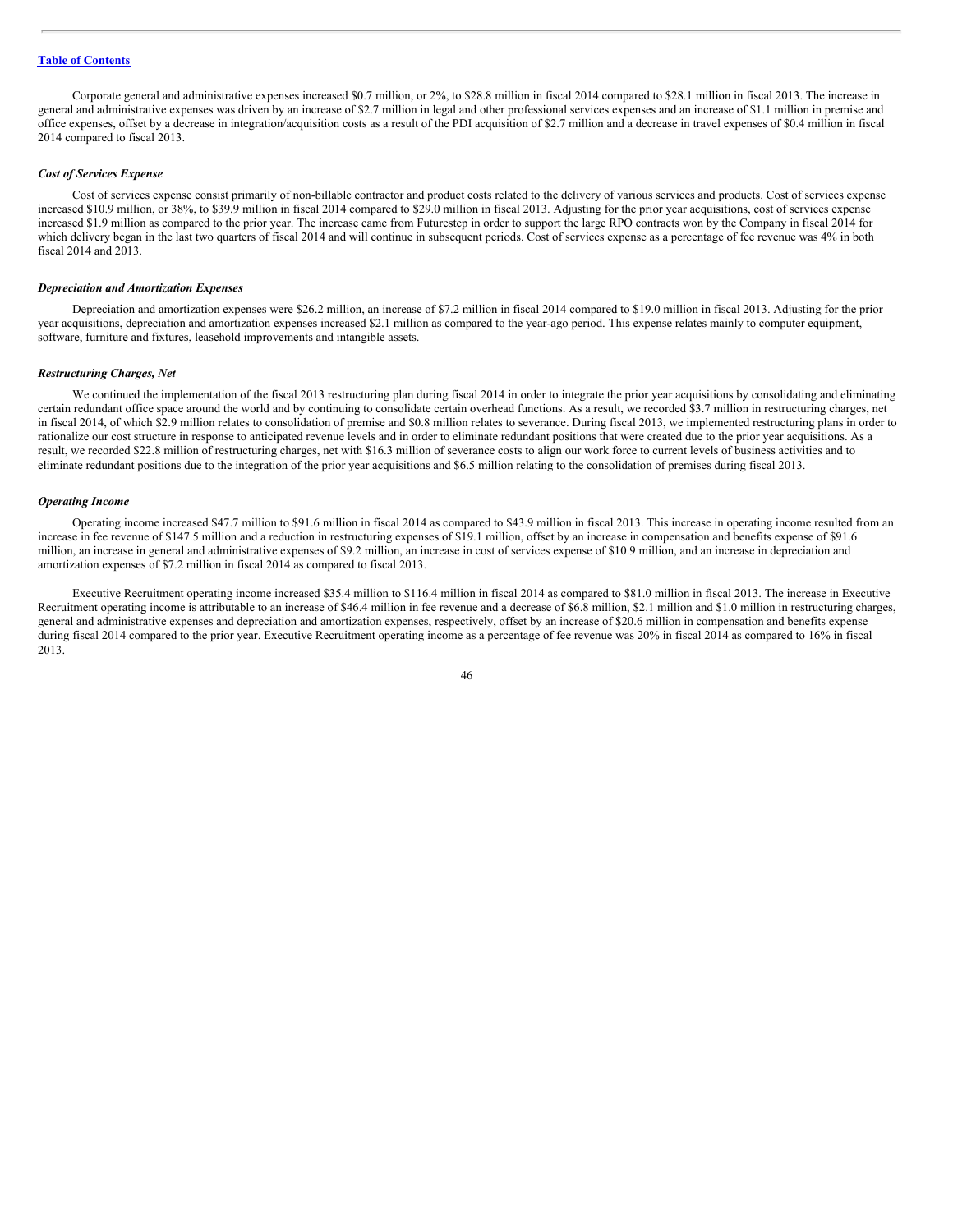Corporate general and administrative expenses increased $0.7 million, or 2%, to $28.8 million in fiscal 2014 compared to $28.1 million in fiscal 2013. The increase in general and administrative expenses was driven by an increase of $2.7 million in legal and other professional services expenses and an increase of $1.1 million in premise and office expenses, offset by a decrease in integration/acquisition costs as a result of the PDI acquisition of $2.7 million and a decrease in travel expenses of $0.4 million in fiscal 2014 compared to fiscal 2013.

### *Cost of Services Expense*

Cost of services expense consist primarily of non-billable contractor and product costs related to the delivery of various services and products. Cost of services expense increased $10.9 million, or 38%, to $39.9 million in fiscal 2014 compared to $29.0 million in fiscal 2013. Adjusting for the prior year acquisitions, cost of services expense increased $1.9 million as compared to the prior year. The increase came from Futurestep in order to support the large RPO contracts won by the Company in fiscal 2014 for which delivery began in the last two quarters of fiscal 2014 and will continue in subsequent periods. Cost of services expense as a percentage of fee revenue was 4% in both fiscal 2014 and 2013.

### *Depreciation and Amortization Expenses*

Depreciation and amortization expenses were $26.2 million, an increase of $7.2 million in fiscal 2014 compared to $19.0 million in fiscal 2013. Adjusting for the prior year acquisitions, depreciation and amortization expenses increased $2.1 million as compared to the year-ago period. This expense relates mainly to computer equipment, software, furniture and fixtures, leasehold improvements and intangible assets.

### *Restructuring Charges, Net*

We continued the implementation of the fiscal 2013 restructuring plan during fiscal 2014 in order to integrate the prior year acquisitions by consolidating and eliminating certain redundant office space around the world and by continuing to consolidate certain overhead functions. As a result, we recorded $3.7 million in restructuring charges, net in fiscal 2014, of which $2.9 million relates to consolidation of premise and $0.8 million relates to severance. During fiscal 2013, we implemented restructuring plans in order to rationalize our cost structure in response to anticipated revenue levels and in order to eliminate redundant positions that were created due to the prior year acquisitions. As a result, we recorded $22.8 million of restructuring charges, net with $16.3 million of severance costs to align our work force to current levels of business activities and to eliminate redundant positions due to the integration of the prior year acquisitions and $6.5 million relating to the consolidation of premises during fiscal 2013.

### *Operating Income*

Operating income increased $47.7 million to $91.6 million in fiscal 2014 as compared to $43.9 million in fiscal 2013. This increase in operating income resulted from an increase in fee revenue of $147.5 million and a reduction in restructuring expenses of $19.1 million, offset by an increase in compensation and benefits expense of $91.6 million, an increase in general and administrative expenses of $9.2 million, an increase in cost of services expense of $10.9 million, and an increase in depreciation and amortization expenses of $7.2 million in fiscal 2014 as compared to fiscal 2013.

Executive Recruitment operating income increased $35.4 million to $116.4 million in fiscal 2014 as compared to $81.0 million in fiscal 2013. The increase in Executive Recruitment operating income is attributable to an increase of $46.4 million in fee revenue and a decrease of $6.8 million, $2.1 million and $1.0 million in restructuring charges, general and administrative expenses and depreciation and amortization expenses, respectively, offset by an increase of $20.6 million in compensation and benefits expense during fiscal 2014 compared to the prior year. Executive Recruitment operating income as a percentage of fee revenue was 20% in fiscal 2014 as compared to 16% in fiscal 2013.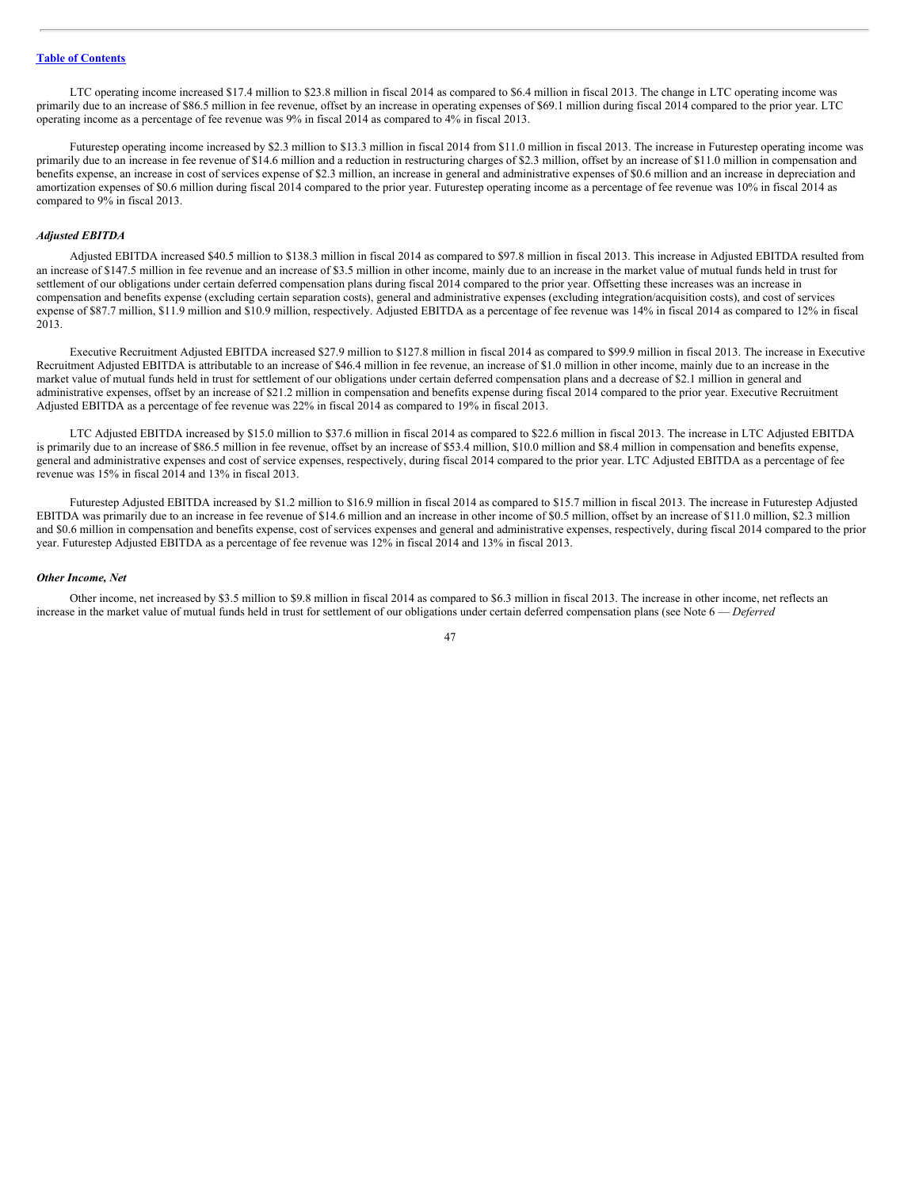LTC operating income increased $17.4 million to $23.8 million in fiscal 2014 as compared to $6.4 million in fiscal 2013. The change in LTC operating income was primarily due to an increase of $86.5 million in fee revenue, offset by an increase in operating expenses of $69.1 million during fiscal 2014 compared to the prior year. LTC operating income as a percentage of fee revenue was 9% in fiscal 2014 as compared to 4% in fiscal 2013.

Futurestep operating income increased by $2.3 million to $13.3 million in fiscal 2014 from $11.0 million in fiscal 2013. The increase in Futurestep operating income was primarily due to an increase in fee revenue of $14.6 million and a reduction in restructuring charges of $2.3 million, offset by an increase of $11.0 million in compensation and benefits expense, an increase in cost of services expense of $2.3 million, an increase in general and administrative expenses of $0.6 million and an increase in depreciation and amortization expenses of $0.6 million during fiscal 2014 compared to the prior year. Futurestep operating income as a percentage of fee revenue was 10% in fiscal 2014 as compared to 9% in fiscal 2013.

### *Adjusted EBITDA*

Adjusted EBITDA increased $40.5 million to $138.3 million in fiscal 2014 as compared to $97.8 million in fiscal 2013. This increase in Adjusted EBITDA resulted from an increase of $147.5 million in fee revenue and an increase of $3.5 million in other income, mainly due to an increase in the market value of mutual funds held in trust for settlement of our obligations under certain deferred compensation plans during fiscal 2014 compared to the prior year. Offsetting these increases was an increase in compensation and benefits expense (excluding certain separation costs), general and administrative expenses (excluding integration/acquisition costs), and cost of services expense of $87.7 million, $11.9 million and $10.9 million, respectively. Adjusted EBITDA as a percentage of fee revenue was 14% in fiscal 2014 as compared to 12% in fiscal 2013.

Executive Recruitment Adjusted EBITDA increased $27.9 million to $127.8 million in fiscal 2014 as compared to $99.9 million in fiscal 2013. The increase in Executive Recruitment Adjusted EBITDA is attributable to an increase of $46.4 million in fee revenue, an increase of $1.0 million in other income, mainly due to an increase in the market value of mutual funds held in trust for settlement of our obligations under certain deferred compensation plans and a decrease of $2.1 million in general and administrative expenses, offset by an increase of $21.2 million in compensation and benefits expense during fiscal 2014 compared to the prior year. Executive Recruitment Adjusted EBITDA as a percentage of fee revenue was 22% in fiscal 2014 as compared to 19% in fiscal 2013.

LTC Adjusted EBITDA increased by $15.0 million to $37.6 million in fiscal 2014 as compared to $22.6 million in fiscal 2013. The increase in LTC Adjusted EBITDA is primarily due to an increase of $86.5 million in fee revenue, offset by an increase of $53.4 million, $10.0 million and $8.4 million in compensation and benefits expense, general and administrative expenses and cost of service expenses, respectively, during fiscal 2014 compared to the prior year. LTC Adjusted EBITDA as a percentage of fee revenue was 15% in fiscal 2014 and 13% in fiscal 2013.

Futurestep Adjusted EBITDA increased by $1.2 million to $16.9 million in fiscal 2014 as compared to $15.7 million in fiscal 2013. The increase in Futurestep Adjusted EBITDA was primarily due to an increase in fee revenue of $14.6 million and an increase in other income of $0.5 million, offset by an increase of $11.0 million, $2.3 million and $0.6 million in compensation and benefits expense, cost of services expenses and general and administrative expenses, respectively, during fiscal 2014 compared to the prior year. Futurestep Adjusted EBITDA as a percentage of fee revenue was 12% in fiscal 2014 and 13% in fiscal 2013.

### *Other Income, Net*

Other income, net increased by $3.5 million to $9.8 million in fiscal 2014 as compared to $6.3 million in fiscal 2013. The increase in other income, net reflects an increase in the market value of mutual funds held in trust for settlement of our obligations under certain deferred compensation plans (see Note 6 — *Deferred*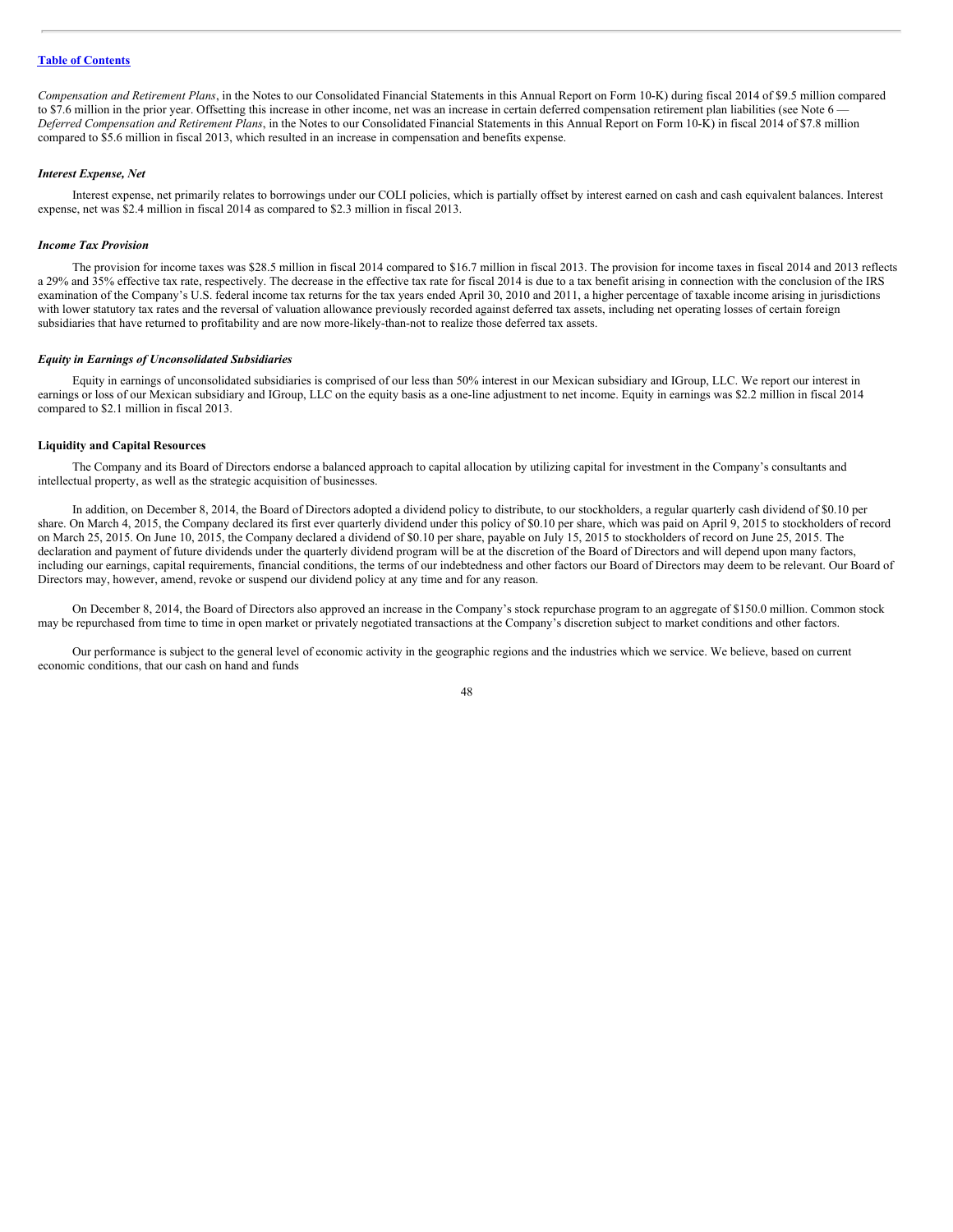*Compensation and Retirement Plans*, in the Notes to our Consolidated Financial Statements in this Annual Report on Form 10-K) during fiscal 2014 of $9.5 million compared to $7.6 million in the prior year. Offsetting this increase in other income, net was an increase in certain deferred compensation retirement plan liabilities (see Note 6 — *Deferred Compensation and Retirement Plans*, in the Notes to our Consolidated Financial Statements in this Annual Report on Form 10-K) in fiscal 2014 of $7.8 million compared to $5.6 million in fiscal 2013, which resulted in an increase in compensation and benefits expense.

***Interest Expense, Net***

Interest expense, net primarily relates to borrowings under our COLI policies, which is partially offset by interest earned on cash and cash equivalent balances. Interest expense, net was $2.4 million in fiscal 2014 as compared to $2.3 million in fiscal 2013.

***Income Tax Provision***

The provision for income taxes was $28.5 million in fiscal 2014 compared to $16.7 million in fiscal 2013. The provision for income taxes in fiscal 2014 and 2013 reflects a 29% and 35% effective tax rate, respectively. The decrease in the effective tax rate for fiscal 2014 is due to a tax benefit arising in connection with the conclusion of the IRS examination of the Company's U.S. federal income tax returns for the tax years ended April 30, 2010 and 2011, a higher percentage of taxable income arising in jurisdictions with lower statutory tax rates and the reversal of valuation allowance previously recorded against deferred tax assets, including net operating losses of certain foreign subsidiaries that have returned to profitability and are now more-likely-than-not to realize those deferred tax assets.

***Equity in Earnings of Unconsolidated Subsidiaries***

Equity in earnings of unconsolidated subsidiaries is comprised of our less than 50% interest in our Mexican subsidiary and IGroup, LLC. We report our interest in earnings or loss of our Mexican subsidiary and IGroup, LLC on the equity basis as a one-line adjustment to net income. Equity in earnings was $2.2 million in fiscal 2014 compared to $2.1 million in fiscal 2013.

**Liquidity and Capital Resources**

The Company and its Board of Directors endorse a balanced approach to capital allocation by utilizing capital for investment in the Company's consultants and intellectual property, as well as the strategic acquisition of businesses.

In addition, on December 8, 2014, the Board of Directors adopted a dividend policy to distribute, to our stockholders, a regular quarterly cash dividend of $0.10 per share. On March 4, 2015, the Company declared its first ever quarterly dividend under this policy of $0.10 per share, which was paid on April 9, 2015 to stockholders of record on March 25, 2015. On June 10, 2015, the Company declared a dividend of $0.10 per share, payable on July 15, 2015 to stockholders of record on June 25, 2015. The declaration and payment of future dividends under the quarterly dividend program will be at the discretion of the Board of Directors and will depend upon many factors, including our earnings, capital requirements, financial conditions, the terms of our indebtedness and other factors our Board of Directors may deem to be relevant. Our Board of Directors may, however, amend, revoke or suspend our dividend policy at any time and for any reason.

On December 8, 2014, the Board of Directors also approved an increase in the Company's stock repurchase program to an aggregate of $150.0 million. Common stock may be repurchased from time to time in open market or privately negotiated transactions at the Company's discretion subject to market conditions and other factors.

Our performance is subject to the general level of economic activity in the geographic regions and the industries which we service. We believe, based on current economic conditions, that our cash on hand and funds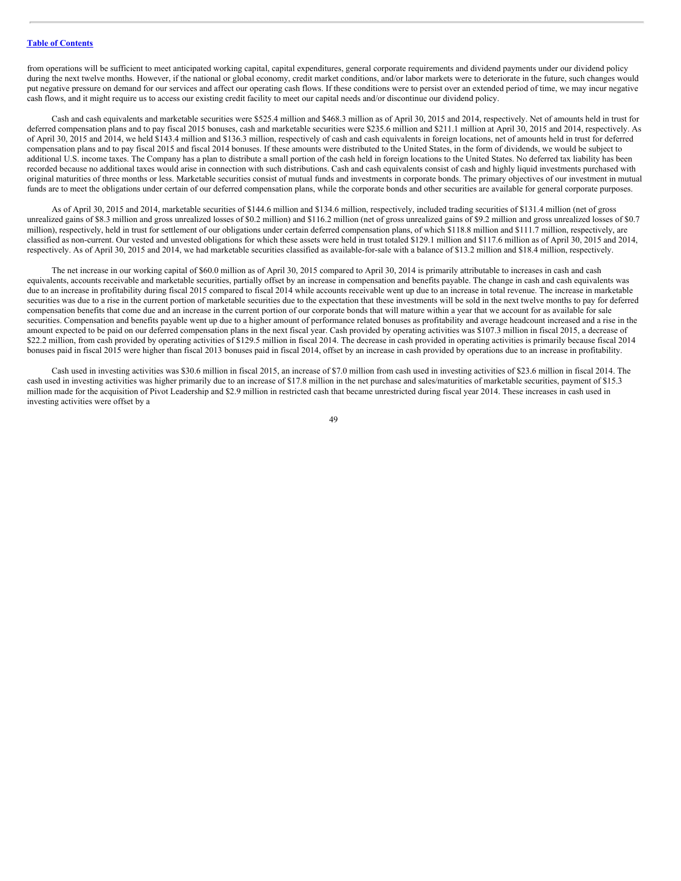from operations will be sufficient to meet anticipated working capital, capital expenditures, general corporate requirements and dividend payments under our dividend policy during the next twelve months. However, if the national or global economy, credit market conditions, and/or labor markets were to deteriorate in the future, such changes would put negative pressure on demand for our services and affect our operating cash flows. If these conditions were to persist over an extended period of time, we may incur negative cash flows, and it might require us to access our existing credit facility to meet our capital needs and/or discontinue our dividend policy.

Cash and cash equivalents and marketable securities were $525.4 million and $468.3 million as of April 30, 2015 and 2014, respectively. Net of amounts held in trust for deferred compensation plans and to pay fiscal 2015 bonuses, cash and marketable securities were $235.6 million and $211.1 million at April 30, 2015 and 2014, respectively. As of April 30, 2015 and 2014, we held $143.4 million and $136.3 million, respectively of cash and cash equivalents in foreign locations, net of amounts held in trust for deferred compensation plans and to pay fiscal 2015 and fiscal 2014 bonuses. If these amounts were distributed to the United States, in the form of dividends, we would be subject to additional U.S. income taxes. The Company has a plan to distribute a small portion of the cash held in foreign locations to the United States. No deferred tax liability has been recorded because no additional taxes would arise in connection with such distributions. Cash and cash equivalents consist of cash and highly liquid investments purchased with original maturities of three months or less. Marketable securities consist of mutual funds and investments in corporate bonds. The primary objectives of our investment in mutual funds are to meet the obligations under certain of our deferred compensation plans, while the corporate bonds and other securities are available for general corporate purposes.

As of April 30, 2015 and 2014, marketable securities of $144.6 million and $134.6 million, respectively, included trading securities of $131.4 million (net of gross unrealized gains of $8.3 million and gross unrealized losses of $0.2 million) and $116.2 million (net of gross unrealized gains of $9.2 million and gross unrealized losses of $0.7 million), respectively, held in trust for settlement of our obligations under certain deferred compensation plans, of which $118.8 million and $111.7 million, respectively, are classified as non-current. Our vested and unvested obligations for which these assets were held in trust totaled $129.1 million and $117.6 million as of April 30, 2015 and 2014, respectively. As of April 30, 2015 and 2014, we had marketable securities classified as available-for-sale with a balance of $13.2 million and $18.4 million, respectively.

The net increase in our working capital of $60.0 million as of April 30, 2015 compared to April 30, 2014 is primarily attributable to increases in cash and cash equivalents, accounts receivable and marketable securities, partially offset by an increase in compensation and benefits payable. The change in cash and cash equivalents was due to an increase in profitability during fiscal 2015 compared to fiscal 2014 while accounts receivable went up due to an increase in total revenue. The increase in marketable securities was due to a rise in the current portion of marketable securities due to the expectation that these investments will be sold in the next twelve months to pay for deferred compensation benefits that come due and an increase in the current portion of our corporate bonds that will mature within a year that we account for as available for sale securities. Compensation and benefits payable went up due to a higher amount of performance related bonuses as profitability and average headcount increased and a rise in the amount expected to be paid on our deferred compensation plans in the next fiscal year. Cash provided by operating activities was $107.3 million in fiscal 2015, a decrease of $22.2 million, from cash provided by operating activities of $129.5 million in fiscal 2014. The decrease in cash provided in operating activities is primarily because fiscal 2014 bonuses paid in fiscal 2015 were higher than fiscal 2013 bonuses paid in fiscal 2014, offset by an increase in cash provided by operations due to an increase in profitability.

Cash used in investing activities was $30.6 million in fiscal 2015, an increase of $7.0 million from cash used in investing activities of $23.6 million in fiscal 2014. The cash used in investing activities was higher primarily due to an increase of $17.8 million in the net purchase and sales/maturities of marketable securities, payment of $15.3 million made for the acquisition of Pivot Leadership and $2.9 million in restricted cash that became unrestricted during fiscal year 2014. These increases in cash used in investing activities were offset by a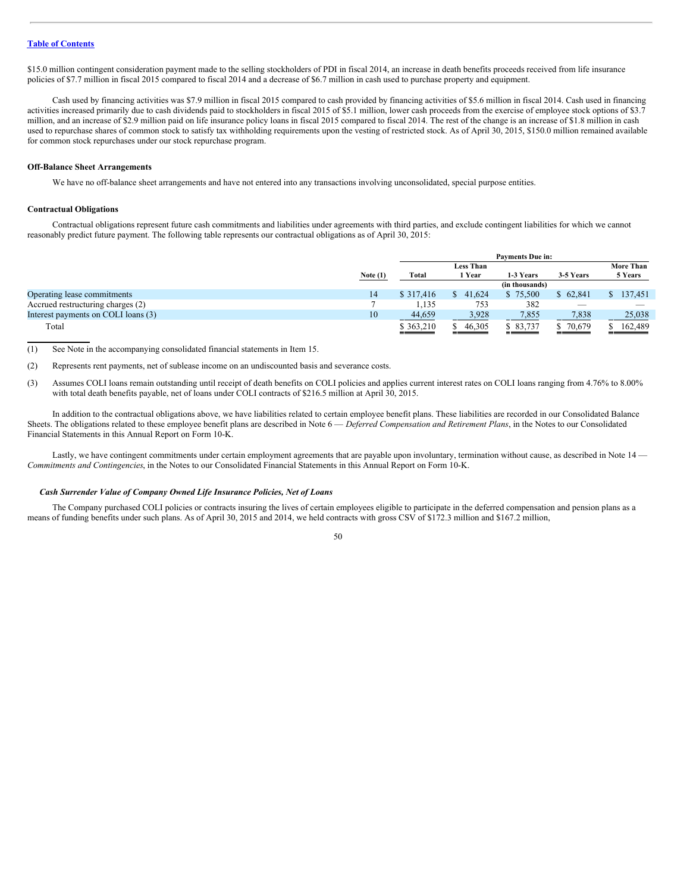$15.0 million contingent consideration payment made to the selling stockholders of PDI in fiscal 2014, an increase in death benefits proceeds received from life insurance policies of $7.7 million in fiscal 2015 compared to fiscal 2014 and a decrease of $6.7 million in cash used to purchase property and equipment.

Cash used by financing activities was $7.9 million in fiscal 2015 compared to cash provided by financing activities of $5.6 million in fiscal 2014. Cash used in financing activities increased primarily due to cash dividends paid to stockholders in fiscal 2015 of $5.1 million, lower cash proceeds from the exercise of employee stock options of $3.7 million, and an increase of $2.9 million paid on life insurance policy loans in fiscal 2015 compared to fiscal 2014. The rest of the change is an increase of $1.8 million in cash used to repurchase shares of common stock to satisfy tax withholding requirements upon the vesting of restricted stock. As of April 30, 2015, $150.0 million remained available for common stock repurchases under our stock repurchase program.

**Off-Balance Sheet Arrangements**

We have no off-balance sheet arrangements and have not entered into any transactions involving unconsolidated, special purpose entities.

**Contractual Obligations**

Contractual obligations represent future cash commitments and liabilities under agreements with third parties, and exclude contingent liabilities for which we cannot reasonably predict future payment. The following table represents our contractual obligations as of April 30, 2015:

| | | Payments Due in: | | | | |
|---|---|---|---|---|---|---|
| | Note (1) | Total | Less Than 1 Year | 1-3 Years | 3-5 Years | More Than 5 Years |
| | | | | (in thousands) | | |
| Operating lease commitments | 14 | $ 317,416 | $ 41,624 | $ 75,500 | $ 62,841 | $ 137,451 |
| Accrued restructuring charges (2) | 7 | 1,135 | 753 | 382 | — | — |
| Interest payments on COLI loans (3) | 10 | 44,659 | 3,928 | 7,855 | 7,838 | 25,038 |
| Total | | $ 363,210 | $ 46,305 | $ 83,737 | $ 70,679 | $ 162,489 |

(1) See Note in the accompanying consolidated financial statements in Item 15.

(2) Represents rent payments, net of sublease income on an undiscounted basis and severance costs.

(3) Assumes COLI loans remain outstanding until receipt of death benefits on COLI policies and applies current interest rates on COLI loans ranging from 4.76% to 8.00% with total death benefits payable, net of loans under COLI contracts of $216.5 million at April 30, 2015.

In addition to the contractual obligations above, we have liabilities related to certain employee benefit plans. These liabilities are recorded in our Consolidated Balance Sheets. The obligations related to these employee benefit plans are described in Note 6 — *Deferred Compensation and Retirement Plans*, in the Notes to our Consolidated Financial Statements in this Annual Report on Form 10-K.

Lastly, we have contingent commitments under certain employment agreements that are payable upon involuntary, termination without cause, as described in Note 14 — *Commitments and Contingencies*, in the Notes to our Consolidated Financial Statements in this Annual Report on Form 10-K.

***Cash Surrender Value of Company Owned Life Insurance Policies, Net of Loans***

The Company purchased COLI policies or contracts insuring the lives of certain employees eligible to participate in the deferred compensation and pension plans as a means of funding benefits under such plans. As of April 30, 2015 and 2014, we held contracts with gross CSV of $172.3 million and $167.2 million,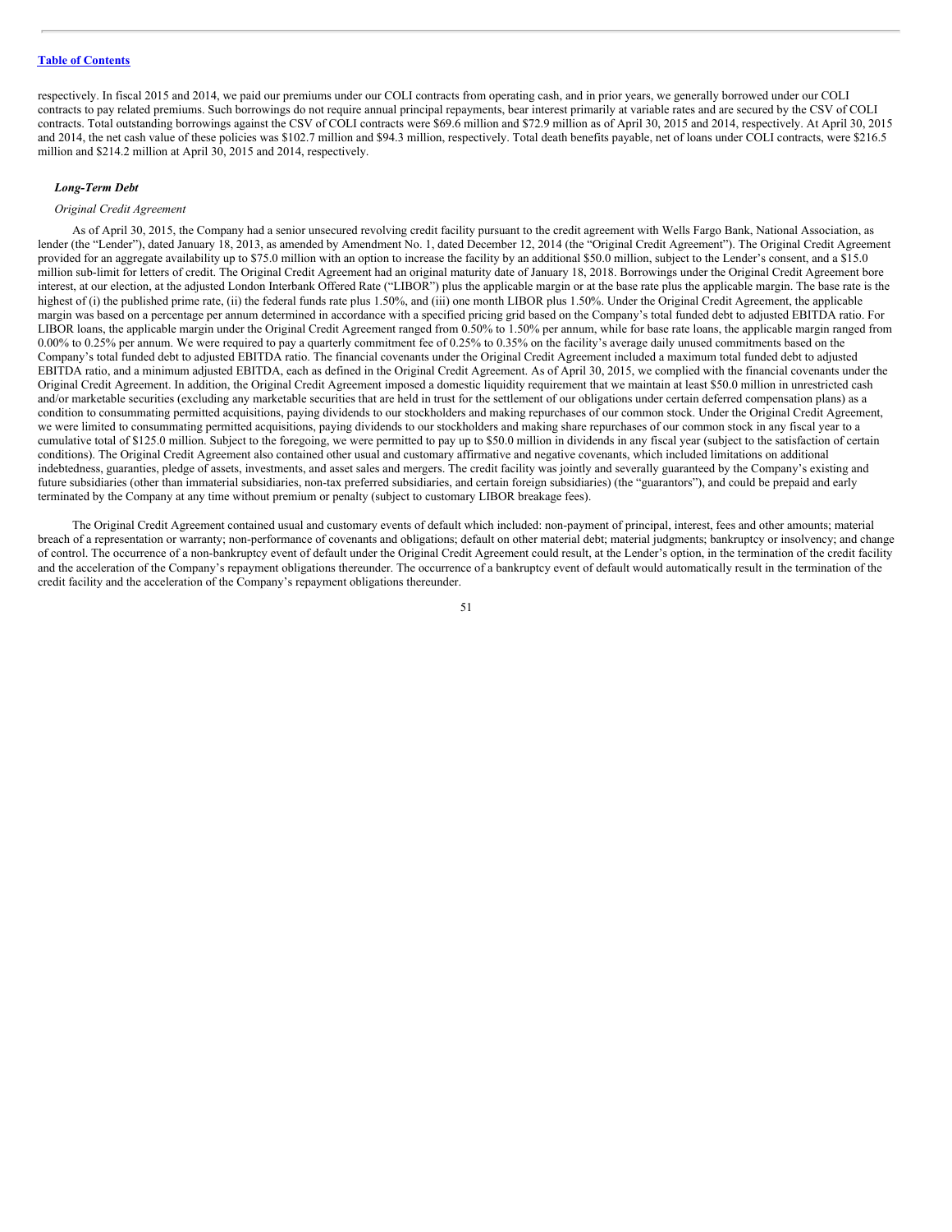respectively. In fiscal 2015 and 2014, we paid our premiums under our COLI contracts from operating cash, and in prior years, we generally borrowed under our COLI contracts to pay related premiums. Such borrowings do not require annual principal repayments, bear interest primarily at variable rates and are secured by the CSV of COLI contracts. Total outstanding borrowings against the CSV of COLI contracts were $69.6 million and $72.9 million as of April 30, 2015 and 2014, respectively. At April 30, 2015 and 2014, the net cash value of these policies was $102.7 million and $94.3 million, respectively. Total death benefits payable, net of loans under COLI contracts, were $216.5 million and $214.2 million at April 30, 2015 and 2014, respectively.

***Long-Term Debt***

*Original Credit Agreement*

As of April 30, 2015, the Company had a senior unsecured revolving credit facility pursuant to the credit agreement with Wells Fargo Bank, National Association, as lender (the "Lender"), dated January 18, 2013, as amended by Amendment No. 1, dated December 12, 2014 (the "Original Credit Agreement"). The Original Credit Agreement provided for an aggregate availability up to $75.0 million with an option to increase the facility by an additional $50.0 million, subject to the Lender's consent, and a $15.0 million sub-limit for letters of credit. The Original Credit Agreement had an original maturity date of January 18, 2018. Borrowings under the Original Credit Agreement bore interest, at our election, at the adjusted London Interbank Offered Rate ("LIBOR") plus the applicable margin or at the base rate plus the applicable margin. The base rate is the highest of (i) the published prime rate, (ii) the federal funds rate plus 1.50%, and (iii) one month LIBOR plus 1.50%. Under the Original Credit Agreement, the applicable margin was based on a percentage per annum determined in accordance with a specified pricing grid based on the Company's total funded debt to adjusted EBITDA ratio. For LIBOR loans, the applicable margin under the Original Credit Agreement ranged from 0.50% to 1.50% per annum, while for base rate loans, the applicable margin ranged from 0.00% to 0.25% per annum. We were required to pay a quarterly commitment fee of 0.25% to 0.35% on the facility's average daily unused commitments based on the Company's total funded debt to adjusted EBITDA ratio. The financial covenants under the Original Credit Agreement included a maximum total funded debt to adjusted EBITDA ratio, and a minimum adjusted EBITDA, each as defined in the Original Credit Agreement. As of April 30, 2015, we complied with the financial covenants under the Original Credit Agreement. In addition, the Original Credit Agreement imposed a domestic liquidity requirement that we maintain at least $50.0 million in unrestricted cash and/or marketable securities (excluding any marketable securities that are held in trust for the settlement of our obligations under certain deferred compensation plans) as a condition to consummating permitted acquisitions, paying dividends to our stockholders and making repurchases of our common stock. Under the Original Credit Agreement, we were limited to consummating permitted acquisitions, paying dividends to our stockholders and making share repurchases of our common stock in any fiscal year to a cumulative total of $125.0 million. Subject to the foregoing, we were permitted to pay up to $50.0 million in dividends in any fiscal year (subject to the satisfaction of certain conditions). The Original Credit Agreement also contained other usual and customary affirmative and negative covenants, which included limitations on additional indebtedness, guaranties, pledge of assets, investments, and asset sales and mergers. The credit facility was jointly and severally guaranteed by the Company's existing and future subsidiaries (other than immaterial subsidiaries, non-tax preferred subsidiaries, and certain foreign subsidiaries) (the "guarantors"), and could be prepaid and early terminated by the Company at any time without premium or penalty (subject to customary LIBOR breakage fees).

The Original Credit Agreement contained usual and customary events of default which included: non-payment of principal, interest, fees and other amounts; material breach of a representation or warranty; non-performance of covenants and obligations; default on other material debt; material judgments; bankruptcy or insolvency; and change of control. The occurrence of a non-bankruptcy event of default under the Original Credit Agreement could result, at the Lender's option, in the termination of the credit facility and the acceleration of the Company's repayment obligations thereunder. The occurrence of a bankruptcy event of default would automatically result in the termination of the credit facility and the acceleration of the Company's repayment obligations thereunder.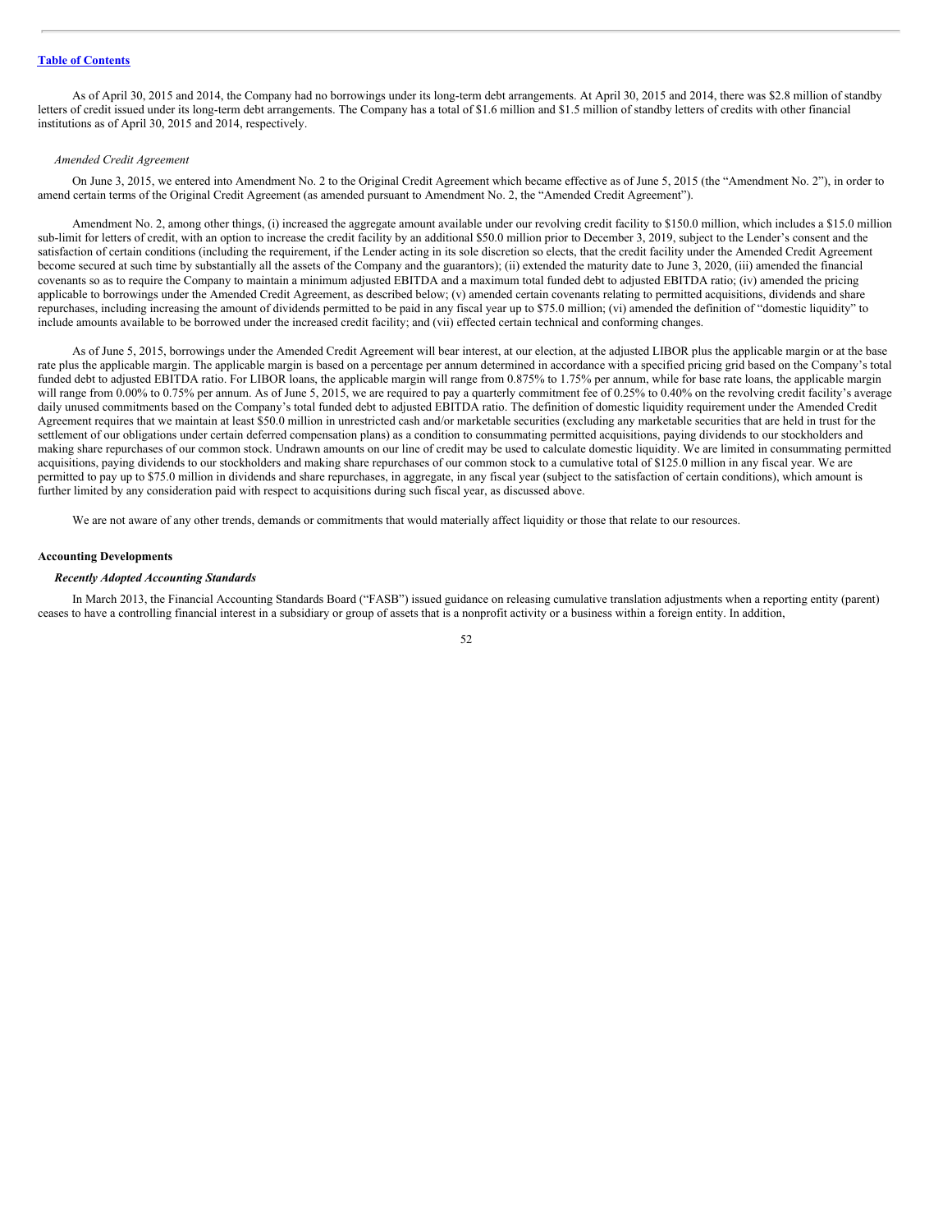As of April 30, 2015 and 2014, the Company had no borrowings under its long-term debt arrangements. At April 30, 2015 and 2014, there was $2.8 million of standby letters of credit issued under its long-term debt arrangements. The Company has a total of $1.6 million and $1.5 million of standby letters of credits with other financial institutions as of April 30, 2015 and 2014, respectively.

*Amended Credit Agreement*

On June 3, 2015, we entered into Amendment No. 2 to the Original Credit Agreement which became effective as of June 5, 2015 (the "Amendment No. 2"), in order to amend certain terms of the Original Credit Agreement (as amended pursuant to Amendment No. 2, the "Amended Credit Agreement").

Amendment No. 2, among other things, (i) increased the aggregate amount available under our revolving credit facility to $150.0 million, which includes a $15.0 million sub-limit for letters of credit, with an option to increase the credit facility by an additional $50.0 million prior to December 3, 2019, subject to the Lender's consent and the satisfaction of certain conditions (including the requirement, if the Lender acting in its sole discretion so elects, that the credit facility under the Amended Credit Agreement become secured at such time by substantially all the assets of the Company and the guarantors); (ii) extended the maturity date to June 3, 2020, (iii) amended the financial covenants so as to require the Company to maintain a minimum adjusted EBITDA and a maximum total funded debt to adjusted EBITDA ratio; (iv) amended the pricing applicable to borrowings under the Amended Credit Agreement, as described below; (v) amended certain covenants relating to permitted acquisitions, dividends and share repurchases, including increasing the amount of dividends permitted to be paid in any fiscal year up to $75.0 million; (vi) amended the definition of "domestic liquidity" to include amounts available to be borrowed under the increased credit facility; and (vii) effected certain technical and conforming changes.

As of June 5, 2015, borrowings under the Amended Credit Agreement will bear interest, at our election, at the adjusted LIBOR plus the applicable margin or at the base rate plus the applicable margin. The applicable margin is based on a percentage per annum determined in accordance with a specified pricing grid based on the Company's total funded debt to adjusted EBITDA ratio. For LIBOR loans, the applicable margin will range from 0.875% to 1.75% per annum, while for base rate loans, the applicable margin will range from 0.00% to 0.75% per annum. As of June 5, 2015, we are required to pay a quarterly commitment fee of 0.25% to 0.40% on the revolving credit facility's average daily unused commitments based on the Company's total funded debt to adjusted EBITDA ratio. The definition of domestic liquidity requirement under the Amended Credit Agreement requires that we maintain at least $50.0 million in unrestricted cash and/or marketable securities (excluding any marketable securities that are held in trust for the settlement of our obligations under certain deferred compensation plans) as a condition to consummating permitted acquisitions, paying dividends to our stockholders and making share repurchases of our common stock. Undrawn amounts on our line of credit may be used to calculate domestic liquidity. We are limited in consummating permitted acquisitions, paying dividends to our stockholders and making share repurchases of our common stock to a cumulative total of $125.0 million in any fiscal year. We are permitted to pay up to $75.0 million in dividends and share repurchases, in aggregate, in any fiscal year (subject to the satisfaction of certain conditions), which amount is further limited by any consideration paid with respect to acquisitions during such fiscal year, as discussed above.

We are not aware of any other trends, demands or commitments that would materially affect liquidity or those that relate to our resources.

### Accounting Developments

#### *Recently Adopted Accounting Standards*

In March 2013, the Financial Accounting Standards Board ("FASB") issued guidance on releasing cumulative translation adjustments when a reporting entity (parent) ceases to have a controlling financial interest in a subsidiary or group of assets that is a nonprofit activity or a business within a foreign entity. In addition,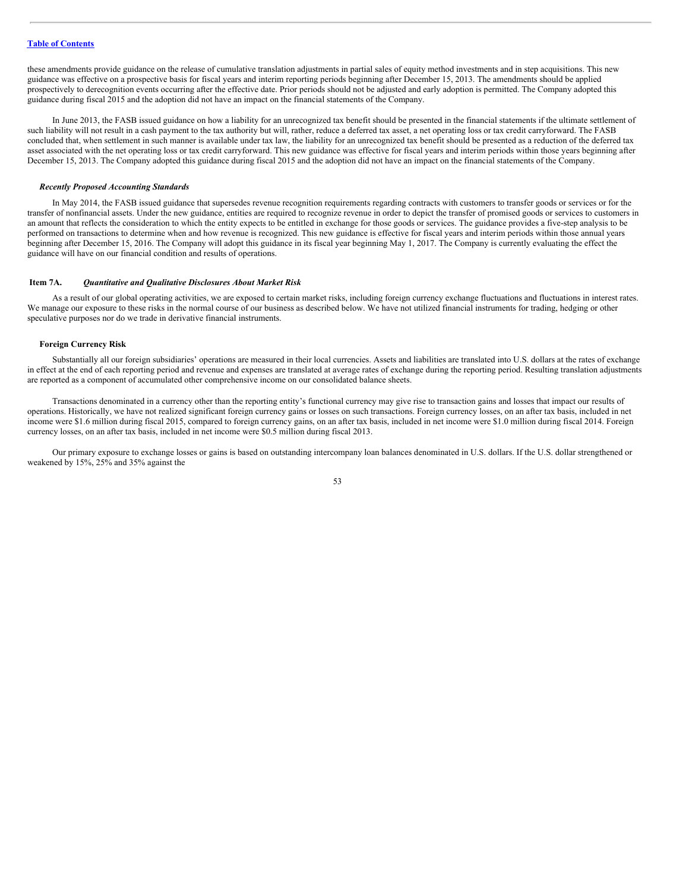these amendments provide guidance on the release of cumulative translation adjustments in partial sales of equity method investments and in step acquisitions. This new guidance was effective on a prospective basis for fiscal years and interim reporting periods beginning after December 15, 2013. The amendments should be applied prospectively to derecognition events occurring after the effective date. Prior periods should not be adjusted and early adoption is permitted. The Company adopted this guidance during fiscal 2015 and the adoption did not have an impact on the financial statements of the Company.

In June 2013, the FASB issued guidance on how a liability for an unrecognized tax benefit should be presented in the financial statements if the ultimate settlement of such liability will not result in a cash payment to the tax authority but will, rather, reduce a deferred tax asset, a net operating loss or tax credit carryforward. The FASB concluded that, when settlement in such manner is available under tax law, the liability for an unrecognized tax benefit should be presented as a reduction of the deferred tax asset associated with the net operating loss or tax credit carryforward. This new guidance was effective for fiscal years and interim periods within those years beginning after December 15, 2013. The Company adopted this guidance during fiscal 2015 and the adoption did not have an impact on the financial statements of the Company.

***Recently Proposed Accounting Standards***

In May 2014, the FASB issued guidance that supersedes revenue recognition requirements regarding contracts with customers to transfer goods or services or for the transfer of nonfinancial assets. Under the new guidance, entities are required to recognize revenue in order to depict the transfer of promised goods or services to customers in an amount that reflects the consideration to which the entity expects to be entitled in exchange for those goods or services. The guidance provides a five-step analysis to be performed on transactions to determine when and how revenue is recognized. This new guidance is effective for fiscal years and interim periods within those annual years beginning after December 15, 2016. The Company will adopt this guidance in its fiscal year beginning May 1, 2017. The Company is currently evaluating the effect the guidance will have on our financial condition and results of operations.

## Item 7A. *Quantitative and Qualitative Disclosures About Market Risk*

As a result of our global operating activities, we are exposed to certain market risks, including foreign currency exchange fluctuations and fluctuations in interest rates. We manage our exposure to these risks in the normal course of our business as described below. We have not utilized financial instruments for trading, hedging or other speculative purposes nor do we trade in derivative financial instruments.

### Foreign Currency Risk

Substantially all our foreign subsidiaries' operations are measured in their local currencies. Assets and liabilities are translated into U.S. dollars at the rates of exchange in effect at the end of each reporting period and revenue and expenses are translated at average rates of exchange during the reporting period. Resulting translation adjustments are reported as a component of accumulated other comprehensive income on our consolidated balance sheets.

Transactions denominated in a currency other than the reporting entity's functional currency may give rise to transaction gains and losses that impact our results of operations. Historically, we have not realized significant foreign currency gains or losses on such transactions. Foreign currency losses, on an after tax basis, included in net income were $1.6 million during fiscal 2015, compared to foreign currency gains, on an after tax basis, included in net income were $1.0 million during fiscal 2014. Foreign currency losses, on an after tax basis, included in net income were $0.5 million during fiscal 2013.

Our primary exposure to exchange losses or gains is based on outstanding intercompany loan balances denominated in U.S. dollars. If the U.S. dollar strengthened or weakened by 15%, 25% and 35% against the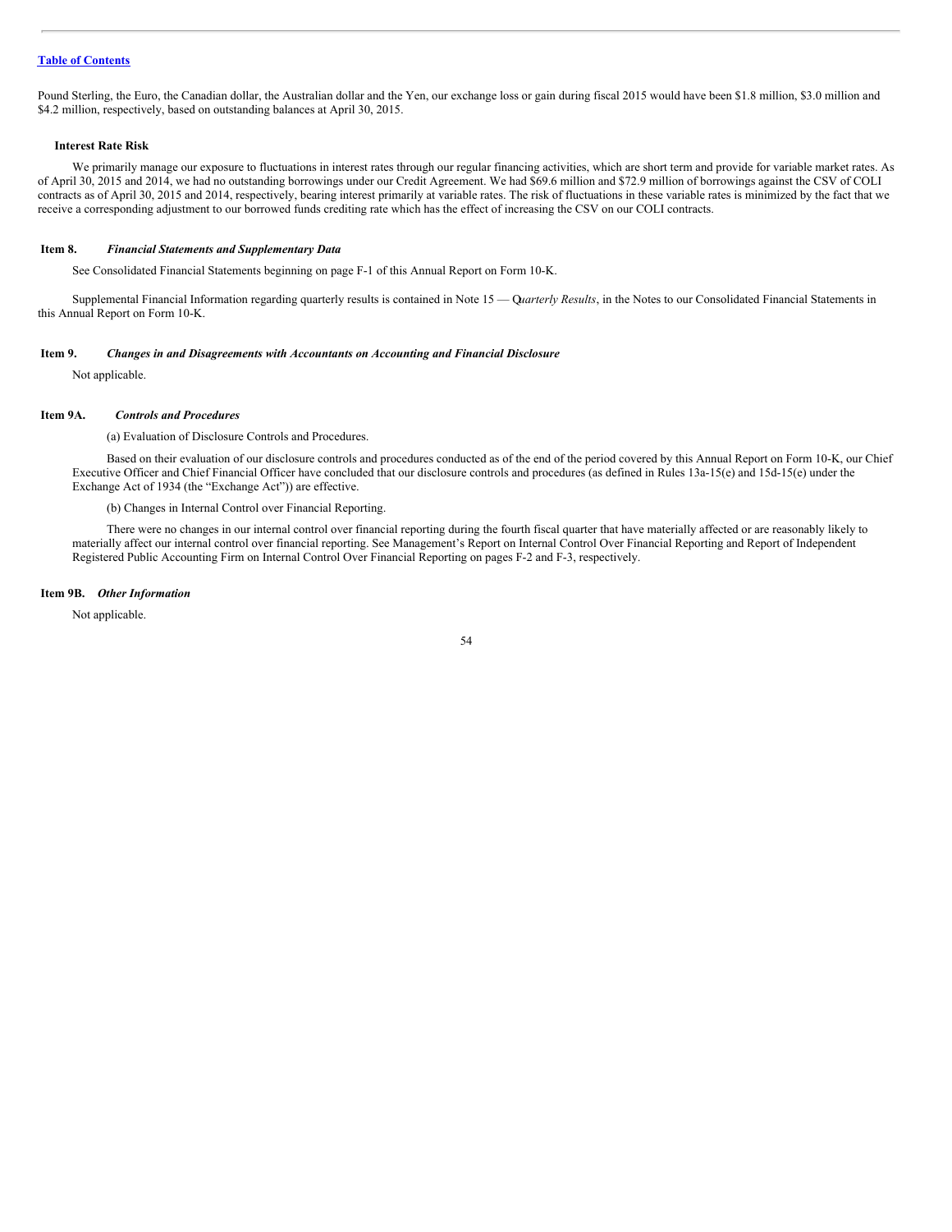Pound Sterling, the Euro, the Canadian dollar, the Australian dollar and the Yen, our exchange loss or gain during fiscal 2015 would have been $1.8 million, $3.0 million and $4.2 million, respectively, based on outstanding balances at April 30, 2015.

### Interest Rate Risk

We primarily manage our exposure to fluctuations in interest rates through our regular financing activities, which are short term and provide for variable market rates. As of April 30, 2015 and 2014, we had no outstanding borrowings under our Credit Agreement. We had $69.6 million and $72.9 million of borrowings against the CSV of COLI contracts as of April 30, 2015 and 2014, respectively, bearing interest primarily at variable rates. The risk of fluctuations in these variable rates is minimized by the fact that we receive a corresponding adjustment to our borrowed funds crediting rate which has the effect of increasing the CSV on our COLI contracts.

## Item 8. *Financial Statements and Supplementary Data*

See Consolidated Financial Statements beginning on page F-1 of this Annual Report on Form 10-K.

Supplemental Financial Information regarding quarterly results is contained in Note 15 — Q*uarterly Results*, in the Notes to our Consolidated Financial Statements in this Annual Report on Form 10-K.

## Item 9. *Changes in and Disagreements with Accountants on Accounting and Financial Disclosure*

Not applicable.

## Item 9A. *Controls and Procedures*

(a) Evaluation of Disclosure Controls and Procedures.

Based on their evaluation of our disclosure controls and procedures conducted as of the end of the period covered by this Annual Report on Form 10-K, our Chief Executive Officer and Chief Financial Officer have concluded that our disclosure controls and procedures (as defined in Rules 13a-15(e) and 15d-15(e) under the Exchange Act of 1934 (the "Exchange Act")) are effective.

(b) Changes in Internal Control over Financial Reporting.

There were no changes in our internal control over financial reporting during the fourth fiscal quarter that have materially affected or are reasonably likely to materially affect our internal control over financial reporting. See Management's Report on Internal Control Over Financial Reporting and Report of Independent Registered Public Accounting Firm on Internal Control Over Financial Reporting on pages F-2 and F-3, respectively.

## Item 9B. *Other Information*

Not applicable.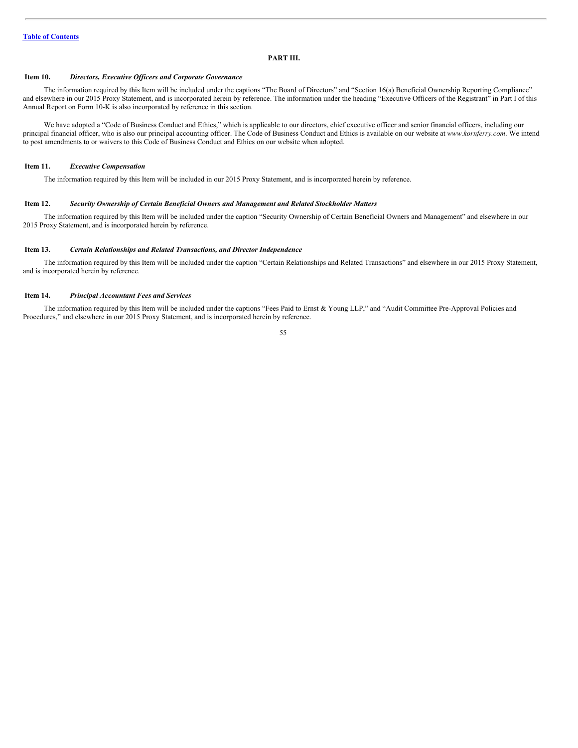[Table of Contents](#)

## PART III.

### Item 10. *Directors, Executive Officers and Corporate Governance*

The information required by this Item will be included under the captions "The Board of Directors" and "Section 16(a) Beneficial Ownership Reporting Compliance" and elsewhere in our 2015 Proxy Statement, and is incorporated herein by reference. The information under the heading "Executive Officers of the Registrant" in Part I of this Annual Report on Form 10-K is also incorporated by reference in this section.

We have adopted a "Code of Business Conduct and Ethics," which is applicable to our directors, chief executive officer and senior financial officers, including our principal financial officer, who is also our principal accounting officer. The Code of Business Conduct and Ethics is available on our website at *www.kornferry.com*. We intend to post amendments to or waivers to this Code of Business Conduct and Ethics on our website when adopted.

### Item 11. *Executive Compensation*

The information required by this Item will be included in our 2015 Proxy Statement, and is incorporated herein by reference.

### Item 12. *Security Ownership of Certain Beneficial Owners and Management and Related Stockholder Matters*

The information required by this Item will be included under the caption "Security Ownership of Certain Beneficial Owners and Management" and elsewhere in our 2015 Proxy Statement, and is incorporated herein by reference.

### Item 13. *Certain Relationships and Related Transactions, and Director Independence*

The information required by this Item will be included under the caption "Certain Relationships and Related Transactions" and elsewhere in our 2015 Proxy Statement, and is incorporated herein by reference.

### Item 14. *Principal Accountant Fees and Services*

The information required by this Item will be included under the captions "Fees Paid to Ernst & Young LLP," and "Audit Committee Pre-Approval Policies and Procedures," and elsewhere in our 2015 Proxy Statement, and is incorporated herein by reference.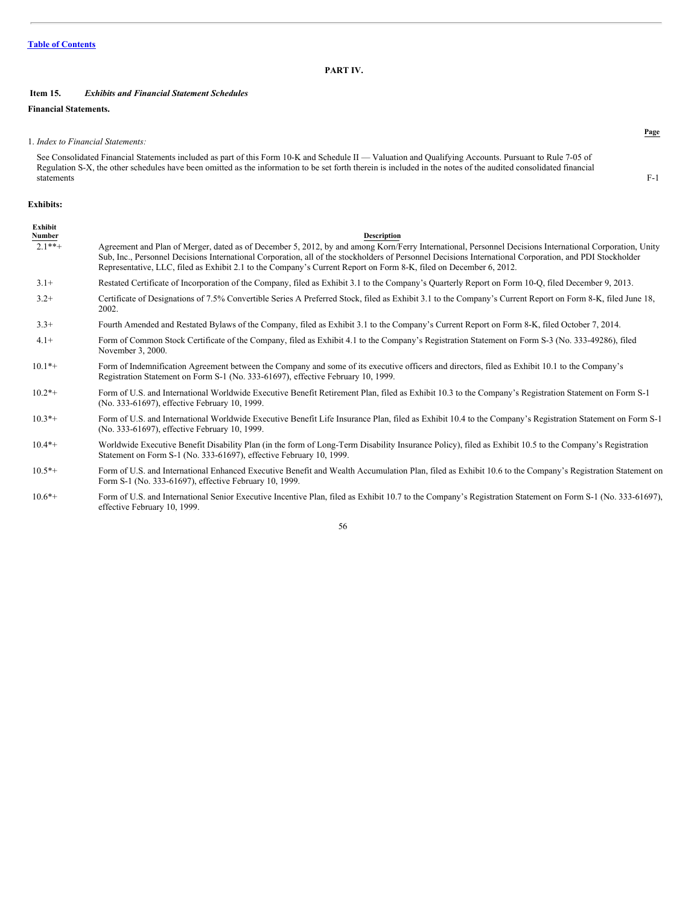## PART IV.

### Item 15. *Exhibits and Financial Statement Schedules*

**Financial Statements.**

| | Page |
|---|---|
| 1. *Index to Financial Statements:* | |
| See Consolidated Financial Statements included as part of this Form 10-K and Schedule II — Valuation and Qualifying Accounts. Pursuant to Rule 7-05 of Regulation S-X, the other schedules have been omitted as the information to be set forth therein is included in the notes of the audited consolidated financial statements | F-1 |

**Exhibits:**

| Exhibit Number | Description |
|---|---|
| 2.1**+ | Agreement and Plan of Merger, dated as of December 5, 2012, by and among Korn/Ferry International, Personnel Decisions International Corporation, Unity Sub, Inc., Personnel Decisions International Corporation, all of the stockholders of Personnel Decisions International Corporation, and PDI Stockholder Representative, LLC, filed as Exhibit 2.1 to the Company's Current Report on Form 8-K, filed on December 6, 2012. |
| 3.1+ | Restated Certificate of Incorporation of the Company, filed as Exhibit 3.1 to the Company's Quarterly Report on Form 10-Q, filed December 9, 2013. |
| 3.2+ | Certificate of Designations of 7.5% Convertible Series A Preferred Stock, filed as Exhibit 3.1 to the Company's Current Report on Form 8-K, filed June 18, 2002. |
| 3.3+ | Fourth Amended and Restated Bylaws of the Company, filed as Exhibit 3.1 to the Company's Current Report on Form 8-K, filed October 7, 2014. |
| 4.1+ | Form of Common Stock Certificate of the Company, filed as Exhibit 4.1 to the Company's Registration Statement on Form S-3 (No. 333-49286), filed November 3, 2000. |
| 10.1*+ | Form of Indemnification Agreement between the Company and some of its executive officers and directors, filed as Exhibit 10.1 to the Company's Registration Statement on Form S-1 (No. 333-61697), effective February 10, 1999. |
| 10.2*+ | Form of U.S. and International Worldwide Executive Benefit Retirement Plan, filed as Exhibit 10.3 to the Company's Registration Statement on Form S-1 (No. 333-61697), effective February 10, 1999. |
| 10.3*+ | Form of U.S. and International Worldwide Executive Benefit Life Insurance Plan, filed as Exhibit 10.4 to the Company's Registration Statement on Form S-1 (No. 333-61697), effective February 10, 1999. |
| 10.4*+ | Worldwide Executive Benefit Disability Plan (in the form of Long-Term Disability Insurance Policy), filed as Exhibit 10.5 to the Company's Registration Statement on Form S-1 (No. 333-61697), effective February 10, 1999. |
| 10.5*+ | Form of U.S. and International Enhanced Executive Benefit and Wealth Accumulation Plan, filed as Exhibit 10.6 to the Company's Registration Statement on Form S-1 (No. 333-61697), effective February 10, 1999. |
| 10.6*+ | Form of U.S. and International Senior Executive Incentive Plan, filed as Exhibit 10.7 to the Company's Registration Statement on Form S-1 (No. 333-61697), effective February 10, 1999. |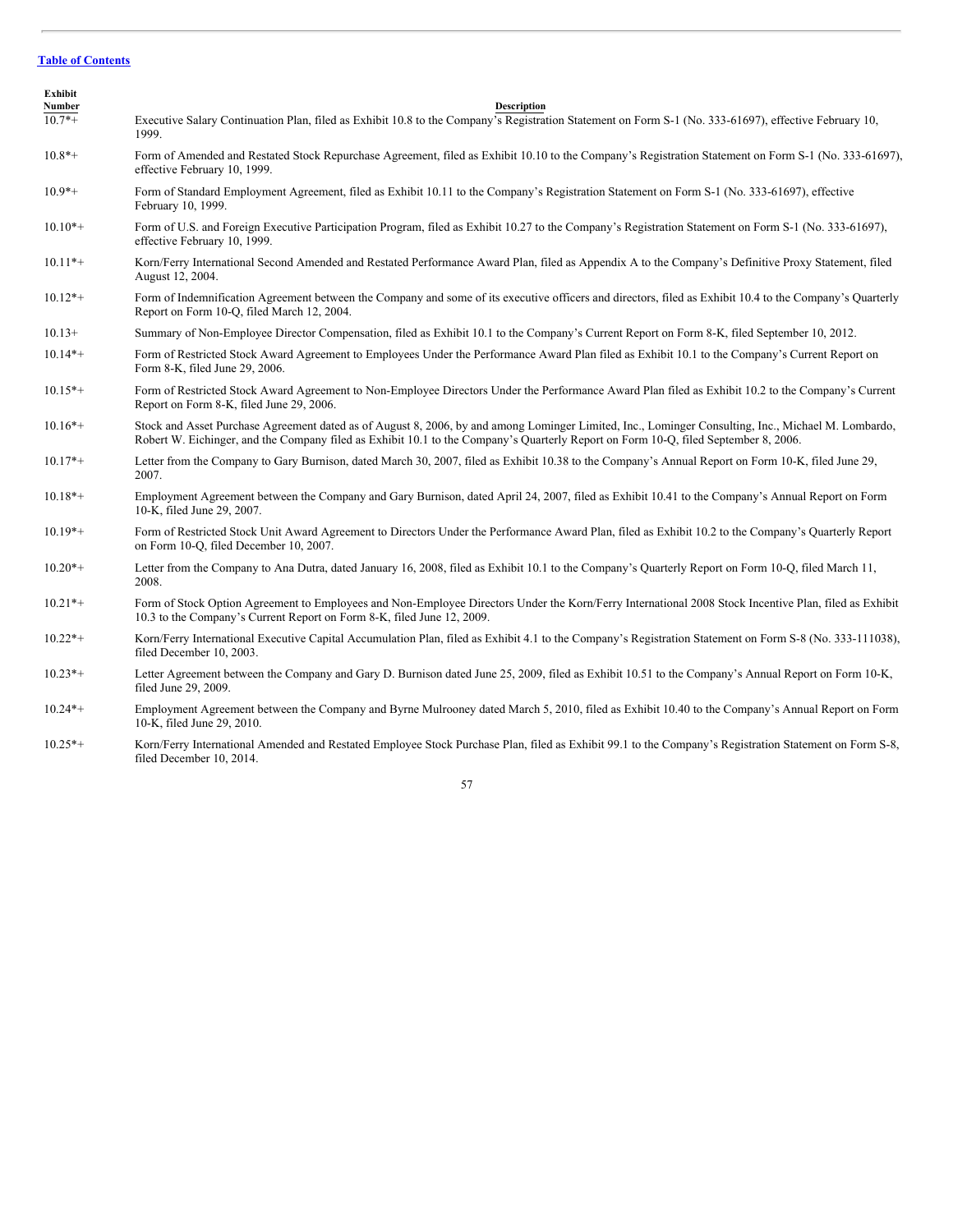[Table of Contents](#)

| Exhibit Number | Description |
| --- | --- |
| 10.7*+ | Executive Salary Continuation Plan, filed as Exhibit 10.8 to the Company's Registration Statement on Form S-1 (No. 333-61697), effective February 10, 1999. |
| 10.8*+ | Form of Amended and Restated Stock Repurchase Agreement, filed as Exhibit 10.10 to the Company's Registration Statement on Form S-1 (No. 333-61697), effective February 10, 1999. |
| 10.9*+ | Form of Standard Employment Agreement, filed as Exhibit 10.11 to the Company's Registration Statement on Form S-1 (No. 333-61697), effective February 10, 1999. |
| 10.10*+ | Form of U.S. and Foreign Executive Participation Program, filed as Exhibit 10.27 to the Company's Registration Statement on Form S-1 (No. 333-61697), effective February 10, 1999. |
| 10.11*+ | Korn/Ferry International Second Amended and Restated Performance Award Plan, filed as Appendix A to the Company's Definitive Proxy Statement, filed August 12, 2004. |
| 10.12*+ | Form of Indemnification Agreement between the Company and some of its executive officers and directors, filed as Exhibit 10.4 to the Company's Quarterly Report on Form 10-Q, filed March 12, 2004. |
| 10.13+ | Summary of Non-Employee Director Compensation, filed as Exhibit 10.1 to the Company's Current Report on Form 8-K, filed September 10, 2012. |
| 10.14*+ | Form of Restricted Stock Award Agreement to Employees Under the Performance Award Plan filed as Exhibit 10.1 to the Company's Current Report on Form 8-K, filed June 29, 2006. |
| 10.15*+ | Form of Restricted Stock Award Agreement to Non-Employee Directors Under the Performance Award Plan filed as Exhibit 10.2 to the Company's Current Report on Form 8-K, filed June 29, 2006. |
| 10.16*+ | Stock and Asset Purchase Agreement dated as of August 8, 2006, by and among Lominger Limited, Inc., Lominger Consulting, Inc., Michael M. Lombardo, Robert W. Eichinger, and the Company filed as Exhibit 10.1 to the Company's Quarterly Report on Form 10-Q, filed September 8, 2006. |
| 10.17*+ | Letter from the Company to Gary Burnison, dated March 30, 2007, filed as Exhibit 10.38 to the Company's Annual Report on Form 10-K, filed June 29, 2007. |
| 10.18*+ | Employment Agreement between the Company and Gary Burnison, dated April 24, 2007, filed as Exhibit 10.41 to the Company's Annual Report on Form 10-K, filed June 29, 2007. |
| 10.19*+ | Form of Restricted Stock Unit Award Agreement to Directors Under the Performance Award Plan, filed as Exhibit 10.2 to the Company's Quarterly Report on Form 10-Q, filed December 10, 2007. |
| 10.20*+ | Letter from the Company to Ana Dutra, dated January 16, 2008, filed as Exhibit 10.1 to the Company's Quarterly Report on Form 10-Q, filed March 11, 2008. |
| 10.21*+ | Form of Stock Option Agreement to Employees and Non-Employee Directors Under the Korn/Ferry International 2008 Stock Incentive Plan, filed as Exhibit 10.3 to the Company's Current Report on Form 8-K, filed June 12, 2009. |
| 10.22*+ | Korn/Ferry International Executive Capital Accumulation Plan, filed as Exhibit 4.1 to the Company's Registration Statement on Form S-8 (No. 333-111038), filed December 10, 2003. |
| 10.23*+ | Letter Agreement between the Company and Gary D. Burnison dated June 25, 2009, filed as Exhibit 10.51 to the Company's Annual Report on Form 10-K, filed June 29, 2009. |
| 10.24*+ | Employment Agreement between the Company and Byrne Mulrooney dated March 5, 2010, filed as Exhibit 10.40 to the Company's Annual Report on Form 10-K, filed June 29, 2010. |
| 10.25*+ | Korn/Ferry International Amended and Restated Employee Stock Purchase Plan, filed as Exhibit 99.1 to the Company's Registration Statement on Form S-8, filed December 10, 2014. |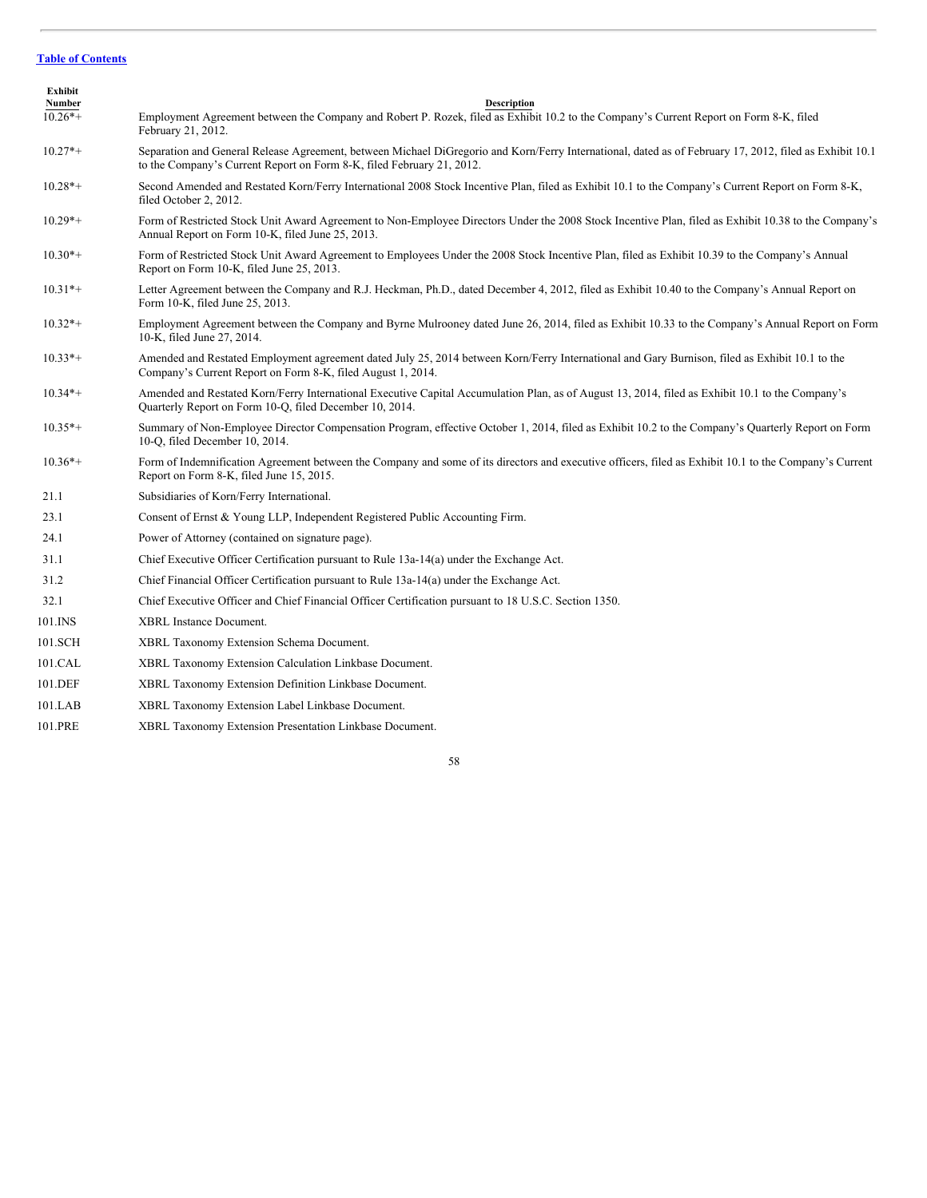| Exhibit Number | Description |
| --- | --- |
| 10.26*+ | Employment Agreement between the Company and Robert P. Rozek, filed as Exhibit 10.2 to the Company's Current Report on Form 8-K, filed February 21, 2012. |
| 10.27*+ | Separation and General Release Agreement, between Michael DiGregorio and Korn/Ferry International, dated as of February 17, 2012, filed as Exhibit 10.1 to the Company's Current Report on Form 8-K, filed February 21, 2012. |
| 10.28*+ | Second Amended and Restated Korn/Ferry International 2008 Stock Incentive Plan, filed as Exhibit 10.1 to the Company's Current Report on Form 8-K, filed October 2, 2012. |
| 10.29*+ | Form of Restricted Stock Unit Award Agreement to Non-Employee Directors Under the 2008 Stock Incentive Plan, filed as Exhibit 10.38 to the Company's Annual Report on Form 10-K, filed June 25, 2013. |
| 10.30*+ | Form of Restricted Stock Unit Award Agreement to Employees Under the 2008 Stock Incentive Plan, filed as Exhibit 10.39 to the Company's Annual Report on Form 10-K, filed June 25, 2013. |
| 10.31*+ | Letter Agreement between the Company and R.J. Heckman, Ph.D., dated December 4, 2012, filed as Exhibit 10.40 to the Company's Annual Report on Form 10-K, filed June 25, 2013. |
| 10.32*+ | Employment Agreement between the Company and Byrne Mulrooney dated June 26, 2014, filed as Exhibit 10.33 to the Company's Annual Report on Form 10-K, filed June 27, 2014. |
| 10.33*+ | Amended and Restated Employment agreement dated July 25, 2014 between Korn/Ferry International and Gary Burnison, filed as Exhibit 10.1 to the Company's Current Report on Form 8-K, filed August 1, 2014. |
| 10.34*+ | Amended and Restated Korn/Ferry International Executive Capital Accumulation Plan, as of August 13, 2014, filed as Exhibit 10.1 to the Company's Quarterly Report on Form 10-Q, filed December 10, 2014. |
| 10.35*+ | Summary of Non-Employee Director Compensation Program, effective October 1, 2014, filed as Exhibit 10.2 to the Company's Quarterly Report on Form 10-Q, filed December 10, 2014. |
| 10.36*+ | Form of Indemnification Agreement between the Company and some of its directors and executive officers, filed as Exhibit 10.1 to the Company's Current Report on Form 8-K, filed June 15, 2015. |
| 21.1 | Subsidiaries of Korn/Ferry International. |
| 23.1 | Consent of Ernst & Young LLP, Independent Registered Public Accounting Firm. |
| 24.1 | Power of Attorney (contained on signature page). |
| 31.1 | Chief Executive Officer Certification pursuant to Rule 13a-14(a) under the Exchange Act. |
| 31.2 | Chief Financial Officer Certification pursuant to Rule 13a-14(a) under the Exchange Act. |
| 32.1 | Chief Executive Officer and Chief Financial Officer Certification pursuant to 18 U.S.C. Section 1350. |
| 101.INS | XBRL Instance Document. |
| 101.SCH | XBRL Taxonomy Extension Schema Document. |
| 101.CAL | XBRL Taxonomy Extension Calculation Linkbase Document. |
| 101.DEF | XBRL Taxonomy Extension Definition Linkbase Document. |
| 101.LAB | XBRL Taxonomy Extension Label Linkbase Document. |
| 101.PRE | XBRL Taxonomy Extension Presentation Linkbase Document. |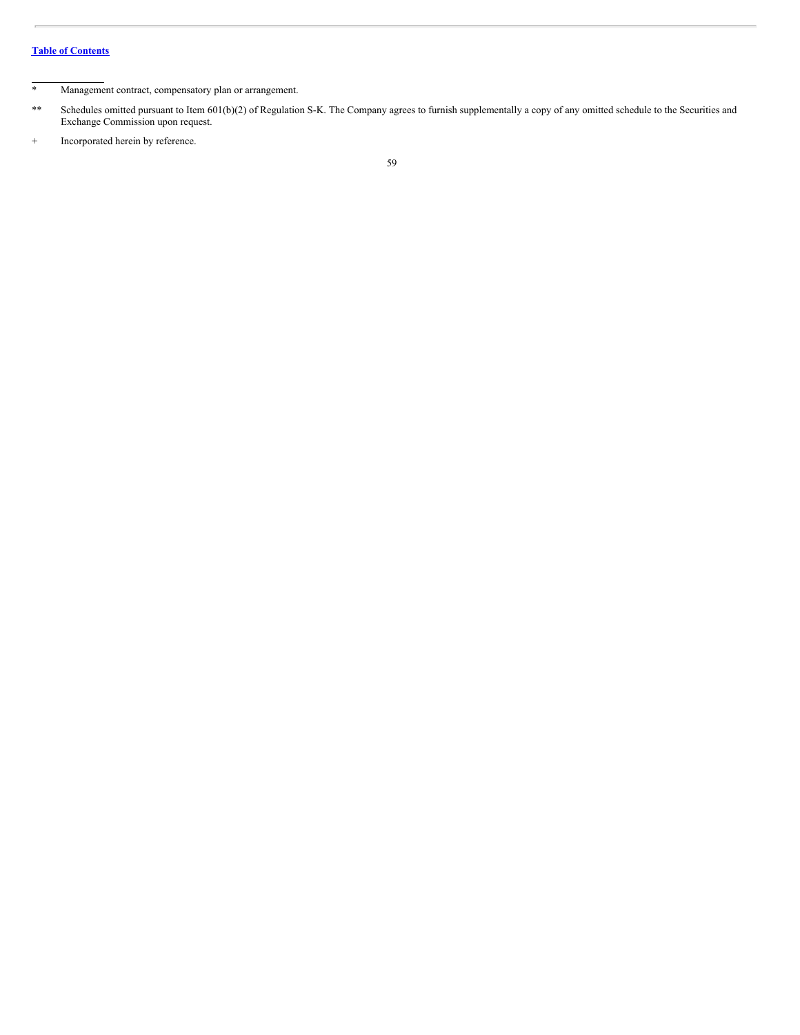[Table of Contents](#)

---

* Management contract, compensatory plan or arrangement.

** Schedules omitted pursuant to Item 601(b)(2) of Regulation S-K. The Company agrees to furnish supplementally a copy of any omitted schedule to the Securities and Exchange Commission upon request.

+ Incorporated herein by reference.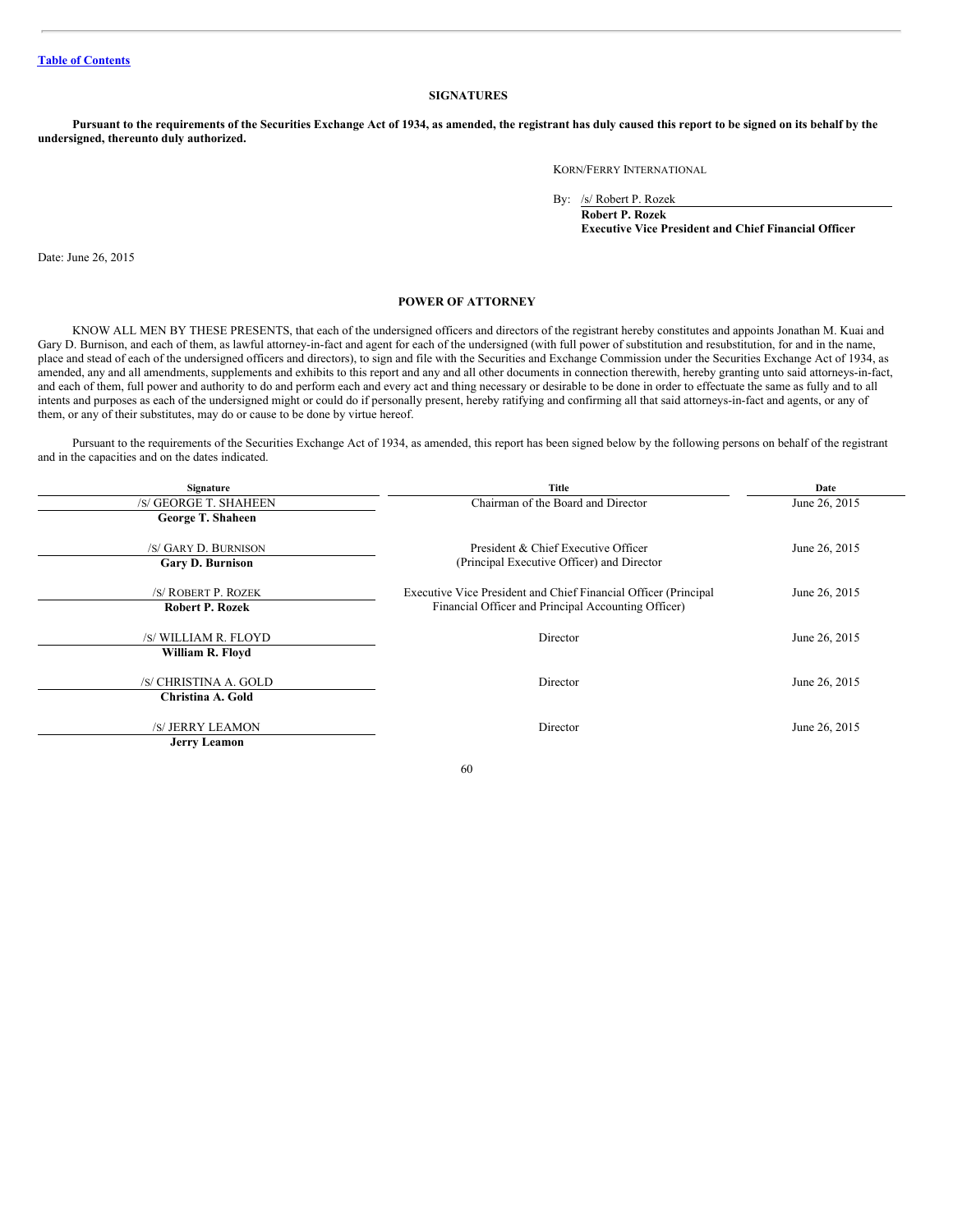[Table of Contents](#)

## SIGNATURES

**Pursuant to the requirements of the Securities Exchange Act of 1934, as amended, the registrant has duly caused this report to be signed on its behalf by the undersigned, thereunto duly authorized.**

KORN/FERRY INTERNATIONAL

By: /s/ Robert P. Rozek
**Robert P. Rozek**
**Executive Vice President and Chief Financial Officer**

Date: June 26, 2015

## POWER OF ATTORNEY

KNOW ALL MEN BY THESE PRESENTS, that each of the undersigned officers and directors of the registrant hereby constitutes and appoints Jonathan M. Kuai and Gary D. Burnison, and each of them, as lawful attorney-in-fact and agent for each of the undersigned (with full power of substitution and resubstitution, for and in the name, place and stead of each of the undersigned officers and directors), to sign and file with the Securities and Exchange Commission under the Securities Exchange Act of 1934, as amended, any and all amendments, supplements and exhibits to this report and any and all other documents in connection therewith, hereby granting unto said attorneys-in-fact, and each of them, full power and authority to do and perform each and every act and thing necessary or desirable to be done in order to effectuate the same as fully and to all intents and purposes as each of the undersigned might or could do if personally present, hereby ratifying and confirming all that said attorneys-in-fact and agents, or any of them, or any of their substitutes, may do or cause to be done by virtue hereof.

Pursuant to the requirements of the Securities Exchange Act of 1934, as amended, this report has been signed below by the following persons on behalf of the registrant and in the capacities and on the dates indicated.

| Signature | Title | Date |
|---|---|---|
| /S/ GEORGE T. SHAHEEN<br>**George T. Shaheen** | Chairman of the Board and Director | June 26, 2015 |
| /S/ GARY D. BURNISON<br>**Gary D. Burnison** | President & Chief Executive Officer (Principal Executive Officer) and Director | June 26, 2015 |
| /S/ ROBERT P. ROZEK<br>**Robert P. Rozek** | Executive Vice President and Chief Financial Officer (Principal Financial Officer and Principal Accounting Officer) | June 26, 2015 |
| /S/ WILLIAM R. FLOYD<br>**William R. Floyd** | Director | June 26, 2015 |
| /S/ CHRISTINA A. GOLD<br>**Christina A. Gold** | Director | June 26, 2015 |
| /S/ JERRY LEAMON<br>**Jerry Leamon** | Director | June 26, 2015 |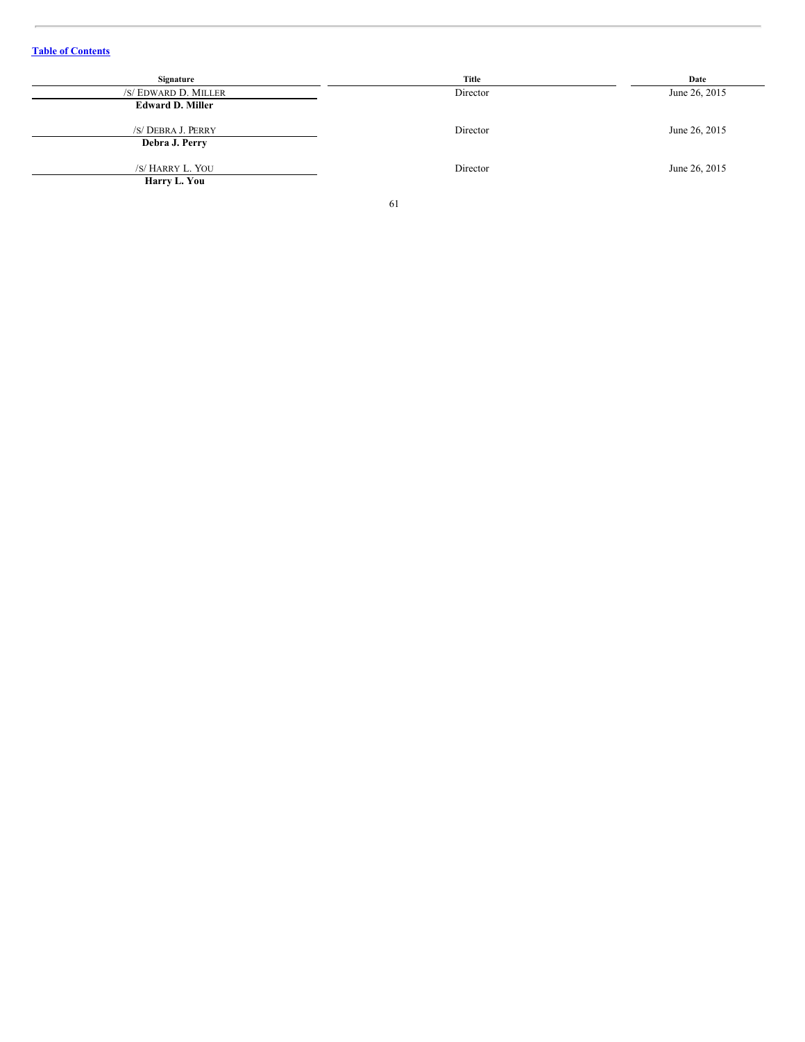[Table of Contents]

| Signature | Title | Date |
|---|---|---|
| /S/ EDWARD D. MILLER<br>**Edward D. Miller** | Director | June 26, 2015 |
| /S/ DEBRA J. PERRY<br>**Debra J. Perry** | Director | June 26, 2015 |
| /S/ HARRY L. YOU<br>**Harry L. You** | Director | June 26, 2015 |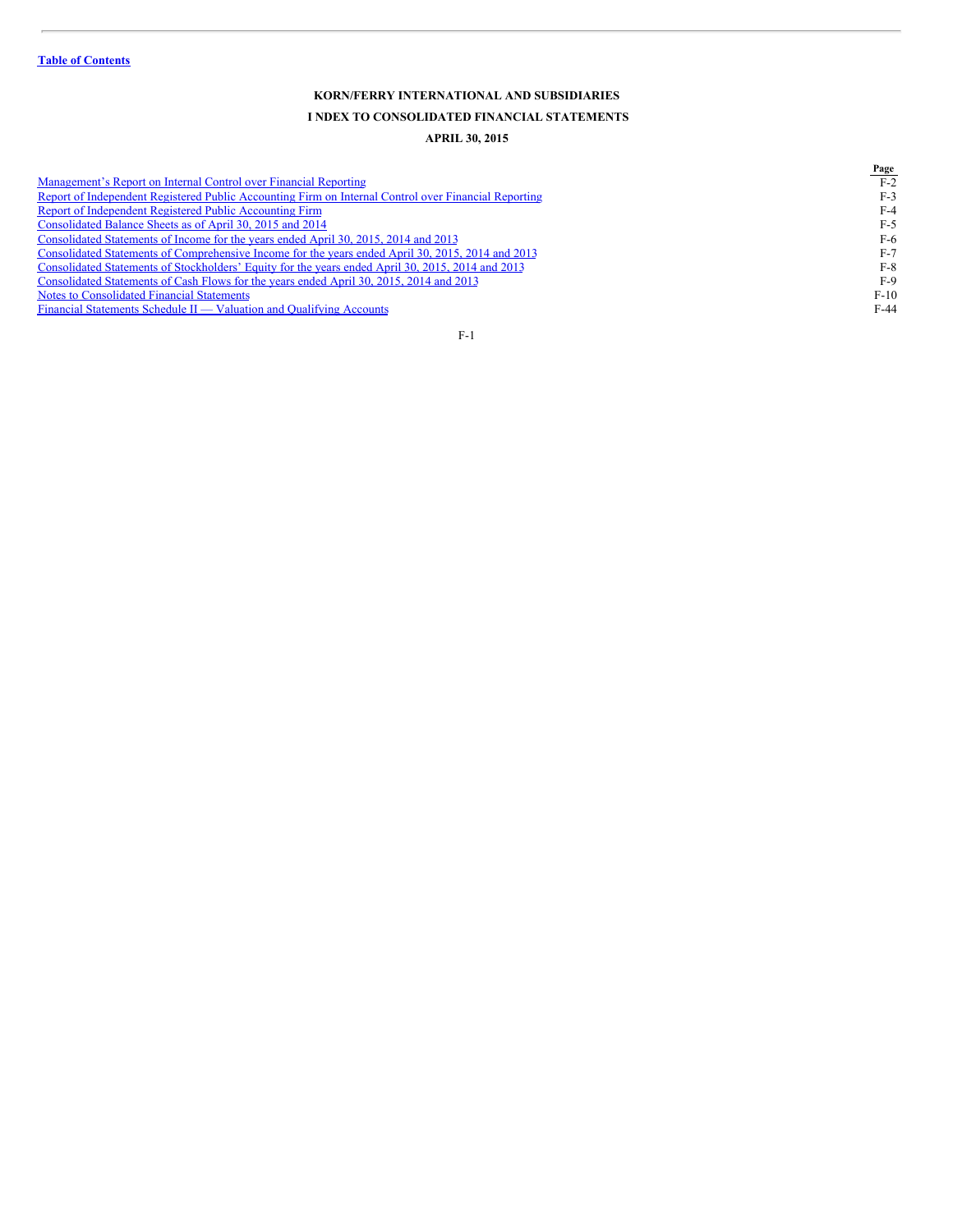[Table of Contents](#)

# KORN/FERRY INTERNATIONAL AND SUBSIDIARIES

## I NDEX TO CONSOLIDATED FINANCIAL STATEMENTS

### APRIL 30, 2015

| | Page |
|---|---|
| Management's Report on Internal Control over Financial Reporting | F-2 |
| Report of Independent Registered Public Accounting Firm on Internal Control over Financial Reporting | F-3 |
| Report of Independent Registered Public Accounting Firm | F-4 |
| Consolidated Balance Sheets as of April 30, 2015 and 2014 | F-5 |
| Consolidated Statements of Income for the years ended April 30, 2015, 2014 and 2013 | F-6 |
| Consolidated Statements of Comprehensive Income for the years ended April 30, 2015, 2014 and 2013 | F-7 |
| Consolidated Statements of Stockholders' Equity for the years ended April 30, 2015, 2014 and 2013 | F-8 |
| Consolidated Statements of Cash Flows for the years ended April 30, 2015, 2014 and 2013 | F-9 |
| Notes to Consolidated Financial Statements | F-10 |
| Financial Statements Schedule II — Valuation and Qualifying Accounts | F-44 |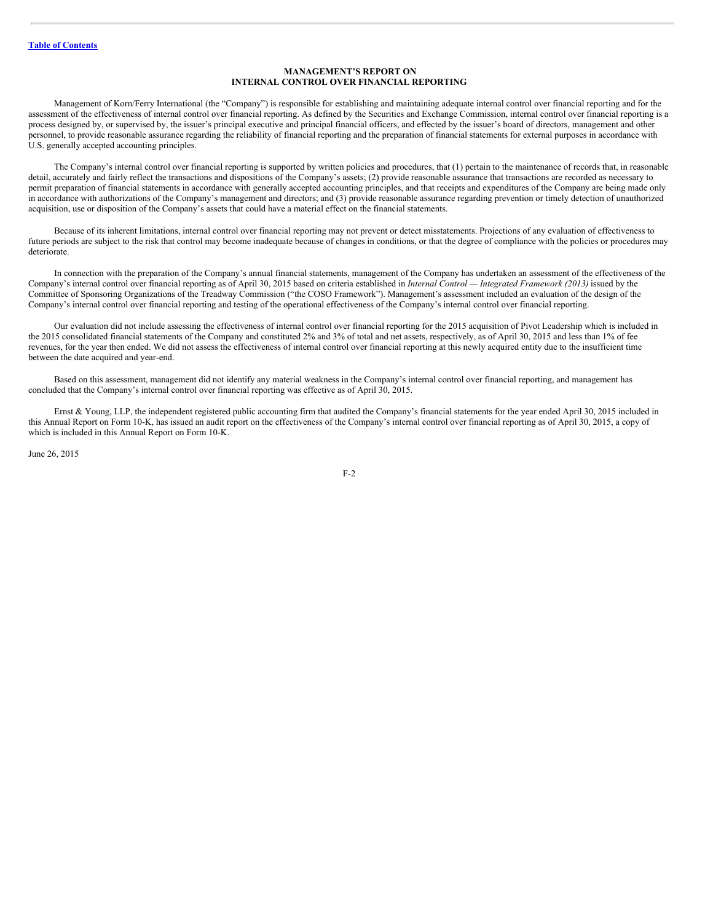# MANAGEMENT'S REPORT ON INTERNAL CONTROL OVER FINANCIAL REPORTING

Management of Korn/Ferry International (the "Company") is responsible for establishing and maintaining adequate internal control over financial reporting and for the assessment of the effectiveness of internal control over financial reporting. As defined by the Securities and Exchange Commission, internal control over financial reporting is a process designed by, or supervised by, the issuer's principal executive and principal financial officers, and effected by the issuer's board of directors, management and other personnel, to provide reasonable assurance regarding the reliability of financial reporting and the preparation of financial statements for external purposes in accordance with U.S. generally accepted accounting principles.

The Company's internal control over financial reporting is supported by written policies and procedures, that (1) pertain to the maintenance of records that, in reasonable detail, accurately and fairly reflect the transactions and dispositions of the Company's assets; (2) provide reasonable assurance that transactions are recorded as necessary to permit preparation of financial statements in accordance with generally accepted accounting principles, and that receipts and expenditures of the Company are being made only in accordance with authorizations of the Company's management and directors; and (3) provide reasonable assurance regarding prevention or timely detection of unauthorized acquisition, use or disposition of the Company's assets that could have a material effect on the financial statements.

Because of its inherent limitations, internal control over financial reporting may not prevent or detect misstatements. Projections of any evaluation of effectiveness to future periods are subject to the risk that control may become inadequate because of changes in conditions, or that the degree of compliance with the policies or procedures may deteriorate.

In connection with the preparation of the Company's annual financial statements, management of the Company has undertaken an assessment of the effectiveness of the Company's internal control over financial reporting as of April 30, 2015 based on criteria established in *Internal Control — Integrated Framework (2013)* issued by the Committee of Sponsoring Organizations of the Treadway Commission ("the COSO Framework"). Management's assessment included an evaluation of the design of the Company's internal control over financial reporting and testing of the operational effectiveness of the Company's internal control over financial reporting.

Our evaluation did not include assessing the effectiveness of internal control over financial reporting for the 2015 acquisition of Pivot Leadership which is included in the 2015 consolidated financial statements of the Company and constituted 2% and 3% of total and net assets, respectively, as of April 30, 2015 and less than 1% of fee revenues, for the year then ended. We did not assess the effectiveness of internal control over financial reporting at this newly acquired entity due to the insufficient time between the date acquired and year-end.

Based on this assessment, management did not identify any material weakness in the Company's internal control over financial reporting, and management has concluded that the Company's internal control over financial reporting was effective as of April 30, 2015.

Ernst & Young, LLP, the independent registered public accounting firm that audited the Company's financial statements for the year ended April 30, 2015 included in this Annual Report on Form 10-K, has issued an audit report on the effectiveness of the Company's internal control over financial reporting as of April 30, 2015, a copy of which is included in this Annual Report on Form 10-K.

June 26, 2015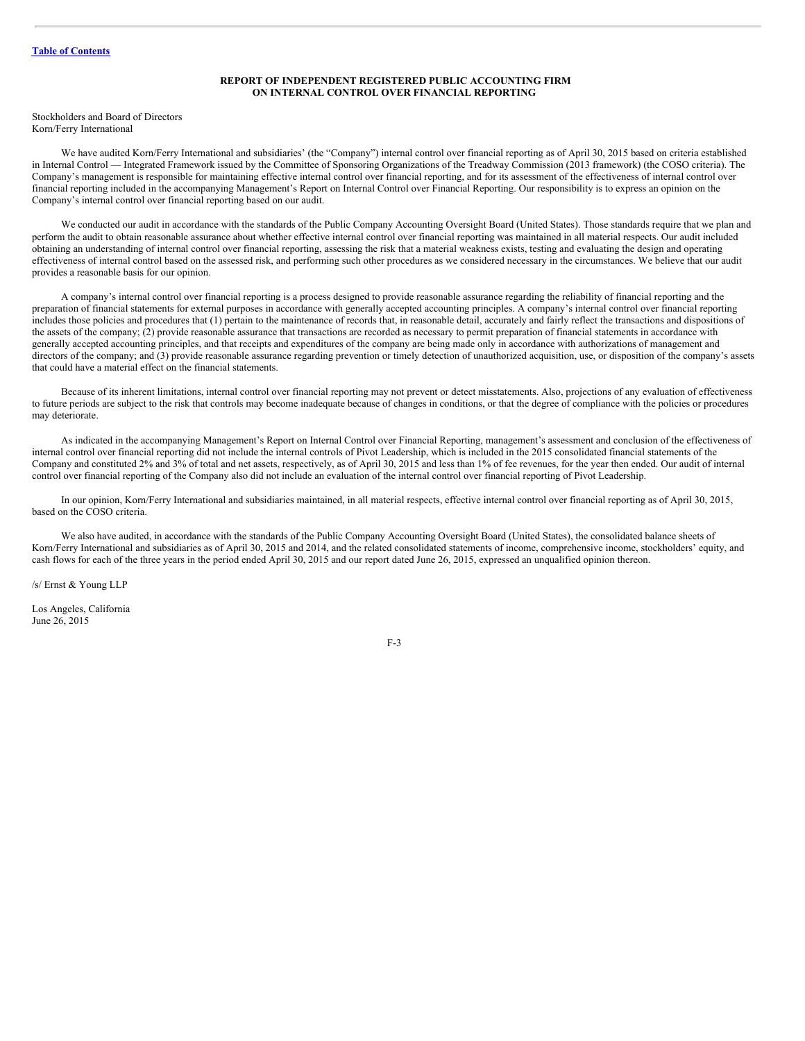## REPORT OF INDEPENDENT REGISTERED PUBLIC ACCOUNTING FIRM ON INTERNAL CONTROL OVER FINANCIAL REPORTING

Stockholders and Board of Directors
Korn/Ferry International

We have audited Korn/Ferry International and subsidiaries' (the "Company") internal control over financial reporting as of April 30, 2015 based on criteria established in Internal Control — Integrated Framework issued by the Committee of Sponsoring Organizations of the Treadway Commission (2013 framework) (the COSO criteria). The Company's management is responsible for maintaining effective internal control over financial reporting, and for its assessment of the effectiveness of internal control over financial reporting included in the accompanying Management's Report on Internal Control over Financial Reporting. Our responsibility is to express an opinion on the Company's internal control over financial reporting based on our audit.

We conducted our audit in accordance with the standards of the Public Company Accounting Oversight Board (United States). Those standards require that we plan and perform the audit to obtain reasonable assurance about whether effective internal control over financial reporting was maintained in all material respects. Our audit included obtaining an understanding of internal control over financial reporting, assessing the risk that a material weakness exists, testing and evaluating the design and operating effectiveness of internal control based on the assessed risk, and performing such other procedures as we considered necessary in the circumstances. We believe that our audit provides a reasonable basis for our opinion.

A company's internal control over financial reporting is a process designed to provide reasonable assurance regarding the reliability of financial reporting and the preparation of financial statements for external purposes in accordance with generally accepted accounting principles. A company's internal control over financial reporting includes those policies and procedures that (1) pertain to the maintenance of records that, in reasonable detail, accurately and fairly reflect the transactions and dispositions of the assets of the company; (2) provide reasonable assurance that transactions are recorded as necessary to permit preparation of financial statements in accordance with generally accepted accounting principles, and that receipts and expenditures of the company are being made only in accordance with authorizations of management and directors of the company; and (3) provide reasonable assurance regarding prevention or timely detection of unauthorized acquisition, use, or disposition of the company's assets that could have a material effect on the financial statements.

Because of its inherent limitations, internal control over financial reporting may not prevent or detect misstatements. Also, projections of any evaluation of effectiveness to future periods are subject to the risk that controls may become inadequate because of changes in conditions, or that the degree of compliance with the policies or procedures may deteriorate.

As indicated in the accompanying Management's Report on Internal Control over Financial Reporting, management's assessment and conclusion of the effectiveness of internal control over financial reporting did not include the internal controls of Pivot Leadership, which is included in the 2015 consolidated financial statements of the Company and constituted 2% and 3% of total and net assets, respectively, as of April 30, 2015 and less than 1% of fee revenues, for the year then ended. Our audit of internal control over financial reporting of the Company also did not include an evaluation of the internal control over financial reporting of Pivot Leadership.

In our opinion, Korn/Ferry International and subsidiaries maintained, in all material respects, effective internal control over financial reporting as of April 30, 2015, based on the COSO criteria.

We also have audited, in accordance with the standards of the Public Company Accounting Oversight Board (United States), the consolidated balance sheets of Korn/Ferry International and subsidiaries as of April 30, 2015 and 2014, and the related consolidated statements of income, comprehensive income, stockholders' equity, and cash flows for each of the three years in the period ended April 30, 2015 and our report dated June 26, 2015, expressed an unqualified opinion thereon.

/s/ Ernst & Young LLP

Los Angeles, California
June 26, 2015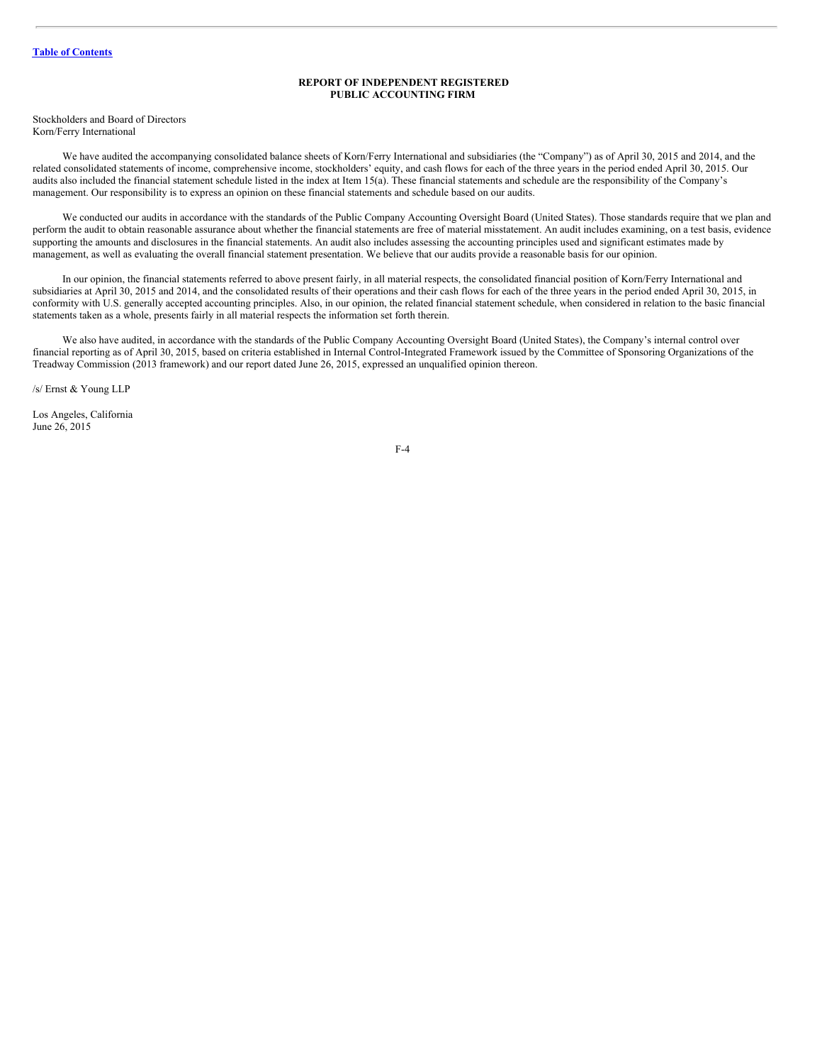## REPORT OF INDEPENDENT REGISTERED PUBLIC ACCOUNTING FIRM

Stockholders and Board of Directors
Korn/Ferry International

We have audited the accompanying consolidated balance sheets of Korn/Ferry International and subsidiaries (the "Company") as of April 30, 2015 and 2014, and the related consolidated statements of income, comprehensive income, stockholders' equity, and cash flows for each of the three years in the period ended April 30, 2015. Our audits also included the financial statement schedule listed in the index at Item 15(a). These financial statements and schedule are the responsibility of the Company's management. Our responsibility is to express an opinion on these financial statements and schedule based on our audits.

We conducted our audits in accordance with the standards of the Public Company Accounting Oversight Board (United States). Those standards require that we plan and perform the audit to obtain reasonable assurance about whether the financial statements are free of material misstatement. An audit includes examining, on a test basis, evidence supporting the amounts and disclosures in the financial statements. An audit also includes assessing the accounting principles used and significant estimates made by management, as well as evaluating the overall financial statement presentation. We believe that our audits provide a reasonable basis for our opinion.

In our opinion, the financial statements referred to above present fairly, in all material respects, the consolidated financial position of Korn/Ferry International and subsidiaries at April 30, 2015 and 2014, and the consolidated results of their operations and their cash flows for each of the three years in the period ended April 30, 2015, in conformity with U.S. generally accepted accounting principles. Also, in our opinion, the related financial statement schedule, when considered in relation to the basic financial statements taken as a whole, presents fairly in all material respects the information set forth therein.

We also have audited, in accordance with the standards of the Public Company Accounting Oversight Board (United States), the Company's internal control over financial reporting as of April 30, 2015, based on criteria established in Internal Control-Integrated Framework issued by the Committee of Sponsoring Organizations of the Treadway Commission (2013 framework) and our report dated June 26, 2015, expressed an unqualified opinion thereon.

/s/ Ernst & Young LLP

Los Angeles, California
June 26, 2015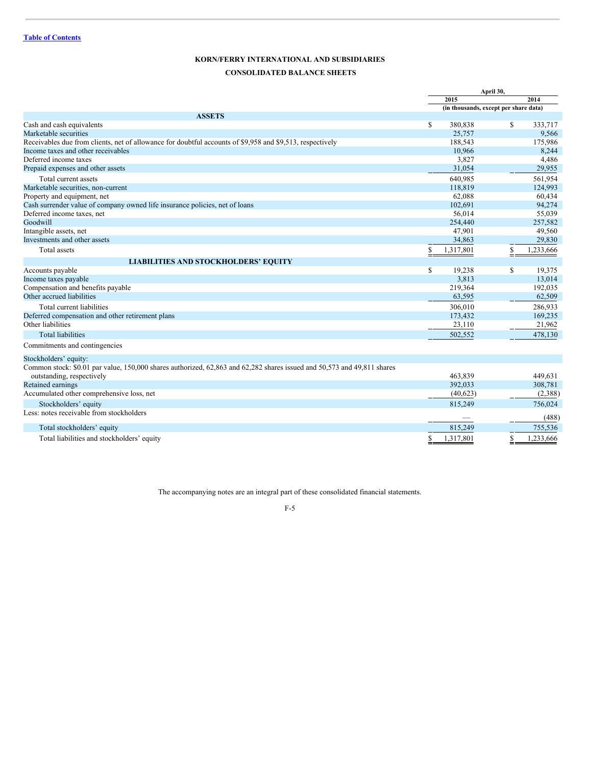Table of Contents

**KORN/FERRY INTERNATIONAL AND SUBSIDIARIES**

**CONSOLIDATED BALANCE SHEETS**

| | April 30, 2015 | April 30, 2014 |
|---|---|---|
| | (in thousands, except per share data) | |
| **ASSETS** | | |
| Cash and cash equivalents | $ 380,838 | $ 333,717 |
| Marketable securities | 25,757 | 9,566 |
| Receivables due from clients, net of allowance for doubtful accounts of $9,958 and $9,513, respectively | 188,543 | 175,986 |
| Income taxes and other receivables | 10,966 | 8,244 |
| Deferred income taxes | 3,827 | 4,486 |
| Prepaid expenses and other assets | 31,054 | 29,955 |
| Total current assets | 640,985 | 561,954 |
| Marketable securities, non-current | 118,819 | 124,993 |
| Property and equipment, net | 62,088 | 60,434 |
| Cash surrender value of company owned life insurance policies, net of loans | 102,691 | 94,274 |
| Deferred income taxes, net | 56,014 | 55,039 |
| Goodwill | 254,440 | 257,582 |
| Intangible assets, net | 47,901 | 49,560 |
| Investments and other assets | 34,863 | 29,830 |
| Total assets | $ 1,317,801 | $ 1,233,666 |
| **LIABILITIES AND STOCKHOLDERS' EQUITY** | | |
| Accounts payable | $ 19,238 | $ 19,375 |
| Income taxes payable | 3,813 | 13,014 |
| Compensation and benefits payable | 219,364 | 192,035 |
| Other accrued liabilities | 63,595 | 62,509 |
| Total current liabilities | 306,010 | 286,933 |
| Deferred compensation and other retirement plans | 173,432 | 169,235 |
| Other liabilities | 23,110 | 21,962 |
| Total liabilities | 502,552 | 478,130 |
| Commitments and contingencies | | |
| Stockholders' equity: | | |
| Common stock: $0.01 par value, 150,000 shares authorized, 62,863 and 62,282 shares issued and 50,573 and 49,811 shares outstanding, respectively | 463,839 | 449,631 |
| Retained earnings | 392,033 | 308,781 |
| Accumulated other comprehensive loss, net | (40,623) | (2,388) |
| Stockholders' equity | 815,249 | 756,024 |
| Less: notes receivable from stockholders | — | (488) |
| Total stockholders' equity | 815,249 | 755,536 |
| Total liabilities and stockholders' equity | $ 1,317,801 | $ 1,233,666 |

The accompanying notes are an integral part of these consolidated financial statements.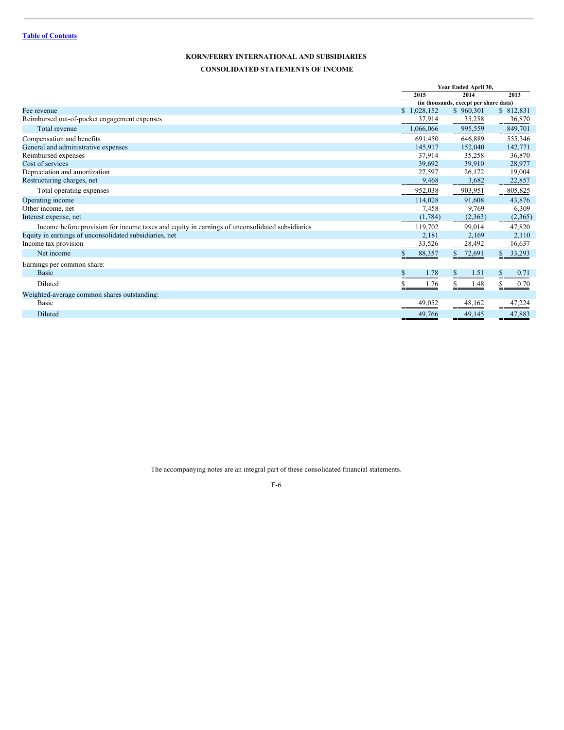[Table of Contents](#)

# KORN/FERRY INTERNATIONAL AND SUBSIDIARIES

## CONSOLIDATED STATEMENTS OF INCOME

| | Year Ended April 30, | | |
|---|---|---|---|
| | 2015 | 2014 | 2013 |
| | (in thousands, except per share data) | | |
| Fee revenue | $ 1,028,152 | $ 960,301 | $ 812,831 |
| Reimbursed out-of-pocket engagement expenses | 37,914 | 35,258 | 36,870 |
| Total revenue | 1,066,066 | 995,559 | 849,701 |
| Compensation and benefits | 691,450 | 646,889 | 555,346 |
| General and administrative expenses | 145,917 | 152,040 | 142,771 |
| Reimbursed expenses | 37,914 | 35,258 | 36,870 |
| Cost of services | 39,692 | 39,910 | 28,977 |
| Depreciation and amortization | 27,597 | 26,172 | 19,004 |
| Restructuring charges, net | 9,468 | 3,682 | 22,857 |
| Total operating expenses | 952,038 | 903,951 | 805,825 |
| Operating income | 114,028 | 91,608 | 43,876 |
| Other income, net | 7,458 | 9,769 | 6,309 |
| Interest expense, net | (1,784) | (2,363) | (2,365) |
| Income before provision for income taxes and equity in earnings of unconsolidated subsidiaries | 119,702 | 99,014 | 47,820 |
| Equity in earnings of unconsolidated subsidiaries, net | 2,181 | 2,169 | 2,110 |
| Income tax provision | 33,526 | 28,492 | 16,637 |
| Net income | $ 88,357 | $ 72,691 | $ 33,293 |
| Earnings per common share: | | | |
| Basic | $ 1.78 | $ 1.51 | $ 0.71 |
| Diluted | $ 1.76 | $ 1.48 | $ 0.70 |
| Weighted-average common shares outstanding: | | | |
| Basic | 49,052 | 48,162 | 47,224 |
| Diluted | 49,766 | 49,145 | 47,883 |

The accompanying notes are an integral part of these consolidated financial statements.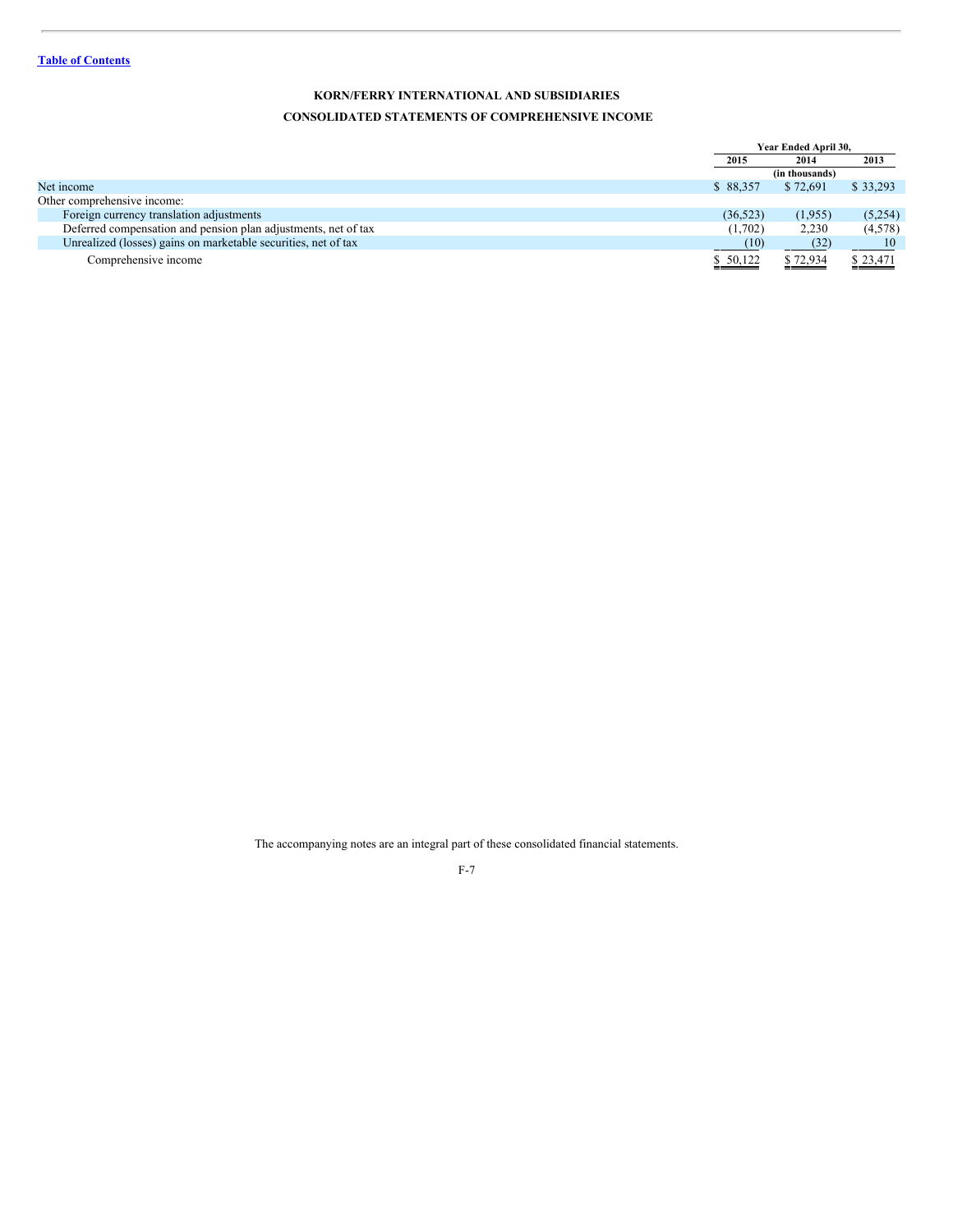[Table of Contents]

**KORN/FERRY INTERNATIONAL AND SUBSIDIARIES**

**CONSOLIDATED STATEMENTS OF COMPREHENSIVE INCOME**

| | Year Ended April 30, | | |
|---|---|---|---|
| | 2015 | 2014 | 2013 |
| | (in thousands) | | |
| Net income | $ 88,357 | $ 72,691 | $ 33,293 |
| Other comprehensive income: | | | |
| Foreign currency translation adjustments | (36,523) | (1,955) | (5,254) |
| Deferred compensation and pension plan adjustments, net of tax | (1,702) | 2,230 | (4,578) |
| Unrealized (losses) gains on marketable securities, net of tax | (10) | (32) | 10 |
| Comprehensive income | $ 50,122 | $ 72,934 | $ 23,471 |

The accompanying notes are an integral part of these consolidated financial statements.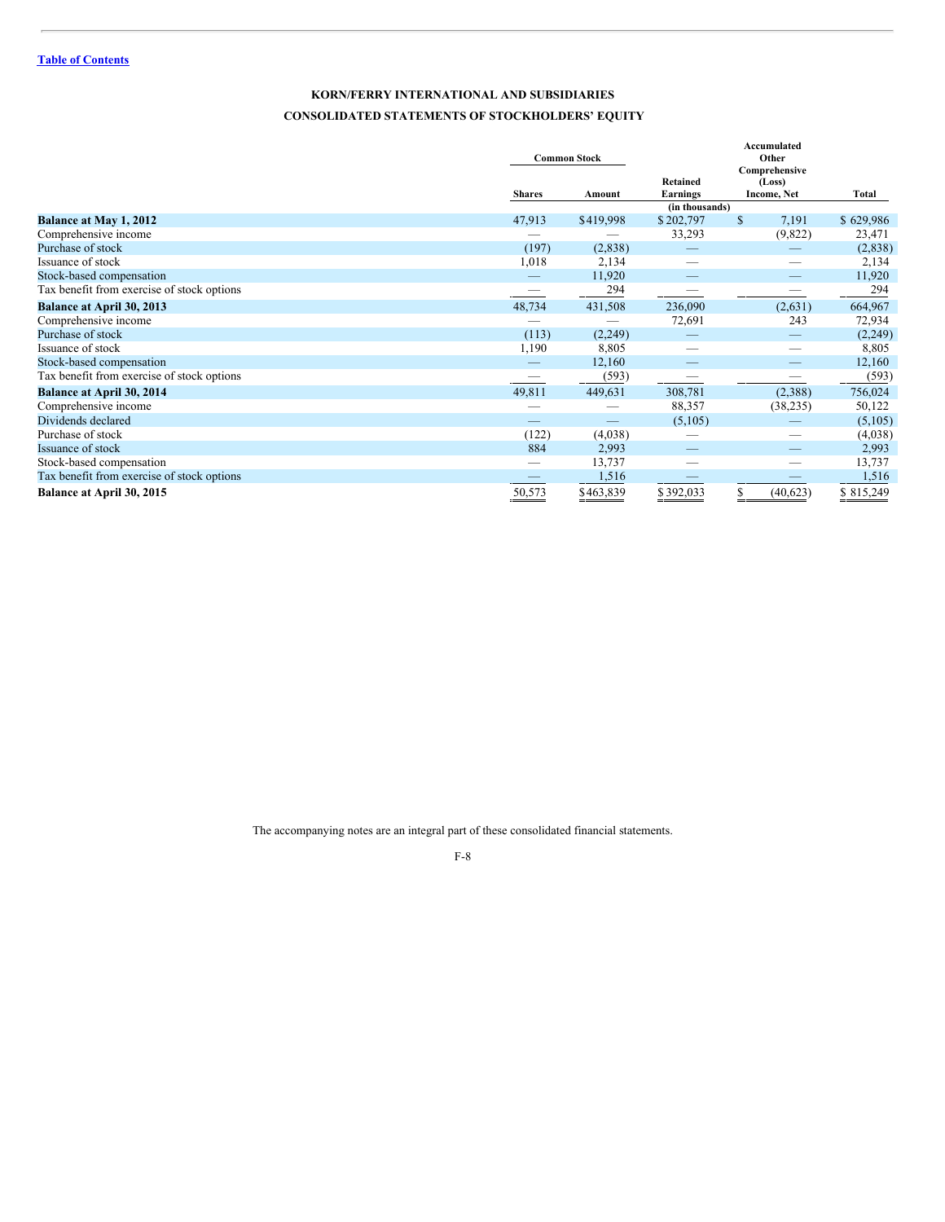Table of Contents

**KORN/FERRY INTERNATIONAL AND SUBSIDIARIES**

**CONSOLIDATED STATEMENTS OF STOCKHOLDERS' EQUITY**

| | Common Stock | | Retained Earnings | Accumulated Other Comprehensive (Loss) Income, Net | Total |
|---|---|---|---|---|---|
| | Shares | Amount | | | |
| | | | (in thousands) | | |
| **Balance at May 1, 2012** | 47,913 | $419,998 | $202,797 | $ 7,191 | $629,986 |
| Comprehensive income | — | — | 33,293 | (9,822) | 23,471 |
| Purchase of stock | (197) | (2,838) | — | — | (2,838) |
| Issuance of stock | 1,018 | 2,134 | — | — | 2,134 |
| Stock-based compensation | — | 11,920 | — | — | 11,920 |
| Tax benefit from exercise of stock options | — | 294 | — | — | 294 |
| **Balance at April 30, 2013** | 48,734 | 431,508 | 236,090 | (2,631) | 664,967 |
| Comprehensive income | — | — | 72,691 | 243 | 72,934 |
| Purchase of stock | (113) | (2,249) | — | — | (2,249) |
| Issuance of stock | 1,190 | 8,805 | — | — | 8,805 |
| Stock-based compensation | — | 12,160 | — | — | 12,160 |
| Tax benefit from exercise of stock options | — | (593) | — | — | (593) |
| **Balance at April 30, 2014** | 49,811 | 449,631 | 308,781 | (2,388) | 756,024 |
| Comprehensive income | — | — | 88,357 | (38,235) | 50,122 |
| Dividends declared | — | — | (5,105) | — | (5,105) |
| Purchase of stock | (122) | (4,038) | — | — | (4,038) |
| Issuance of stock | 884 | 2,993 | — | — | 2,993 |
| Stock-based compensation | — | 13,737 | — | — | 13,737 |
| Tax benefit from exercise of stock options | — | 1,516 | — | — | 1,516 |
| **Balance at April 30, 2015** | 50,573 | $463,839 | $392,033 | $ (40,623) | $815,249 |

The accompanying notes are an integral part of these consolidated financial statements.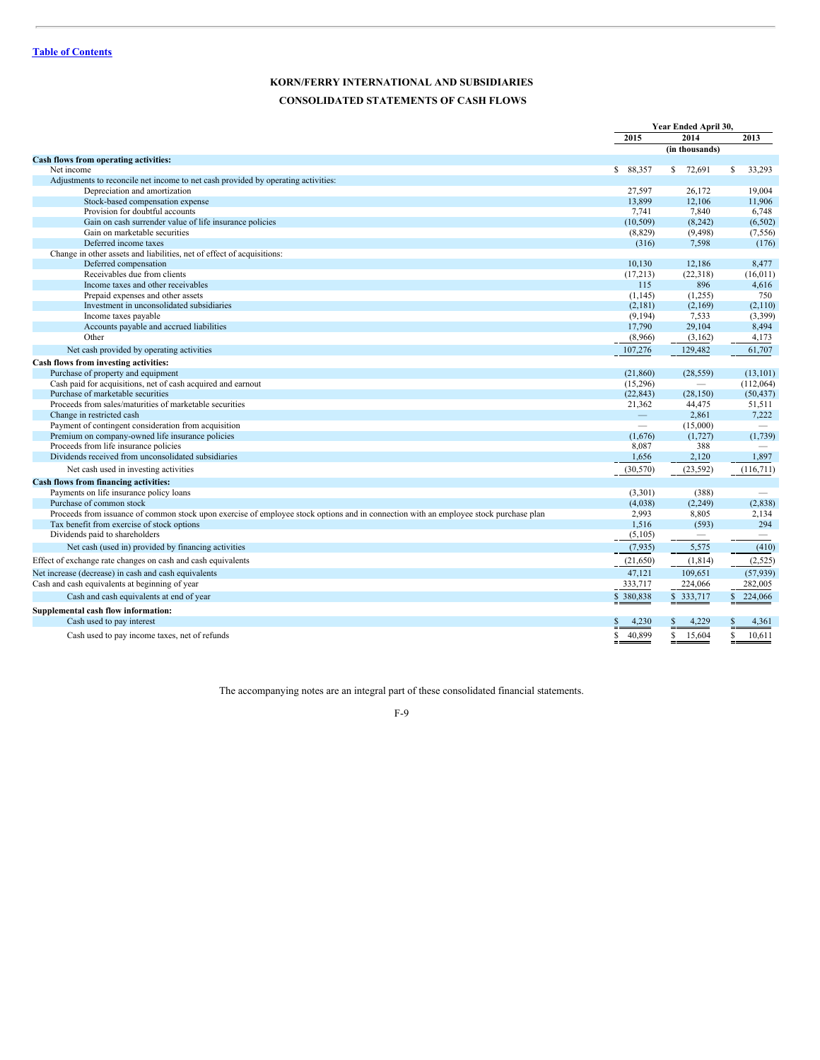[Table of Contents](#)

## KORN/FERRY INTERNATIONAL AND SUBSIDIARIES

## CONSOLIDATED STATEMENTS OF CASH FLOWS

| | Year Ended April 30, | | |
|---|---|---|---|
| | 2015 | 2014 | 2013 |
| | | (in thousands) | |
| **Cash flows from operating activities:** | | | |
| Net income | $ 88,357 | $ 72,691 | $ 33,293 |
| Adjustments to reconcile net income to net cash provided by operating activities: | | | |
| Depreciation and amortization | 27,597 | 26,172 | 19,004 |
| Stock-based compensation expense | 13,899 | 12,106 | 11,906 |
| Provision for doubtful accounts | 7,741 | 7,840 | 6,748 |
| Gain on cash surrender value of life insurance policies | (10,509) | (8,242) | (6,502) |
| Gain on marketable securities | (8,829) | (9,498) | (7,556) |
| Deferred income taxes | (316) | 7,598 | (176) |
| Change in other assets and liabilities, net of effect of acquisitions: | | | |
| Deferred compensation | 10,130 | 12,186 | 8,477 |
| Receivables due from clients | (17,213) | (22,318) | (16,011) |
| Income taxes and other receivables | 115 | 896 | 4,616 |
| Prepaid expenses and other assets | (1,145) | (1,255) | 750 |
| Investment in unconsolidated subsidiaries | (2,181) | (2,169) | (2,110) |
| Income taxes payable | (9,194) | 7,533 | (3,399) |
| Accounts payable and accrued liabilities | 17,790 | 29,104 | 8,494 |
| Other | (8,966) | (3,162) | 4,173 |
| Net cash provided by operating activities | 107,276 | 129,482 | 61,707 |
| **Cash flows from investing activities:** | | | |
| Purchase of property and equipment | (21,860) | (28,559) | (13,101) |
| Cash paid for acquisitions, net of cash acquired and earnout | (15,296) | — | (112,064) |
| Purchase of marketable securities | (22,843) | (28,150) | (50,437) |
| Proceeds from sales/maturities of marketable securities | 21,362 | 44,475 | 51,511 |
| Change in restricted cash | — | 2,861 | 7,222 |
| Payment of contingent consideration from acquisition | — | (15,000) | — |
| Premium on company-owned life insurance policies | (1,676) | (1,727) | (1,739) |
| Proceeds from life insurance policies | 8,087 | 388 | — |
| Dividends received from unconsolidated subsidiaries | 1,656 | 2,120 | 1,897 |
| Net cash used in investing activities | (30,570) | (23,592) | (116,711) |
| **Cash flows from financing activities:** | | | |
| Payments on life insurance policy loans | (3,301) | (388) | — |
| Purchase of common stock | (4,038) | (2,249) | (2,838) |
| Proceeds from issuance of common stock upon exercise of employee stock options and in connection with an employee stock purchase plan | 2,993 | 8,805 | 2,134 |
| Tax benefit from exercise of stock options | 1,516 | (593) | 294 |
| Dividends paid to shareholders | (5,105) | — | — |
| Net cash (used in) provided by financing activities | (7,935) | 5,575 | (410) |
| Effect of exchange rate changes on cash and cash equivalents | (21,650) | (1,814) | (2,525) |
| Net increase (decrease) in cash and cash equivalents | 47,121 | 109,651 | (57,939) |
| Cash and cash equivalents at beginning of year | 333,717 | 224,066 | 282,005 |
| Cash and cash equivalents at end of year | $ 380,838 | $ 333,717 | $ 224,066 |
| **Supplemental cash flow information:** | | | |
| Cash used to pay interest | $ 4,230 | $ 4,229 | $ 4,361 |
| Cash used to pay income taxes, net of refunds | $ 40,899 | $ 15,604 | $ 10,611 |

The accompanying notes are an integral part of these consolidated financial statements.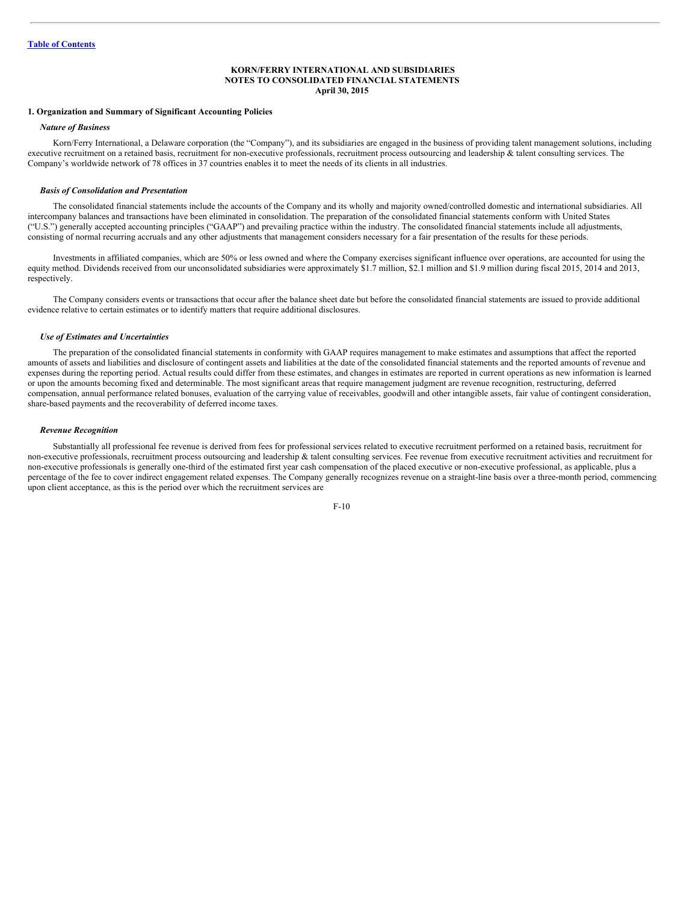[Table of Contents](#)

**KORN/FERRY INTERNATIONAL AND SUBSIDIARIES**
**NOTES TO CONSOLIDATED FINANCIAL STATEMENTS**
**April 30, 2015**

### 1. Organization and Summary of Significant Accounting Policies

#### *Nature of Business*

Korn/Ferry International, a Delaware corporation (the "Company"), and its subsidiaries are engaged in the business of providing talent management solutions, including executive recruitment on a retained basis, recruitment for non-executive professionals, recruitment process outsourcing and leadership & talent consulting services. The Company's worldwide network of 78 offices in 37 countries enables it to meet the needs of its clients in all industries.

#### *Basis of Consolidation and Presentation*

The consolidated financial statements include the accounts of the Company and its wholly and majority owned/controlled domestic and international subsidiaries. All intercompany balances and transactions have been eliminated in consolidation. The preparation of the consolidated financial statements conform with United States ("U.S.") generally accepted accounting principles ("GAAP") and prevailing practice within the industry. The consolidated financial statements include all adjustments, consisting of normal recurring accruals and any other adjustments that management considers necessary for a fair presentation of the results for these periods.

Investments in affiliated companies, which are 50% or less owned and where the Company exercises significant influence over operations, are accounted for using the equity method. Dividends received from our unconsolidated subsidiaries were approximately $1.7 million, $2.1 million and $1.9 million during fiscal 2015, 2014 and 2013, respectively.

The Company considers events or transactions that occur after the balance sheet date but before the consolidated financial statements are issued to provide additional evidence relative to certain estimates or to identify matters that require additional disclosures.

#### *Use of Estimates and Uncertainties*

The preparation of the consolidated financial statements in conformity with GAAP requires management to make estimates and assumptions that affect the reported amounts of assets and liabilities and disclosure of contingent assets and liabilities at the date of the consolidated financial statements and the reported amounts of revenue and expenses during the reporting period. Actual results could differ from these estimates, and changes in estimates are reported in current operations as new information is learned or upon the amounts becoming fixed and determinable. The most significant areas that require management judgment are revenue recognition, restructuring, deferred compensation, annual performance related bonuses, evaluation of the carrying value of receivables, goodwill and other intangible assets, fair value of contingent consideration, share-based payments and the recoverability of deferred income taxes.

#### *Revenue Recognition*

Substantially all professional fee revenue is derived from fees for professional services related to executive recruitment performed on a retained basis, recruitment for non-executive professionals, recruitment process outsourcing and leadership & talent consulting services. Fee revenue from executive recruitment activities and recruitment for non-executive professionals is generally one-third of the estimated first year cash compensation of the placed executive or non-executive professional, as applicable, plus a percentage of the fee to cover indirect engagement related expenses. The Company generally recognizes revenue on a straight-line basis over a three-month period, commencing upon client acceptance, as this is the period over which the recruitment services are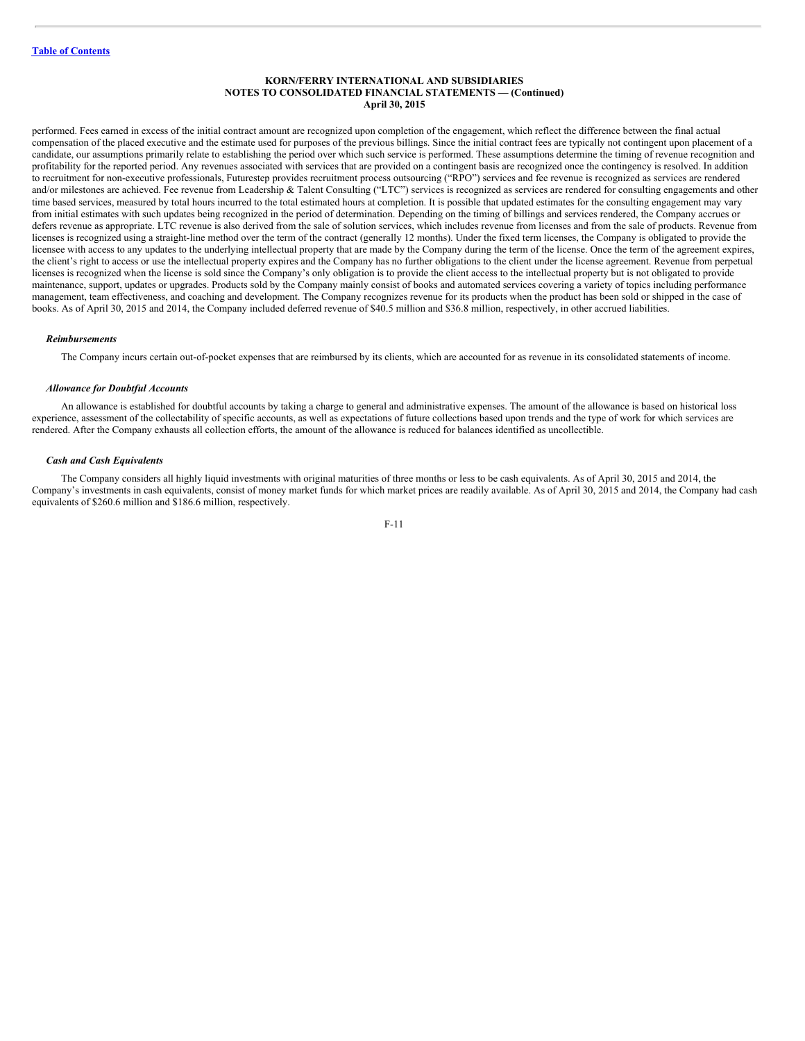performed. Fees earned in excess of the initial contract amount are recognized upon completion of the engagement, which reflect the difference between the final actual compensation of the placed executive and the estimate used for purposes of the previous billings. Since the initial contract fees are typically not contingent upon placement of a candidate, our assumptions primarily relate to establishing the period over which such service is performed. These assumptions determine the timing of revenue recognition and profitability for the reported period. Any revenues associated with services that are provided on a contingent basis are recognized once the contingency is resolved. In addition to recruitment for non-executive professionals, Futurestep provides recruitment process outsourcing ("RPO") services and fee revenue is recognized as services are rendered and/or milestones are achieved. Fee revenue from Leadership & Talent Consulting ("LTC") services is recognized as services are rendered for consulting engagements and other time based services, measured by total hours incurred to the total estimated hours at completion. It is possible that updated estimates for the consulting engagement may vary from initial estimates with such updates being recognized in the period of determination. Depending on the timing of billings and services rendered, the Company accrues or defers revenue as appropriate. LTC revenue is also derived from the sale of solution services, which includes revenue from licenses and from the sale of products. Revenue from licenses is recognized using a straight-line method over the term of the contract (generally 12 months). Under the fixed term licenses, the Company is obligated to provide the licensee with access to any updates to the underlying intellectual property that are made by the Company during the term of the license. Once the term of the agreement expires, the client's right to access or use the intellectual property expires and the Company has no further obligations to the client under the license agreement. Revenue from perpetual licenses is recognized when the license is sold since the Company's only obligation is to provide the client access to the intellectual property but is not obligated to provide maintenance, support, updates or upgrades. Products sold by the Company mainly consist of books and automated services covering a variety of topics including performance management, team effectiveness, and coaching and development. The Company recognizes revenue for its products when the product has been sold or shipped in the case of books. As of April 30, 2015 and 2014, the Company included deferred revenue of $40.5 million and $36.8 million, respectively, in other accrued liabilities.

### *Reimbursements*

The Company incurs certain out-of-pocket expenses that are reimbursed by its clients, which are accounted for as revenue in its consolidated statements of income.

### *Allowance for Doubtful Accounts*

An allowance is established for doubtful accounts by taking a charge to general and administrative expenses. The amount of the allowance is based on historical loss experience, assessment of the collectability of specific accounts, as well as expectations of future collections based upon trends and the type of work for which services are rendered. After the Company exhausts all collection efforts, the amount of the allowance is reduced for balances identified as uncollectible.

### *Cash and Cash Equivalents*

The Company considers all highly liquid investments with original maturities of three months or less to be cash equivalents. As of April 30, 2015 and 2014, the Company's investments in cash equivalents, consist of money market funds for which market prices are readily available. As of April 30, 2015 and 2014, the Company had cash equivalents of $260.6 million and $186.6 million, respectively.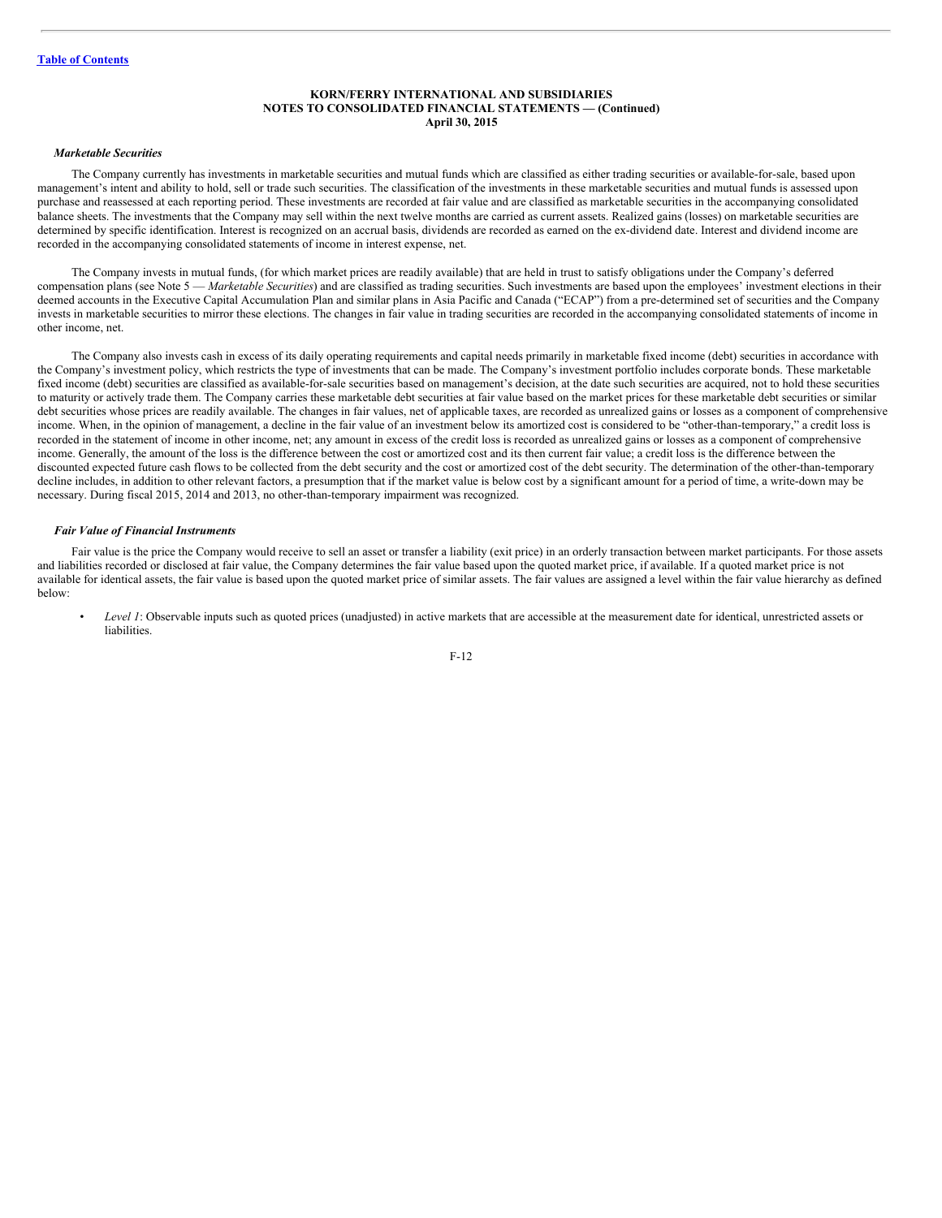**KORN/FERRY INTERNATIONAL AND SUBSIDIARIES**
**NOTES TO CONSOLIDATED FINANCIAL STATEMENTS — (Continued)**
**April 30, 2015**

***Marketable Securities***

The Company currently has investments in marketable securities and mutual funds which are classified as either trading securities or available-for-sale, based upon management's intent and ability to hold, sell or trade such securities. The classification of the investments in these marketable securities and mutual funds is assessed upon purchase and reassessed at each reporting period. These investments are recorded at fair value and are classified as marketable securities in the accompanying consolidated balance sheets. The investments that the Company may sell within the next twelve months are carried as current assets. Realized gains (losses) on marketable securities are determined by specific identification. Interest is recognized on an accrual basis, dividends are recorded as earned on the ex-dividend date. Interest and dividend income are recorded in the accompanying consolidated statements of income in interest expense, net.

The Company invests in mutual funds, (for which market prices are readily available) that are held in trust to satisfy obligations under the Company's deferred compensation plans (see Note 5 — *Marketable Securities*) and are classified as trading securities. Such investments are based upon the employees' investment elections in their deemed accounts in the Executive Capital Accumulation Plan and similar plans in Asia Pacific and Canada ("ECAP") from a pre-determined set of securities and the Company invests in marketable securities to mirror these elections. The changes in fair value in trading securities are recorded in the accompanying consolidated statements of income in other income, net.

The Company also invests cash in excess of its daily operating requirements and capital needs primarily in marketable fixed income (debt) securities in accordance with the Company's investment policy, which restricts the type of investments that can be made. The Company's investment portfolio includes corporate bonds. These marketable fixed income (debt) securities are classified as available-for-sale securities based on management's decision, at the date such securities are acquired, not to hold these securities to maturity or actively trade them. The Company carries these marketable debt securities at fair value based on the market prices for these marketable debt securities or similar debt securities whose prices are readily available. The changes in fair values, net of applicable taxes, are recorded as unrealized gains or losses as a component of comprehensive income. When, in the opinion of management, a decline in the fair value of an investment below its amortized cost is considered to be "other-than-temporary," a credit loss is recorded in the statement of income in other income, net; any amount in excess of the credit loss is recorded as unrealized gains or losses as a component of comprehensive income. Generally, the amount of the loss is the difference between the cost or amortized cost and its then current fair value; a credit loss is the difference between the discounted expected future cash flows to be collected from the debt security and the cost or amortized cost of the debt security. The determination of the other-than-temporary decline includes, in addition to other relevant factors, a presumption that if the market value is below cost by a significant amount for a period of time, a write-down may be necessary. During fiscal 2015, 2014 and 2013, no other-than-temporary impairment was recognized.

***Fair Value of Financial Instruments***

Fair value is the price the Company would receive to sell an asset or transfer a liability (exit price) in an orderly transaction between market participants. For those assets and liabilities recorded or disclosed at fair value, the Company determines the fair value based upon the quoted market price, if available. If a quoted market price is not available for identical assets, the fair value is based upon the quoted market price of similar assets. The fair values are assigned a level within the fair value hierarchy as defined below:

- *Level 1*: Observable inputs such as quoted prices (unadjusted) in active markets that are accessible at the measurement date for identical, unrestricted assets or liabilities.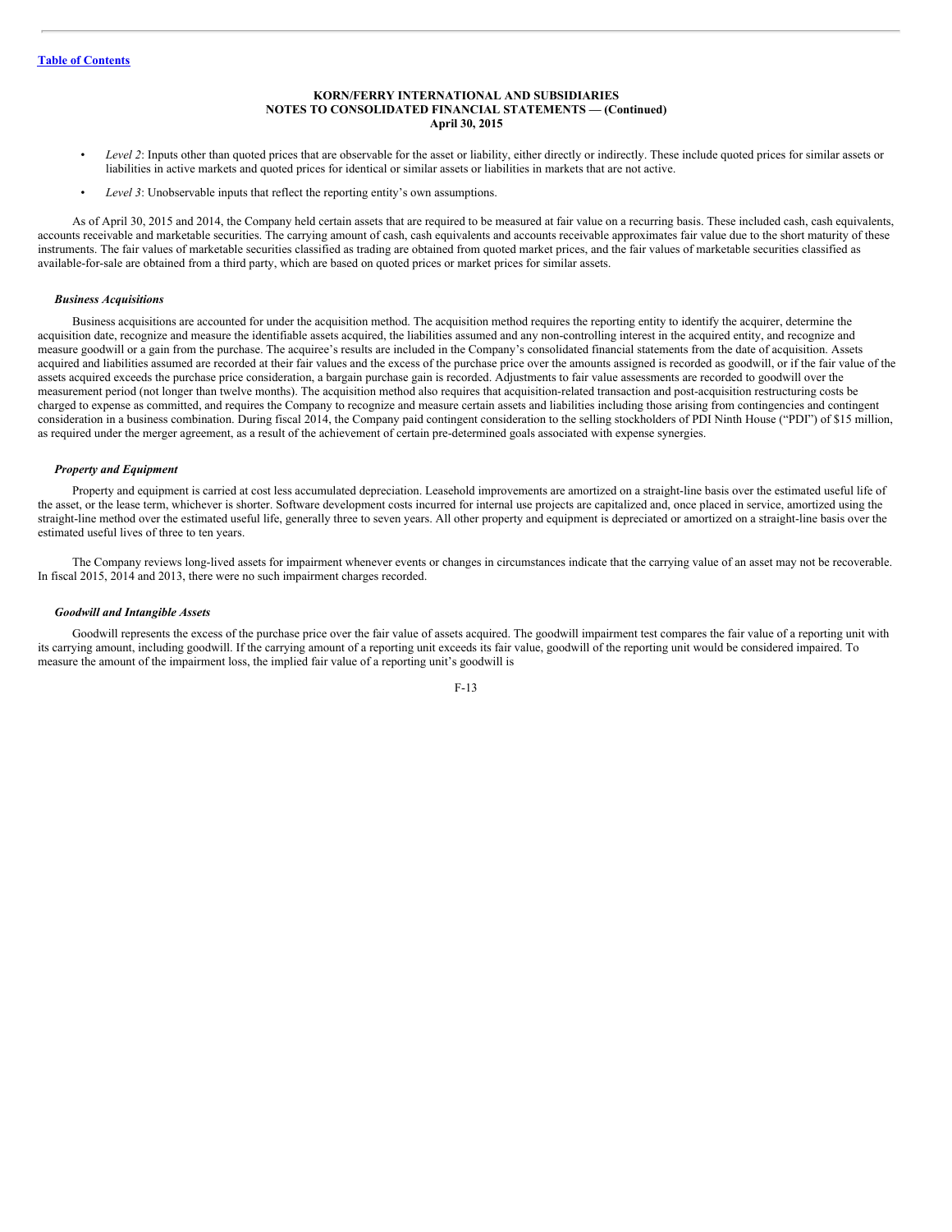- *Level 2*: Inputs other than quoted prices that are observable for the asset or liability, either directly or indirectly. These include quoted prices for similar assets or liabilities in active markets and quoted prices for identical or similar assets or liabilities in markets that are not active.
- *Level 3*: Unobservable inputs that reflect the reporting entity's own assumptions.

As of April 30, 2015 and 2014, the Company held certain assets that are required to be measured at fair value on a recurring basis. These included cash, cash equivalents, accounts receivable and marketable securities. The carrying amount of cash, cash equivalents and accounts receivable approximates fair value due to the short maturity of these instruments. The fair values of marketable securities classified as trading are obtained from quoted market prices, and the fair values of marketable securities classified as available-for-sale are obtained from a third party, which are based on quoted prices or market prices for similar assets.

***Business Acquisitions***

Business acquisitions are accounted for under the acquisition method. The acquisition method requires the reporting entity to identify the acquirer, determine the acquisition date, recognize and measure the identifiable assets acquired, the liabilities assumed and any non-controlling interest in the acquired entity, and recognize and measure goodwill or a gain from the purchase. The acquiree's results are included in the Company's consolidated financial statements from the date of acquisition. Assets acquired and liabilities assumed are recorded at their fair values and the excess of the purchase price over the amounts assigned is recorded as goodwill, or if the fair value of the assets acquired exceeds the purchase price consideration, a bargain purchase gain is recorded. Adjustments to fair value assessments are recorded to goodwill over the measurement period (not longer than twelve months). The acquisition method also requires that acquisition-related transaction and post-acquisition restructuring costs be charged to expense as committed, and requires the Company to recognize and measure certain assets and liabilities including those arising from contingencies and contingent consideration in a business combination. During fiscal 2014, the Company paid contingent consideration to the selling stockholders of PDI Ninth House ("PDI") of $15 million, as required under the merger agreement, as a result of the achievement of certain pre-determined goals associated with expense synergies.

***Property and Equipment***

Property and equipment is carried at cost less accumulated depreciation. Leasehold improvements are amortized on a straight-line basis over the estimated useful life of the asset, or the lease term, whichever is shorter. Software development costs incurred for internal use projects are capitalized and, once placed in service, amortized using the straight-line method over the estimated useful life, generally three to seven years. All other property and equipment is depreciated or amortized on a straight-line basis over the estimated useful lives of three to ten years.

The Company reviews long-lived assets for impairment whenever events or changes in circumstances indicate that the carrying value of an asset may not be recoverable. In fiscal 2015, 2014 and 2013, there were no such impairment charges recorded.

***Goodwill and Intangible Assets***

Goodwill represents the excess of the purchase price over the fair value of assets acquired. The goodwill impairment test compares the fair value of a reporting unit with its carrying amount, including goodwill. If the carrying amount of a reporting unit exceeds its fair value, goodwill of the reporting unit would be considered impaired. To measure the amount of the impairment loss, the implied fair value of a reporting unit's goodwill is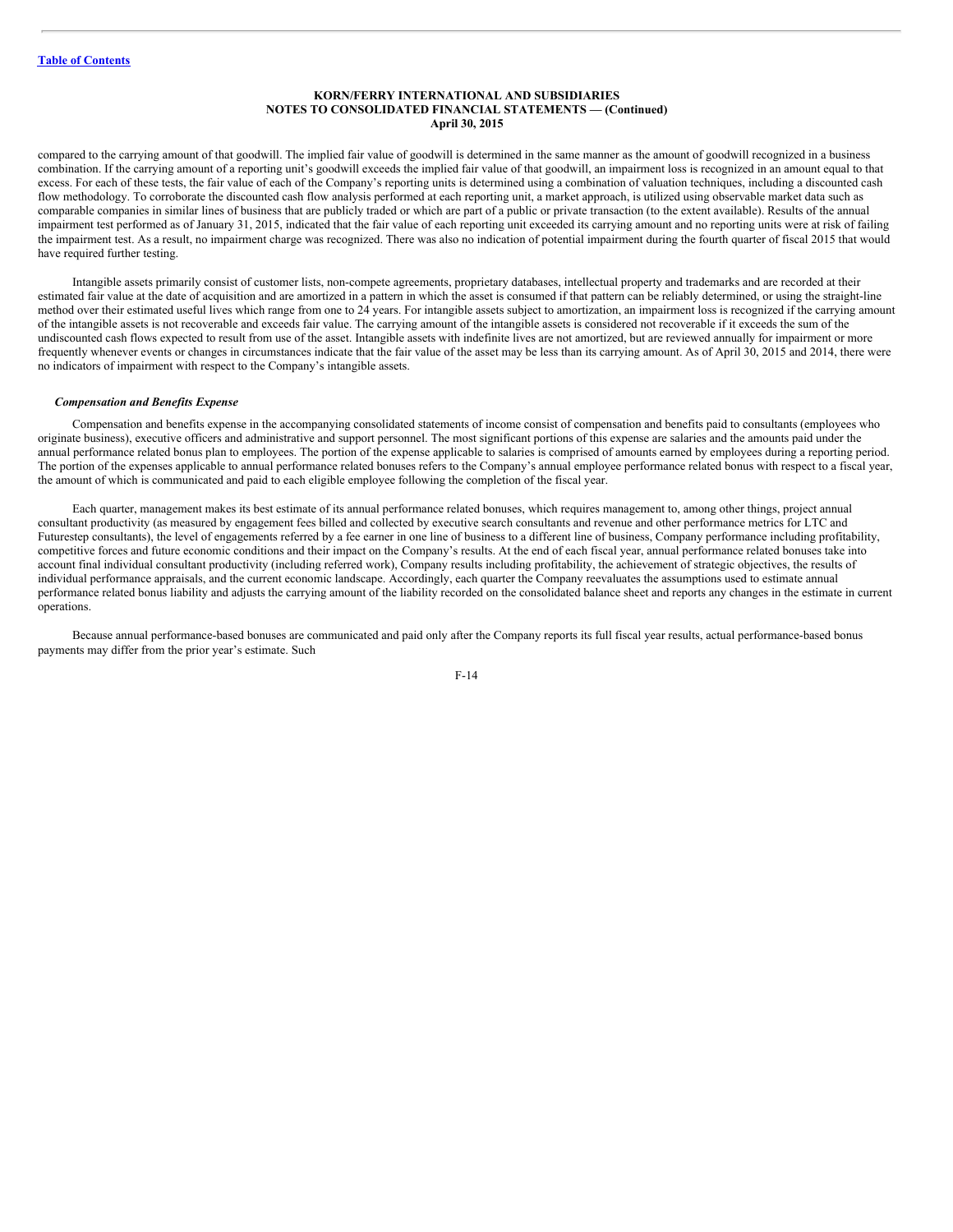compared to the carrying amount of that goodwill. The implied fair value of goodwill is determined in the same manner as the amount of goodwill recognized in a business combination. If the carrying amount of a reporting unit's goodwill exceeds the implied fair value of that goodwill, an impairment loss is recognized in an amount equal to that excess. For each of these tests, the fair value of each of the Company's reporting units is determined using a combination of valuation techniques, including a discounted cash flow methodology. To corroborate the discounted cash flow analysis performed at each reporting unit, a market approach, is utilized using observable market data such as comparable companies in similar lines of business that are publicly traded or which are part of a public or private transaction (to the extent available). Results of the annual impairment test performed as of January 31, 2015, indicated that the fair value of each reporting unit exceeded its carrying amount and no reporting units were at risk of failing the impairment test. As a result, no impairment charge was recognized. There was also no indication of potential impairment during the fourth quarter of fiscal 2015 that would have required further testing.

Intangible assets primarily consist of customer lists, non-compete agreements, proprietary databases, intellectual property and trademarks and are recorded at their estimated fair value at the date of acquisition and are amortized in a pattern in which the asset is consumed if that pattern can be reliably determined, or using the straight-line method over their estimated useful lives which range from one to 24 years. For intangible assets subject to amortization, an impairment loss is recognized if the carrying amount of the intangible assets is not recoverable and exceeds fair value. The carrying amount of the intangible assets is considered not recoverable if it exceeds the sum of the undiscounted cash flows expected to result from use of the asset. Intangible assets with indefinite lives are not amortized, but are reviewed annually for impairment or more frequently whenever events or changes in circumstances indicate that the fair value of the asset may be less than its carrying amount. As of April 30, 2015 and 2014, there were no indicators of impairment with respect to the Company's intangible assets.

***Compensation and Benefits Expense***

Compensation and benefits expense in the accompanying consolidated statements of income consist of compensation and benefits paid to consultants (employees who originate business), executive officers and administrative and support personnel. The most significant portions of this expense are salaries and the amounts paid under the annual performance related bonus plan to employees. The portion of the expense applicable to salaries is comprised of amounts earned by employees during a reporting period. The portion of the expenses applicable to annual performance related bonuses refers to the Company's annual employee performance related bonus with respect to a fiscal year, the amount of which is communicated and paid to each eligible employee following the completion of the fiscal year.

Each quarter, management makes its best estimate of its annual performance related bonuses, which requires management to, among other things, project annual consultant productivity (as measured by engagement fees billed and collected by executive search consultants and revenue and other performance metrics for LTC and Futurestep consultants), the level of engagements referred by a fee earner in one line of business to a different line of business, Company performance including profitability, competitive forces and future economic conditions and their impact on the Company's results. At the end of each fiscal year, annual performance related bonuses take into account final individual consultant productivity (including referred work), Company results including profitability, the achievement of strategic objectives, the results of individual performance appraisals, and the current economic landscape. Accordingly, each quarter the Company reevaluates the assumptions used to estimate annual performance related bonus liability and adjusts the carrying amount of the liability recorded on the consolidated balance sheet and reports any changes in the estimate in current operations.

Because annual performance-based bonuses are communicated and paid only after the Company reports its full fiscal year results, actual performance-based bonus payments may differ from the prior year's estimate. Such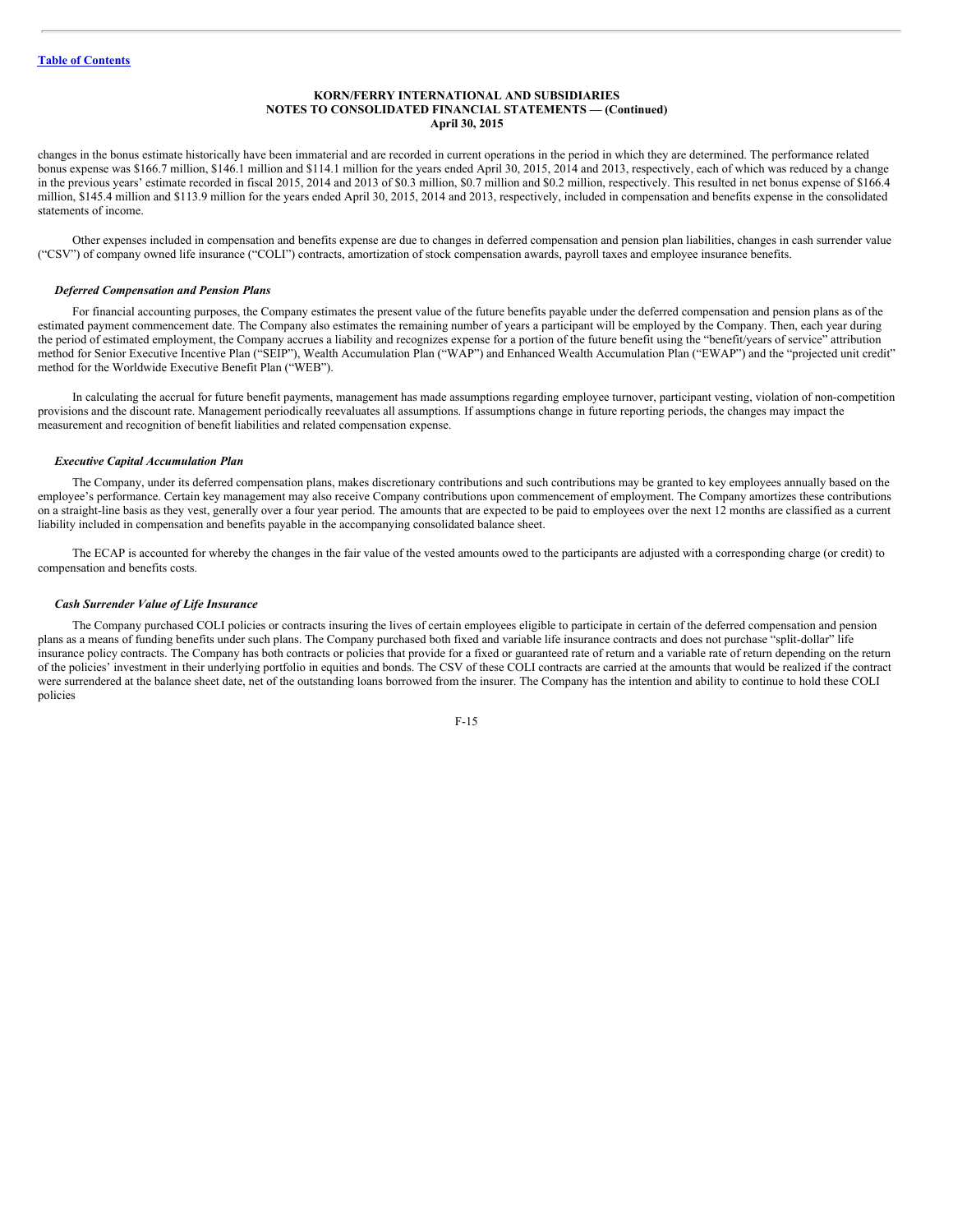changes in the bonus estimate historically have been immaterial and are recorded in current operations in the period in which they are determined. The performance related bonus expense was $166.7 million, $146.1 million and $114.1 million for the years ended April 30, 2015, 2014 and 2013, respectively, each of which was reduced by a change in the previous years' estimate recorded in fiscal 2015, 2014 and 2013 of $0.3 million, $0.7 million and $0.2 million, respectively. This resulted in net bonus expense of $166.4 million, $145.4 million and $113.9 million for the years ended April 30, 2015, 2014 and 2013, respectively, included in compensation and benefits expense in the consolidated statements of income.

Other expenses included in compensation and benefits expense are due to changes in deferred compensation and pension plan liabilities, changes in cash surrender value ("CSV") of company owned life insurance ("COLI") contracts, amortization of stock compensation awards, payroll taxes and employee insurance benefits.

***Deferred Compensation and Pension Plans***

For financial accounting purposes, the Company estimates the present value of the future benefits payable under the deferred compensation and pension plans as of the estimated payment commencement date. The Company also estimates the remaining number of years a participant will be employed by the Company. Then, each year during the period of estimated employment, the Company accrues a liability and recognizes expense for a portion of the future benefit using the "benefit/years of service" attribution method for Senior Executive Incentive Plan ("SEIP"), Wealth Accumulation Plan ("WAP") and Enhanced Wealth Accumulation Plan ("EWAP") and the "projected unit credit" method for the Worldwide Executive Benefit Plan ("WEB").

In calculating the accrual for future benefit payments, management has made assumptions regarding employee turnover, participant vesting, violation of non-competition provisions and the discount rate. Management periodically reevaluates all assumptions. If assumptions change in future reporting periods, the changes may impact the measurement and recognition of benefit liabilities and related compensation expense.

***Executive Capital Accumulation Plan***

The Company, under its deferred compensation plans, makes discretionary contributions and such contributions may be granted to key employees annually based on the employee's performance. Certain key management may also receive Company contributions upon commencement of employment. The Company amortizes these contributions on a straight-line basis as they vest, generally over a four year period. The amounts that are expected to be paid to employees over the next 12 months are classified as a current liability included in compensation and benefits payable in the accompanying consolidated balance sheet.

The ECAP is accounted for whereby the changes in the fair value of the vested amounts owed to the participants are adjusted with a corresponding charge (or credit) to compensation and benefits costs.

***Cash Surrender Value of Life Insurance***

The Company purchased COLI policies or contracts insuring the lives of certain employees eligible to participate in certain of the deferred compensation and pension plans as a means of funding benefits under such plans. The Company purchased both fixed and variable life insurance contracts and does not purchase "split-dollar" life insurance policy contracts. The Company has both contracts or policies that provide for a fixed or guaranteed rate of return and a variable rate of return depending on the return of the policies' investment in their underlying portfolio in equities and bonds. The CSV of these COLI contracts are carried at the amounts that would be realized if the contract were surrendered at the balance sheet date, net of the outstanding loans borrowed from the insurer. The Company has the intention and ability to continue to hold these COLI policies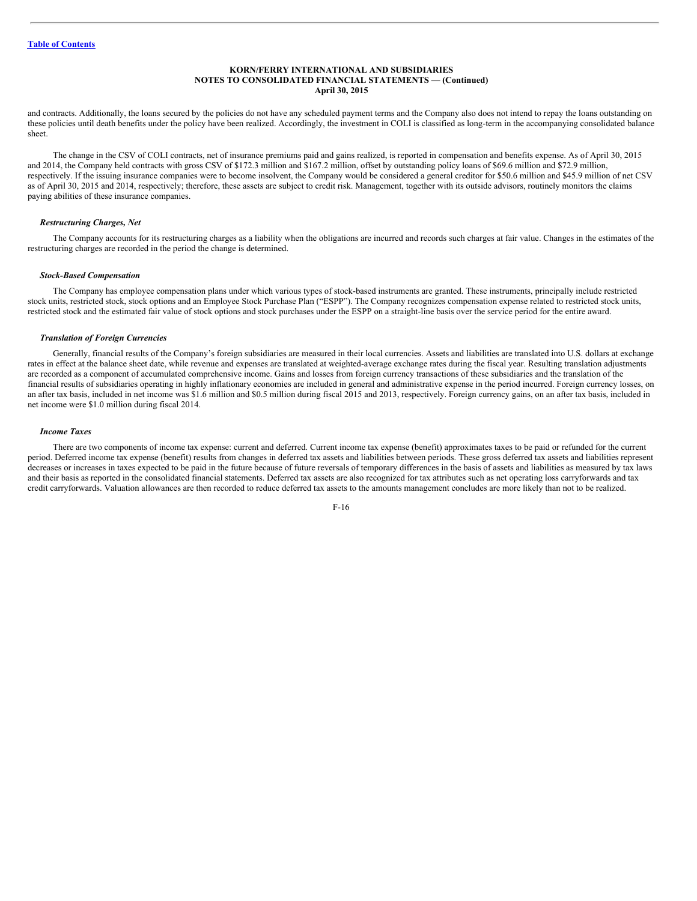and contracts. Additionally, the loans secured by the policies do not have any scheduled payment terms and the Company also does not intend to repay the loans outstanding on these policies until death benefits under the policy have been realized. Accordingly, the investment in COLI is classified as long-term in the accompanying consolidated balance sheet.

The change in the CSV of COLI contracts, net of insurance premiums paid and gains realized, is reported in compensation and benefits expense. As of April 30, 2015 and 2014, the Company held contracts with gross CSV of $172.3 million and $167.2 million, offset by outstanding policy loans of $69.6 million and $72.9 million, respectively. If the issuing insurance companies were to become insolvent, the Company would be considered a general creditor for $50.6 million and $45.9 million of net CSV as of April 30, 2015 and 2014, respectively; therefore, these assets are subject to credit risk. Management, together with its outside advisors, routinely monitors the claims paying abilities of these insurance companies.

***Restructuring Charges, Net***

The Company accounts for its restructuring charges as a liability when the obligations are incurred and records such charges at fair value. Changes in the estimates of the restructuring charges are recorded in the period the change is determined.

***Stock-Based Compensation***

The Company has employee compensation plans under which various types of stock-based instruments are granted. These instruments, principally include restricted stock units, restricted stock, stock options and an Employee Stock Purchase Plan ("ESPP"). The Company recognizes compensation expense related to restricted stock units, restricted stock and the estimated fair value of stock options and stock purchases under the ESPP on a straight-line basis over the service period for the entire award.

***Translation of Foreign Currencies***

Generally, financial results of the Company's foreign subsidiaries are measured in their local currencies. Assets and liabilities are translated into U.S. dollars at exchange rates in effect at the balance sheet date, while revenue and expenses are translated at weighted-average exchange rates during the fiscal year. Resulting translation adjustments are recorded as a component of accumulated comprehensive income. Gains and losses from foreign currency transactions of these subsidiaries and the translation of the financial results of subsidiaries operating in highly inflationary economies are included in general and administrative expense in the period incurred. Foreign currency losses, on an after tax basis, included in net income was $1.6 million and $0.5 million during fiscal 2015 and 2013, respectively. Foreign currency gains, on an after tax basis, included in net income were $1.0 million during fiscal 2014.

***Income Taxes***

There are two components of income tax expense: current and deferred. Current income tax expense (benefit) approximates taxes to be paid or refunded for the current period. Deferred income tax expense (benefit) results from changes in deferred tax assets and liabilities between periods. These gross deferred tax assets and liabilities represent decreases or increases in taxes expected to be paid in the future because of future reversals of temporary differences in the basis of assets and liabilities as measured by tax laws and their basis as reported in the consolidated financial statements. Deferred tax assets are also recognized for tax attributes such as net operating loss carryforwards and tax credit carryforwards. Valuation allowances are then recorded to reduce deferred tax assets to the amounts management concludes are more likely than not to be realized.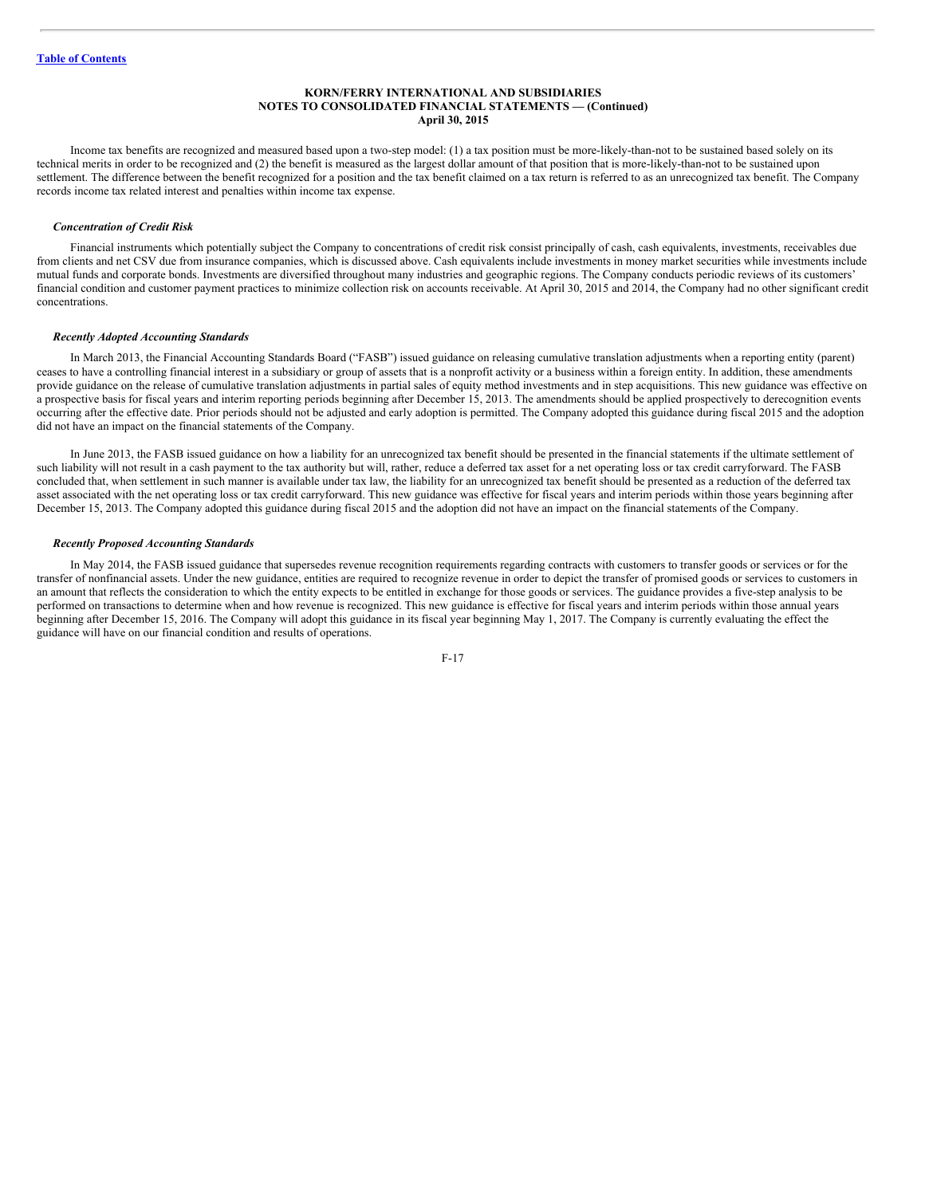Income tax benefits are recognized and measured based upon a two-step model: (1) a tax position must be more-likely-than-not to be sustained based solely on its technical merits in order to be recognized and (2) the benefit is measured as the largest dollar amount of that position that is more-likely-than-not to be sustained upon settlement. The difference between the benefit recognized for a position and the tax benefit claimed on a tax return is referred to as an unrecognized tax benefit. The Company records income tax related interest and penalties within income tax expense.

***Concentration of Credit Risk***

Financial instruments which potentially subject the Company to concentrations of credit risk consist principally of cash, cash equivalents, investments, receivables due from clients and net CSV due from insurance companies, which is discussed above. Cash equivalents include investments in money market securities while investments include mutual funds and corporate bonds. Investments are diversified throughout many industries and geographic regions. The Company conducts periodic reviews of its customers' financial condition and customer payment practices to minimize collection risk on accounts receivable. At April 30, 2015 and 2014, the Company had no other significant credit concentrations.

***Recently Adopted Accounting Standards***

In March 2013, the Financial Accounting Standards Board ("FASB") issued guidance on releasing cumulative translation adjustments when a reporting entity (parent) ceases to have a controlling financial interest in a subsidiary or group of assets that is a nonprofit activity or a business within a foreign entity. In addition, these amendments provide guidance on the release of cumulative translation adjustments in partial sales of equity method investments and in step acquisitions. This new guidance was effective on a prospective basis for fiscal years and interim reporting periods beginning after December 15, 2013. The amendments should be applied prospectively to derecognition events occurring after the effective date. Prior periods should not be adjusted and early adoption is permitted. The Company adopted this guidance during fiscal 2015 and the adoption did not have an impact on the financial statements of the Company.

In June 2013, the FASB issued guidance on how a liability for an unrecognized tax benefit should be presented in the financial statements if the ultimate settlement of such liability will not result in a cash payment to the tax authority but will, rather, reduce a deferred tax asset for a net operating loss or tax credit carryforward. The FASB concluded that, when settlement in such manner is available under tax law, the liability for an unrecognized tax benefit should be presented as a reduction of the deferred tax asset associated with the net operating loss or tax credit carryforward. This new guidance was effective for fiscal years and interim periods within those years beginning after December 15, 2013. The Company adopted this guidance during fiscal 2015 and the adoption did not have an impact on the financial statements of the Company.

***Recently Proposed Accounting Standards***

In May 2014, the FASB issued guidance that supersedes revenue recognition requirements regarding contracts with customers to transfer goods or services or for the transfer of nonfinancial assets. Under the new guidance, entities are required to recognize revenue in order to depict the transfer of promised goods or services to customers in an amount that reflects the consideration to which the entity expects to be entitled in exchange for those goods or services. The guidance provides a five-step analysis to be performed on transactions to determine when and how revenue is recognized. This new guidance is effective for fiscal years and interim periods within those annual years beginning after December 15, 2016. The Company will adopt this guidance in its fiscal year beginning May 1, 2017. The Company is currently evaluating the effect the guidance will have on our financial condition and results of operations.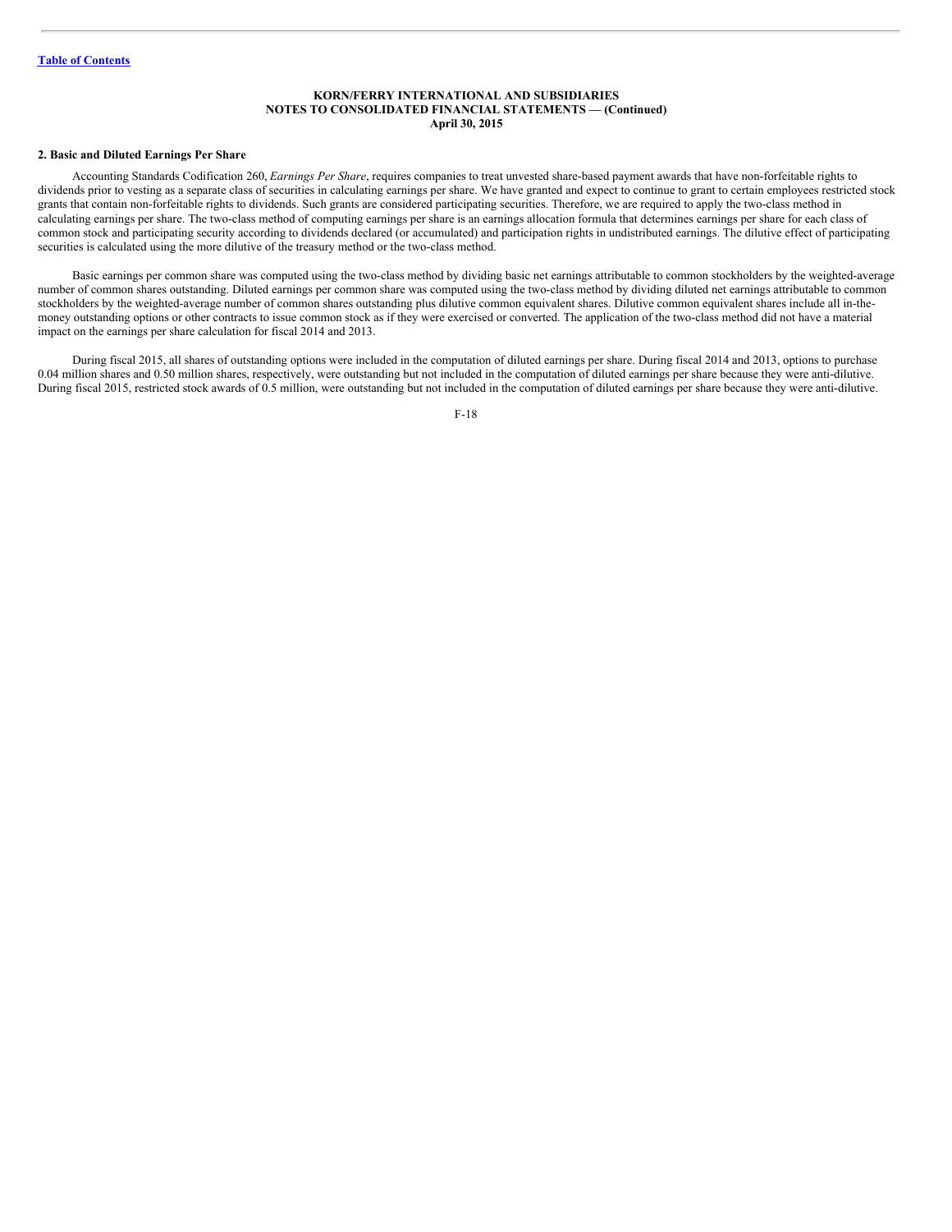**KORN/FERRY INTERNATIONAL AND SUBSIDIARIES**
**NOTES TO CONSOLIDATED FINANCIAL STATEMENTS — (Continued)**
**April 30, 2015**

**2. Basic and Diluted Earnings Per Share**

Accounting Standards Codification 260, *Earnings Per Share*, requires companies to treat unvested share-based payment awards that have non-forfeitable rights to dividends prior to vesting as a separate class of securities in calculating earnings per share. We have granted and expect to continue to grant to certain employees restricted stock grants that contain non-forfeitable rights to dividends. Such grants are considered participating securities. Therefore, we are required to apply the two-class method in calculating earnings per share. The two-class method of computing earnings per share is an earnings allocation formula that determines earnings per share for each class of common stock and participating security according to dividends declared (or accumulated) and participation rights in undistributed earnings. The dilutive effect of participating securities is calculated using the more dilutive of the treasury method or the two-class method.

Basic earnings per common share was computed using the two-class method by dividing basic net earnings attributable to common stockholders by the weighted-average number of common shares outstanding. Diluted earnings per common share was computed using the two-class method by dividing diluted net earnings attributable to common stockholders by the weighted-average number of common shares outstanding plus dilutive common equivalent shares. Dilutive common equivalent shares include all in-the-money outstanding options or other contracts to issue common stock as if they were exercised or converted. The application of the two-class method did not have a material impact on the earnings per share calculation for fiscal 2014 and 2013.

During fiscal 2015, all shares of outstanding options were included in the computation of diluted earnings per share. During fiscal 2014 and 2013, options to purchase 0.04 million shares and 0.50 million shares, respectively, were outstanding but not included in the computation of diluted earnings per share because they were anti-dilutive. During fiscal 2015, restricted stock awards of 0.5 million, were outstanding but not included in the computation of diluted earnings per share because they were anti-dilutive.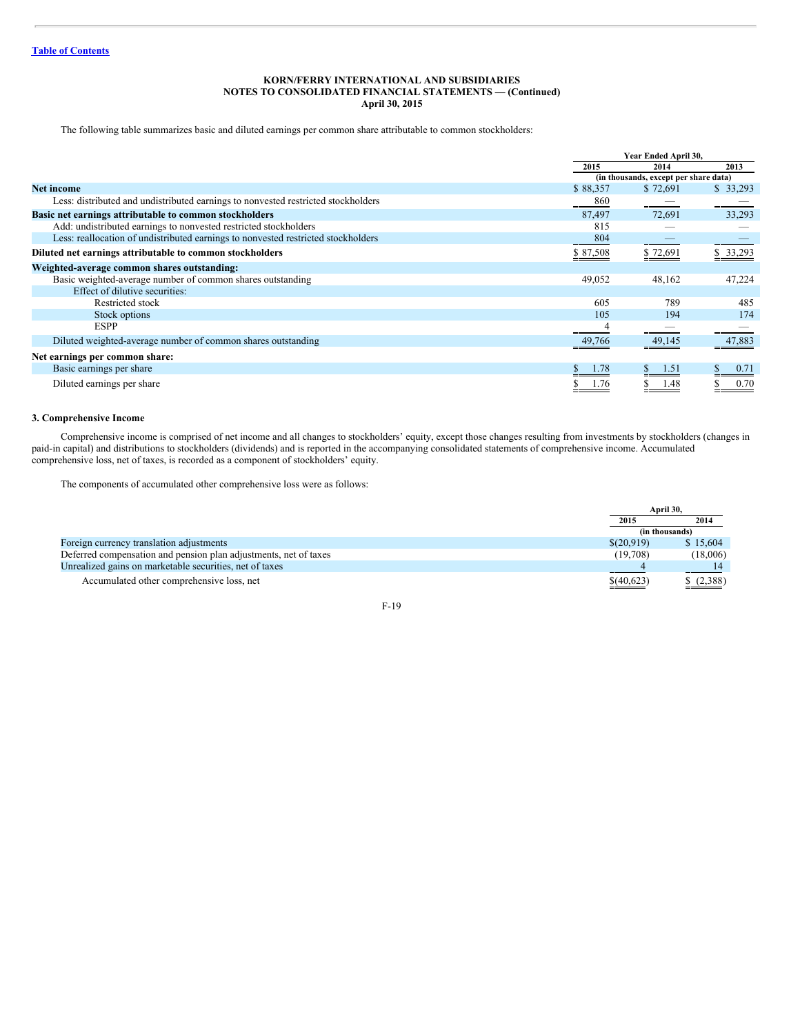The following table summarizes basic and diluted earnings per common share attributable to common stockholders:

| | Year Ended April 30, | | |
|---|---|---|---|
| | 2015 | 2014 | 2013 |
| | (in thousands, except per share data) | | |
| **Net income** | $ 88,357 | $ 72,691 | $ 33,293 |
| Less: distributed and undistributed earnings to nonvested restricted stockholders | 860 | — | — |
| **Basic net earnings attributable to common stockholders** | 87,497 | 72,691 | 33,293 |
| Add: undistributed earnings to nonvested restricted stockholders | 815 | — | — |
| Less: reallocation of undistributed earnings to nonvested restricted stockholders | 804 | — | — |
| **Diluted net earnings attributable to common stockholders** | $ 87,508 | $ 72,691 | $ 33,293 |
| **Weighted-average common shares outstanding:** | | | |
| Basic weighted-average number of common shares outstanding | 49,052 | 48,162 | 47,224 |
| Effect of dilutive securities: | | | |
| Restricted stock | 605 | 789 | 485 |
| Stock options | 105 | 194 | 174 |
| ESPP | 4 | — | — |
| Diluted weighted-average number of common shares outstanding | 49,766 | 49,145 | 47,883 |
| **Net earnings per common share:** | | | |
| Basic earnings per share | $ 1.78 | $ 1.51 | $ 0.71 |
| Diluted earnings per share | $ 1.76 | $ 1.48 | $ 0.70 |

### 3. Comprehensive Income

Comprehensive income is comprised of net income and all changes to stockholders' equity, except those changes resulting from investments by stockholders (changes in paid-in capital) and distributions to stockholders (dividends) and is reported in the accompanying consolidated statements of comprehensive income. Accumulated comprehensive loss, net of taxes, is recorded as a component of stockholders' equity.

The components of accumulated other comprehensive loss were as follows:

| | April 30, | |
|---|---|---|
| | 2015 | 2014 |
| | (in thousands) | |
| Foreign currency translation adjustments | $(20,919) | $ 15,604 |
| Deferred compensation and pension plan adjustments, net of taxes | (19,708) | (18,006) |
| Unrealized gains on marketable securities, net of taxes | 4 | 14 |
| Accumulated other comprehensive loss, net | $(40,623) | $ (2,388) |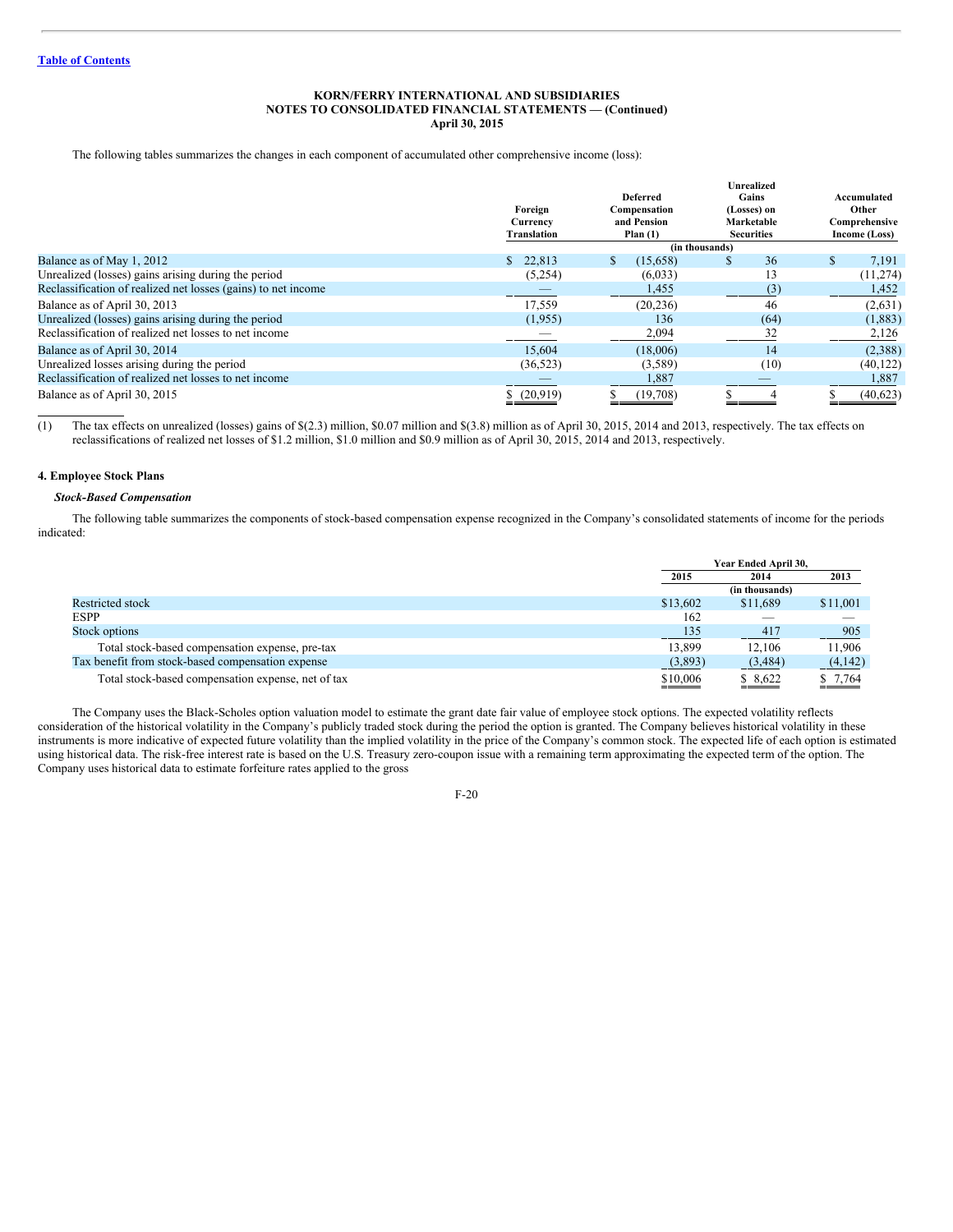**KORN/FERRY INTERNATIONAL AND SUBSIDIARIES**
**NOTES TO CONSOLIDATED FINANCIAL STATEMENTS — (Continued)**
**April 30, 2015**

The following tables summarizes the changes in each component of accumulated other comprehensive income (loss):

| | Foreign Currency Translation | Deferred Compensation and Pension Plan (1) | Unrealized Gains (Losses) on Marketable Securities | Accumulated Other Comprehensive Income (Loss) |
|---|---|---|---|---|
| | (in thousands) | | | |
| Balance as of May 1, 2012 | $ 22,813 | $ (15,658) | $ 36 | $ 7,191 |
| Unrealized (losses) gains arising during the period | (5,254) | (6,033) | 13 | (11,274) |
| Reclassification of realized net losses (gains) to net income | — | 1,455 | (3) | 1,452 |
| Balance as of April 30, 2013 | 17,559 | (20,236) | 46 | (2,631) |
| Unrealized (losses) gains arising during the period | (1,955) | 136 | (64) | (1,883) |
| Reclassification of realized net losses to net income | — | 2,094 | 32 | 2,126 |
| Balance as of April 30, 2014 | 15,604 | (18,006) | 14 | (2,388) |
| Unrealized losses arising during the period | (36,523) | (3,589) | (10) | (40,122) |
| Reclassification of realized net losses to net income | — | 1,887 | — | 1,887 |
| Balance as of April 30, 2015 | $ (20,919) | $ (19,708) | $ 4 | $ (40,623) |

(1) The tax effects on unrealized (losses) gains of $(2.3) million, $0.07 million and $(3.8) million as of April 30, 2015, 2014 and 2013, respectively. The tax effects on reclassifications of realized net losses of $1.2 million, $1.0 million and $0.9 million as of April 30, 2015, 2014 and 2013, respectively.

## 4. Employee Stock Plans

***Stock-Based Compensation***

The following table summarizes the components of stock-based compensation expense recognized in the Company's consolidated statements of income for the periods indicated:

| | Year Ended April 30, | | |
|---|---|---|---|
| | 2015 | 2014 | 2013 |
| | (in thousands) | | |
| Restricted stock | $13,602 | $11,689 | $11,001 |
| ESPP | 162 | — | — |
| Stock options | 135 | 417 | 905 |
| Total stock-based compensation expense, pre-tax | 13,899 | 12,106 | 11,906 |
| Tax benefit from stock-based compensation expense | (3,893) | (3,484) | (4,142) |
| Total stock-based compensation expense, net of tax | $10,006 | $ 8,622 | $ 7,764 |

The Company uses the Black-Scholes option valuation model to estimate the grant date fair value of employee stock options. The expected volatility reflects consideration of the historical volatility in the Company's publicly traded stock during the period the option is granted. The Company believes historical volatility in these instruments is more indicative of expected future volatility than the implied volatility in the price of the Company's common stock. The expected life of each option is estimated using historical data. The risk-free interest rate is based on the U.S. Treasury zero-coupon issue with a remaining term approximating the expected term of the option. The Company uses historical data to estimate forfeiture rates applied to the gross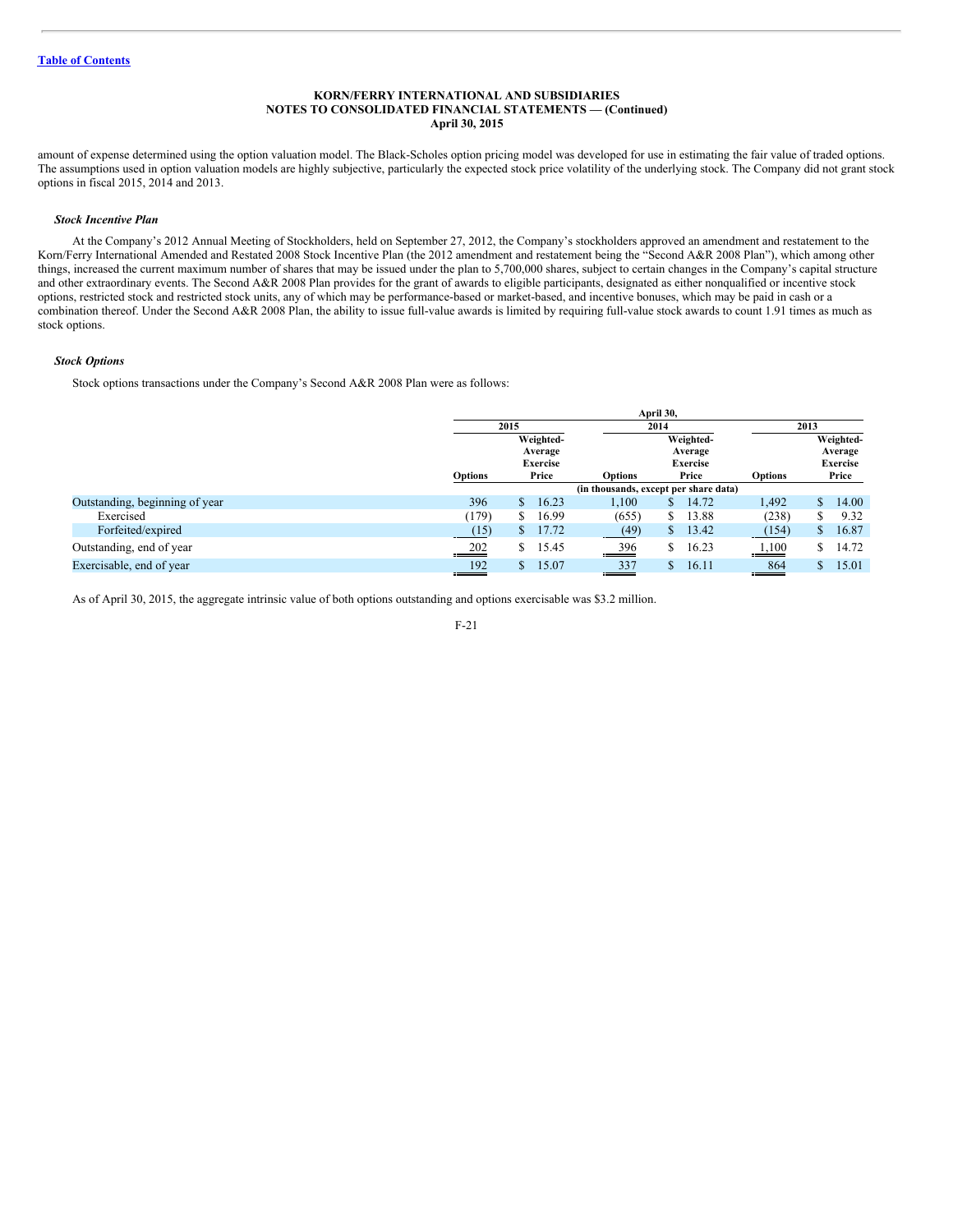amount of expense determined using the option valuation model. The Black-Scholes option pricing model was developed for use in estimating the fair value of traded options. The assumptions used in option valuation models are highly subjective, particularly the expected stock price volatility of the underlying stock. The Company did not grant stock options in fiscal 2015, 2014 and 2013.

***Stock Incentive Plan***

At the Company's 2012 Annual Meeting of Stockholders, held on September 27, 2012, the Company's stockholders approved an amendment and restatement to the Korn/Ferry International Amended and Restated 2008 Stock Incentive Plan (the 2012 amendment and restatement being the "Second A&R 2008 Plan"), which among other things, increased the current maximum number of shares that may be issued under the plan to 5,700,000 shares, subject to certain changes in the Company's capital structure and other extraordinary events. The Second A&R 2008 Plan provides for the grant of awards to eligible participants, designated as either nonqualified or incentive stock options, restricted stock and restricted stock units, any of which may be performance-based or market-based, and incentive bonuses, which may be paid in cash or a combination thereof. Under the Second A&R 2008 Plan, the ability to issue full-value awards is limited by requiring full-value stock awards to count 1.91 times as much as stock options.

***Stock Options***

Stock options transactions under the Company's Second A&R 2008 Plan were as follows:

| | April 30, | | | | | |
|---|---|---|---|---|---|---|
| | 2015 | | 2014 | | 2013 | |
| | Options | Weighted-Average Exercise Price | Options | Weighted-Average Exercise Price | Options | Weighted-Average Exercise Price |
| | (in thousands, except per share data) | | | | | |
| Outstanding, beginning of year | 396 | $ 16.23 | 1,100 | $ 14.72 | 1,492 | $ 14.00 |
| Exercised | (179) | $ 16.99 | (655) | $ 13.88 | (238) | $ 9.32 |
| Forfeited/expired | (15) | $ 17.72 | (49) | $ 13.42 | (154) | $ 16.87 |
| Outstanding, end of year | 202 | $ 15.45 | 396 | $ 16.23 | 1,100 | $ 14.72 |
| Exercisable, end of year | 192 | $ 15.07 | 337 | $ 16.11 | 864 | $ 15.01 |

As of April 30, 2015, the aggregate intrinsic value of both options outstanding and options exercisable was $3.2 million.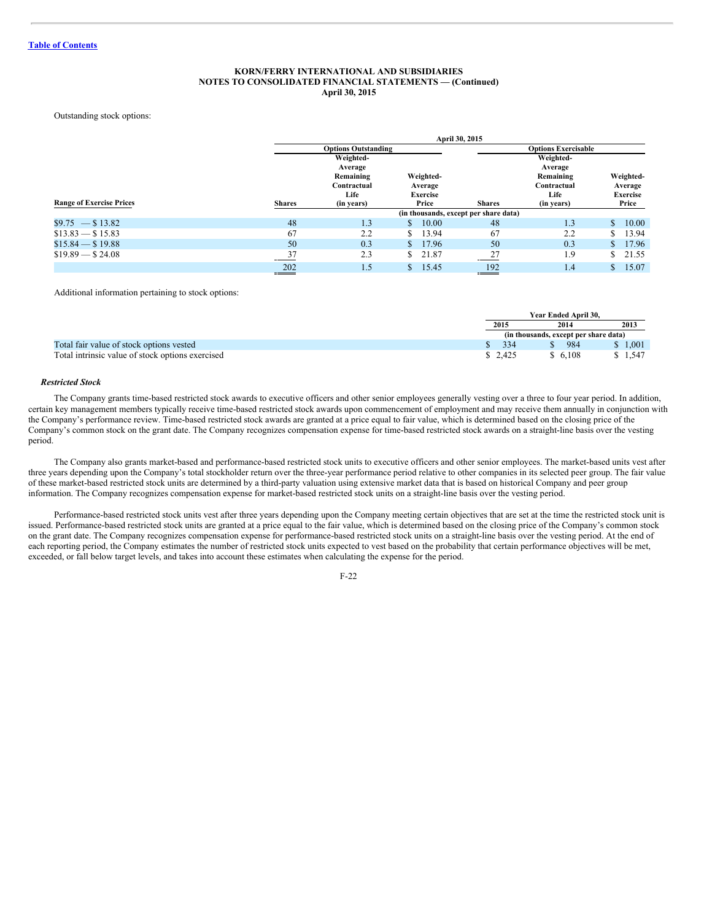Outstanding stock options:

| | April 30, 2015 | | | | | |
|---|---|---|---|---|---|---|
| | Options Outstanding | | | Options Exercisable | | |
| Range of Exercise Prices | Shares | Weighted-Average Remaining Contractual Life (in years) | Weighted-Average Exercise Price | Shares | Weighted-Average Remaining Contractual Life (in years) | Weighted-Average Exercise Price |
| | (in thousands, except per share data) | | | | | |
| $9.75 — $ 13.82 | 48 | 1.3 | $ 10.00 | 48 | 1.3 | $ 10.00 |
| $13.83 — $ 15.83 | 67 | 2.2 | $ 13.94 | 67 | 2.2 | $ 13.94 |
| $15.84 — $ 19.88 | 50 | 0.3 | $ 17.96 | 50 | 0.3 | $ 17.96 |
| $19.89 — $ 24.08 | 37 | 2.3 | $ 21.87 | 27 | 1.9 | $ 21.55 |
| | 202 | 1.5 | $ 15.45 | 192 | 1.4 | $ 15.07 |

Additional information pertaining to stock options:

| | Year Ended April 30, | | |
|---|---|---|---|
| | 2015 | 2014 | 2013 |
| | (in thousands, except per share data) | | |
| Total fair value of stock options vested | $ 334 | $ 984 | $ 1,001 |
| Total intrinsic value of stock options exercised | $ 2,425 | $ 6,108 | $ 1,547 |

***Restricted Stock***

The Company grants time-based restricted stock awards to executive officers and other senior employees generally vesting over a three to four year period. In addition, certain key management members typically receive time-based restricted stock awards upon commencement of employment and may receive them annually in conjunction with the Company's performance review. Time-based restricted stock awards are granted at a price equal to fair value, which is determined based on the closing price of the Company's common stock on the grant date. The Company recognizes compensation expense for time-based restricted stock awards on a straight-line basis over the vesting period.

The Company also grants market-based and performance-based restricted stock units to executive officers and other senior employees. The market-based units vest after three years depending upon the Company's total stockholder return over the three-year performance period relative to other companies in its selected peer group. The fair value of these market-based restricted stock units are determined by a third-party valuation using extensive market data that is based on historical Company and peer group information. The Company recognizes compensation expense for market-based restricted stock units on a straight-line basis over the vesting period.

Performance-based restricted stock units vest after three years depending upon the Company meeting certain objectives that are set at the time the restricted stock unit is issued. Performance-based restricted stock units are granted at a price equal to the fair value, which is determined based on the closing price of the Company's common stock on the grant date. The Company recognizes compensation expense for performance-based restricted stock units on a straight-line basis over the vesting period. At the end of each reporting period, the Company estimates the number of restricted stock units expected to vest based on the probability that certain performance objectives will be met, exceeded, or fall below target levels, and takes into account these estimates when calculating the expense for the period.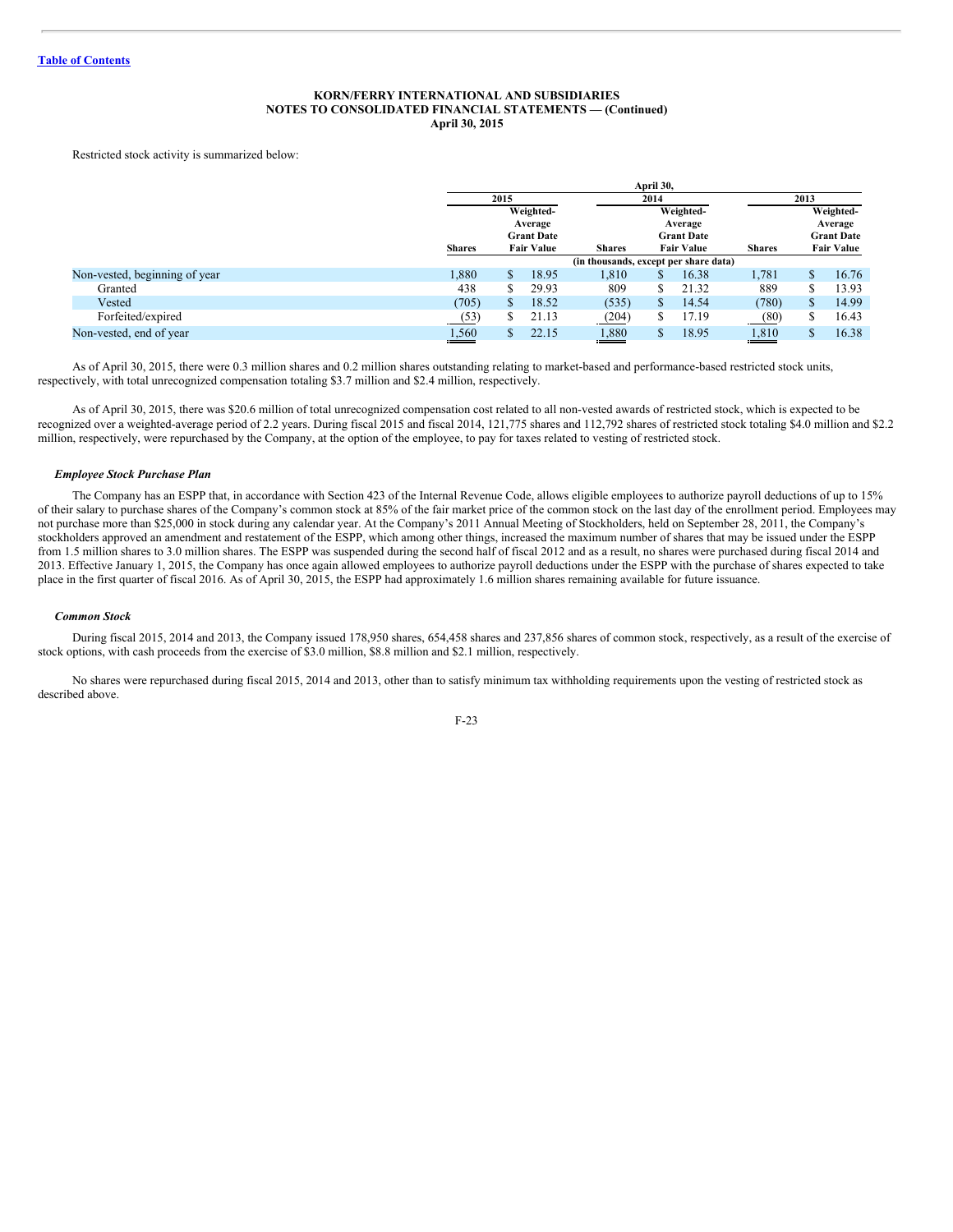KORN/FERRY INTERNATIONAL AND SUBSIDIARIES
NOTES TO CONSOLIDATED FINANCIAL STATEMENTS — (Continued)
April 30, 2015

Restricted stock activity is summarized below:

| | April 30, | | | | | |
|---|---|---|---|---|---|---|
| | 2015 | | 2014 | | 2013 | |
| | Shares | Weighted-Average Grant Date Fair Value | Shares | Weighted-Average Grant Date Fair Value | Shares | Weighted-Average Grant Date Fair Value |
| | (in thousands, except per share data) | | | | | |
| Non-vested, beginning of year | 1,880 | $ 18.95 | 1,810 | $ 16.38 | 1,781 | $ 16.76 |
| Granted | 438 | $ 29.93 | 809 | $ 21.32 | 889 | $ 13.93 |
| Vested | (705) | $ 18.52 | (535) | $ 14.54 | (780) | $ 14.99 |
| Forfeited/expired | (53) | $ 21.13 | (204) | $ 17.19 | (80) | $ 16.43 |
| Non-vested, end of year | 1,560 | $ 22.15 | 1,880 | $ 18.95 | 1,810 | $ 16.38 |

As of April 30, 2015, there were 0.3 million shares and 0.2 million shares outstanding relating to market-based and performance-based restricted stock units, respectively, with total unrecognized compensation totaling $3.7 million and $2.4 million, respectively.

As of April 30, 2015, there was $20.6 million of total unrecognized compensation cost related to all non-vested awards of restricted stock, which is expected to be recognized over a weighted-average period of 2.2 years. During fiscal 2015 and fiscal 2014, 121,775 shares and 112,792 shares of restricted stock totaling $4.0 million and $2.2 million, respectively, were repurchased by the Company, at the option of the employee, to pay for taxes related to vesting of restricted stock.

***Employee Stock Purchase Plan***

The Company has an ESPP that, in accordance with Section 423 of the Internal Revenue Code, allows eligible employees to authorize payroll deductions of up to 15% of their salary to purchase shares of the Company's common stock at 85% of the fair market price of the common stock on the last day of the enrollment period. Employees may not purchase more than $25,000 in stock during any calendar year. At the Company's 2011 Annual Meeting of Stockholders, held on September 28, 2011, the Company's stockholders approved an amendment and restatement of the ESPP, which among other things, increased the maximum number of shares that may be issued under the ESPP from 1.5 million shares to 3.0 million shares. The ESPP was suspended during the second half of fiscal 2012 and as a result, no shares were purchased during fiscal 2014 and 2013. Effective January 1, 2015, the Company has once again allowed employees to authorize payroll deductions under the ESPP with the purchase of shares expected to take place in the first quarter of fiscal 2016. As of April 30, 2015, the ESPP had approximately 1.6 million shares remaining available for future issuance.

***Common Stock***

During fiscal 2015, 2014 and 2013, the Company issued 178,950 shares, 654,458 shares and 237,856 shares of common stock, respectively, as a result of the exercise of stock options, with cash proceeds from the exercise of $3.0 million, $8.8 million and $2.1 million, respectively.

No shares were repurchased during fiscal 2015, 2014 and 2013, other than to satisfy minimum tax withholding requirements upon the vesting of restricted stock as described above.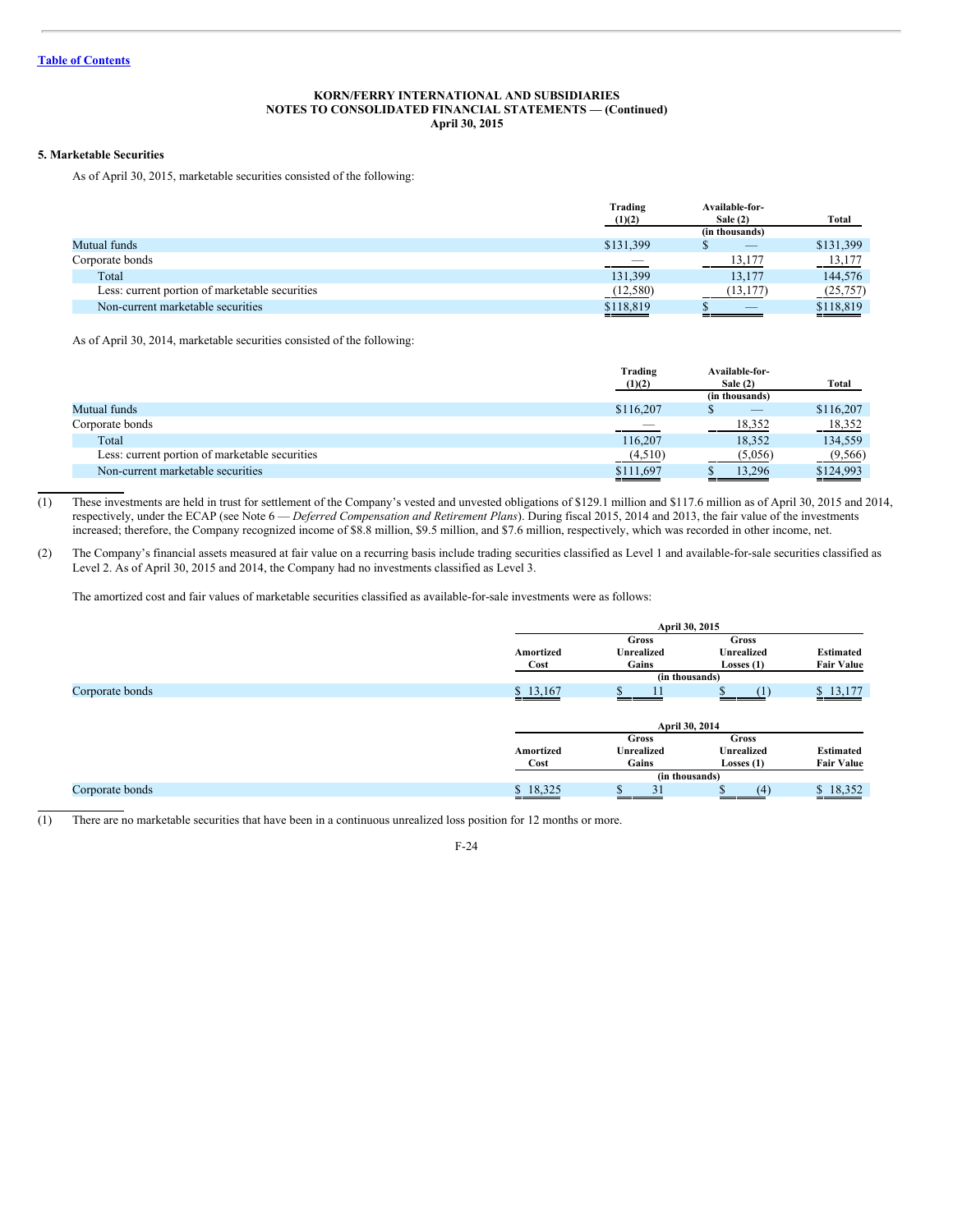[Table of Contents](#)

**KORN/FERRY INTERNATIONAL AND SUBSIDIARIES**
**NOTES TO CONSOLIDATED FINANCIAL STATEMENTS — (Continued)**
**April 30, 2015**

### 5. Marketable Securities

As of April 30, 2015, marketable securities consisted of the following:

| | Trading (1)(2) | Available-for-Sale (2) | Total |
|---|---|---|---|
| | | (in thousands) | |
| Mutual funds | $131,399 | $ — | $131,399 |
| Corporate bonds | — | 13,177 | 13,177 |
| Total | 131,399 | 13,177 | 144,576 |
| Less: current portion of marketable securities | (12,580) | (13,177) | (25,757) |
| Non-current marketable securities | $118,819 | $ — | $118,819 |

As of April 30, 2014, marketable securities consisted of the following:

| | Trading (1)(2) | Available-for-Sale (2) | Total |
|---|---|---|---|
| | | (in thousands) | |
| Mutual funds | $116,207 | $ — | $116,207 |
| Corporate bonds | — | 18,352 | 18,352 |
| Total | 116,207 | 18,352 | 134,559 |
| Less: current portion of marketable securities | (4,510) | (5,056) | (9,566) |
| Non-current marketable securities | $111,697 | $ 13,296 | $124,993 |

(1) These investments are held in trust for settlement of the Company's vested and unvested obligations of $129.1 million and $117.6 million as of April 30, 2015 and 2014, respectively, under the ECAP (see Note 6 — *Deferred Compensation and Retirement Plans*). During fiscal 2015, 2014 and 2013, the fair value of the investments increased; therefore, the Company recognized income of $8.8 million, $9.5 million, and $7.6 million, respectively, which was recorded in other income, net.

(2) The Company's financial assets measured at fair value on a recurring basis include trading securities classified as Level 1 and available-for-sale securities classified as Level 2. As of April 30, 2015 and 2014, the Company had no investments classified as Level 3.

The amortized cost and fair values of marketable securities classified as available-for-sale investments were as follows:

| | April 30, 2015 | | | |
|---|---|---|---|---|
| | Amortized Cost | Gross Unrealized Gains | Gross Unrealized Losses (1) | Estimated Fair Value |
| | | (in thousands) | | |
| Corporate bonds | $ 13,167 | $ 11 | $ (1) | $ 13,177 |

| | April 30, 2014 | | | |
|---|---|---|---|---|
| | Amortized Cost | Gross Unrealized Gains | Gross Unrealized Losses (1) | Estimated Fair Value |
| | | (in thousands) | | |
| Corporate bonds | $ 18,325 | $ 31 | $ (4) | $ 18,352 |

(1) There are no marketable securities that have been in a continuous unrealized loss position for 12 months or more.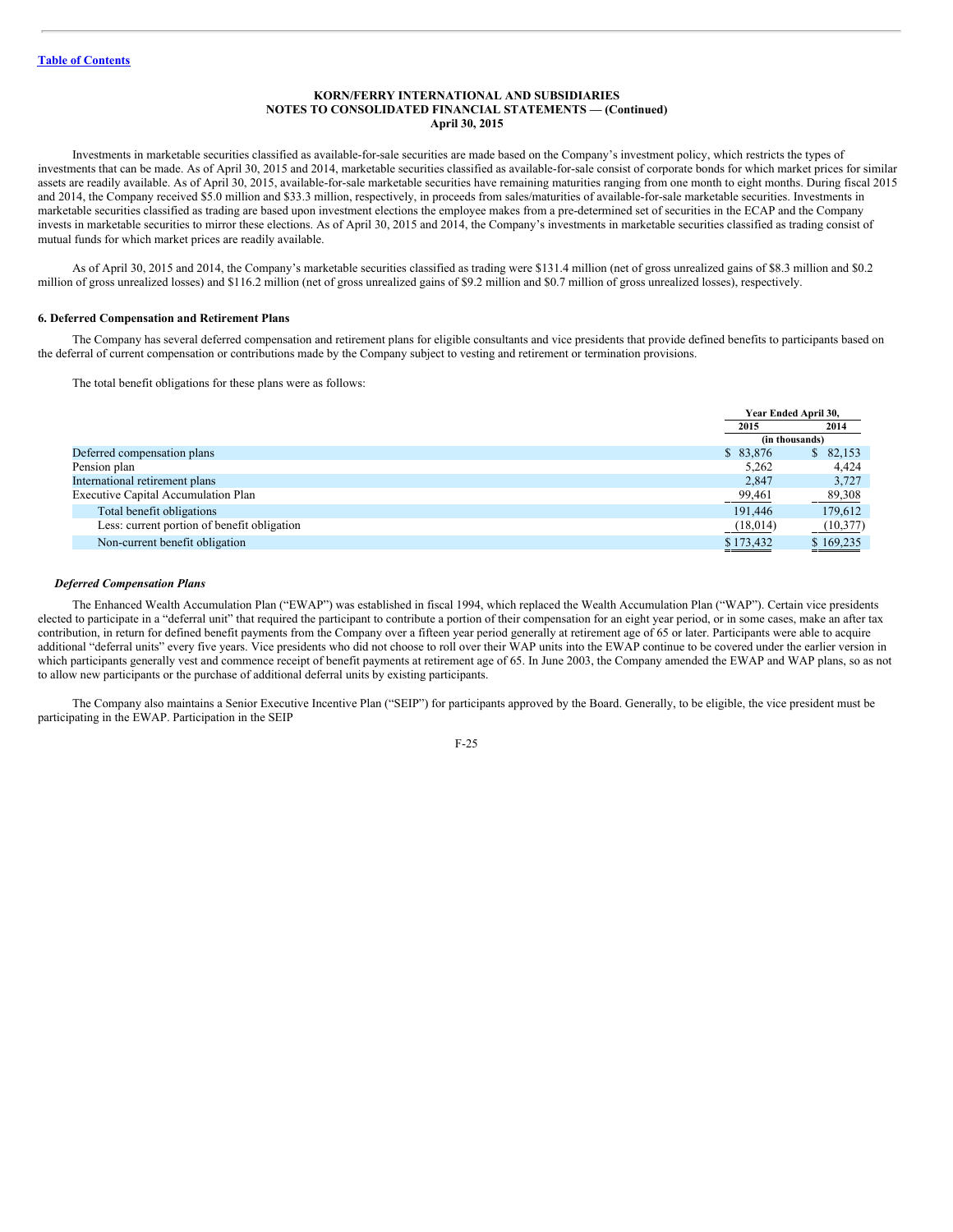Investments in marketable securities classified as available-for-sale securities are made based on the Company's investment policy, which restricts the types of investments that can be made. As of April 30, 2015 and 2014, marketable securities classified as available-for-sale consist of corporate bonds for which market prices for similar assets are readily available. As of April 30, 2015, available-for-sale marketable securities have remaining maturities ranging from one month to eight months. During fiscal 2015 and 2014, the Company received $5.0 million and $33.3 million, respectively, in proceeds from sales/maturities of available-for-sale marketable securities. Investments in marketable securities classified as trading are based upon investment elections the employee makes from a pre-determined set of securities in the ECAP and the Company invests in marketable securities to mirror these elections. As of April 30, 2015 and 2014, the Company's investments in marketable securities classified as trading consist of mutual funds for which market prices are readily available.

As of April 30, 2015 and 2014, the Company's marketable securities classified as trading were $131.4 million (net of gross unrealized gains of $8.3 million and $0.2 million of gross unrealized losses) and $116.2 million (net of gross unrealized gains of $9.2 million and $0.7 million of gross unrealized losses), respectively.

## 6. Deferred Compensation and Retirement Plans

The Company has several deferred compensation and retirement plans for eligible consultants and vice presidents that provide defined benefits to participants based on the deferral of current compensation or contributions made by the Company subject to vesting and retirement or termination provisions.

The total benefit obligations for these plans were as follows:

| | Year Ended April 30, | |
|---|---|---|
| | 2015 | 2014 |
| | (in thousands) | |
| Deferred compensation plans | $ 83,876 | $ 82,153 |
| Pension plan | 5,262 | 4,424 |
| International retirement plans | 2,847 | 3,727 |
| Executive Capital Accumulation Plan | 99,461 | 89,308 |
| Total benefit obligations | 191,446 | 179,612 |
| Less: current portion of benefit obligation | (18,014) | (10,377) |
| Non-current benefit obligation | $ 173,432 | $ 169,235 |

### *Deferred Compensation Plans*

The Enhanced Wealth Accumulation Plan ("EWAP") was established in fiscal 1994, which replaced the Wealth Accumulation Plan ("WAP"). Certain vice presidents elected to participate in a "deferral unit" that required the participant to contribute a portion of their compensation for an eight year period, or in some cases, make an after tax contribution, in return for defined benefit payments from the Company over a fifteen year period generally at retirement age of 65 or later. Participants were able to acquire additional "deferral units" every five years. Vice presidents who did not choose to roll over their WAP units into the EWAP continue to be covered under the earlier version in which participants generally vest and commence receipt of benefit payments at retirement age of 65. In June 2003, the Company amended the EWAP and WAP plans, so as not to allow new participants or the purchase of additional deferral units by existing participants.

The Company also maintains a Senior Executive Incentive Plan ("SEIP") for participants approved by the Board. Generally, to be eligible, the vice president must be participating in the EWAP. Participation in the SEIP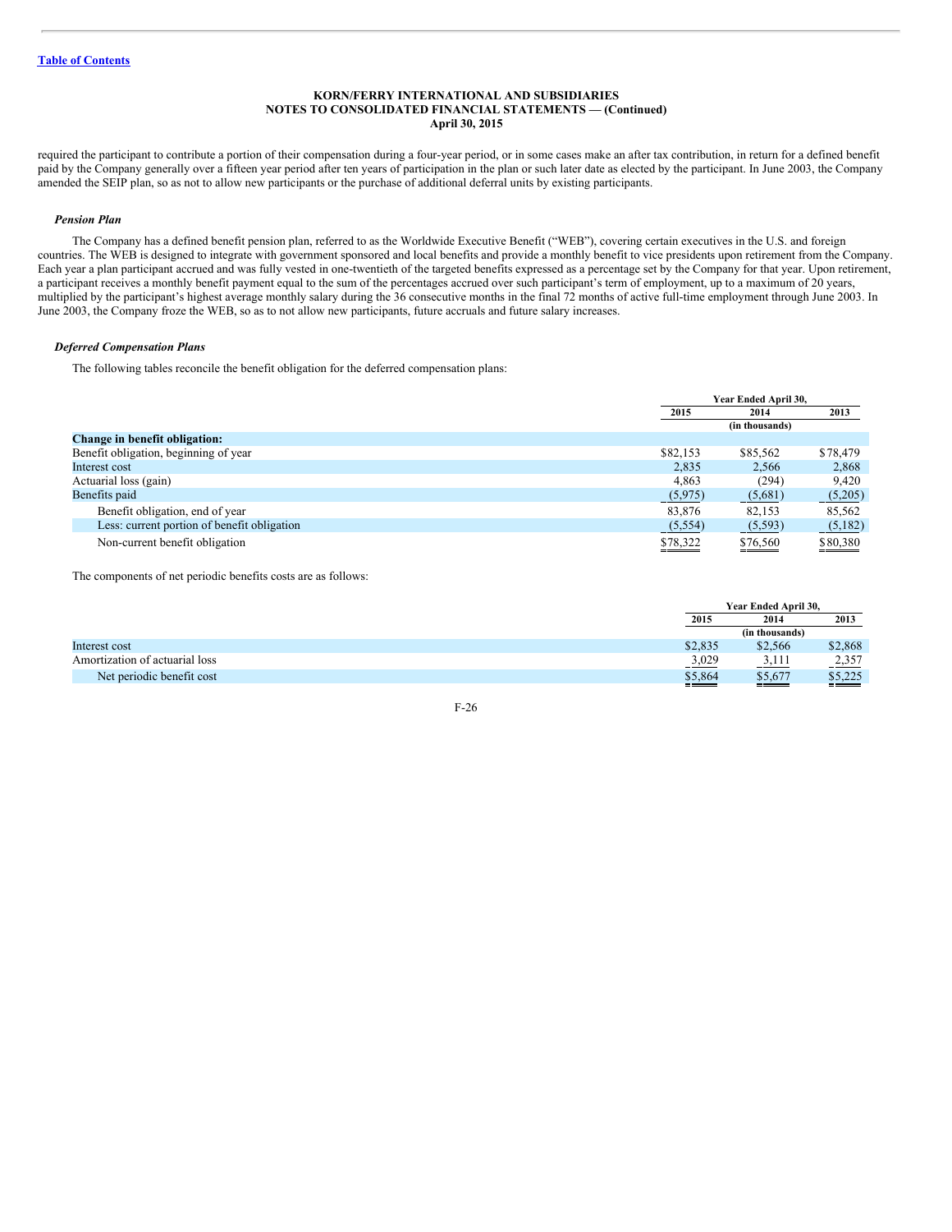required the participant to contribute a portion of their compensation during a four-year period, or in some cases make an after tax contribution, in return for a defined benefit paid by the Company generally over a fifteen year period after ten years of participation in the plan or such later date as elected by the participant. In June 2003, the Company amended the SEIP plan, so as not to allow new participants or the purchase of additional deferral units by existing participants.

### *Pension Plan*

The Company has a defined benefit pension plan, referred to as the Worldwide Executive Benefit ("WEB"), covering certain executives in the U.S. and foreign countries. The WEB is designed to integrate with government sponsored and local benefits and provide a monthly benefit to vice presidents upon retirement from the Company. Each year a plan participant accrued and was fully vested in one-twentieth of the targeted benefits expressed as a percentage set by the Company for that year. Upon retirement, a participant receives a monthly benefit payment equal to the sum of the percentages accrued over such participant's term of employment, up to a maximum of 20 years, multiplied by the participant's highest average monthly salary during the 36 consecutive months in the final 72 months of active full-time employment through June 2003. In June 2003, the Company froze the WEB, so as to not allow new participants, future accruals and future salary increases.

### *Deferred Compensation Plans*

The following tables reconcile the benefit obligation for the deferred compensation plans:

| | Year Ended April 30, | | |
|---|---|---|---|
| | 2015 | 2014 | 2013 |
| | | (in thousands) | |
| **Change in benefit obligation:** | | | |
| Benefit obligation, beginning of year | $82,153 | $85,562 | $78,479 |
| Interest cost | 2,835 | 2,566 | 2,868 |
| Actuarial loss (gain) | 4,863 | (294) | 9,420 |
| Benefits paid | (5,975) | (5,681) | (5,205) |
| Benefit obligation, end of year | 83,876 | 82,153 | 85,562 |
| Less: current portion of benefit obligation | (5,554) | (5,593) | (5,182) |
| Non-current benefit obligation | $78,322 | $76,560 | $80,380 |

The components of net periodic benefits costs are as follows:

| | Year Ended April 30, | | |
|---|---|---|---|
| | 2015 | 2014 | 2013 |
| | | (in thousands) | |
| Interest cost | $2,835 | $2,566 | $2,868 |
| Amortization of actuarial loss | 3,029 | 3,111 | 2,357 |
| Net periodic benefit cost | $5,864 | $5,677 | $5,225 |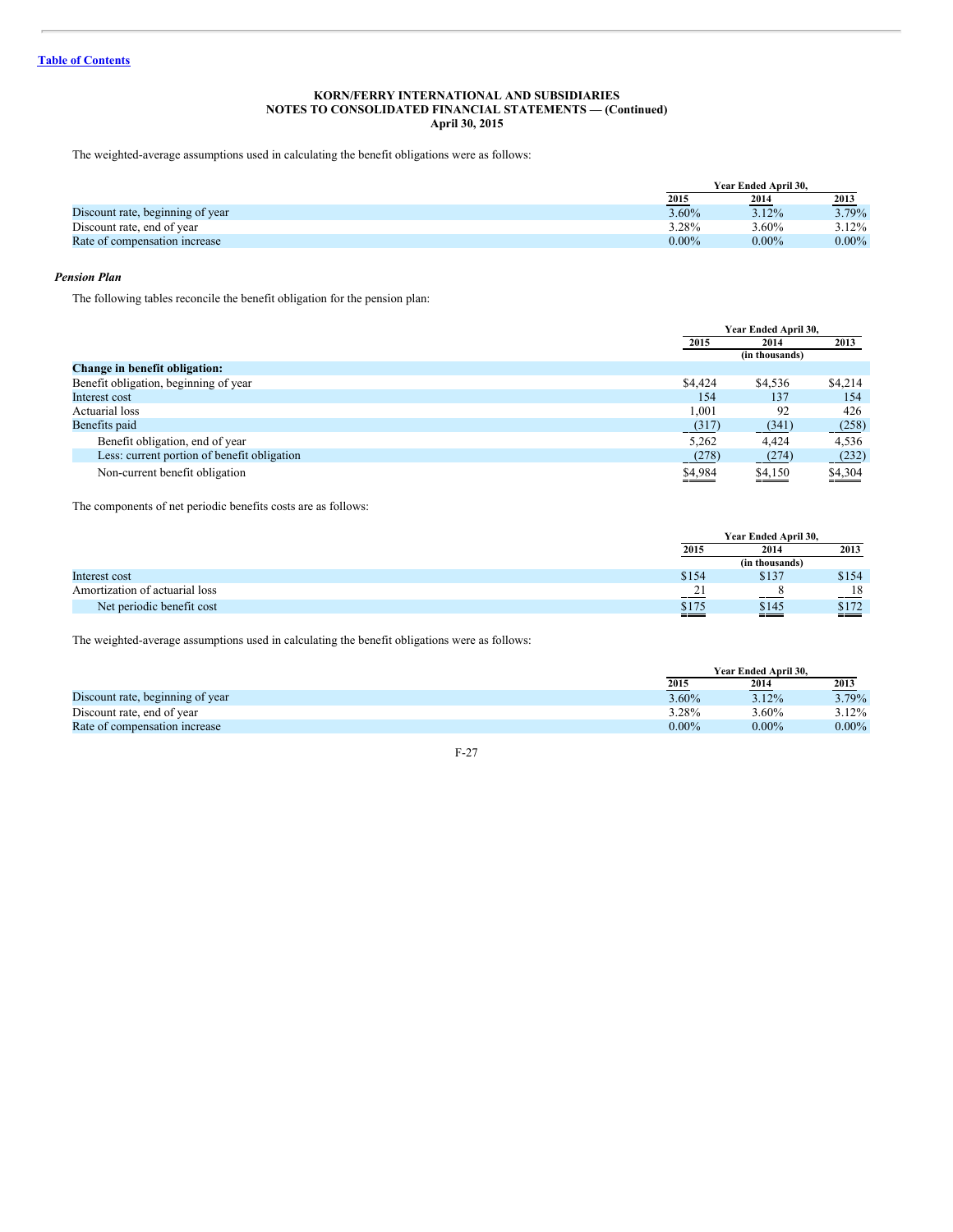KORN/FERRY INTERNATIONAL AND SUBSIDIARIES
NOTES TO CONSOLIDATED FINANCIAL STATEMENTS — (Continued)
April 30, 2015

The weighted-average assumptions used in calculating the benefit obligations were as follows:

| | Year Ended April 30, | | |
|---|---|---|---|
| | 2015 | 2014 | 2013 |
| Discount rate, beginning of year | 3.60% | 3.12% | 3.79% |
| Discount rate, end of year | 3.28% | 3.60% | 3.12% |
| Rate of compensation increase | 0.00% | 0.00% | 0.00% |

***Pension Plan***

The following tables reconcile the benefit obligation for the pension plan:

| | Year Ended April 30, | | |
|---|---|---|---|
| | 2015 | 2014 | 2013 |
| | | (in thousands) | |
| **Change in benefit obligation:** | | | |
| Benefit obligation, beginning of year | $4,424 | $4,536 | $4,214 |
| Interest cost | 154 | 137 | 154 |
| Actuarial loss | 1,001 | 92 | 426 |
| Benefits paid | (317) | (341) | (258) |
| Benefit obligation, end of year | 5,262 | 4,424 | 4,536 |
| Less: current portion of benefit obligation | (278) | (274) | (232) |
| Non-current benefit obligation | $4,984 | $4,150 | $4,304 |

The components of net periodic benefits costs are as follows:

| | Year Ended April 30, | | |
|---|---|---|---|
| | 2015 | 2014 | 2013 |
| | | (in thousands) | |
| Interest cost | $154 | $137 | $154 |
| Amortization of actuarial loss | 21 | 8 | 18 |
| Net periodic benefit cost | $175 | $145 | $172 |

The weighted-average assumptions used in calculating the benefit obligations were as follows:

| | Year Ended April 30, | | |
|---|---|---|---|
| | 2015 | 2014 | 2013 |
| Discount rate, beginning of year | 3.60% | 3.12% | 3.79% |
| Discount rate, end of year | 3.28% | 3.60% | 3.12% |
| Rate of compensation increase | 0.00% | 0.00% | 0.00% |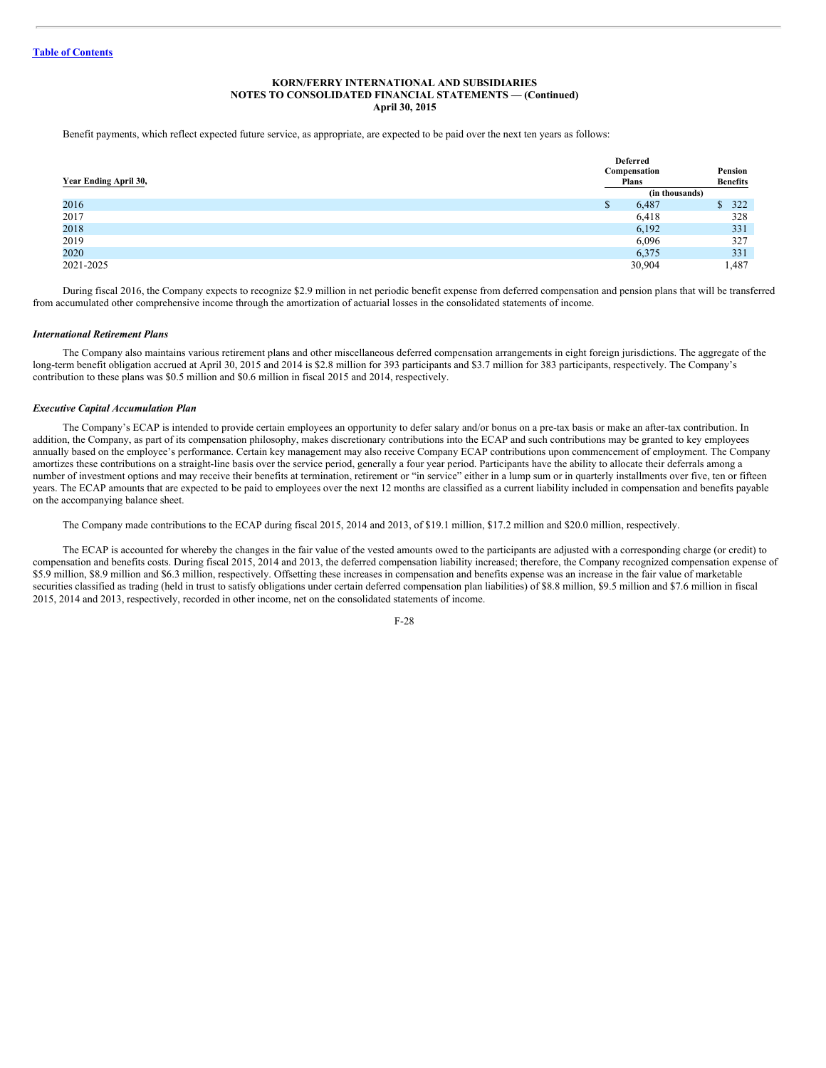Benefit payments, which reflect expected future service, as appropriate, are expected to be paid over the next ten years as follows:

| Year Ending April 30, | Deferred Compensation Plans | Pension Benefits |
|---|---|---|
| | (in thousands) | |
| 2016 | $ 6,487 | $ 322 |
| 2017 | 6,418 | 328 |
| 2018 | 6,192 | 331 |
| 2019 | 6,096 | 327 |
| 2020 | 6,375 | 331 |
| 2021-2025 | 30,904 | 1,487 |

During fiscal 2016, the Company expects to recognize $2.9 million in net periodic benefit expense from deferred compensation and pension plans that will be transferred from accumulated other comprehensive income through the amortization of actuarial losses in the consolidated statements of income.

### *International Retirement Plans*

The Company also maintains various retirement plans and other miscellaneous deferred compensation arrangements in eight foreign jurisdictions. The aggregate of the long-term benefit obligation accrued at April 30, 2015 and 2014 is $2.8 million for 393 participants and $3.7 million for 383 participants, respectively. The Company's contribution to these plans was $0.5 million and $0.6 million in fiscal 2015 and 2014, respectively.

### *Executive Capital Accumulation Plan*

The Company's ECAP is intended to provide certain employees an opportunity to defer salary and/or bonus on a pre-tax basis or make an after-tax contribution. In addition, the Company, as part of its compensation philosophy, makes discretionary contributions into the ECAP and such contributions may be granted to key employees annually based on the employee's performance. Certain key management may also receive Company ECAP contributions upon commencement of employment. The Company amortizes these contributions on a straight-line basis over the service period, generally a four year period. Participants have the ability to allocate their deferrals among a number of investment options and may receive their benefits at termination, retirement or "in service" either in a lump sum or in quarterly installments over five, ten or fifteen years. The ECAP amounts that are expected to be paid to employees over the next 12 months are classified as a current liability included in compensation and benefits payable on the accompanying balance sheet.

The Company made contributions to the ECAP during fiscal 2015, 2014 and 2013, of $19.1 million, $17.2 million and $20.0 million, respectively.

The ECAP is accounted for whereby the changes in the fair value of the vested amounts owed to the participants are adjusted with a corresponding charge (or credit) to compensation and benefits costs. During fiscal 2015, 2014 and 2013, the deferred compensation liability increased; therefore, the Company recognized compensation expense of $5.9 million, $8.9 million and $6.3 million, respectively. Offsetting these increases in compensation and benefits expense was an increase in the fair value of marketable securities classified as trading (held in trust to satisfy obligations under certain deferred compensation plan liabilities) of $8.8 million, $9.5 million and $7.6 million in fiscal 2015, 2014 and 2013, respectively, recorded in other income, net on the consolidated statements of income.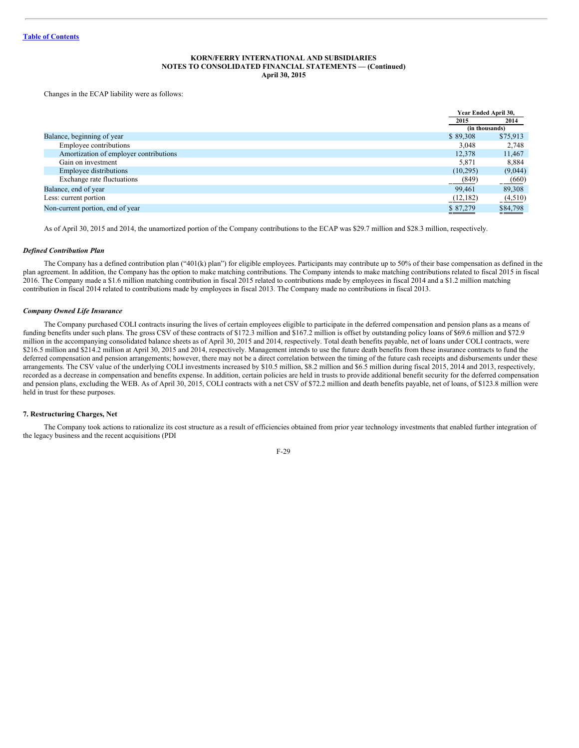Changes in the ECAP liability were as follows:

| | Year Ended April 30, | |
|---|---|---|
| | 2015 | 2014 |
| | (in thousands) | |
| Balance, beginning of year | $ 89,308 | $75,913 |
| Employee contributions | 3,048 | 2,748 |
| Amortization of employer contributions | 12,378 | 11,467 |
| Gain on investment | 5,871 | 8,884 |
| Employee distributions | (10,295) | (9,044) |
| Exchange rate fluctuations | (849) | (660) |
| Balance, end of year | 99,461 | 89,308 |
| Less: current portion | (12,182) | (4,510) |
| Non-current portion, end of year | $ 87,279 | $84,798 |

As of April 30, 2015 and 2014, the unamortized portion of the Company contributions to the ECAP was $29.7 million and $28.3 million, respectively.

### *Defined Contribution Plan*

The Company has a defined contribution plan ("401(k) plan") for eligible employees. Participants may contribute up to 50% of their base compensation as defined in the plan agreement. In addition, the Company has the option to make matching contributions. The Company intends to make matching contributions related to fiscal 2015 in fiscal 2016. The Company made a $1.6 million matching contribution in fiscal 2015 related to contributions made by employees in fiscal 2014 and a $1.2 million matching contribution in fiscal 2014 related to contributions made by employees in fiscal 2013. The Company made no contributions in fiscal 2013.

### *Company Owned Life Insurance*

The Company purchased COLI contracts insuring the lives of certain employees eligible to participate in the deferred compensation and pension plans as a means of funding benefits under such plans. The gross CSV of these contracts of $172.3 million and $167.2 million is offset by outstanding policy loans of $69.6 million and $72.9 million in the accompanying consolidated balance sheets as of April 30, 2015 and 2014, respectively. Total death benefits payable, net of loans under COLI contracts, were $216.5 million and $214.2 million at April 30, 2015 and 2014, respectively. Management intends to use the future death benefits from these insurance contracts to fund the deferred compensation and pension arrangements; however, there may not be a direct correlation between the timing of the future cash receipts and disbursements under these arrangements. The CSV value of the underlying COLI investments increased by $10.5 million, $8.2 million and $6.5 million during fiscal 2015, 2014 and 2013, respectively, recorded as a decrease in compensation and benefits expense. In addition, certain policies are held in trusts to provide additional benefit security for the deferred compensation and pension plans, excluding the WEB. As of April 30, 2015, COLI contracts with a net CSV of $72.2 million and death benefits payable, net of loans, of $123.8 million were held in trust for these purposes.

## 7. Restructuring Charges, Net

The Company took actions to rationalize its cost structure as a result of efficiencies obtained from prior year technology investments that enabled further integration of the legacy business and the recent acquisitions (PDI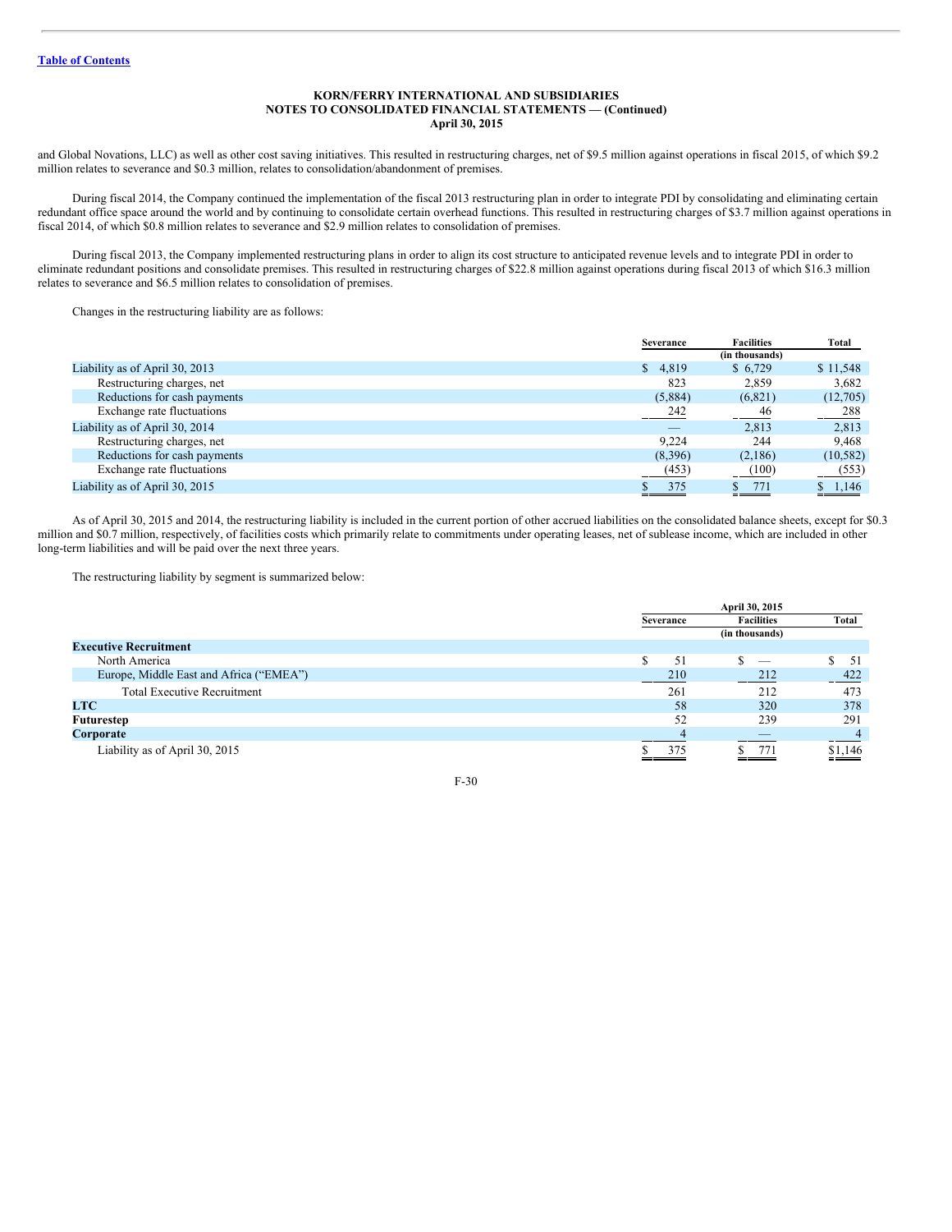and Global Novations, LLC) as well as other cost saving initiatives. This resulted in restructuring charges, net of $9.5 million against operations in fiscal 2015, of which $9.2 million relates to severance and $0.3 million, relates to consolidation/abandonment of premises.

During fiscal 2014, the Company continued the implementation of the fiscal 2013 restructuring plan in order to integrate PDI by consolidating and eliminating certain redundant office space around the world and by continuing to consolidate certain overhead functions. This resulted in restructuring charges of $3.7 million against operations in fiscal 2014, of which $0.8 million relates to severance and $2.9 million relates to consolidation of premises.

During fiscal 2013, the Company implemented restructuring plans in order to align its cost structure to anticipated revenue levels and to integrate PDI in order to eliminate redundant positions and consolidate premises. This resulted in restructuring charges of $22.8 million against operations during fiscal 2013 of which $16.3 million relates to severance and $6.5 million relates to consolidation of premises.

Changes in the restructuring liability are as follows:

| | Severance | Facilities | Total |
|---|---|---|---|
| | | (in thousands) | |
| Liability as of April 30, 2013 | $ 4,819 | $ 6,729 | $ 11,548 |
| Restructuring charges, net | 823 | 2,859 | 3,682 |
| Reductions for cash payments | (5,884) | (6,821) | (12,705) |
| Exchange rate fluctuations | 242 | 46 | 288 |
| Liability as of April 30, 2014 | — | 2,813 | 2,813 |
| Restructuring charges, net | 9,224 | 244 | 9,468 |
| Reductions for cash payments | (8,396) | (2,186) | (10,582) |
| Exchange rate fluctuations | (453) | (100) | (553) |
| Liability as of April 30, 2015 | $ 375 | $ 771 | $ 1,146 |

As of April 30, 2015 and 2014, the restructuring liability is included in the current portion of other accrued liabilities on the consolidated balance sheets, except for $0.3 million and $0.7 million, respectively, of facilities costs which primarily relate to commitments under operating leases, net of sublease income, which are included in other long-term liabilities and will be paid over the next three years.

The restructuring liability by segment is summarized below:

| | April 30, 2015 | | |
|---|---|---|---|
| | Severance | Facilities | Total |
| | | (in thousands) | |
| **Executive Recruitment** | | | |
| North America | $ 51 | $ — | $ 51 |
| Europe, Middle East and Africa ("EMEA") | 210 | 212 | 422 |
| Total Executive Recruitment | 261 | 212 | 473 |
| **LTC** | 58 | 320 | 378 |
| **Futurestep** | 52 | 239 | 291 |
| **Corporate** | 4 | — | 4 |
| Liability as of April 30, 2015 | $ 375 | $ 771 | $1,146 |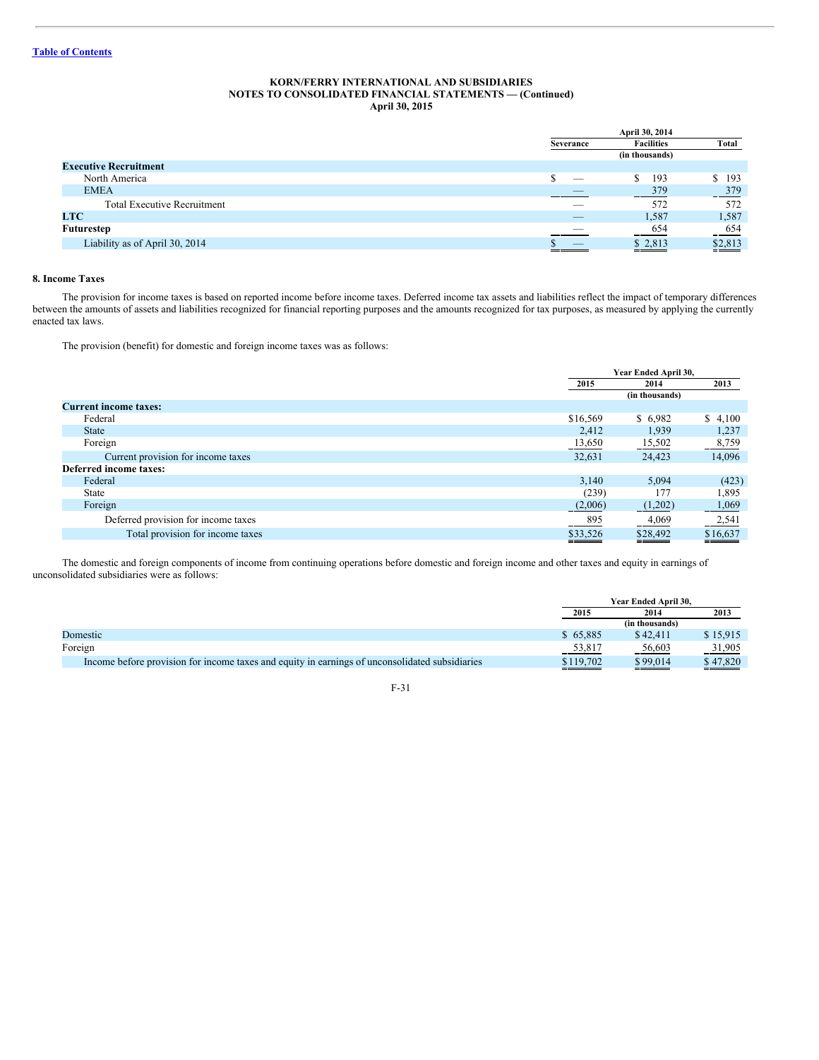KORN/FERRY INTERNATIONAL AND SUBSIDIARIES
NOTES TO CONSOLIDATED FINANCIAL STATEMENTS — (Continued)
April 30, 2015

| | April 30, 2014 | | |
|---|---|---|---|
| | Severance | Facilities | Total |
| | | (in thousands) | |
| **Executive Recruitment** | | | |
| North America | $ — | $ 193 | $ 193 |
| EMEA | — | 379 | 379 |
| Total Executive Recruitment | — | 572 | 572 |
| **LTC** | — | 1,587 | 1,587 |
| **Futurestep** | — | 654 | 654 |
| Liability as of April 30, 2014 | $ — | $ 2,813 | $2,813 |

## 8. Income Taxes

The provision for income taxes is based on reported income before income taxes. Deferred income tax assets and liabilities reflect the impact of temporary differences between the amounts of assets and liabilities recognized for financial reporting purposes and the amounts recognized for tax purposes, as measured by applying the currently enacted tax laws.

The provision (benefit) for domestic and foreign income taxes was as follows:

| | Year Ended April 30, | | |
|---|---|---|---|
| | 2015 | 2014 | 2013 |
| | | (in thousands) | |
| **Current income taxes:** | | | |
| Federal | $16,569 | $ 6,982 | $ 4,100 |
| State | 2,412 | 1,939 | 1,237 |
| Foreign | 13,650 | 15,502 | 8,759 |
| Current provision for income taxes | 32,631 | 24,423 | 14,096 |
| **Deferred income taxes:** | | | |
| Federal | 3,140 | 5,094 | (423) |
| State | (239) | 177 | 1,895 |
| Foreign | (2,006) | (1,202) | 1,069 |
| Deferred provision for income taxes | 895 | 4,069 | 2,541 |
| Total provision for income taxes | $33,526 | $28,492 | $16,637 |

The domestic and foreign components of income from continuing operations before domestic and foreign income and other taxes and equity in earnings of unconsolidated subsidiaries were as follows:

| | Year Ended April 30, | | |
|---|---|---|---|
| | 2015 | 2014 | 2013 |
| | | (in thousands) | |
| Domestic | $ 65,885 | $ 42,411 | $ 15,915 |
| Foreign | 53,817 | 56,603 | 31,905 |
| Income before provision for income taxes and equity in earnings of unconsolidated subsidiaries | $119,702 | $ 99,014 | $ 47,820 |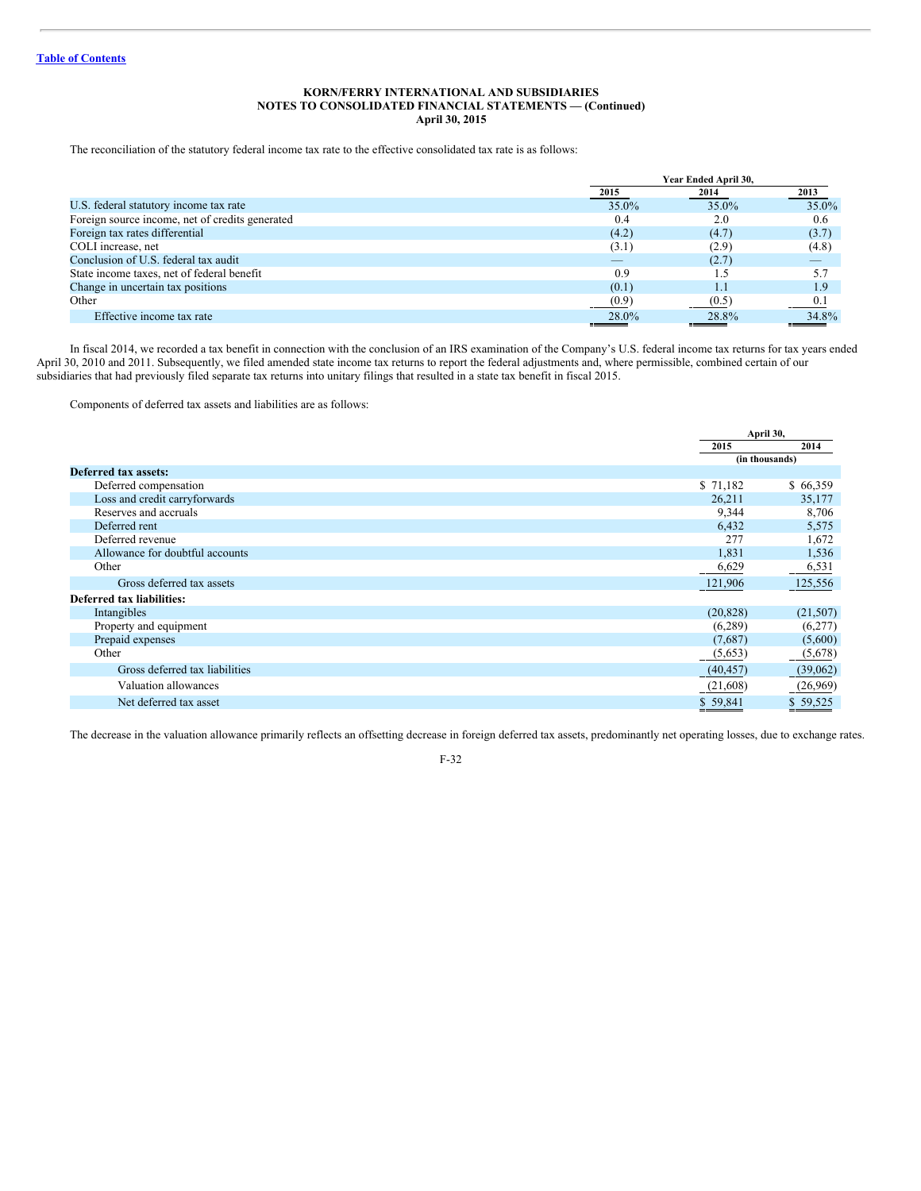[Table of Contents](#)

**KORN/FERRY INTERNATIONAL AND SUBSIDIARIES**
**NOTES TO CONSOLIDATED FINANCIAL STATEMENTS — (Continued)**
**April 30, 2015**

The reconciliation of the statutory federal income tax rate to the effective consolidated tax rate is as follows:

| | Year Ended April 30, | | |
|---|---|---|---|
| | 2015 | 2014 | 2013 |
| U.S. federal statutory income tax rate | 35.0% | 35.0% | 35.0% |
| Foreign source income, net of credits generated | 0.4 | 2.0 | 0.6 |
| Foreign tax rates differential | (4.2) | (4.7) | (3.7) |
| COLI increase, net | (3.1) | (2.9) | (4.8) |
| Conclusion of U.S. federal tax audit | — | (2.7) | — |
| State income taxes, net of federal benefit | 0.9 | 1.5 | 5.7 |
| Change in uncertain tax positions | (0.1) | 1.1 | 1.9 |
| Other | (0.9) | (0.5) | 0.1 |
| Effective income tax rate | 28.0% | 28.8% | 34.8% |

In fiscal 2014, we recorded a tax benefit in connection with the conclusion of an IRS examination of the Company's U.S. federal income tax returns for tax years ended April 30, 2010 and 2011. Subsequently, we filed amended state income tax returns to report the federal adjustments and, where permissible, combined certain of our subsidiaries that had previously filed separate tax returns into unitary filings that resulted in a state tax benefit in fiscal 2015.

Components of deferred tax assets and liabilities are as follows:

| | April 30, | |
|---|---|---|
| | 2015 | 2014 |
| | (in thousands) | |
| **Deferred tax assets:** | | |
| Deferred compensation | $ 71,182 | $ 66,359 |
| Loss and credit carryforwards | 26,211 | 35,177 |
| Reserves and accruals | 9,344 | 8,706 |
| Deferred rent | 6,432 | 5,575 |
| Deferred revenue | 277 | 1,672 |
| Allowance for doubtful accounts | 1,831 | 1,536 |
| Other | 6,629 | 6,531 |
| Gross deferred tax assets | 121,906 | 125,556 |
| **Deferred tax liabilities:** | | |
| Intangibles | (20,828) | (21,507) |
| Property and equipment | (6,289) | (6,277) |
| Prepaid expenses | (7,687) | (5,600) |
| Other | (5,653) | (5,678) |
| Gross deferred tax liabilities | (40,457) | (39,062) |
| Valuation allowances | (21,608) | (26,969) |
| Net deferred tax asset | $ 59,841 | $ 59,525 |

The decrease in the valuation allowance primarily reflects an offsetting decrease in foreign deferred tax assets, predominantly net operating losses, due to exchange rates.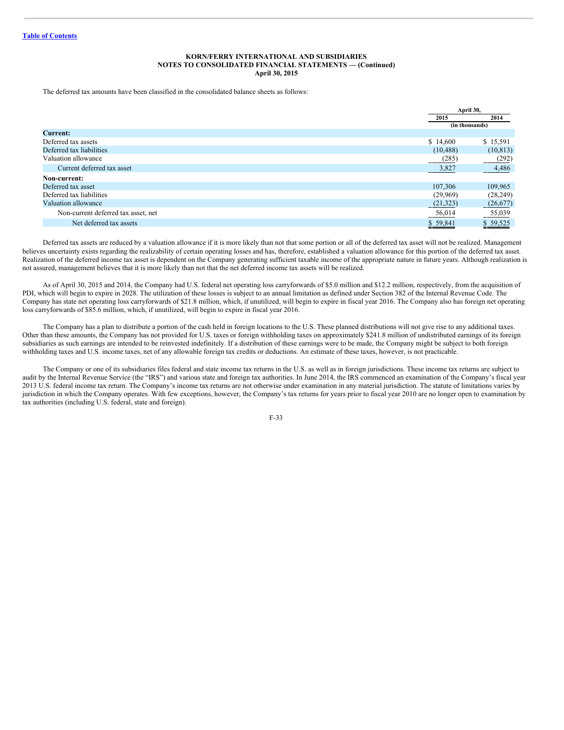**KORN/FERRY INTERNATIONAL AND SUBSIDIARIES**
**NOTES TO CONSOLIDATED FINANCIAL STATEMENTS — (Continued)**
**April 30, 2015**

The deferred tax amounts have been classified in the consolidated balance sheets as follows:

| | April 30, | |
|---|---|---|
| | 2015 | 2014 |
| | (in thousands) | |
| **Current:** | | |
| Deferred tax assets | $ 14,600 | $ 15,591 |
| Deferred tax liabilities | (10,488) | (10,813) |
| Valuation allowance | (285) | (292) |
| Current deferred tax asset | 3,827 | 4,486 |
| **Non-current:** | | |
| Deferred tax asset | 107,306 | 109,965 |
| Deferred tax liabilities | (29,969) | (28,249) |
| Valuation allowance | (21,323) | (26,677) |
| Non-current deferred tax asset, net | 56,014 | 55,039 |
| Net deferred tax assets | $ 59,841 | $ 59,525 |

Deferred tax assets are reduced by a valuation allowance if it is more likely than not that some portion or all of the deferred tax asset will not be realized. Management believes uncertainty exists regarding the realizability of certain operating losses and has, therefore, established a valuation allowance for this portion of the deferred tax asset. Realization of the deferred income tax asset is dependent on the Company generating sufficient taxable income of the appropriate nature in future years. Although realization is not assured, management believes that it is more likely than not that the net deferred income tax assets will be realized.

As of April 30, 2015 and 2014, the Company had U.S. federal net operating loss carryforwards of $5.0 million and $12.2 million, respectively, from the acquisition of PDI, which will begin to expire in 2028. The utilization of these losses is subject to an annual limitation as defined under Section 382 of the Internal Revenue Code. The Company has state net operating loss carryforwards of $21.8 million, which, if unutilized, will begin to expire in fiscal year 2016. The Company also has foreign net operating loss carryforwards of $85.6 million, which, if unutilized, will begin to expire in fiscal year 2016.

The Company has a plan to distribute a portion of the cash held in foreign locations to the U.S. These planned distributions will not give rise to any additional taxes. Other than these amounts, the Company has not provided for U.S. taxes or foreign withholding taxes on approximately $241.8 million of undistributed earnings of its foreign subsidiaries as such earnings are intended to be reinvested indefinitely. If a distribution of these earnings were to be made, the Company might be subject to both foreign withholding taxes and U.S. income taxes, net of any allowable foreign tax credits or deductions. An estimate of these taxes, however, is not practicable.

The Company or one of its subsidiaries files federal and state income tax returns in the U.S. as well as in foreign jurisdictions. These income tax returns are subject to audit by the Internal Revenue Service (the "IRS") and various state and foreign tax authorities. In June 2014, the IRS commenced an examination of the Company's fiscal year 2013 U.S. federal income tax return. The Company's income tax returns are not otherwise under examination in any material jurisdiction. The statute of limitations varies by jurisdiction in which the Company operates. With few exceptions, however, the Company's tax returns for years prior to fiscal year 2010 are no longer open to examination by tax authorities (including U.S. federal, state and foreign).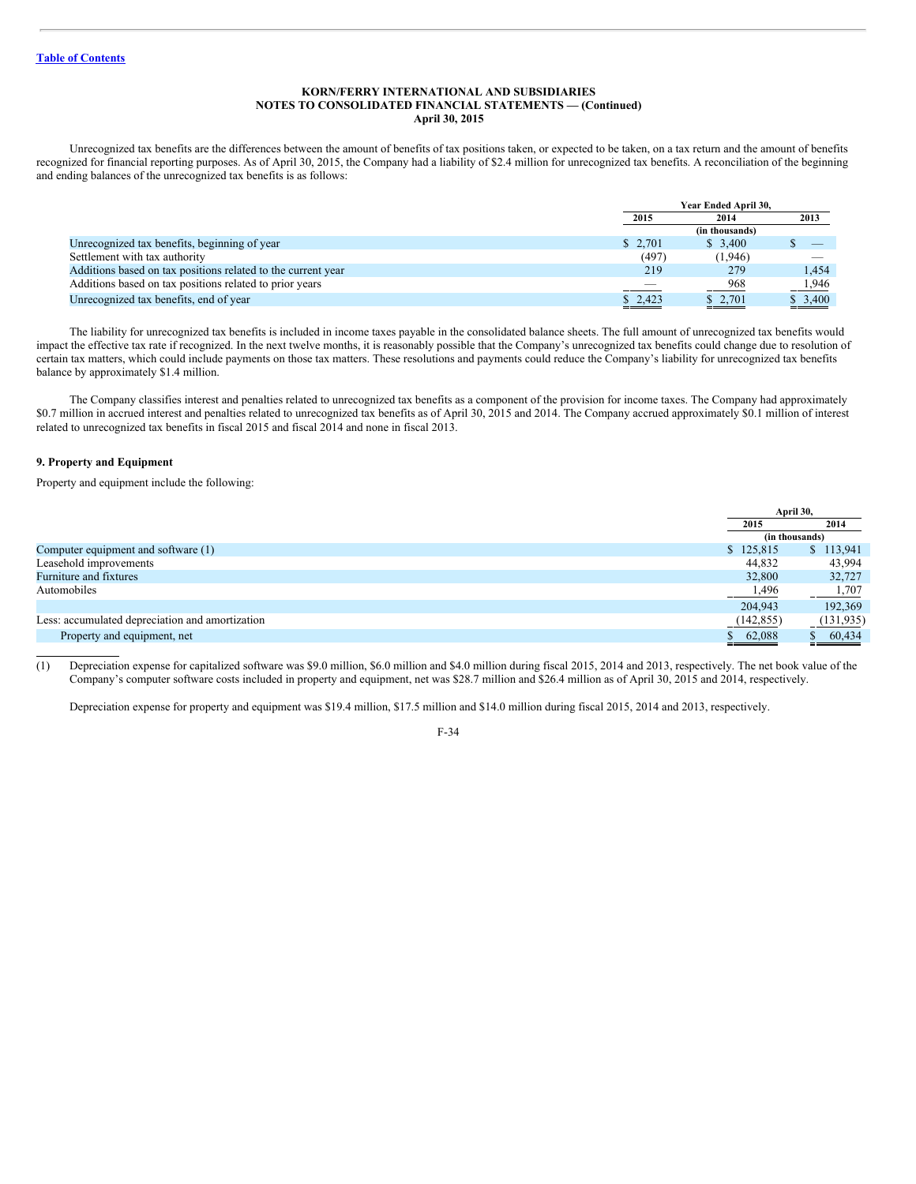Unrecognized tax benefits are the differences between the amount of benefits of tax positions taken, or expected to be taken, on a tax return and the amount of benefits recognized for financial reporting purposes. As of April 30, 2015, the Company had a liability of $2.4 million for unrecognized tax benefits. A reconciliation of the beginning and ending balances of the unrecognized tax benefits is as follows:

| | Year Ended April 30, | | |
|---|---|---|---|
| | 2015 | 2014 | 2013 |
| | | (in thousands) | |
| Unrecognized tax benefits, beginning of year | $ 2,701 | $ 3,400 | $ — |
| Settlement with tax authority | (497) | (1,946) | — |
| Additions based on tax positions related to the current year | 219 | 279 | 1,454 |
| Additions based on tax positions related to prior years | — | 968 | 1,946 |
| Unrecognized tax benefits, end of year | $ 2,423 | $ 2,701 | $ 3,400 |

The liability for unrecognized tax benefits is included in income taxes payable in the consolidated balance sheets. The full amount of unrecognized tax benefits would impact the effective tax rate if recognized. In the next twelve months, it is reasonably possible that the Company's unrecognized tax benefits could change due to resolution of certain tax matters, which could include payments on those tax matters. These resolutions and payments could reduce the Company's liability for unrecognized tax benefits balance by approximately $1.4 million.

The Company classifies interest and penalties related to unrecognized tax benefits as a component of the provision for income taxes. The Company had approximately $0.7 million in accrued interest and penalties related to unrecognized tax benefits as of April 30, 2015 and 2014. The Company accrued approximately $0.1 million of interest related to unrecognized tax benefits in fiscal 2015 and fiscal 2014 and none in fiscal 2013.

## 9. Property and Equipment

Property and equipment include the following:

| | April 30, | |
|---|---|---|
| | 2015 | 2014 |
| | (in thousands) | |
| Computer equipment and software (1) | $ 125,815 | $ 113,941 |
| Leasehold improvements | 44,832 | 43,994 |
| Furniture and fixtures | 32,800 | 32,727 |
| Automobiles | 1,496 | 1,707 |
| | 204,943 | 192,369 |
| Less: accumulated depreciation and amortization | (142,855) | (131,935) |
| Property and equipment, net | $ 62,088 | $ 60,434 |

(1) Depreciation expense for capitalized software was $9.0 million, $6.0 million and $4.0 million during fiscal 2015, 2014 and 2013, respectively. The net book value of the Company's computer software costs included in property and equipment, net was $28.7 million and $26.4 million as of April 30, 2015 and 2014, respectively.

Depreciation expense for property and equipment was $19.4 million, $17.5 million and $14.0 million during fiscal 2015, 2014 and 2013, respectively.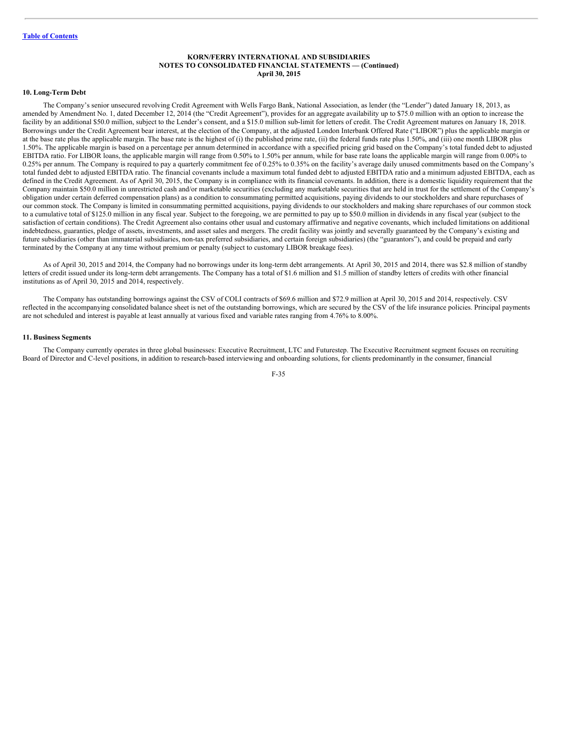**KORN/FERRY INTERNATIONAL AND SUBSIDIARIES**
**NOTES TO CONSOLIDATED FINANCIAL STATEMENTS — (Continued)**
**April 30, 2015**

### 10. Long-Term Debt

The Company's senior unsecured revolving Credit Agreement with Wells Fargo Bank, National Association, as lender (the "Lender") dated January 18, 2013, as amended by Amendment No. 1, dated December 12, 2014 (the "Credit Agreement"), provides for an aggregate availability up to $75.0 million with an option to increase the facility by an additional $50.0 million, subject to the Lender's consent, and a $15.0 million sub-limit for letters of credit. The Credit Agreement matures on January 18, 2018. Borrowings under the Credit Agreement bear interest, at the election of the Company, at the adjusted London Interbank Offered Rate ("LIBOR") plus the applicable margin or at the base rate plus the applicable margin. The base rate is the highest of (i) the published prime rate, (ii) the federal funds rate plus 1.50%, and (iii) one month LIBOR plus 1.50%. The applicable margin is based on a percentage per annum determined in accordance with a specified pricing grid based on the Company's total funded debt to adjusted EBITDA ratio. For LIBOR loans, the applicable margin will range from 0.50% to 1.50% per annum, while for base rate loans the applicable margin will range from 0.00% to 0.25% per annum. The Company is required to pay a quarterly commitment fee of 0.25% to 0.35% on the facility's average daily unused commitments based on the Company's total funded debt to adjusted EBITDA ratio. The financial covenants include a maximum total funded debt to adjusted EBITDA ratio and a minimum adjusted EBITDA, each as defined in the Credit Agreement. As of April 30, 2015, the Company is in compliance with its financial covenants. In addition, there is a domestic liquidity requirement that the Company maintain $50.0 million in unrestricted cash and/or marketable securities (excluding any marketable securities that are held in trust for the settlement of the Company's obligation under certain deferred compensation plans) as a condition to consummating permitted acquisitions, paying dividends to our stockholders and share repurchases of our common stock. The Company is limited in consummating permitted acquisitions, paying dividends to our stockholders and making share repurchases of our common stock to a cumulative total of $125.0 million in any fiscal year. Subject to the foregoing, we are permitted to pay up to $50.0 million in dividends in any fiscal year (subject to the satisfaction of certain conditions). The Credit Agreement also contains other usual and customary affirmative and negative covenants, which included limitations on additional indebtedness, guaranties, pledge of assets, investments, and asset sales and mergers. The credit facility was jointly and severally guaranteed by the Company's existing and future subsidiaries (other than immaterial subsidiaries, non-tax preferred subsidiaries, and certain foreign subsidiaries) (the "guarantors"), and could be prepaid and early terminated by the Company at any time without premium or penalty (subject to customary LIBOR breakage fees).

As of April 30, 2015 and 2014, the Company had no borrowings under its long-term debt arrangements. At April 30, 2015 and 2014, there was $2.8 million of standby letters of credit issued under its long-term debt arrangements. The Company has a total of $1.6 million and $1.5 million of standby letters of credits with other financial institutions as of April 30, 2015 and 2014, respectively.

The Company has outstanding borrowings against the CSV of COLI contracts of $69.6 million and $72.9 million at April 30, 2015 and 2014, respectively. CSV reflected in the accompanying consolidated balance sheet is net of the outstanding borrowings, which are secured by the CSV of the life insurance policies. Principal payments are not scheduled and interest is payable at least annually at various fixed and variable rates ranging from 4.76% to 8.00%.

### 11. Business Segments

The Company currently operates in three global businesses: Executive Recruitment, LTC and Futurestep. The Executive Recruitment segment focuses on recruiting Board of Director and C-level positions, in addition to research-based interviewing and onboarding solutions, for clients predominantly in the consumer, financial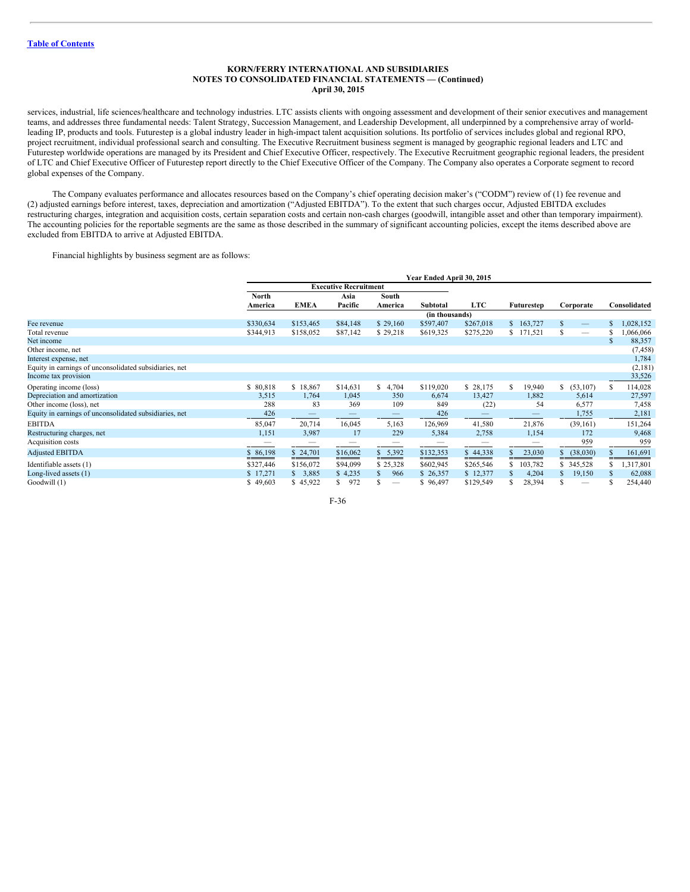**KORN/FERRY INTERNATIONAL AND SUBSIDIARIES**
**NOTES TO CONSOLIDATED FINANCIAL STATEMENTS — (Continued)**
**April 30, 2015**

services, industrial, life sciences/healthcare and technology industries. LTC assists clients with ongoing assessment and development of their senior executives and management teams, and addresses three fundamental needs: Talent Strategy, Succession Management, and Leadership Development, all underpinned by a comprehensive array of world-leading IP, products and tools. Futurestep is a global industry leader in high-impact talent acquisition solutions. Its portfolio of services includes global and regional RPO, project recruitment, individual professional search and consulting. The Executive Recruitment business segment is managed by geographic regional leaders and LTC and Futurestep worldwide operations are managed by its President and Chief Executive Officer, respectively. The Executive Recruitment geographic regional leaders, the president of LTC and Chief Executive Officer of Futurestep report directly to the Chief Executive Officer of the Company. The Company also operates a Corporate segment to record global expenses of the Company.

The Company evaluates performance and allocates resources based on the Company's chief operating decision maker's ("CODM") review of (1) fee revenue and (2) adjusted earnings before interest, taxes, depreciation and amortization ("Adjusted EBITDA"). To the extent that such charges occur, Adjusted EBITDA excludes restructuring charges, integration and acquisition costs, certain separation costs and certain non-cash charges (goodwill, intangible asset and other than temporary impairment). The accounting policies for the reportable segments are the same as those described in the summary of significant accounting policies, except the items described above are excluded from EBITDA to arrive at Adjusted EBITDA.

Financial highlights by business segment are as follows:

| | Year Ended April 30, 2015 | | | | | | | | |
|---|---|---|---|---|---|---|---|---|---|
| | Executive Recruitment | | | | | | | | |
| | North America | EMEA | Asia Pacific | South America | Subtotal | LTC | Futurestep | Corporate | Consolidated |
| | (in thousands) | | | | | | | | |
| Fee revenue | $330,634 | $153,465 | $84,148 | $ 29,160 | $597,407 | $267,018 | $ 163,727 | $ — | $ 1,028,152 |
| Total revenue | $344,913 | $158,052 | $87,142 | $ 29,218 | $619,325 | $275,220 | $ 171,521 | $ — | $ 1,066,066 |
| Net income | | | | | | | | | $ 88,357 |
| Other income, net | | | | | | | | | (7,458) |
| Interest expense, net | | | | | | | | | 1,784 |
| Equity in earnings of unconsolidated subsidiaries, net | | | | | | | | | (2,181) |
| Income tax provision | | | | | | | | | 33,526 |
| Operating income (loss) | $ 80,818 | $ 18,867 | $14,631 | $ 4,704 | $119,020 | $ 28,175 | $ 19,940 | $ (53,107) | $ 114,028 |
| Depreciation and amortization | 3,515 | 1,764 | 1,045 | 350 | 6,674 | 13,427 | 1,882 | 5,614 | 27,597 |
| Other income (loss), net | 288 | 83 | 369 | 109 | 849 | (22) | 54 | 6,577 | 7,458 |
| Equity in earnings of unconsolidated subsidiaries, net | 426 | — | — | — | 426 | — | — | 1,755 | 2,181 |
| EBITDA | 85,047 | 20,714 | 16,045 | 5,163 | 126,969 | 41,580 | 21,876 | (39,161) | 151,264 |
| Restructuring charges, net | 1,151 | 3,987 | 17 | 229 | 5,384 | 2,758 | 1,154 | 172 | 9,468 |
| Acquisition costs | — | — | — | — | — | — | — | 959 | 959 |
| Adjusted EBITDA | $ 86,198 | $ 24,701 | $16,062 | $ 5,392 | $132,353 | $ 44,338 | $ 23,030 | $ (38,030) | $ 161,691 |
| Identifiable assets (1) | $327,446 | $156,072 | $94,099 | $ 25,328 | $602,945 | $265,546 | $ 103,782 | $ 345,528 | $ 1,317,801 |
| Long-lived assets (1) | $ 17,271 | $ 3,885 | $ 4,235 | $ 966 | $ 26,357 | $ 12,377 | $ 4,204 | $ 19,150 | $ 62,088 |
| Goodwill (1) | $ 49,603 | $ 45,922 | $ 972 | $ — | $ 96,497 | $129,549 | $ 28,394 | $ — | $ 254,440 |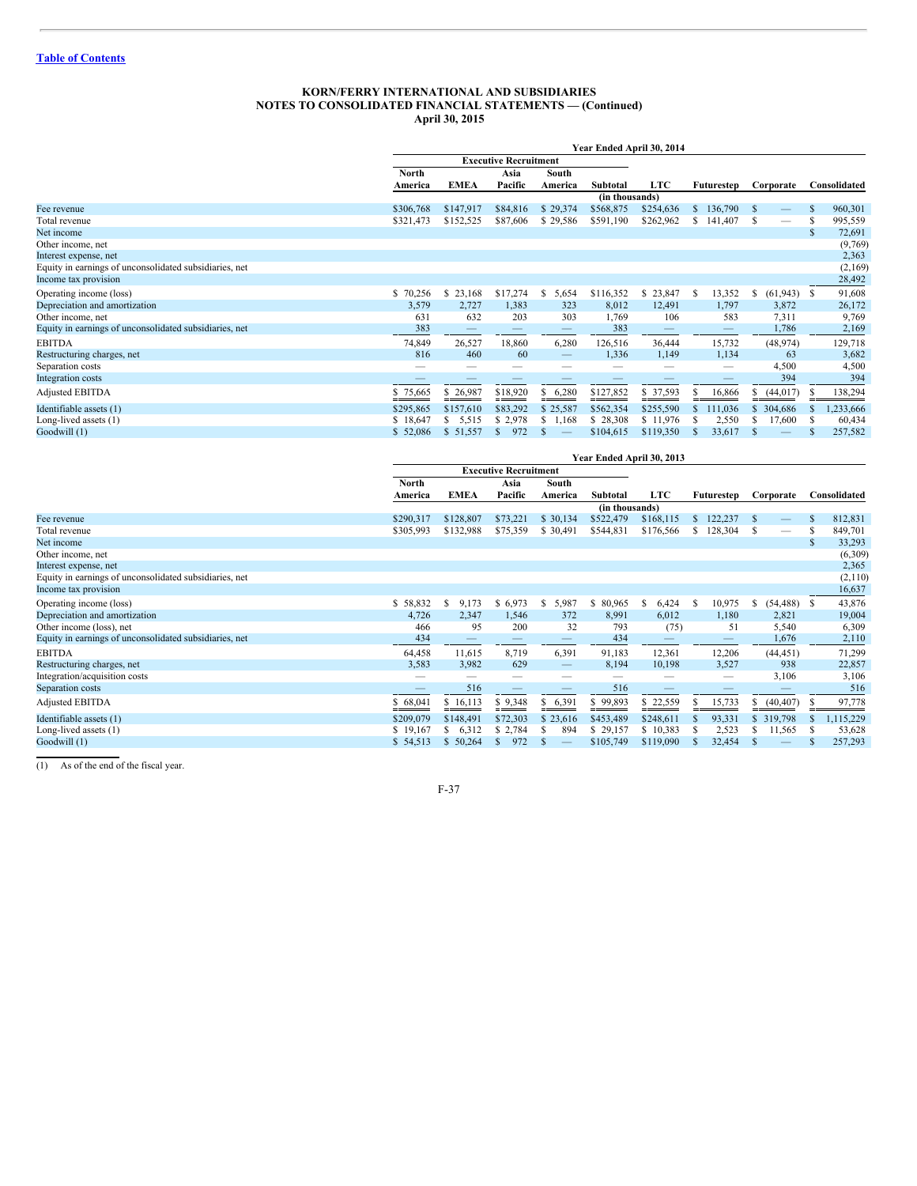**KORN/FERRY INTERNATIONAL AND SUBSIDIARIES**
**NOTES TO CONSOLIDATED FINANCIAL STATEMENTS — (Continued)**
**April 30, 2015**

| | Year Ended April 30, 2014 | | | | | | | | |
|---|---|---|---|---|---|---|---|---|---|
| | Executive Recruitment | | | | | | | | |
| | North America | EMEA | Asia Pacific | South America | Subtotal | LTC | Futurestep | Corporate | Consolidated |
| | (in thousands) | | | | | | | | |
| Fee revenue | $306,768 | $147,917 | $84,816 | $ 29,374 | $568,875 | $254,636 | $ 136,790 | $ — | $ 960,301 |
| Total revenue | $321,473 | $152,525 | $87,606 | $ 29,586 | $591,190 | $262,962 | $ 141,407 | $ — | $ 995,559 |
| Net income | | | | | | | | | $ 72,691 |
| Other income, net | | | | | | | | | (9,769) |
| Interest expense, net | | | | | | | | | 2,363 |
| Equity in earnings of unconsolidated subsidiaries, net | | | | | | | | | (2,169) |
| Income tax provision | | | | | | | | | 28,492 |
| Operating income (loss) | $ 70,256 | $ 23,168 | $17,274 | $ 5,654 | $116,352 | $ 23,847 | $ 13,352 | $ (61,943) | $ 91,608 |
| Depreciation and amortization | 3,579 | 2,727 | 1,383 | 323 | 8,012 | 12,491 | 1,797 | 3,872 | 26,172 |
| Other income, net | 631 | 632 | 203 | 303 | 1,769 | 106 | 583 | 7,311 | 9,769 |
| Equity in earnings of unconsolidated subsidiaries, net | 383 | — | — | — | 383 | — | — | 1,786 | 2,169 |
| EBITDA | 74,849 | 26,527 | 18,860 | 6,280 | 126,516 | 36,444 | 15,732 | (48,974) | 129,718 |
| Restructuring charges, net | 816 | 460 | 60 | — | 1,336 | 1,149 | 1,134 | 63 | 3,682 |
| Separation costs | — | — | — | — | — | — | — | 4,500 | 4,500 |
| Integration costs | — | — | — | — | — | — | — | 394 | 394 |
| Adjusted EBITDA | $ 75,665 | $ 26,987 | $18,920 | $ 6,280 | $127,852 | $ 37,593 | $ 16,866 | $ (44,017) | $ 138,294 |
| Identifiable assets (1) | $295,865 | $157,610 | $83,292 | $ 25,587 | $562,354 | $255,590 | $ 111,036 | $ 304,686 | $ 1,233,666 |
| Long-lived assets (1) | $ 18,647 | $ 5,515 | $ 2,978 | $ 1,168 | $ 28,308 | $ 11,976 | $ 2,550 | $ 17,600 | $ 60,434 |
| Goodwill (1) | $ 52,086 | $ 51,557 | $ 972 | $ — | $104,615 | $119,350 | $ 33,617 | $ — | $ 257,582 |

| | Year Ended April 30, 2013 | | | | | | | | |
|---|---|---|---|---|---|---|---|---|---|
| | Executive Recruitment | | | | | | | | |
| | North America | EMEA | Asia Pacific | South America | Subtotal | LTC | Futurestep | Corporate | Consolidated |
| | (in thousands) | | | | | | | | |
| Fee revenue | $290,317 | $128,807 | $73,221 | $ 30,134 | $522,479 | $168,115 | $ 122,237 | $ — | $ 812,831 |
| Total revenue | $305,993 | $132,988 | $75,359 | $ 30,491 | $544,831 | $176,566 | $ 128,304 | $ — | $ 849,701 |
| Net income | | | | | | | | | $ 33,293 |
| Other income, net | | | | | | | | | (6,309) |
| Interest expense, net | | | | | | | | | 2,365 |
| Equity in earnings of unconsolidated subsidiaries, net | | | | | | | | | (2,110) |
| Income tax provision | | | | | | | | | 16,637 |
| Operating income (loss) | $ 58,832 | $ 9,173 | $ 6,973 | $ 5,987 | $ 80,965 | $ 6,424 | $ 10,975 | $ (54,488) | $ 43,876 |
| Depreciation and amortization | 4,726 | 2,347 | 1,546 | 372 | 8,991 | 6,012 | 1,180 | 2,821 | 19,004 |
| Other income (loss), net | 466 | 95 | 200 | 32 | 793 | (75) | 51 | 5,540 | 6,309 |
| Equity in earnings of unconsolidated subsidiaries, net | 434 | — | — | — | 434 | — | — | 1,676 | 2,110 |
| EBITDA | 64,458 | 11,615 | 8,719 | 6,391 | 91,183 | 12,361 | 12,206 | (44,451) | 71,299 |
| Restructuring charges, net | 3,583 | 3,982 | 629 | — | 8,194 | 10,198 | 3,527 | 938 | 22,857 |
| Integration/acquisition costs | — | — | — | — | — | — | — | 3,106 | 3,106 |
| Separation costs | — | 516 | — | — | 516 | — | — | — | 516 |
| Adjusted EBITDA | $ 68,041 | $ 16,113 | $ 9,348 | $ 6,391 | $ 99,893 | $ 22,559 | $ 15,733 | $ (40,407) | $ 97,778 |
| Identifiable assets (1) | $209,079 | $148,491 | $72,303 | $ 23,616 | $453,489 | $248,611 | $ 93,331 | $ 319,798 | $ 1,115,229 |
| Long-lived assets (1) | $ 19,167 | $ 6,312 | $ 2,784 | $ 894 | $ 29,157 | $ 10,383 | $ 2,523 | $ 11,565 | $ 53,628 |
| Goodwill (1) | $ 54,513 | $ 50,264 | $ 972 | $ — | $105,749 | $119,090 | $ 32,454 | $ — | $ 257,293 |

(1) As of the end of the fiscal year.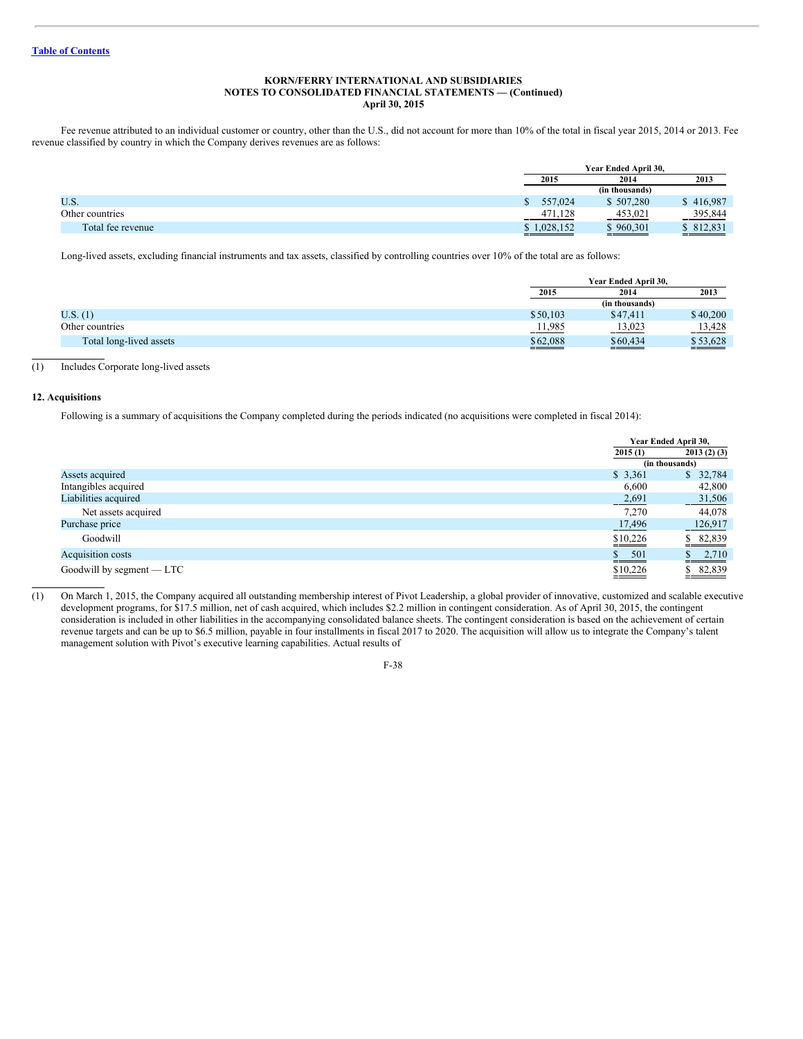[Table of Contents](#)

**KORN/FERRY INTERNATIONAL AND SUBSIDIARIES**
**NOTES TO CONSOLIDATED FINANCIAL STATEMENTS — (Continued)**
**April 30, 2015**

Fee revenue attributed to an individual customer or country, other than the U.S., did not account for more than 10% of the total in fiscal year 2015, 2014 or 2013. Fee revenue classified by country in which the Company derives revenues are as follows:

| | Year Ended April 30, | | |
|---|---|---|---|
| | 2015 | 2014 | 2013 |
| | (in thousands) | | |
| U.S. | $ 557,024 | $ 507,280 | $ 416,987 |
| Other countries | 471,128 | 453,021 | 395,844 |
| Total fee revenue | $ 1,028,152 | $ 960,301 | $ 812,831 |

Long-lived assets, excluding financial instruments and tax assets, classified by controlling countries over 10% of the total are as follows:

| | Year Ended April 30, | | |
|---|---|---|---|
| | 2015 | 2014 | 2013 |
| | (in thousands) | | |
| U.S. (1) | $50,103 | $47,411 | $40,200 |
| Other countries | 11,985 | 13,023 | 13,428 |
| Total long-lived assets | $62,088 | $60,434 | $53,628 |

(1) Includes Corporate long-lived assets

## 12. Acquisitions

Following is a summary of acquisitions the Company completed during the periods indicated (no acquisitions were completed in fiscal 2014):

| | Year Ended April 30, | |
|---|---|---|
| | 2015 (1) | 2013 (2) (3) |
| | (in thousands) | |
| Assets acquired | $ 3,361 | $ 32,784 |
| Intangibles acquired | 6,600 | 42,800 |
| Liabilities acquired | 2,691 | 31,506 |
| Net assets acquired | 7,270 | 44,078 |
| Purchase price | 17,496 | 126,917 |
| Goodwill | $10,226 | $ 82,839 |
| Acquisition costs | $ 501 | $ 2,710 |
| Goodwill by segment — LTC | $10,226 | $ 82,839 |

(1) On March 1, 2015, the Company acquired all outstanding membership interest of Pivot Leadership, a global provider of innovative, customized and scalable executive development programs, for $17.5 million, net of cash acquired, which includes $2.2 million in contingent consideration. As of April 30, 2015, the contingent consideration is included in other liabilities in the accompanying consolidated balance sheets. The contingent consideration is based on the achievement of certain revenue targets and can be up to $6.5 million, payable in four installments in fiscal 2017 to 2020. The acquisition will allow us to integrate the Company's talent management solution with Pivot's executive learning capabilities. Actual results of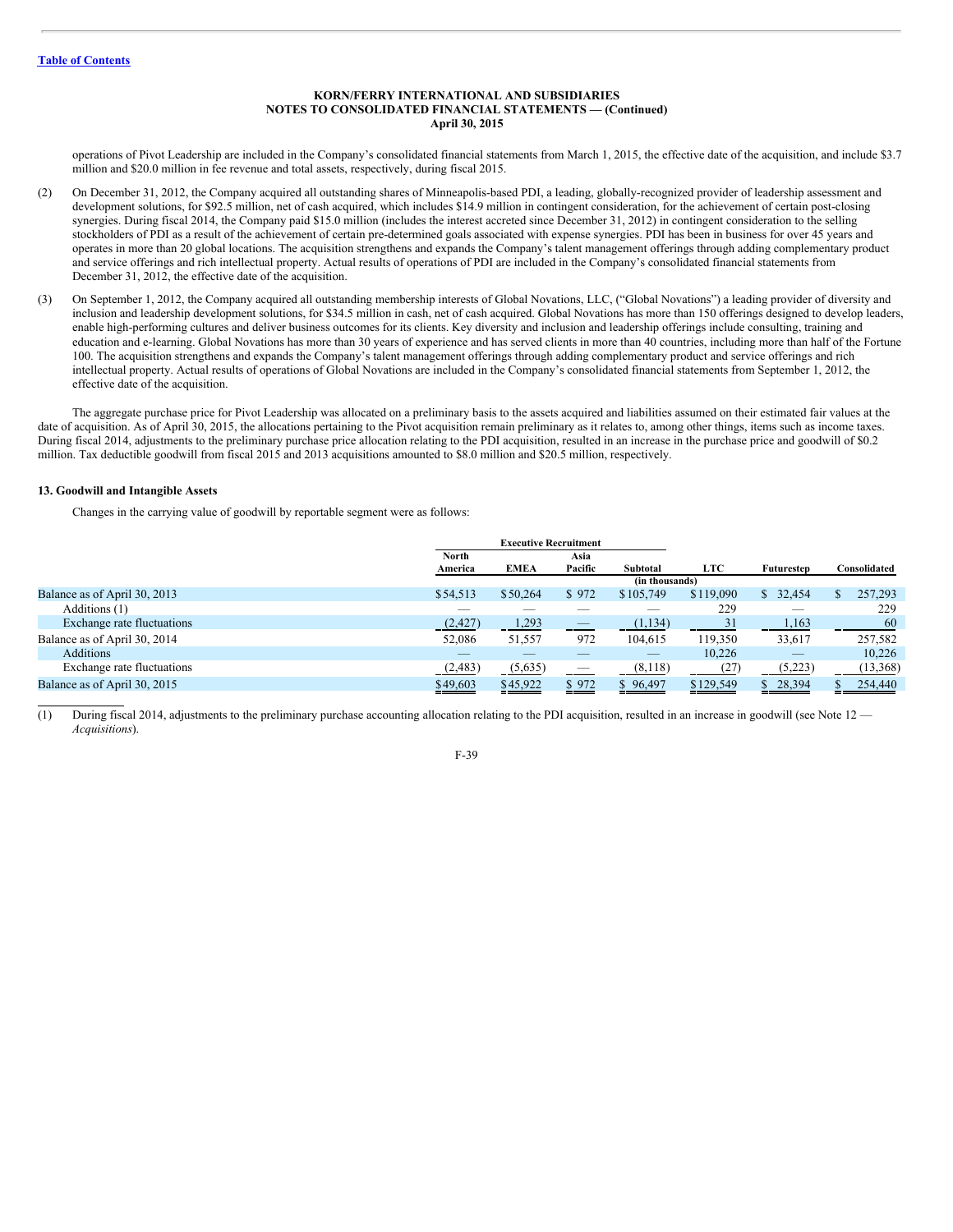operations of Pivot Leadership are included in the Company's consolidated financial statements from March 1, 2015, the effective date of the acquisition, and include $3.7 million and $20.0 million in fee revenue and total assets, respectively, during fiscal 2015.

(2) On December 31, 2012, the Company acquired all outstanding shares of Minneapolis-based PDI, a leading, globally-recognized provider of leadership assessment and development solutions, for $92.5 million, net of cash acquired, which includes $14.9 million in contingent consideration, for the achievement of certain post-closing synergies. During fiscal 2014, the Company paid $15.0 million (includes the interest accreted since December 31, 2012) in contingent consideration to the selling stockholders of PDI as a result of the achievement of certain pre-determined goals associated with expense synergies. PDI has been in business for over 45 years and operates in more than 20 global locations. The acquisition strengthens and expands the Company's talent management offerings through adding complementary product and service offerings and rich intellectual property. Actual results of operations of PDI are included in the Company's consolidated financial statements from December 31, 2012, the effective date of the acquisition.

(3) On September 1, 2012, the Company acquired all outstanding membership interests of Global Novations, LLC, ("Global Novations") a leading provider of diversity and inclusion and leadership development solutions, for $34.5 million in cash, net of cash acquired. Global Novations has more than 150 offerings designed to develop leaders, enable high-performing cultures and deliver business outcomes for its clients. Key diversity and inclusion and leadership offerings include consulting, training and education and e-learning. Global Novations has more than 30 years of experience and has served clients in more than 40 countries, including more than half of the Fortune 100. The acquisition strengthens and expands the Company's talent management offerings through adding complementary product and service offerings and rich intellectual property. Actual results of operations of Global Novations are included in the Company's consolidated financial statements from September 1, 2012, the effective date of the acquisition.

The aggregate purchase price for Pivot Leadership was allocated on a preliminary basis to the assets acquired and liabilities assumed on their estimated fair values at the date of acquisition. As of April 30, 2015, the allocations pertaining to the Pivot acquisition remain preliminary as it relates to, among other things, items such as income taxes. During fiscal 2014, adjustments to the preliminary purchase price allocation relating to the PDI acquisition, resulted in an increase in the purchase price and goodwill of $0.2 million. Tax deductible goodwill from fiscal 2015 and 2013 acquisitions amounted to $8.0 million and $20.5 million, respectively.

### 13. Goodwill and Intangible Assets

Changes in the carrying value of goodwill by reportable segment were as follows:

| | Executive Recruitment | | | | | | |
|---|---|---|---|---|---|---|---|
| | North America | EMEA | Asia Pacific | Subtotal | LTC | Futurestep | Consolidated |
| | | | | (in thousands) | | | |
| Balance as of April 30, 2013 | $54,513 | $50,264 | $ 972 | $105,749 | $119,090 | $ 32,454 | $ 257,293 |
| Additions (1) | — | — | — | — | 229 | — | 229 |
| Exchange rate fluctuations | (2,427) | 1,293 | — | (1,134) | 31 | 1,163 | 60 |
| Balance as of April 30, 2014 | 52,086 | 51,557 | 972 | 104,615 | 119,350 | 33,617 | 257,582 |
| Additions | — | — | — | — | 10,226 | — | 10,226 |
| Exchange rate fluctuations | (2,483) | (5,635) | — | (8,118) | (27) | (5,223) | (13,368) |
| Balance as of April 30, 2015 | $49,603 | $45,922 | $ 972 | $ 96,497 | $129,549 | $ 28,394 | $ 254,440 |

(1) During fiscal 2014, adjustments to the preliminary purchase accounting allocation relating to the PDI acquisition, resulted in an increase in goodwill (see Note 12 — *Acquisitions*).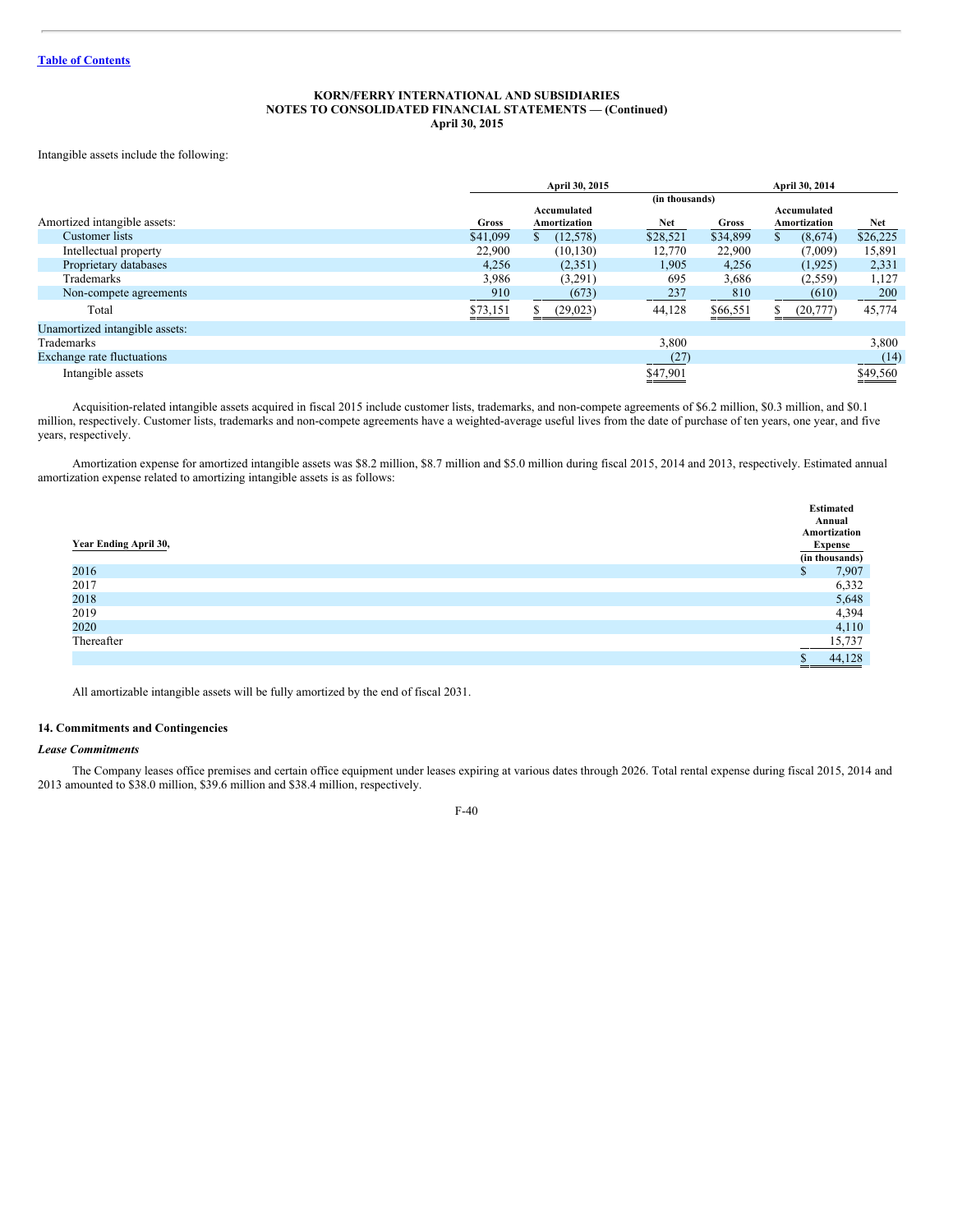KORN/FERRY INTERNATIONAL AND SUBSIDIARIES
NOTES TO CONSOLIDATED FINANCIAL STATEMENTS — (Continued)
April 30, 2015

Intangible assets include the following:

| | April 30, 2015 | | | April 30, 2014 | | |
|---|---|---|---|---|---|---|
| | (in thousands) | | | | | |
| Amortized intangible assets: | Gross | Accumulated Amortization | Net | Gross | Accumulated Amortization | Net |
| Customer lists | $41,099 | $ (12,578) | $28,521 | $34,899 | $ (8,674) | $26,225 |
| Intellectual property | 22,900 | (10,130) | 12,770 | 22,900 | (7,009) | 15,891 |
| Proprietary databases | 4,256 | (2,351) | 1,905 | 4,256 | (1,925) | 2,331 |
| Trademarks | 3,986 | (3,291) | 695 | 3,686 | (2,559) | 1,127 |
| Non-compete agreements | 910 | (673) | 237 | 810 | (610) | 200 |
| Total | $73,151 | $ (29,023) | 44,128 | $66,551 | $ (20,777) | 45,774 |
| Unamortized intangible assets: | | | | | | |
| Trademarks | | | 3,800 | | | 3,800 |
| Exchange rate fluctuations | | | (27) | | | (14) |
| Intangible assets | | | $47,901 | | | $49,560 |

Acquisition-related intangible assets acquired in fiscal 2015 include customer lists, trademarks, and non-compete agreements of $6.2 million, $0.3 million, and $0.1 million, respectively. Customer lists, trademarks and non-compete agreements have a weighted-average useful lives from the date of purchase of ten years, one year, and five years, respectively.

Amortization expense for amortized intangible assets was $8.2 million, $8.7 million and $5.0 million during fiscal 2015, 2014 and 2013, respectively. Estimated annual amortization expense related to amortizing intangible assets is as follows:

| Year Ending April 30, | Estimated Annual Amortization Expense (in thousands) |
|---|---|
| 2016 | $ 7,907 |
| 2017 | 6,332 |
| 2018 | 5,648 |
| 2019 | 4,394 |
| 2020 | 4,110 |
| Thereafter | 15,737 |
| | $ 44,128 |

All amortizable intangible assets will be fully amortized by the end of fiscal 2031.

## 14. Commitments and Contingencies

*Lease Commitments*

The Company leases office premises and certain office equipment under leases expiring at various dates through 2026. Total rental expense during fiscal 2015, 2014 and 2013 amounted to $38.0 million, $39.6 million and $38.4 million, respectively.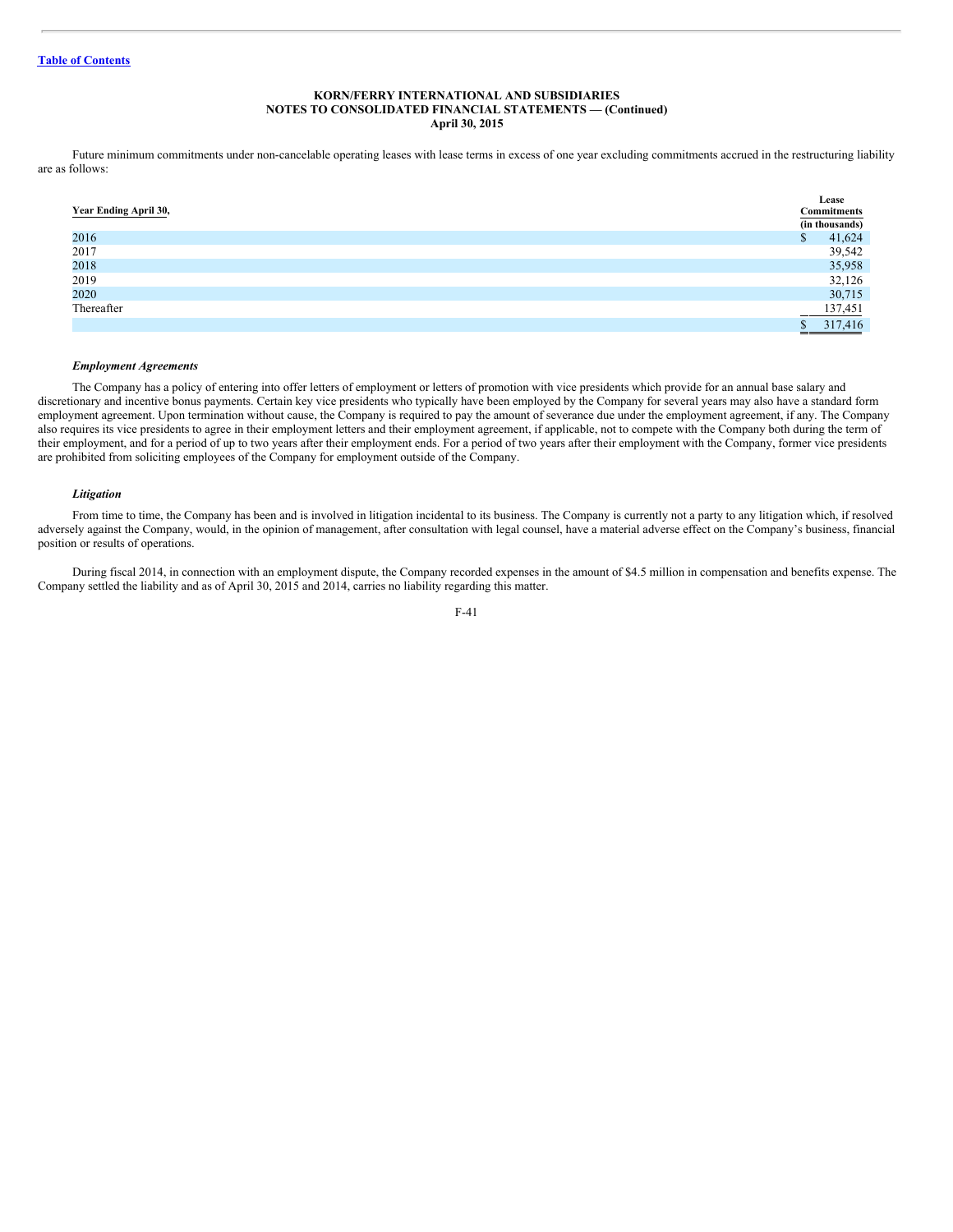Future minimum commitments under non-cancelable operating leases with lease terms in excess of one year excluding commitments accrued in the restructuring liability are as follows:

| Year Ending April 30, | Lease Commitments (in thousands) |
|---|---|
| 2016 | $ 41,624 |
| 2017 | 39,542 |
| 2018 | 35,958 |
| 2019 | 32,126 |
| 2020 | 30,715 |
| Thereafter | 137,451 |
| | $ 317,416 |

***Employment Agreements***

The Company has a policy of entering into offer letters of employment or letters of promotion with vice presidents which provide for an annual base salary and discretionary and incentive bonus payments. Certain key vice presidents who typically have been employed by the Company for several years may also have a standard form employment agreement. Upon termination without cause, the Company is required to pay the amount of severance due under the employment agreement, if any. The Company also requires its vice presidents to agree in their employment letters and their employment agreement, if applicable, not to compete with the Company both during the term of their employment, and for a period of up to two years after their employment ends. For a period of two years after their employment with the Company, former vice presidents are prohibited from soliciting employees of the Company for employment outside of the Company.

***Litigation***

From time to time, the Company has been and is involved in litigation incidental to its business. The Company is currently not a party to any litigation which, if resolved adversely against the Company, would, in the opinion of management, after consultation with legal counsel, have a material adverse effect on the Company's business, financial position or results of operations.

During fiscal 2014, in connection with an employment dispute, the Company recorded expenses in the amount of $4.5 million in compensation and benefits expense. The Company settled the liability and as of April 30, 2015 and 2014, carries no liability regarding this matter.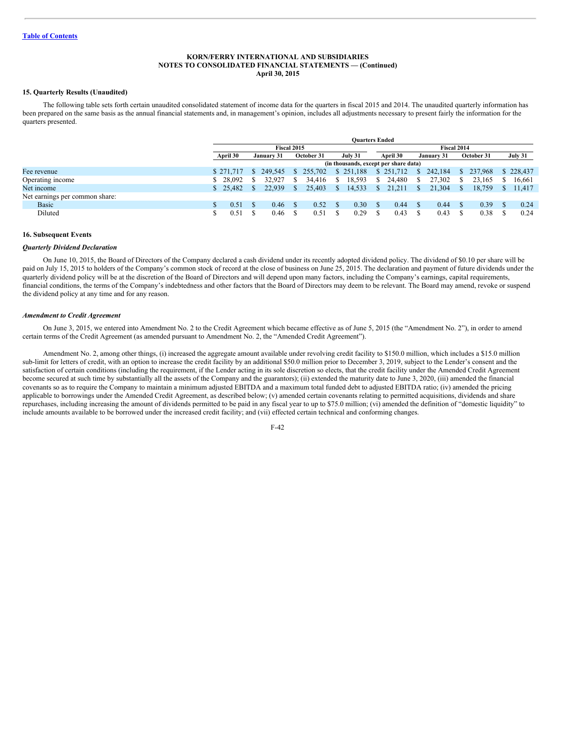[Table of Contents]

**KORN/FERRY INTERNATIONAL AND SUBSIDIARIES**
**NOTES TO CONSOLIDATED FINANCIAL STATEMENTS — (Continued)**
**April 30, 2015**

### 15. Quarterly Results (Unaudited)

The following table sets forth certain unaudited consolidated statement of income data for the quarters in fiscal 2015 and 2014. The unaudited quarterly information has been prepared on the same basis as the annual financial statements and, in management's opinion, includes all adjustments necessary to present fairly the information for the quarters presented.

| | Quarters Ended | | | | | | | |
|---|---|---|---|---|---|---|---|---|
| | Fiscal 2015 | | | | Fiscal 2014 | | | |
| | April 30 | January 31 | October 31 | July 31 | April 30 | January 31 | October 31 | July 31 |
| | (in thousands, except per share data) | | | | | | | |
| Fee revenue | $ 271,717 | $ 249,545 | $ 255,702 | $ 251,188 | $ 251,712 | $ 242,184 | $ 237,968 | $ 228,437 |
| Operating income | $ 28,092 | $ 32,927 | $ 34,416 | $ 18,593 | $ 24,480 | $ 27,302 | $ 23,165 | $ 16,661 |
| Net income | $ 25,482 | $ 22,939 | $ 25,403 | $ 14,533 | $ 21,211 | $ 21,304 | $ 18,759 | $ 11,417 |
| Net earnings per common share: | | | | | | | | |
| Basic | $ 0.51 | $ 0.46 | $ 0.52 | $ 0.30 | $ 0.44 | $ 0.44 | $ 0.39 | $ 0.24 |
| Diluted | $ 0.51 | $ 0.46 | $ 0.51 | $ 0.29 | $ 0.43 | $ 0.43 | $ 0.38 | $ 0.24 |

### 16. Subsequent Events

***Quarterly Dividend Declaration***

On June 10, 2015, the Board of Directors of the Company declared a cash dividend under its recently adopted dividend policy. The dividend of $0.10 per share will be paid on July 15, 2015 to holders of the Company's common stock of record at the close of business on June 25, 2015. The declaration and payment of future dividends under the quarterly dividend policy will be at the discretion of the Board of Directors and will depend upon many factors, including the Company's earnings, capital requirements, financial conditions, the terms of the Company's indebtedness and other factors that the Board of Directors may deem to be relevant. The Board may amend, revoke or suspend the dividend policy at any time and for any reason.

***Amendment to Credit Agreement***

On June 3, 2015, we entered into Amendment No. 2 to the Credit Agreement which became effective as of June 5, 2015 (the "Amendment No. 2"), in order to amend certain terms of the Credit Agreement (as amended pursuant to Amendment No. 2, the "Amended Credit Agreement").

Amendment No. 2, among other things, (i) increased the aggregate amount available under revolving credit facility to $150.0 million, which includes a $15.0 million sub-limit for letters of credit, with an option to increase the credit facility by an additional $50.0 million prior to December 3, 2019, subject to the Lender's consent and the satisfaction of certain conditions (including the requirement, if the Lender acting in its sole discretion so elects, that the credit facility under the Amended Credit Agreement become secured at such time by substantially all the assets of the Company and the guarantors); (ii) extended the maturity date to June 3, 2020, (iii) amended the financial covenants so as to require the Company to maintain a minimum adjusted EBITDA and a maximum total funded debt to adjusted EBITDA ratio; (iv) amended the pricing applicable to borrowings under the Amended Credit Agreement, as described below; (v) amended certain covenants relating to permitted acquisitions, dividends and share repurchases, including increasing the amount of dividends permitted to be paid in any fiscal year to up to $75.0 million; (vi) amended the definition of "domestic liquidity" to include amounts available to be borrowed under the increased credit facility; and (vii) effected certain technical and conforming changes.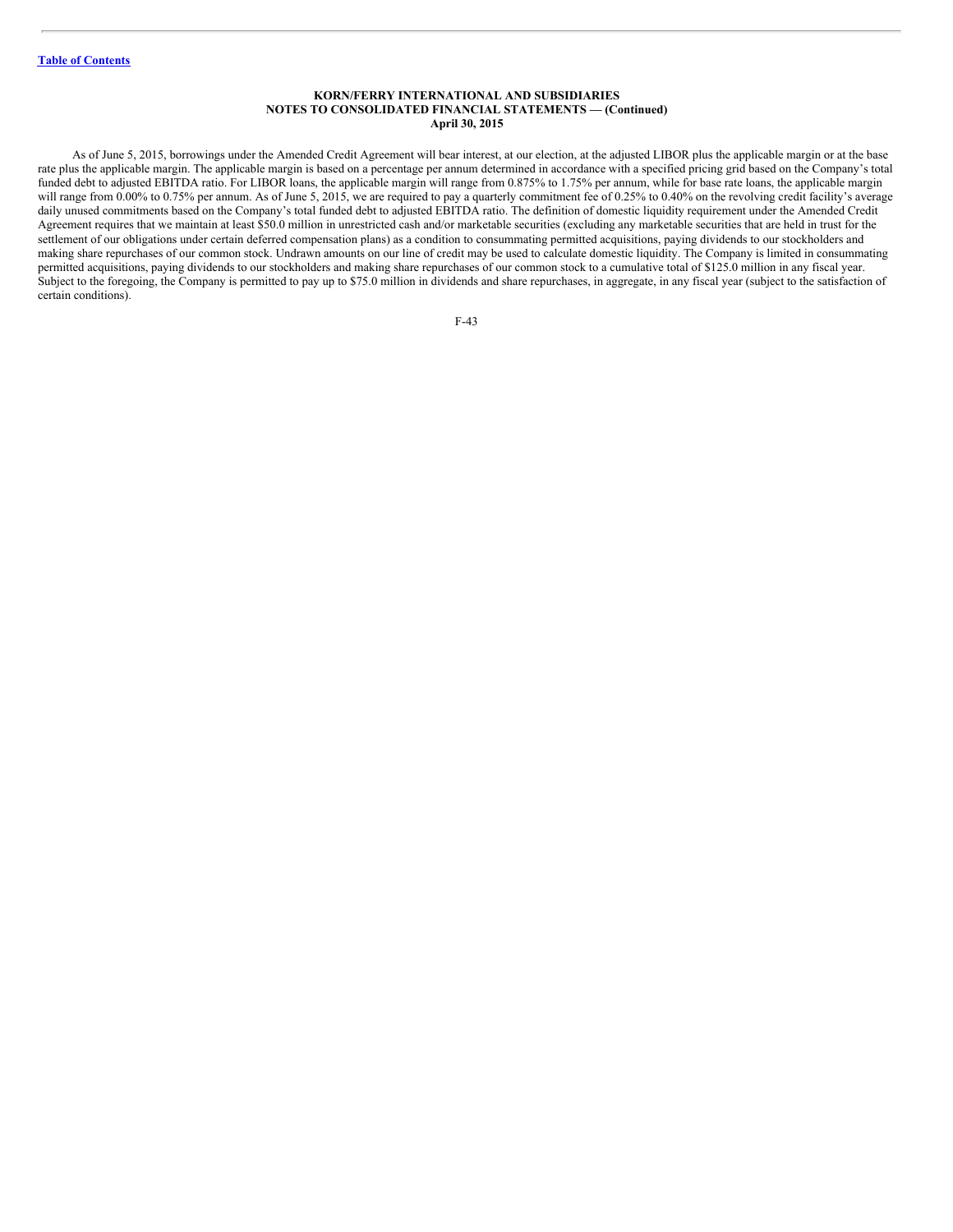As of June 5, 2015, borrowings under the Amended Credit Agreement will bear interest, at our election, at the adjusted LIBOR plus the applicable margin or at the base rate plus the applicable margin. The applicable margin is based on a percentage per annum determined in accordance with a specified pricing grid based on the Company's total funded debt to adjusted EBITDA ratio. For LIBOR loans, the applicable margin will range from 0.875% to 1.75% per annum, while for base rate loans, the applicable margin will range from 0.00% to 0.75% per annum. As of June 5, 2015, we are required to pay a quarterly commitment fee of 0.25% to 0.40% on the revolving credit facility's average daily unused commitments based on the Company's total funded debt to adjusted EBITDA ratio. The definition of domestic liquidity requirement under the Amended Credit Agreement requires that we maintain at least $50.0 million in unrestricted cash and/or marketable securities (excluding any marketable securities that are held in trust for the settlement of our obligations under certain deferred compensation plans) as a condition to consummating permitted acquisitions, paying dividends to our stockholders and making share repurchases of our common stock. Undrawn amounts on our line of credit may be used to calculate domestic liquidity. The Company is limited in consummating permitted acquisitions, paying dividends to our stockholders and making share repurchases of our common stock to a cumulative total of $125.0 million in any fiscal year. Subject to the foregoing, the Company is permitted to pay up to $75.0 million in dividends and share repurchases, in aggregate, in any fiscal year (subject to the satisfaction of certain conditions).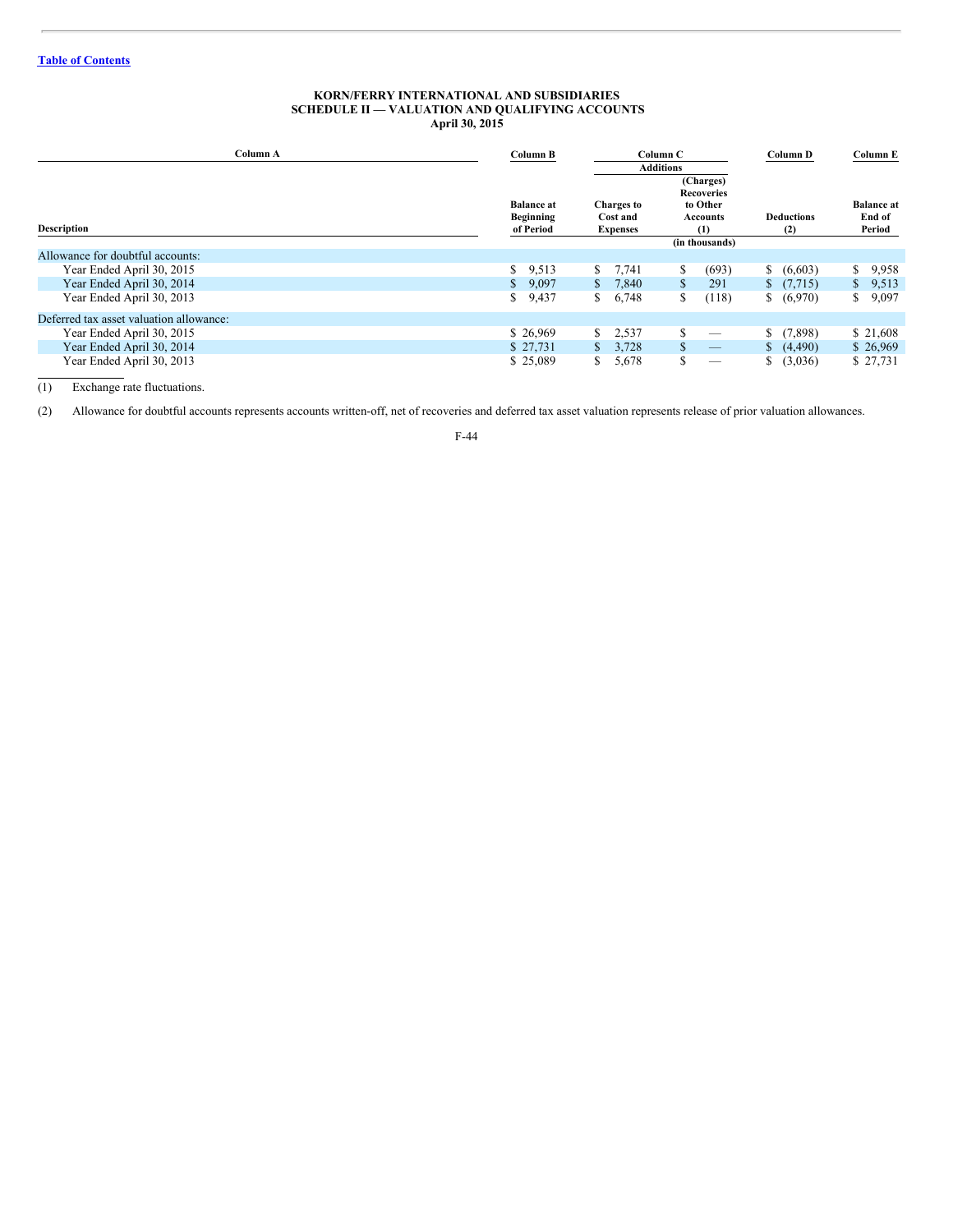[Table of Contents](#)

**KORN/FERRY INTERNATIONAL AND SUBSIDIARIES**
**SCHEDULE II — VALUATION AND QUALIFYING ACCOUNTS**
**April 30, 2015**

| Column A | Column B | Column C | | Column D | Column E |
|---|---|---|---|---|---|
| | | Additions | | | |
| Description | Balance at Beginning of Period | Charges to Cost and Expenses | (Charges) Recoveries to Other Accounts (1) | Deductions (2) | Balance at End of Period |
| | | | (in thousands) | | |
| Allowance for doubtful accounts: | | | | | |
| Year Ended April 30, 2015 | $ 9,513 | $ 7,741 | $ (693) | $ (6,603) | $ 9,958 |
| Year Ended April 30, 2014 | $ 9,097 | $ 7,840 | $ 291 | $ (7,715) | $ 9,513 |
| Year Ended April 30, 2013 | $ 9,437 | $ 6,748 | $ (118) | $ (6,970) | $ 9,097 |
| Deferred tax asset valuation allowance: | | | | | |
| Year Ended April 30, 2015 | $ 26,969 | $ 2,537 | $ — | $ (7,898) | $ 21,608 |
| Year Ended April 30, 2014 | $ 27,731 | $ 3,728 | $ — | $ (4,490) | $ 26,969 |
| Year Ended April 30, 2013 | $ 25,089 | $ 5,678 | $ — | $ (3,036) | $ 27,731 |

(1) Exchange rate fluctuations.

(2) Allowance for doubtful accounts represents accounts written-off, net of recoveries and deferred tax asset valuation represents release of prior valuation allowances.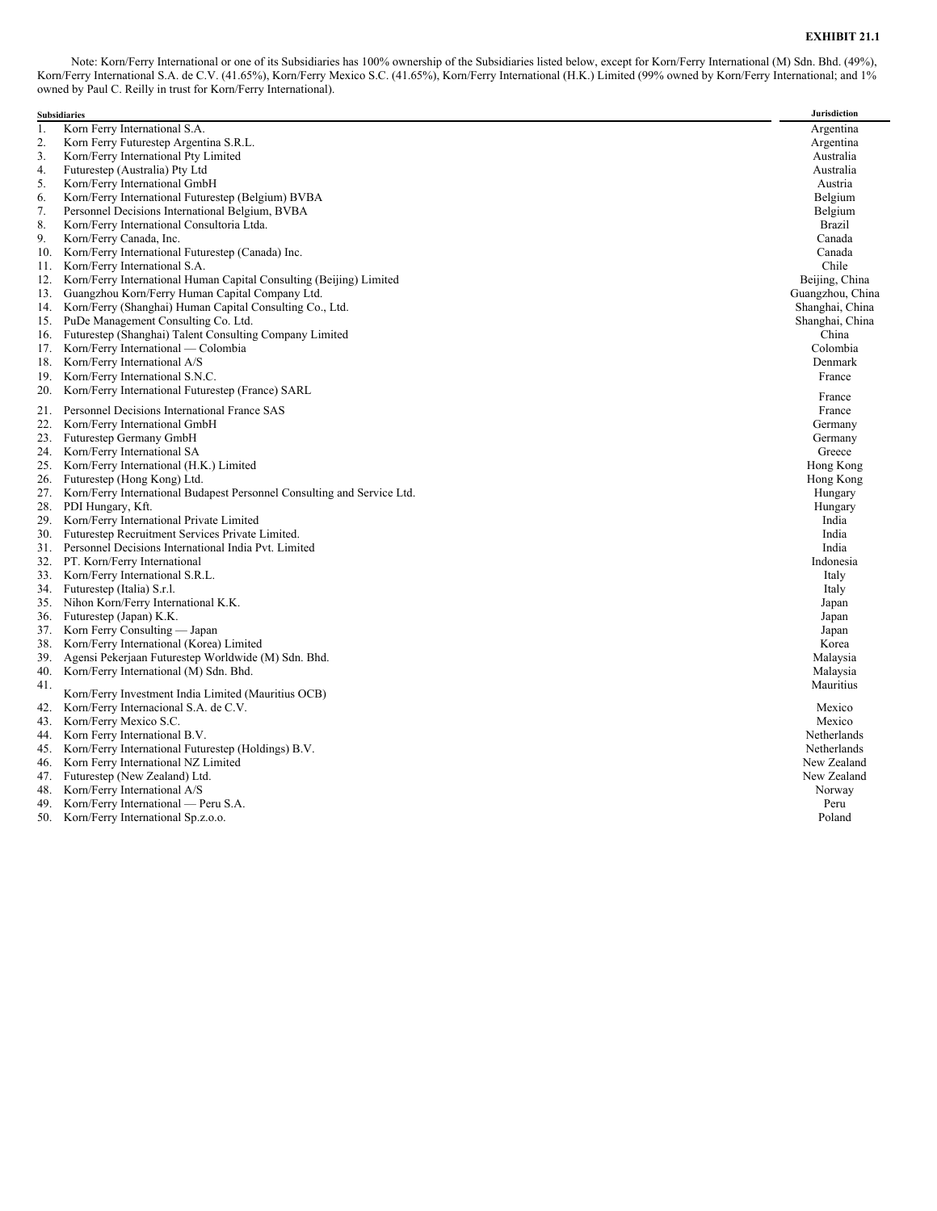**EXHIBIT 21.1**

Note: Korn/Ferry International or one of its Subsidiaries has 100% ownership of the Subsidiaries listed below, except for Korn/Ferry International (M) Sdn. Bhd. (49%), Korn/Ferry International S.A. de C.V. (41.65%), Korn/Ferry Mexico S.C. (41.65%), Korn/Ferry International (H.K.) Limited (99% owned by Korn/Ferry International; and 1% owned by Paul C. Reilly in trust for Korn/Ferry International).

| | Subsidiaries | Jurisdiction |
|---|---|---|
| 1. | Korn Ferry International S.A. | Argentina |
| 2. | Korn Ferry Futurestep Argentina S.R.L. | Argentina |
| 3. | Korn/Ferry International Pty Limited | Australia |
| 4. | Futurestep (Australia) Pty Ltd | Australia |
| 5. | Korn/Ferry International GmbH | Austria |
| 6. | Korn/Ferry International Futurestep (Belgium) BVBA | Belgium |
| 7. | Personnel Decisions International Belgium, BVBA | Belgium |
| 8. | Korn/Ferry International Consultoria Ltda. | Brazil |
| 9. | Korn/Ferry Canada, Inc. | Canada |
| 10. | Korn/Ferry International Futurestep (Canada) Inc. | Canada |
| 11. | Korn/Ferry International S.A. | Chile |
| 12. | Korn/Ferry International Human Capital Consulting (Beijing) Limited | Beijing, China |
| 13. | Guangzhou Korn/Ferry Human Capital Company Ltd. | Guangzhou, China |
| 14. | Korn/Ferry (Shanghai) Human Capital Consulting Co., Ltd. | Shanghai, China |
| 15. | PuDe Management Consulting Co. Ltd. | Shanghai, China |
| 16. | Futurestep (Shanghai) Talent Consulting Company Limited | China |
| 17. | Korn/Ferry International — Colombia | Colombia |
| 18. | Korn/Ferry International A/S | Denmark |
| 19. | Korn/Ferry International S.N.C. | France |
| 20. | Korn/Ferry International Futurestep (France) SARL | France |
| 21. | Personnel Decisions International France SAS | France |
| 22. | Korn/Ferry International GmbH | Germany |
| 23. | Futurestep Germany GmbH | Germany |
| 24. | Korn/Ferry International SA | Greece |
| 25. | Korn/Ferry International (H.K.) Limited | Hong Kong |
| 26. | Futurestep (Hong Kong) Ltd. | Hong Kong |
| 27. | Korn/Ferry International Budapest Personnel Consulting and Service Ltd. | Hungary |
| 28. | PDI Hungary, Kft. | Hungary |
| 29. | Korn/Ferry International Private Limited | India |
| 30. | Futurestep Recruitment Services Private Limited. | India |
| 31. | Personnel Decisions International India Pvt. Limited | India |
| 32. | PT. Korn/Ferry International | Indonesia |
| 33. | Korn/Ferry International S.R.L. | Italy |
| 34. | Futurestep (Italia) S.r.l. | Italy |
| 35. | Nihon Korn/Ferry International K.K. | Japan |
| 36. | Futurestep (Japan) K.K. | Japan |
| 37. | Korn Ferry Consulting — Japan | Japan |
| 38. | Korn/Ferry International (Korea) Limited | Korea |
| 39. | Agensi Pekerjaan Futurestep Worldwide (M) Sdn. Bhd. | Malaysia |
| 40. | Korn/Ferry International (M) Sdn. Bhd. | Malaysia |
| 41. | Korn/Ferry Investment India Limited (Mauritius OCB) | Mauritius |
| 42. | Korn/Ferry Internacional S.A. de C.V. | Mexico |
| 43. | Korn/Ferry Mexico S.C. | Mexico |
| 44. | Korn Ferry International B.V. | Netherlands |
| 45. | Korn/Ferry International Futurestep (Holdings) B.V. | Netherlands |
| 46. | Korn Ferry International NZ Limited | New Zealand |
| 47. | Futurestep (New Zealand) Ltd. | New Zealand |
| 48. | Korn/Ferry International A/S | Norway |
| 49. | Korn/Ferry International — Peru S.A. | Peru |
| 50. | Korn/Ferry International Sp.z.o.o. | Poland |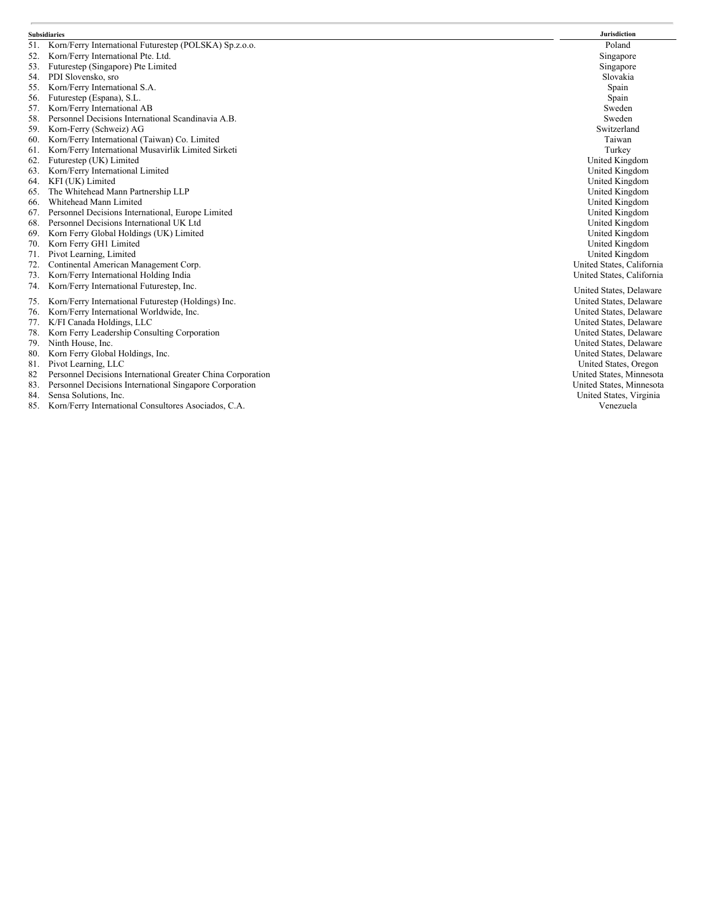| Subsidiaries | Jurisdiction |
|---|---|
| 51. Korn/Ferry International Futurestep (POLSKA) Sp.z.o.o. | Poland |
| 52. Korn/Ferry International Pte. Ltd. | Singapore |
| 53. Futurestep (Singapore) Pte Limited | Singapore |
| 54. PDI Slovensko, sro | Slovakia |
| 55. Korn/Ferry International S.A. | Spain |
| 56. Futurestep (Espana), S.L. | Spain |
| 57. Korn/Ferry International AB | Sweden |
| 58. Personnel Decisions International Scandinavia A.B. | Sweden |
| 59. Korn-Ferry (Schweiz) AG | Switzerland |
| 60. Korn/Ferry International (Taiwan) Co. Limited | Taiwan |
| 61. Korn/Ferry International Musavirlik Limited Sirketi | Turkey |
| 62. Futurestep (UK) Limited | United Kingdom |
| 63. Korn/Ferry International Limited | United Kingdom |
| 64. KFI (UK) Limited | United Kingdom |
| 65. The Whitehead Mann Partnership LLP | United Kingdom |
| 66. Whitehead Mann Limited | United Kingdom |
| 67. Personnel Decisions International, Europe Limited | United Kingdom |
| 68. Personnel Decisions International UK Ltd | United Kingdom |
| 69. Korn Ferry Global Holdings (UK) Limited | United Kingdom |
| 70. Korn Ferry GH1 Limited | United Kingdom |
| 71. Pivot Learning, Limited | United Kingdom |
| 72. Continental American Management Corp. | United States, California |
| 73. Korn/Ferry International Holding India | United States, California |
| 74. Korn/Ferry International Futurestep, Inc. | United States, Delaware |
| 75. Korn/Ferry International Futurestep (Holdings) Inc. | United States, Delaware |
| 76. Korn/Ferry International Worldwide, Inc. | United States, Delaware |
| 77. K/FI Canada Holdings, LLC | United States, Delaware |
| 78. Korn Ferry Leadership Consulting Corporation | United States, Delaware |
| 79. Ninth House, Inc. | United States, Delaware |
| 80. Korn Ferry Global Holdings, Inc. | United States, Delaware |
| 81. Pivot Learning, LLC | United States, Oregon |
| 82 Personnel Decisions International Greater China Corporation | United States, Minnesota |
| 83. Personnel Decisions International Singapore Corporation | United States, Minnesota |
| 84. Sensa Solutions, Inc. | United States, Virginia |
| 85. Korn/Ferry International Consultores Asociados, C.A. | Venezuela |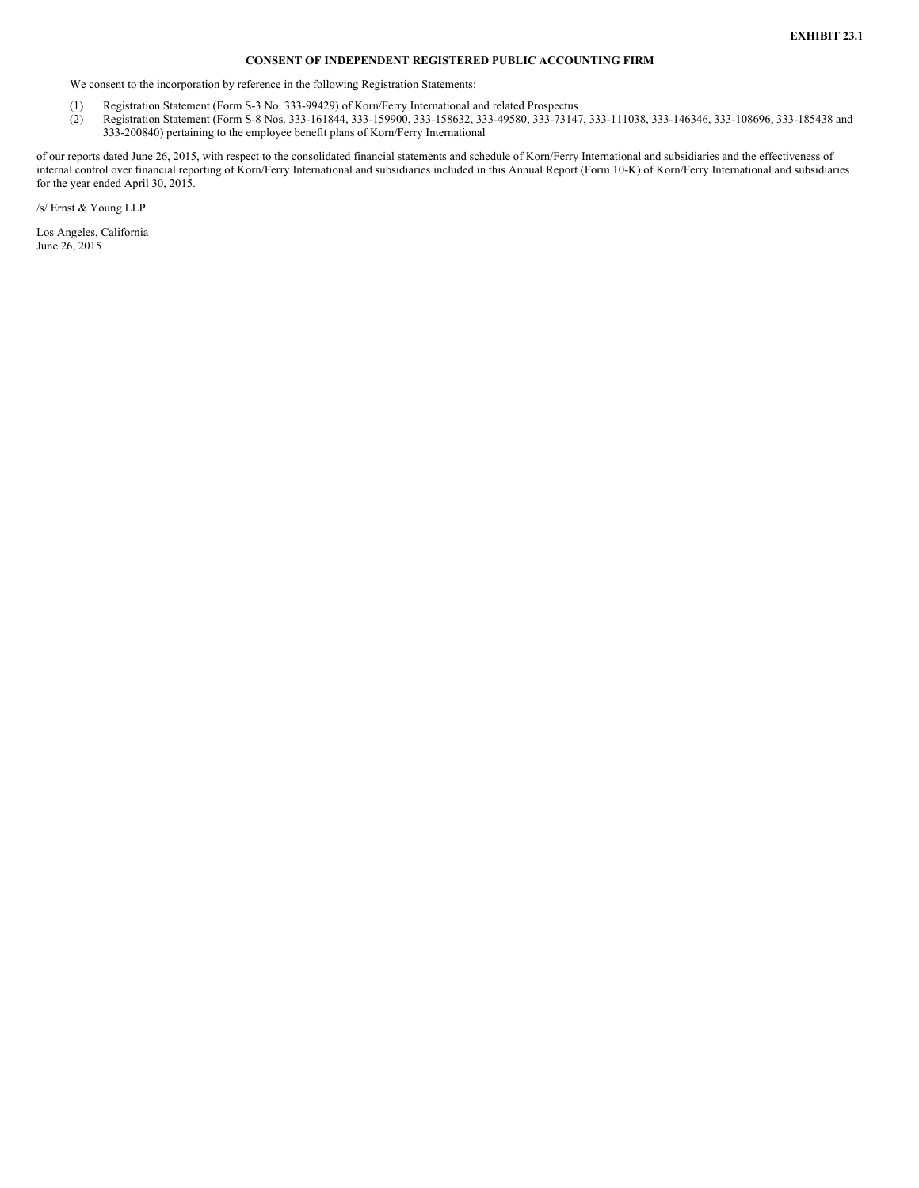**EXHIBIT 23.1**

**CONSENT OF INDEPENDENT REGISTERED PUBLIC ACCOUNTING FIRM**

We consent to the incorporation by reference in the following Registration Statements:

(1) Registration Statement (Form S-3 No. 333-99429) of Korn/Ferry International and related Prospectus

(2) Registration Statement (Form S-8 Nos. 333-161844, 333-159900, 333-158632, 333-49580, 333-73147, 333-111038, 333-146346, 333-108696, 333-185438 and 333-200840) pertaining to the employee benefit plans of Korn/Ferry International

of our reports dated June 26, 2015, with respect to the consolidated financial statements and schedule of Korn/Ferry International and subsidiaries and the effectiveness of internal control over financial reporting of Korn/Ferry International and subsidiaries included in this Annual Report (Form 10-K) of Korn/Ferry International and subsidiaries for the year ended April 30, 2015.

/s/ Ernst & Young LLP

Los Angeles, California
June 26, 2015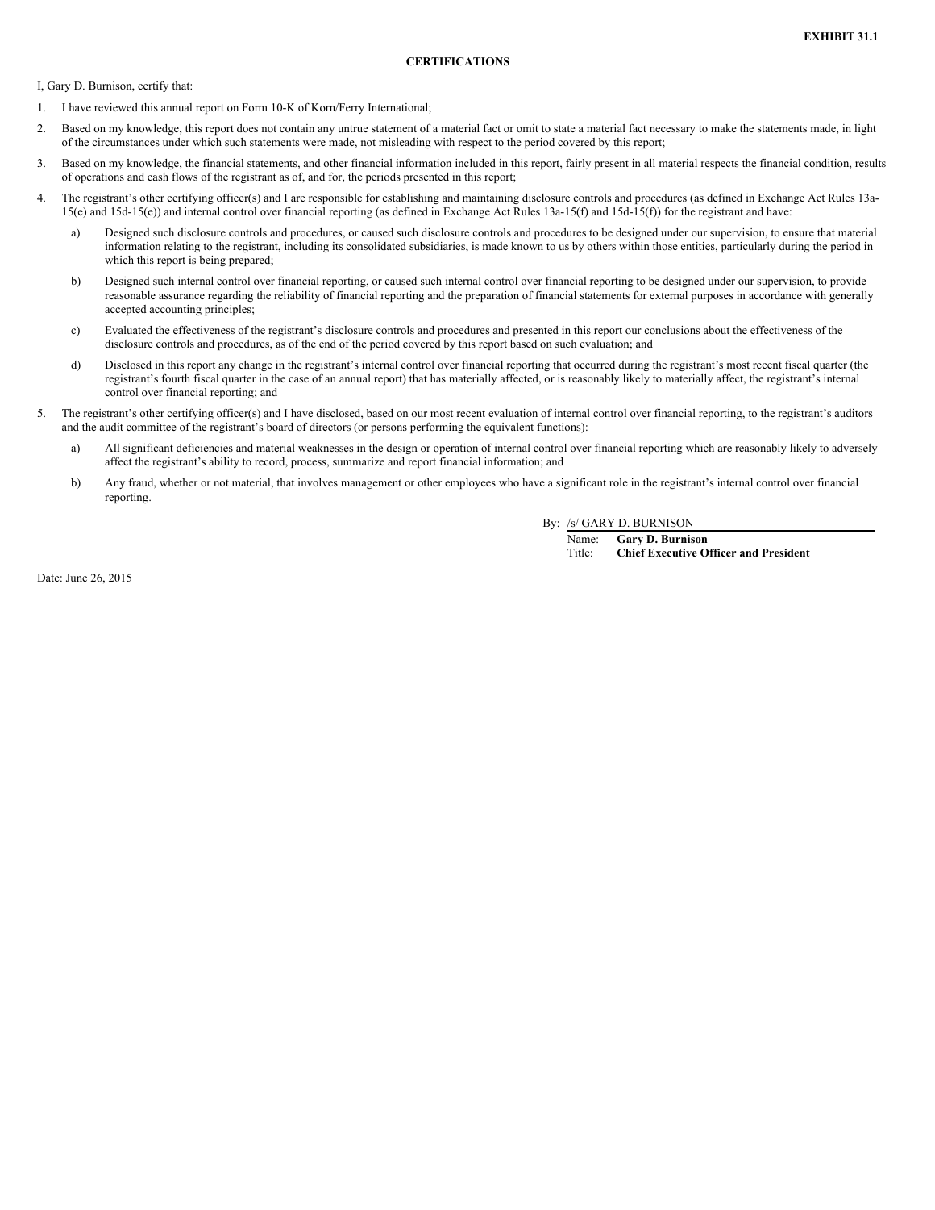**EXHIBIT 31.1**

**CERTIFICATIONS**

I, Gary D. Burnison, certify that:

1. I have reviewed this annual report on Form 10-K of Korn/Ferry International;
2. Based on my knowledge, this report does not contain any untrue statement of a material fact or omit to state a material fact necessary to make the statements made, in light of the circumstances under which such statements were made, not misleading with respect to the period covered by this report;
3. Based on my knowledge, the financial statements, and other financial information included in this report, fairly present in all material respects the financial condition, results of operations and cash flows of the registrant as of, and for, the periods presented in this report;
4. The registrant's other certifying officer(s) and I are responsible for establishing and maintaining disclosure controls and procedures (as defined in Exchange Act Rules 13a-15(e) and 15d-15(e)) and internal control over financial reporting (as defined in Exchange Act Rules 13a-15(f) and 15d-15(f)) for the registrant and have:
   a) Designed such disclosure controls and procedures, or caused such disclosure controls and procedures to be designed under our supervision, to ensure that material information relating to the registrant, including its consolidated subsidiaries, is made known to us by others within those entities, particularly during the period in which this report is being prepared;
   b) Designed such internal control over financial reporting, or caused such internal control over financial reporting to be designed under our supervision, to provide reasonable assurance regarding the reliability of financial reporting and the preparation of financial statements for external purposes in accordance with generally accepted accounting principles;
   c) Evaluated the effectiveness of the registrant's disclosure controls and procedures and presented in this report our conclusions about the effectiveness of the disclosure controls and procedures, as of the end of the period covered by this report based on such evaluation; and
   d) Disclosed in this report any change in the registrant's internal control over financial reporting that occurred during the registrant's most recent fiscal quarter (the registrant's fourth fiscal quarter in the case of an annual report) that has materially affected, or is reasonably likely to materially affect, the registrant's internal control over financial reporting; and
5. The registrant's other certifying officer(s) and I have disclosed, based on our most recent evaluation of internal control over financial reporting, to the registrant's auditors and the audit committee of the registrant's board of directors (or persons performing the equivalent functions):
   a) All significant deficiencies and material weaknesses in the design or operation of internal control over financial reporting which are reasonably likely to adversely affect the registrant's ability to record, process, summarize and report financial information; and
   b) Any fraud, whether or not material, that involves management or other employees who have a significant role in the registrant's internal control over financial reporting.

By: /s/ GARY D. BURNISON

Name: **Gary D. Burnison**

Title: **Chief Executive Officer and President**

Date: June 26, 2015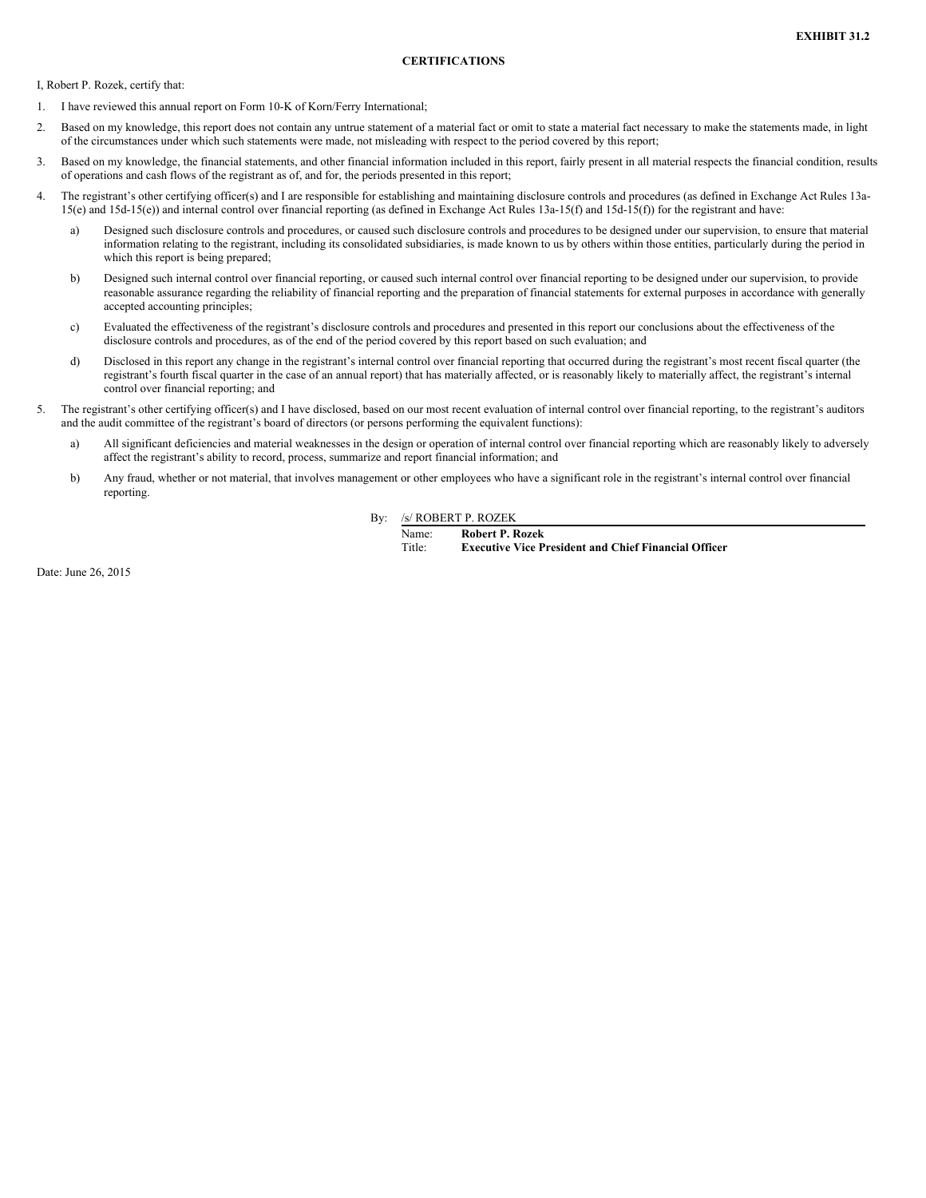**EXHIBIT 31.2**

**CERTIFICATIONS**

I, Robert P. Rozek, certify that:

1. I have reviewed this annual report on Form 10-K of Korn/Ferry International;
2. Based on my knowledge, this report does not contain any untrue statement of a material fact or omit to state a material fact necessary to make the statements made, in light of the circumstances under which such statements were made, not misleading with respect to the period covered by this report;
3. Based on my knowledge, the financial statements, and other financial information included in this report, fairly present in all material respects the financial condition, results of operations and cash flows of the registrant as of, and for, the periods presented in this report;
4. The registrant's other certifying officer(s) and I are responsible for establishing and maintaining disclosure controls and procedures (as defined in Exchange Act Rules 13a-15(e) and 15d-15(e)) and internal control over financial reporting (as defined in Exchange Act Rules 13a-15(f) and 15d-15(f)) for the registrant and have:
   a) Designed such disclosure controls and procedures, or caused such disclosure controls and procedures to be designed under our supervision, to ensure that material information relating to the registrant, including its consolidated subsidiaries, is made known to us by others within those entities, particularly during the period in which this report is being prepared;
   b) Designed such internal control over financial reporting, or caused such internal control over financial reporting to be designed under our supervision, to provide reasonable assurance regarding the reliability of financial reporting and the preparation of financial statements for external purposes in accordance with generally accepted accounting principles;
   c) Evaluated the effectiveness of the registrant's disclosure controls and procedures and presented in this report our conclusions about the effectiveness of the disclosure controls and procedures, as of the end of the period covered by this report based on such evaluation; and
   d) Disclosed in this report any change in the registrant's internal control over financial reporting that occurred during the registrant's most recent fiscal quarter (the registrant's fourth fiscal quarter in the case of an annual report) that has materially affected, or is reasonably likely to materially affect, the registrant's internal control over financial reporting; and
5. The registrant's other certifying officer(s) and I have disclosed, based on our most recent evaluation of internal control over financial reporting, to the registrant's auditors and the audit committee of the registrant's board of directors (or persons performing the equivalent functions):
   a) All significant deficiencies and material weaknesses in the design or operation of internal control over financial reporting which are reasonably likely to adversely affect the registrant's ability to record, process, summarize and report financial information; and
   b) Any fraud, whether or not material, that involves management or other employees who have a significant role in the registrant's internal control over financial reporting.

By: /s/ ROBERT P. ROZEK

Name: **Robert P. Rozek**

Title: **Executive Vice President and Chief Financial Officer**

Date: June 26, 2015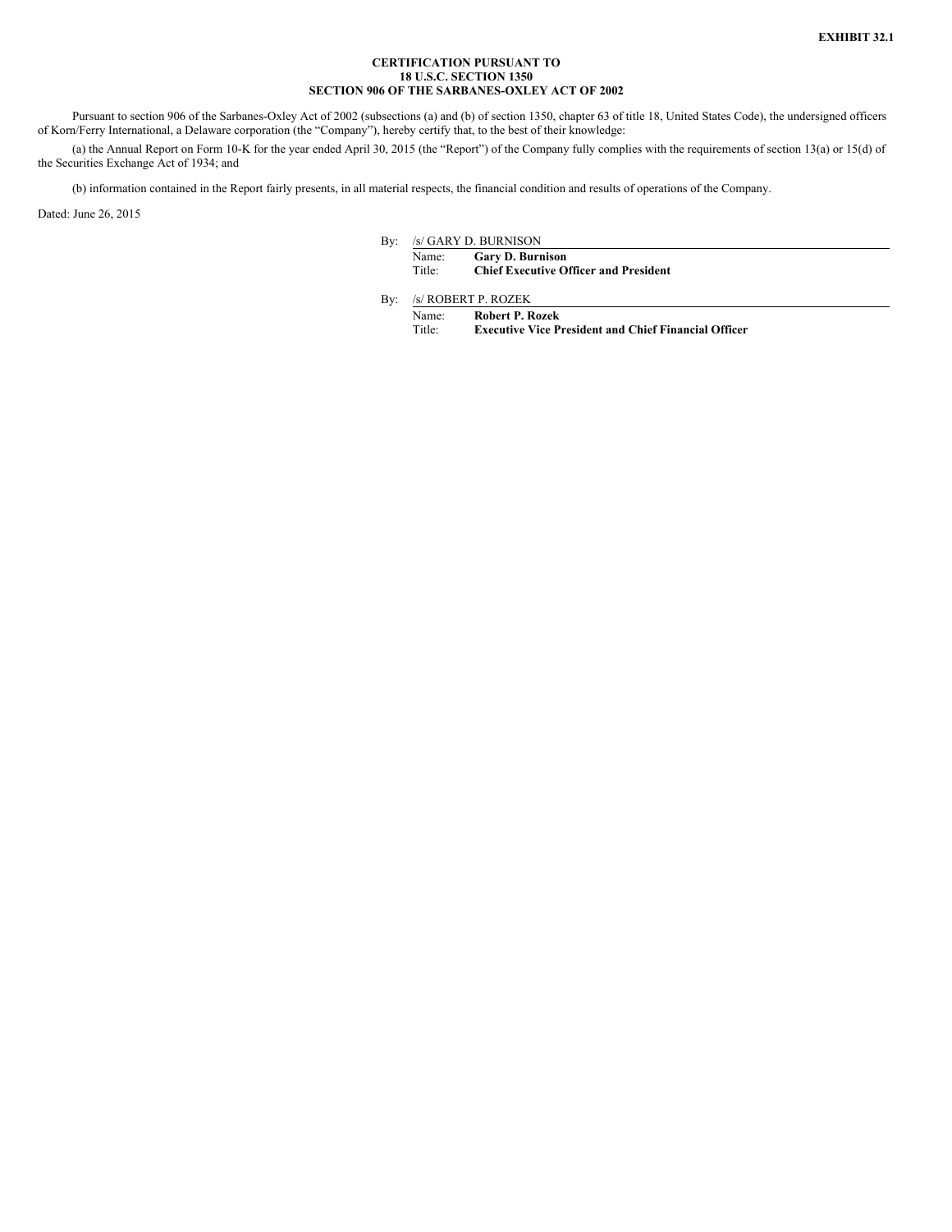**EXHIBIT 32.1**

**CERTIFICATION PURSUANT TO**
**18 U.S.C. SECTION 1350**
**SECTION 906 OF THE SARBANES-OXLEY ACT OF 2002**

Pursuant to section 906 of the Sarbanes-Oxley Act of 2002 (subsections (a) and (b) of section 1350, chapter 63 of title 18, United States Code), the undersigned officers of Korn/Ferry International, a Delaware corporation (the "Company"), hereby certify that, to the best of their knowledge:

(a) the Annual Report on Form 10-K for the year ended April 30, 2015 (the "Report") of the Company fully complies with the requirements of section 13(a) or 15(d) of the Securities Exchange Act of 1934; and

(b) information contained in the Report fairly presents, in all material respects, the financial condition and results of operations of the Company.

Dated: June 26, 2015

By: /s/ GARY D. BURNISON
Name: **Gary D. Burnison**
Title: **Chief Executive Officer and President**

By: /s/ ROBERT P. ROZEK
Name: **Robert P. Rozek**
Title: **Executive Vice President and Chief Financial Officer**